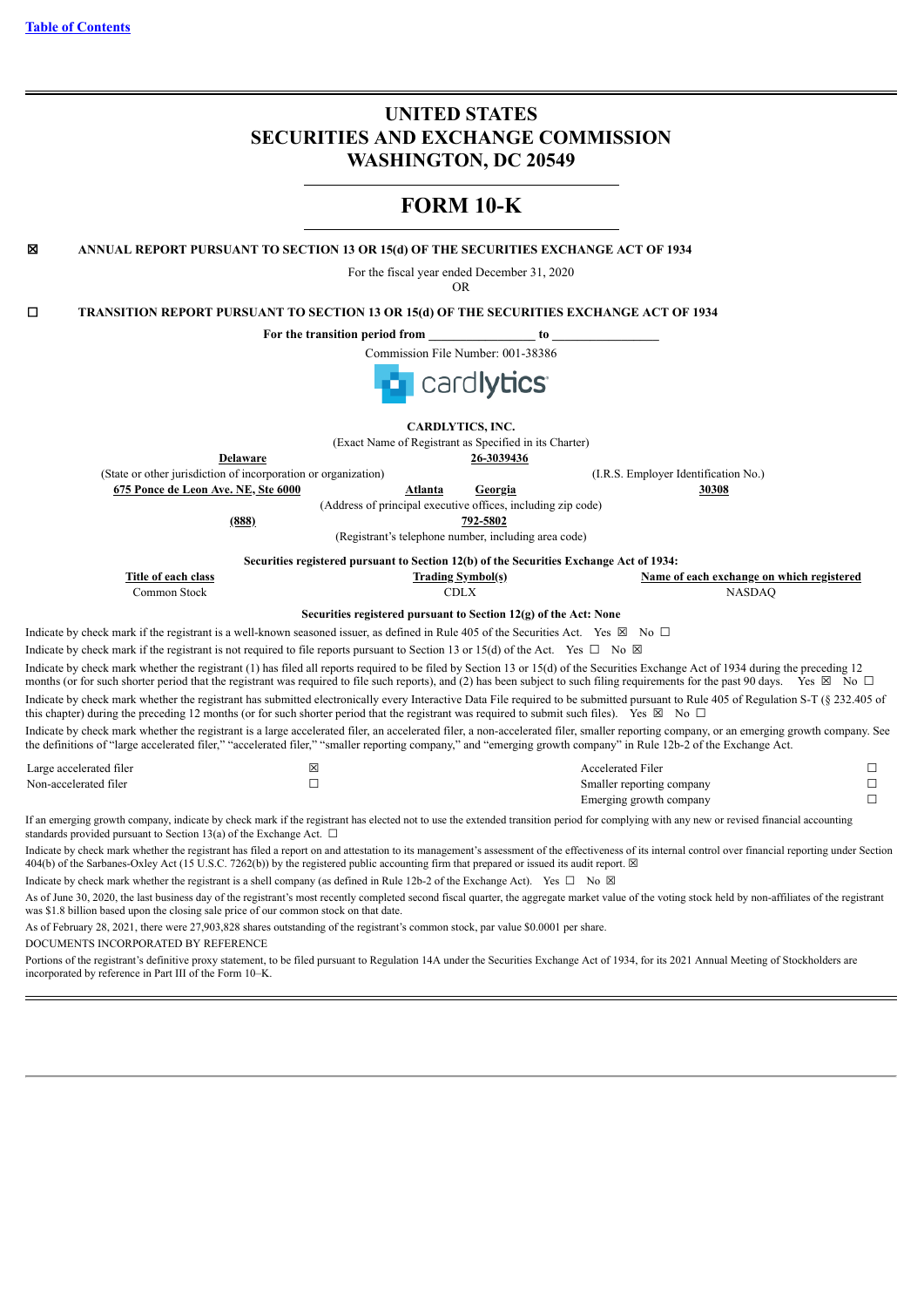[Table of Contents](#)

# UNITED STATES
# SECURITIES AND EXCHANGE COMMISSION
# WASHINGTON, DC 20549

# FORM 10-K

☒ **ANNUAL REPORT PURSUANT TO SECTION 13 OR 15(d) OF THE SECURITIES EXCHANGE ACT OF 1934**

For the fiscal year ended December 31, 2020

OR

☐ **TRANSITION REPORT PURSUANT TO SECTION 13 OR 15(d) OF THE SECURITIES EXCHANGE ACT OF 1934**

**For the transition period from \_\_\_\_\_\_\_\_\_\_\_\_\_\_\_\_ to \_\_\_\_\_\_\_\_\_\_\_\_\_\_\_\_**

Commission File Number: 001-38386

cardlytics

**CARDLYTICS, INC.**

(Exact Name of Registrant as Specified in its Charter)

| **Delaware** | **26-3039436** |
|---|---|
| (State or other jurisdiction of incorporation or organization) | (I.R.S. Employer Identification No.) |

**675 Ponce de Leon Ave. NE, Ste 6000** **Atlanta** **Georgia** **30308**

(Address of principal executive offices, including zip code)

**(888)** **792-5802**

(Registrant's telephone number, including area code)

**Securities registered pursuant to Section 12(b) of the Securities Exchange Act of 1934:**

| Title of each class | Trading Symbol(s) | Name of each exchange on which registered |
|---|---|---|
| Common Stock | CDLX | NASDAQ |

**Securities registered pursuant to Section 12(g) of the Act: None**

Indicate by check mark if the registrant is a well-known seasoned issuer, as defined in Rule 405 of the Securities Act. Yes ☒ No ☐

Indicate by check mark if the registrant is not required to file reports pursuant to Section 13 or 15(d) of the Act. Yes ☐ No ☒

Indicate by check mark whether the registrant (1) has filed all reports required to be filed by Section 13 or 15(d) of the Securities Exchange Act of 1934 during the preceding 12 months (or for such shorter period that the registrant was required to file such reports), and (2) has been subject to such filing requirements for the past 90 days. Yes ☒ No ☐

Indicate by check mark whether the registrant has submitted electronically every Interactive Data File required to be submitted pursuant to Rule 405 of Regulation S-T (§ 232.405 of this chapter) during the preceding 12 months (or for such shorter period that the registrant was required to submit such files). Yes ☒ No ☐

Indicate by check mark whether the registrant is a large accelerated filer, an accelerated filer, a non-accelerated filer, smaller reporting company, or an emerging growth company. See the definitions of "large accelerated filer," "accelerated filer," "smaller reporting company," and "emerging growth company" in Rule 12b-2 of the Exchange Act.

| | | | |
|---|---|---|---|
| Large accelerated filer | ☒ | Accelerated Filer | ☐ |
| Non-accelerated filer | ☐ | Smaller reporting company | ☐ |
| | | Emerging growth company | ☐ |

If an emerging growth company, indicate by check mark if the registrant has elected not to use the extended transition period for complying with any new or revised financial accounting standards provided pursuant to Section 13(a) of the Exchange Act. ☐

Indicate by check mark whether the registrant has filed a report on and attestation to its management's assessment of the effectiveness of its internal control over financial reporting under Section 404(b) of the Sarbanes-Oxley Act (15 U.S.C. 7262(b)) by the registered public accounting firm that prepared or issued its audit report. ☒

Indicate by check mark whether the registrant is a shell company (as defined in Rule 12b-2 of the Exchange Act). Yes ☐ No ☒

As of June 30, 2020, the last business day of the registrant's most recently completed second fiscal quarter, the aggregate market value of the voting stock held by non-affiliates of the registrant was $1.8 billion based upon the closing sale price of our common stock on that date.

As of February 28, 2021, there were 27,903,828 shares outstanding of the registrant's common stock, par value $0.0001 per share.

DOCUMENTS INCORPORATED BY REFERENCE

Portions of the registrant's definitive proxy statement, to be filed pursuant to Regulation 14A under the Securities Exchange Act of 1934, for its 2021 Annual Meeting of Stockholders are incorporated by reference in Part III of the Form 10–K.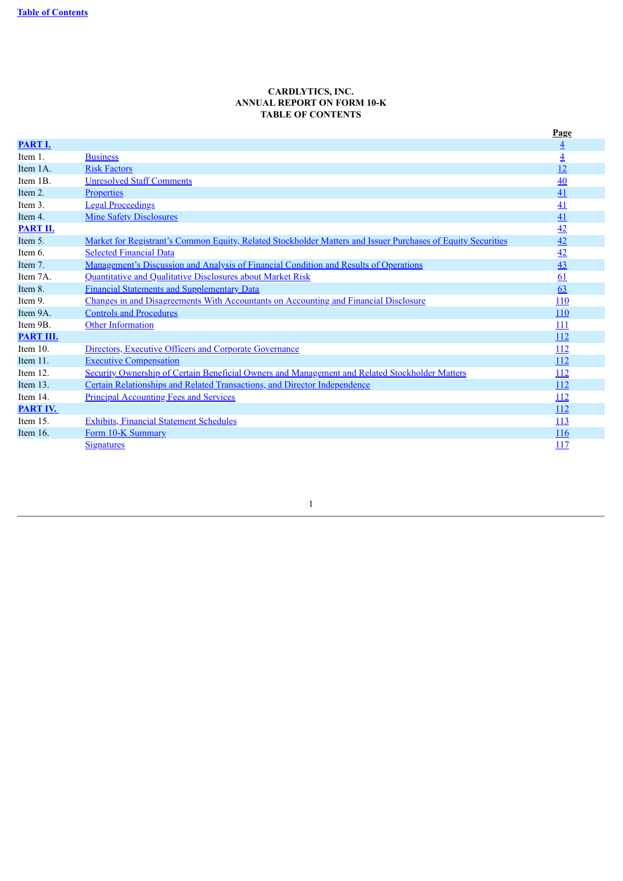**CARDLYTICS, INC.**
**ANNUAL REPORT ON FORM 10-K**
**TABLE OF CONTENTS**

| | | Page |
|---|---|---|
| **PART I.** | | 4 |
| Item 1. | Business | 4 |
| Item 1A. | Risk Factors | 12 |
| Item 1B. | Unresolved Staff Comments | 40 |
| Item 2. | Properties | 41 |
| Item 3. | Legal Proceedings | 41 |
| Item 4. | Mine Safety Disclosures | 41 |
| **PART II.** | | 42 |
| Item 5. | Market for Registrant's Common Equity, Related Stockholder Matters and Issuer Purchases of Equity Securities | 42 |
| Item 6. | Selected Financial Data | 42 |
| Item 7. | Management's Discussion and Analysis of Financial Condition and Results of Operations | 43 |
| Item 7A. | Quantitative and Qualitative Disclosures about Market Risk | 61 |
| Item 8. | Financial Statements and Supplementary Data | 63 |
| Item 9. | Changes in and Disagreements With Accountants on Accounting and Financial Disclosure | 110 |
| Item 9A. | Controls and Procedures | 110 |
| Item 9B. | Other Information | 111 |
| **PART III.** | | 112 |
| Item 10. | Directors, Executive Officers and Corporate Governance | 112 |
| Item 11. | Executive Compensation | 112 |
| Item 12. | Security Ownership of Certain Beneficial Owners and Management and Related Stockholder Matters | 112 |
| Item 13. | Certain Relationships and Related Transactions, and Director Independence | 112 |
| Item 14. | Principal Accounting Fees and Services | 112 |
| **PART IV.** | | 112 |
| Item 15. | Exhibits, Financial Statement Schedules | 113 |
| Item 16. | Form 10-K Summary | 116 |
| | Signatures | 117 |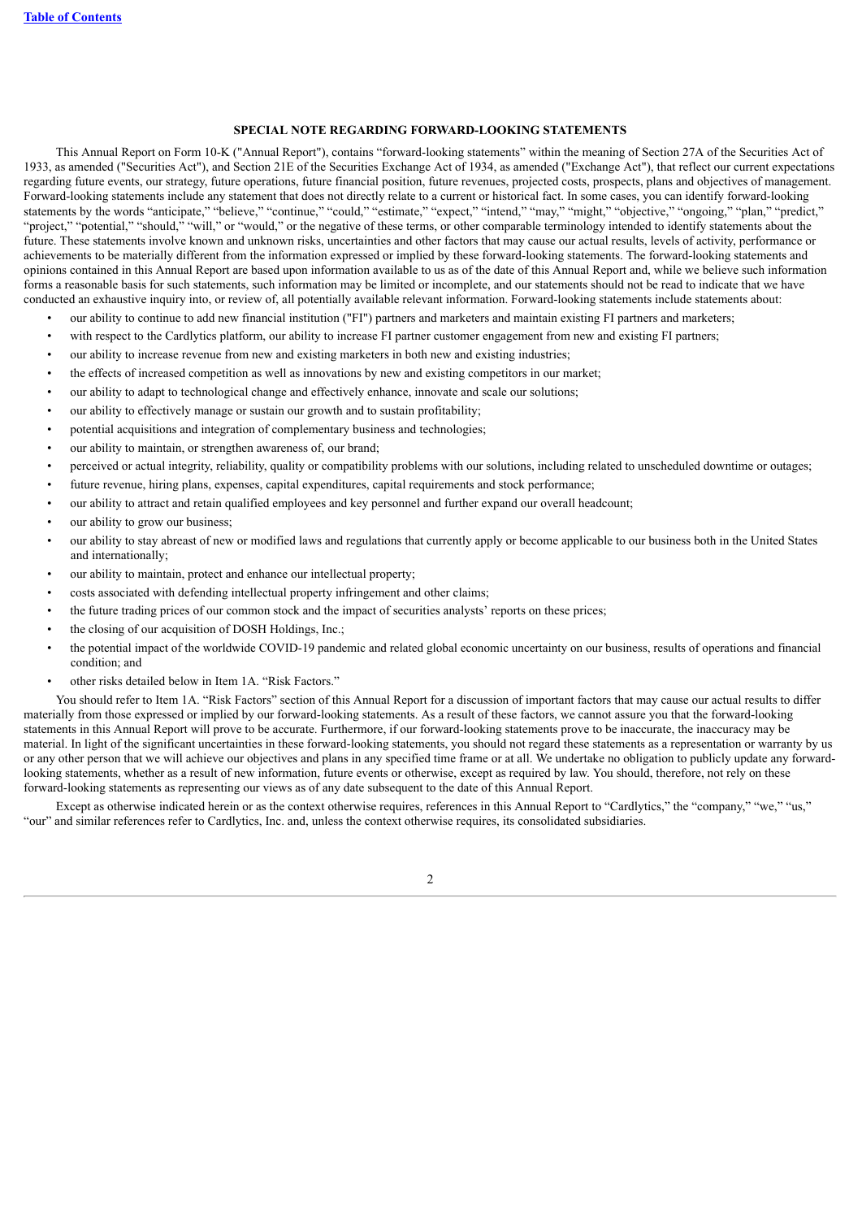## SPECIAL NOTE REGARDING FORWARD-LOOKING STATEMENTS

This Annual Report on Form 10-K ("Annual Report"), contains "forward-looking statements" within the meaning of Section 27A of the Securities Act of 1933, as amended ("Securities Act"), and Section 21E of the Securities Exchange Act of 1934, as amended ("Exchange Act"), that reflect our current expectations regarding future events, our strategy, future operations, future financial position, future revenues, projected costs, prospects, plans and objectives of management. Forward-looking statements include any statement that does not directly relate to a current or historical fact. In some cases, you can identify forward-looking statements by the words "anticipate," "believe," "continue," "could," "estimate," "expect," "intend," "may," "might," "objective," "ongoing," "plan," "predict," "project," "potential," "should," "will," or "would," or the negative of these terms, or other comparable terminology intended to identify statements about the future. These statements involve known and unknown risks, uncertainties and other factors that may cause our actual results, levels of activity, performance or achievements to be materially different from the information expressed or implied by these forward-looking statements. The forward-looking statements and opinions contained in this Annual Report are based upon information available to us as of the date of this Annual Report and, while we believe such information forms a reasonable basis for such statements, such information may be limited or incomplete, and our statements should not be read to indicate that we have conducted an exhaustive inquiry into, or review of, all potentially available relevant information. Forward-looking statements include statements about:

- our ability to continue to add new financial institution ("FI") partners and marketers and maintain existing FI partners and marketers;
- with respect to the Cardlytics platform, our ability to increase FI partner customer engagement from new and existing FI partners;
- our ability to increase revenue from new and existing marketers in both new and existing industries;
- the effects of increased competition as well as innovations by new and existing competitors in our market;
- our ability to adapt to technological change and effectively enhance, innovate and scale our solutions;
- our ability to effectively manage or sustain our growth and to sustain profitability;
- potential acquisitions and integration of complementary business and technologies;
- our ability to maintain, or strengthen awareness of, our brand;
- perceived or actual integrity, reliability, quality or compatibility problems with our solutions, including related to unscheduled downtime or outages;
- future revenue, hiring plans, expenses, capital expenditures, capital requirements and stock performance;
- our ability to attract and retain qualified employees and key personnel and further expand our overall headcount;
- our ability to grow our business;
- our ability to stay abreast of new or modified laws and regulations that currently apply or become applicable to our business both in the United States and internationally;
- our ability to maintain, protect and enhance our intellectual property;
- costs associated with defending intellectual property infringement and other claims;
- the future trading prices of our common stock and the impact of securities analysts' reports on these prices;
- the closing of our acquisition of DOSH Holdings, Inc.;
- the potential impact of the worldwide COVID-19 pandemic and related global economic uncertainty on our business, results of operations and financial condition; and
- other risks detailed below in Item 1A. "Risk Factors."

You should refer to Item 1A. "Risk Factors" section of this Annual Report for a discussion of important factors that may cause our actual results to differ materially from those expressed or implied by our forward-looking statements. As a result of these factors, we cannot assure you that the forward-looking statements in this Annual Report will prove to be accurate. Furthermore, if our forward-looking statements prove to be inaccurate, the inaccuracy may be material. In light of the significant uncertainties in these forward-looking statements, you should not regard these statements as a representation or warranty by us or any other person that we will achieve our objectives and plans in any specified time frame or at all. We undertake no obligation to publicly update any forward-looking statements, whether as a result of new information, future events or otherwise, except as required by law. You should, therefore, not rely on these forward-looking statements as representing our views as of any date subsequent to the date of this Annual Report.

Except as otherwise indicated herein or as the context otherwise requires, references in this Annual Report to "Cardlytics," the "company," "we," "us," "our" and similar references refer to Cardlytics, Inc. and, unless the context otherwise requires, its consolidated subsidiaries.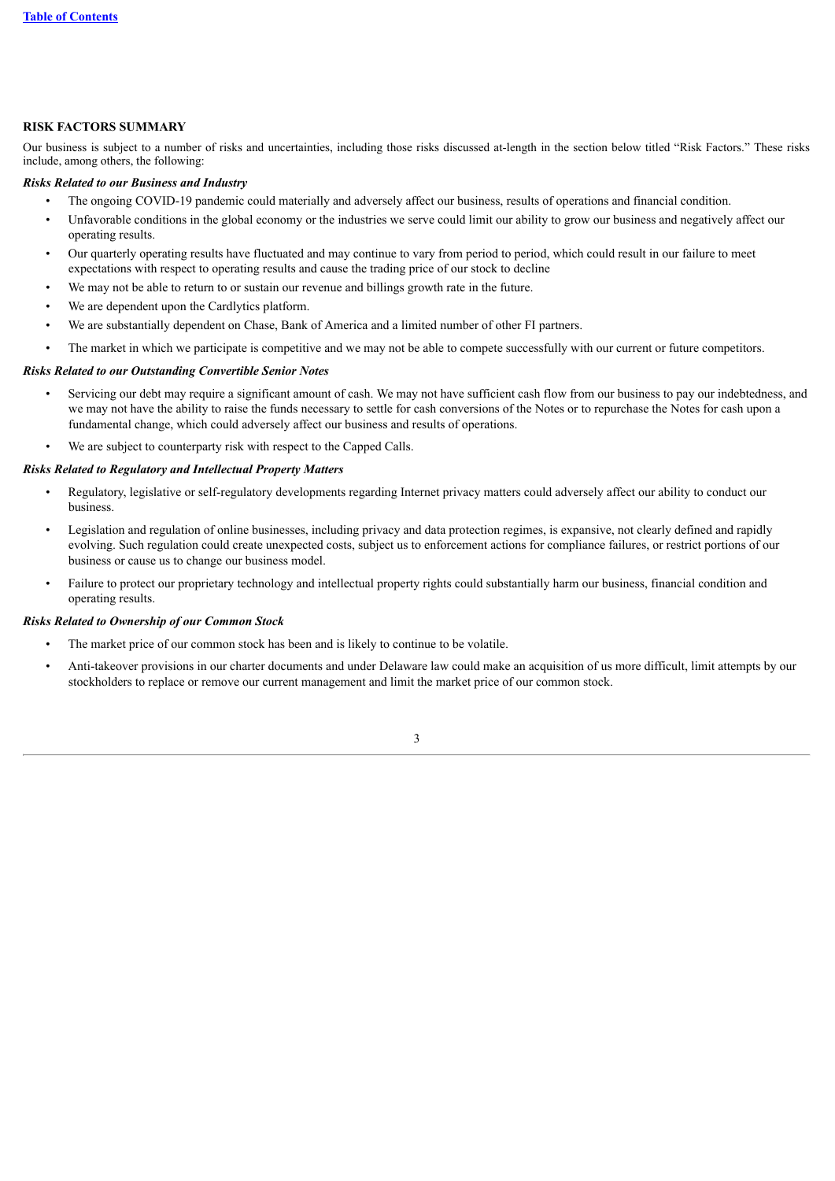## RISK FACTORS SUMMARY

Our business is subject to a number of risks and uncertainties, including those risks discussed at-length in the section below titled "Risk Factors." These risks include, among others, the following:

***Risks Related to our Business and Industry***

- The ongoing COVID-19 pandemic could materially and adversely affect our business, results of operations and financial condition.
- Unfavorable conditions in the global economy or the industries we serve could limit our ability to grow our business and negatively affect our operating results.
- Our quarterly operating results have fluctuated and may continue to vary from period to period, which could result in our failure to meet expectations with respect to operating results and cause the trading price of our stock to decline
- We may not be able to return to or sustain our revenue and billings growth rate in the future.
- We are dependent upon the Cardlytics platform.
- We are substantially dependent on Chase, Bank of America and a limited number of other FI partners.
- The market in which we participate is competitive and we may not be able to compete successfully with our current or future competitors.

***Risks Related to our Outstanding Convertible Senior Notes***

- Servicing our debt may require a significant amount of cash. We may not have sufficient cash flow from our business to pay our indebtedness, and we may not have the ability to raise the funds necessary to settle for cash conversions of the Notes or to repurchase the Notes for cash upon a fundamental change, which could adversely affect our business and results of operations.
- We are subject to counterparty risk with respect to the Capped Calls.

***Risks Related to Regulatory and Intellectual Property Matters***

- Regulatory, legislative or self-regulatory developments regarding Internet privacy matters could adversely affect our ability to conduct our business.
- Legislation and regulation of online businesses, including privacy and data protection regimes, is expansive, not clearly defined and rapidly evolving. Such regulation could create unexpected costs, subject us to enforcement actions for compliance failures, or restrict portions of our business or cause us to change our business model.
- Failure to protect our proprietary technology and intellectual property rights could substantially harm our business, financial condition and operating results.

***Risks Related to Ownership of our Common Stock***

- The market price of our common stock has been and is likely to continue to be volatile.
- Anti-takeover provisions in our charter documents and under Delaware law could make an acquisition of us more difficult, limit attempts by our stockholders to replace or remove our current management and limit the market price of our common stock.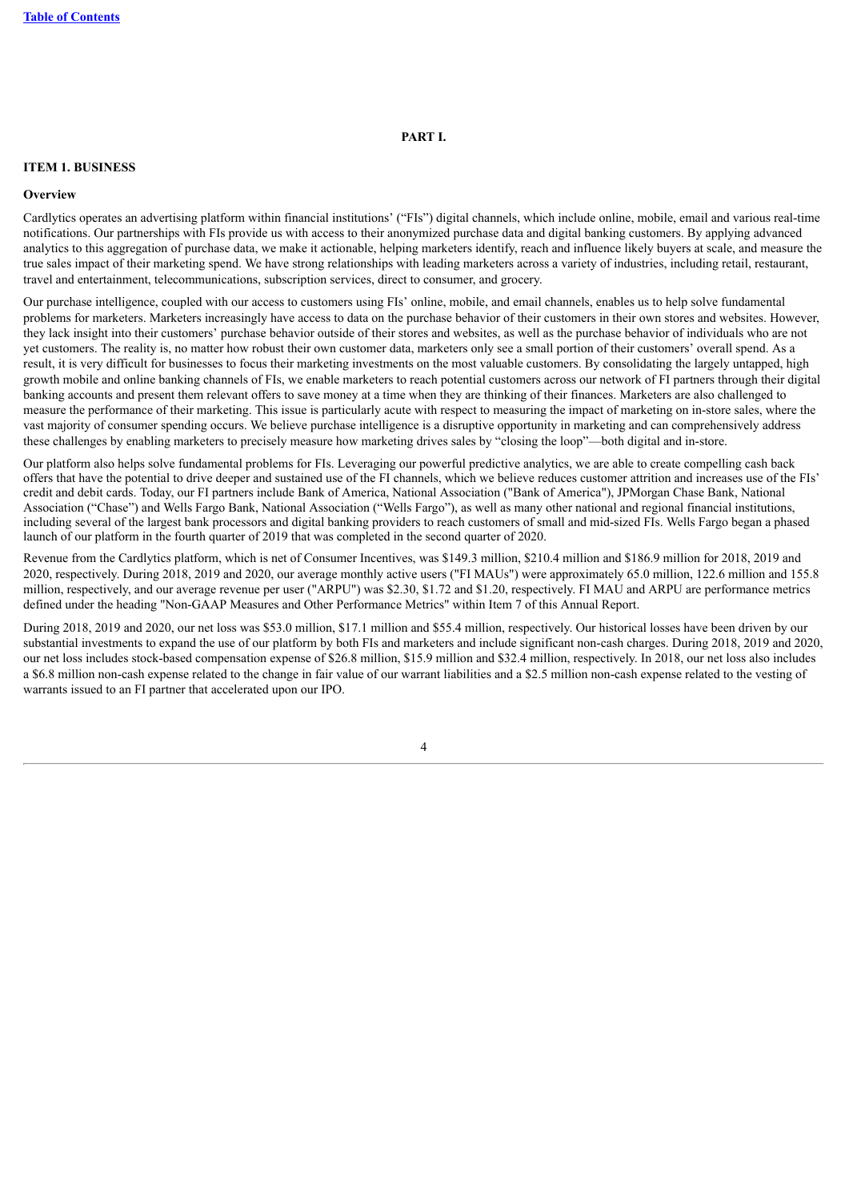# PART I.

## ITEM 1. BUSINESS

### Overview

Cardlytics operates an advertising platform within financial institutions' ("FIs") digital channels, which include online, mobile, email and various real-time notifications. Our partnerships with FIs provide us with access to their anonymized purchase data and digital banking customers. By applying advanced analytics to this aggregation of purchase data, we make it actionable, helping marketers identify, reach and influence likely buyers at scale, and measure the true sales impact of their marketing spend. We have strong relationships with leading marketers across a variety of industries, including retail, restaurant, travel and entertainment, telecommunications, subscription services, direct to consumer, and grocery.

Our purchase intelligence, coupled with our access to customers using FIs' online, mobile, and email channels, enables us to help solve fundamental problems for marketers. Marketers increasingly have access to data on the purchase behavior of their customers in their own stores and websites. However, they lack insight into their customers' purchase behavior outside of their stores and websites, as well as the purchase behavior of individuals who are not yet customers. The reality is, no matter how robust their own customer data, marketers only see a small portion of their customers' overall spend. As a result, it is very difficult for businesses to focus their marketing investments on the most valuable customers. By consolidating the largely untapped, high growth mobile and online banking channels of FIs, we enable marketers to reach potential customers across our network of FI partners through their digital banking accounts and present them relevant offers to save money at a time when they are thinking of their finances. Marketers are also challenged to measure the performance of their marketing. This issue is particularly acute with respect to measuring the impact of marketing on in-store sales, where the vast majority of consumer spending occurs. We believe purchase intelligence is a disruptive opportunity in marketing and can comprehensively address these challenges by enabling marketers to precisely measure how marketing drives sales by "closing the loop"—both digital and in-store.

Our platform also helps solve fundamental problems for FIs. Leveraging our powerful predictive analytics, we are able to create compelling cash back offers that have the potential to drive deeper and sustained use of the FI channels, which we believe reduces customer attrition and increases use of the FIs' credit and debit cards. Today, our FI partners include Bank of America, National Association ("Bank of America"), JPMorgan Chase Bank, National Association ("Chase") and Wells Fargo Bank, National Association ("Wells Fargo"), as well as many other national and regional financial institutions, including several of the largest bank processors and digital banking providers to reach customers of small and mid-sized FIs. Wells Fargo began a phased launch of our platform in the fourth quarter of 2019 that was completed in the second quarter of 2020.

Revenue from the Cardlytics platform, which is net of Consumer Incentives, was $149.3 million, $210.4 million and $186.9 million for 2018, 2019 and 2020, respectively. During 2018, 2019 and 2020, our average monthly active users ("FI MAUs") were approximately 65.0 million, 122.6 million and 155.8 million, respectively, and our average revenue per user ("ARPU") was $2.30, $1.72 and $1.20, respectively. FI MAU and ARPU are performance metrics defined under the heading "Non-GAAP Measures and Other Performance Metrics" within Item 7 of this Annual Report.

During 2018, 2019 and 2020, our net loss was $53.0 million, $17.1 million and $55.4 million, respectively. Our historical losses have been driven by our substantial investments to expand the use of our platform by both FIs and marketers and include significant non-cash charges. During 2018, 2019 and 2020, our net loss includes stock-based compensation expense of $26.8 million, $15.9 million and $32.4 million, respectively. In 2018, our net loss also includes a $6.8 million non-cash expense related to the change in fair value of our warrant liabilities and a $2.5 million non-cash expense related to the vesting of warrants issued to an FI partner that accelerated upon our IPO.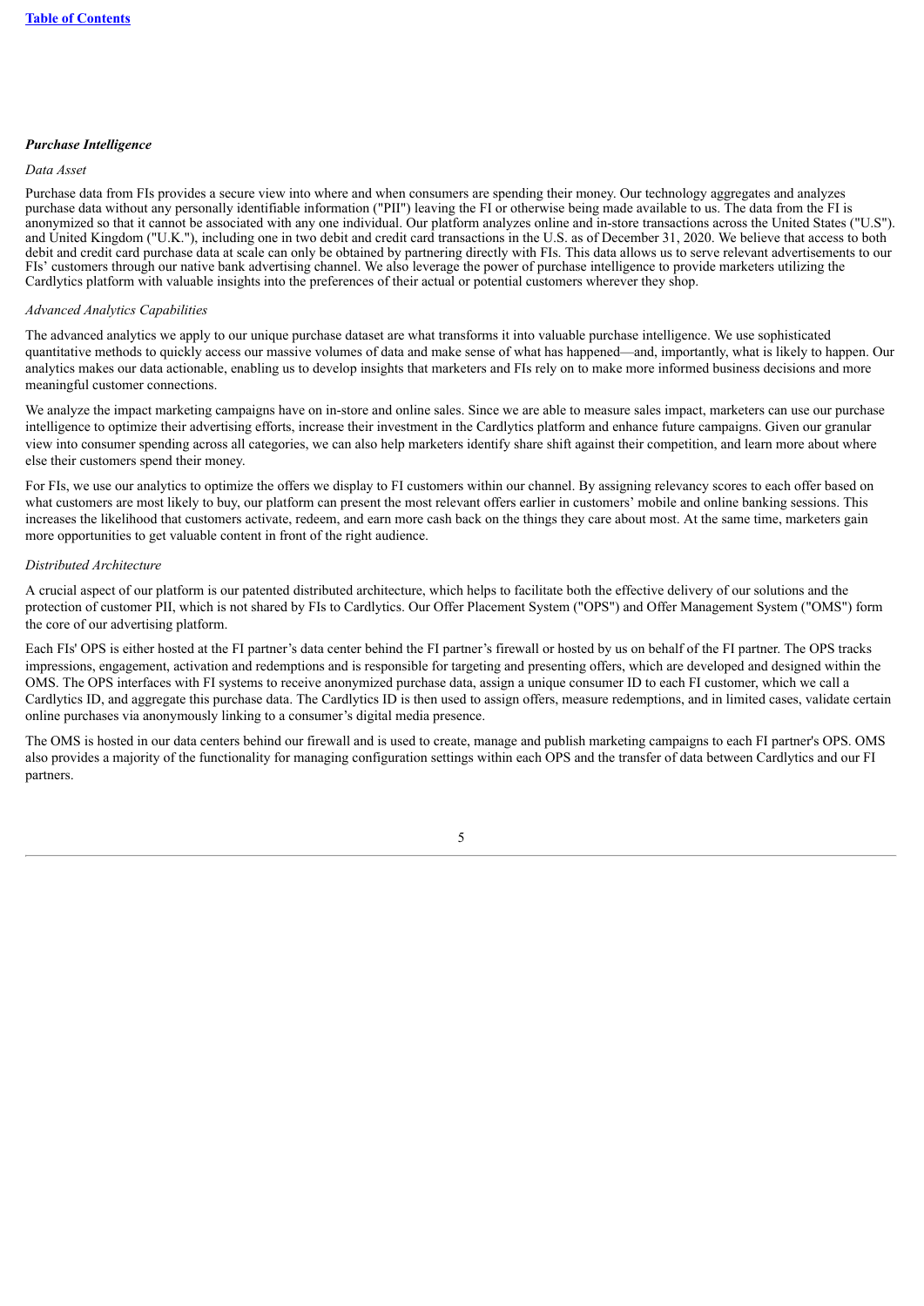### *Purchase Intelligence*

*Data Asset*

Purchase data from FIs provides a secure view into where and when consumers are spending their money. Our technology aggregates and analyzes purchase data without any personally identifiable information ("PII") leaving the FI or otherwise being made available to us. The data from the FI is anonymized so that it cannot be associated with any one individual. Our platform analyzes online and in-store transactions across the United States ("U.S"). and United Kingdom ("U.K."), including one in two debit and credit card transactions in the U.S. as of December 31, 2020. We believe that access to both debit and credit card purchase data at scale can only be obtained by partnering directly with FIs. This data allows us to serve relevant advertisements to our FIs' customers through our native bank advertising channel. We also leverage the power of purchase intelligence to provide marketers utilizing the Cardlytics platform with valuable insights into the preferences of their actual or potential customers wherever they shop.

*Advanced Analytics Capabilities*

The advanced analytics we apply to our unique purchase dataset are what transforms it into valuable purchase intelligence. We use sophisticated quantitative methods to quickly access our massive volumes of data and make sense of what has happened—and, importantly, what is likely to happen. Our analytics makes our data actionable, enabling us to develop insights that marketers and FIs rely on to make more informed business decisions and more meaningful customer connections.

We analyze the impact marketing campaigns have on in-store and online sales. Since we are able to measure sales impact, marketers can use our purchase intelligence to optimize their advertising efforts, increase their investment in the Cardlytics platform and enhance future campaigns. Given our granular view into consumer spending across all categories, we can also help marketers identify share shift against their competition, and learn more about where else their customers spend their money.

For FIs, we use our analytics to optimize the offers we display to FI customers within our channel. By assigning relevancy scores to each offer based on what customers are most likely to buy, our platform can present the most relevant offers earlier in customers' mobile and online banking sessions. This increases the likelihood that customers activate, redeem, and earn more cash back on the things they care about most. At the same time, marketers gain more opportunities to get valuable content in front of the right audience.

*Distributed Architecture*

A crucial aspect of our platform is our patented distributed architecture, which helps to facilitate both the effective delivery of our solutions and the protection of customer PII, which is not shared by FIs to Cardlytics. Our Offer Placement System ("OPS") and Offer Management System ("OMS") form the core of our advertising platform.

Each FIs' OPS is either hosted at the FI partner's data center behind the FI partner's firewall or hosted by us on behalf of the FI partner. The OPS tracks impressions, engagement, activation and redemptions and is responsible for targeting and presenting offers, which are developed and designed within the OMS. The OPS interfaces with FI systems to receive anonymized purchase data, assign a unique consumer ID to each FI customer, which we call a Cardlytics ID, and aggregate this purchase data. The Cardlytics ID is then used to assign offers, measure redemptions, and in limited cases, validate certain online purchases via anonymously linking to a consumer's digital media presence.

The OMS is hosted in our data centers behind our firewall and is used to create, manage and publish marketing campaigns to each FI partner's OPS. OMS also provides a majority of the functionality for managing configuration settings within each OPS and the transfer of data between Cardlytics and our FI partners.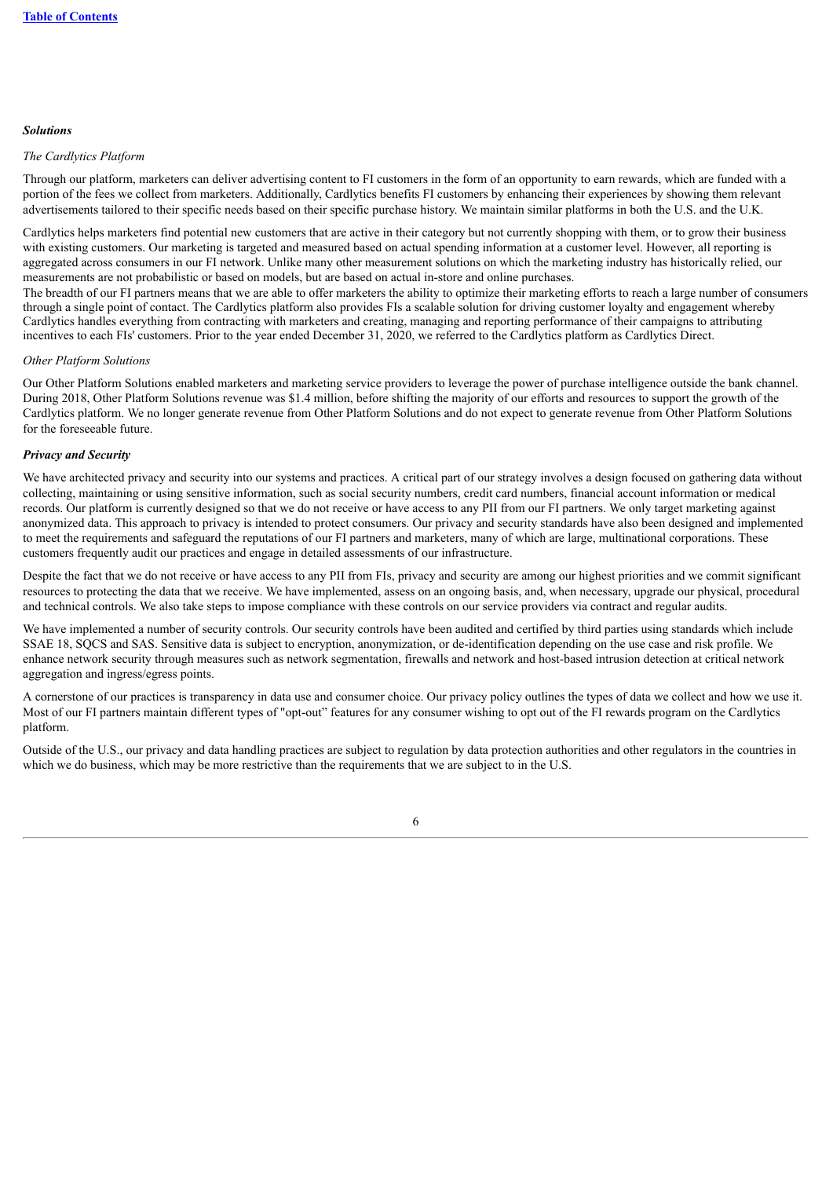***Solutions***

*The Cardlytics Platform*

Through our platform, marketers can deliver advertising content to FI customers in the form of an opportunity to earn rewards, which are funded with a portion of the fees we collect from marketers. Additionally, Cardlytics benefits FI customers by enhancing their experiences by showing them relevant advertisements tailored to their specific needs based on their specific purchase history. We maintain similar platforms in both the U.S. and the U.K.

Cardlytics helps marketers find potential new customers that are active in their category but not currently shopping with them, or to grow their business with existing customers. Our marketing is targeted and measured based on actual spending information at a customer level. However, all reporting is aggregated across consumers in our FI network. Unlike many other measurement solutions on which the marketing industry has historically relied, our measurements are not probabilistic or based on models, but are based on actual in-store and online purchases.

The breadth of our FI partners means that we are able to offer marketers the ability to optimize their marketing efforts to reach a large number of consumers through a single point of contact. The Cardlytics platform also provides FIs a scalable solution for driving customer loyalty and engagement whereby Cardlytics handles everything from contracting with marketers and creating, managing and reporting performance of their campaigns to attributing incentives to each FIs' customers. Prior to the year ended December 31, 2020, we referred to the Cardlytics platform as Cardlytics Direct.

*Other Platform Solutions*

Our Other Platform Solutions enabled marketers and marketing service providers to leverage the power of purchase intelligence outside the bank channel. During 2018, Other Platform Solutions revenue was $1.4 million, before shifting the majority of our efforts and resources to support the growth of the Cardlytics platform. We no longer generate revenue from Other Platform Solutions and do not expect to generate revenue from Other Platform Solutions for the foreseeable future.

***Privacy and Security***

We have architected privacy and security into our systems and practices. A critical part of our strategy involves a design focused on gathering data without collecting, maintaining or using sensitive information, such as social security numbers, credit card numbers, financial account information or medical records. Our platform is currently designed so that we do not receive or have access to any PII from our FI partners. We only target marketing against anonymized data. This approach to privacy is intended to protect consumers. Our privacy and security standards have also been designed and implemented to meet the requirements and safeguard the reputations of our FI partners and marketers, many of which are large, multinational corporations. These customers frequently audit our practices and engage in detailed assessments of our infrastructure.

Despite the fact that we do not receive or have access to any PII from FIs, privacy and security are among our highest priorities and we commit significant resources to protecting the data that we receive. We have implemented, assess on an ongoing basis, and, when necessary, upgrade our physical, procedural and technical controls. We also take steps to impose compliance with these controls on our service providers via contract and regular audits.

We have implemented a number of security controls. Our security controls have been audited and certified by third parties using standards which include SSAE 18, SQCS and SAS. Sensitive data is subject to encryption, anonymization, or de-identification depending on the use case and risk profile. We enhance network security through measures such as network segmentation, firewalls and network and host-based intrusion detection at critical network aggregation and ingress/egress points.

A cornerstone of our practices is transparency in data use and consumer choice. Our privacy policy outlines the types of data we collect and how we use it. Most of our FI partners maintain different types of "opt-out" features for any consumer wishing to opt out of the FI rewards program on the Cardlytics platform.

Outside of the U.S., our privacy and data handling practices are subject to regulation by data protection authorities and other regulators in the countries in which we do business, which may be more restrictive than the requirements that we are subject to in the U.S.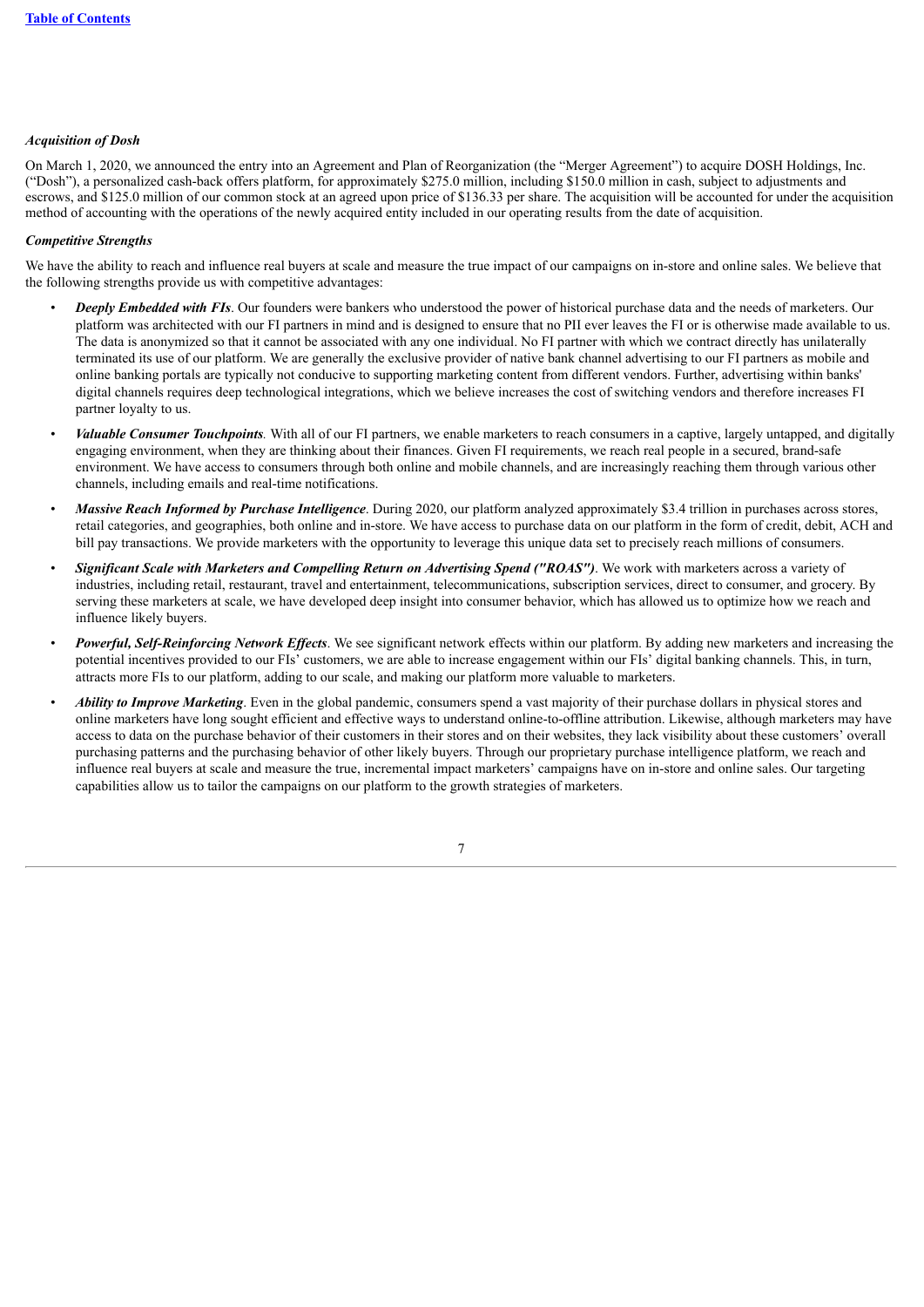### *Acquisition of Dosh*

On March 1, 2020, we announced the entry into an Agreement and Plan of Reorganization (the "Merger Agreement") to acquire DOSH Holdings, Inc. ("Dosh"), a personalized cash-back offers platform, for approximately $275.0 million, including $150.0 million in cash, subject to adjustments and escrows, and $125.0 million of our common stock at an agreed upon price of $136.33 per share. The acquisition will be accounted for under the acquisition method of accounting with the operations of the newly acquired entity included in our operating results from the date of acquisition.

### *Competitive Strengths*

We have the ability to reach and influence real buyers at scale and measure the true impact of our campaigns on in-store and online sales. We believe that the following strengths provide us with competitive advantages:

- ***Deeply Embedded with FIs***. Our founders were bankers who understood the power of historical purchase data and the needs of marketers. Our platform was architected with our FI partners in mind and is designed to ensure that no PII ever leaves the FI or is otherwise made available to us. The data is anonymized so that it cannot be associated with any one individual. No FI partner with which we contract directly has unilaterally terminated its use of our platform. We are generally the exclusive provider of native bank channel advertising to our FI partners as mobile and online banking portals are typically not conducive to supporting marketing content from different vendors. Further, advertising within banks' digital channels requires deep technological integrations, which we believe increases the cost of switching vendors and therefore increases FI partner loyalty to us.
- ***Valuable Consumer Touchpoints***. With all of our FI partners, we enable marketers to reach consumers in a captive, largely untapped, and digitally engaging environment, when they are thinking about their finances. Given FI requirements, we reach real people in a secured, brand-safe environment. We have access to consumers through both online and mobile channels, and are increasingly reaching them through various other channels, including emails and real-time notifications.
- ***Massive Reach Informed by Purchase Intelligence***. During 2020, our platform analyzed approximately $3.4 trillion in purchases across stores, retail categories, and geographies, both online and in-store. We have access to purchase data on our platform in the form of credit, debit, ACH and bill pay transactions. We provide marketers with the opportunity to leverage this unique data set to precisely reach millions of consumers.
- ***Significant Scale with Marketers and Compelling Return on Advertising Spend ("ROAS")***. We work with marketers across a variety of industries, including retail, restaurant, travel and entertainment, telecommunications, subscription services, direct to consumer, and grocery. By serving these marketers at scale, we have developed deep insight into consumer behavior, which has allowed us to optimize how we reach and influence likely buyers.
- ***Powerful, Self-Reinforcing Network Effects***. We see significant network effects within our platform. By adding new marketers and increasing the potential incentives provided to our FIs' customers, we are able to increase engagement within our FIs' digital banking channels. This, in turn, attracts more FIs to our platform, adding to our scale, and making our platform more valuable to marketers.
- ***Ability to Improve Marketing***. Even in the global pandemic, consumers spend a vast majority of their purchase dollars in physical stores and online marketers have long sought efficient and effective ways to understand online-to-offline attribution. Likewise, although marketers may have access to data on the purchase behavior of their customers in their stores and on their websites, they lack visibility about these customers' overall purchasing patterns and the purchasing behavior of other likely buyers. Through our proprietary purchase intelligence platform, we reach and influence real buyers at scale and measure the true, incremental impact marketers' campaigns have on in-store and online sales. Our targeting capabilities allow us to tailor the campaigns on our platform to the growth strategies of marketers.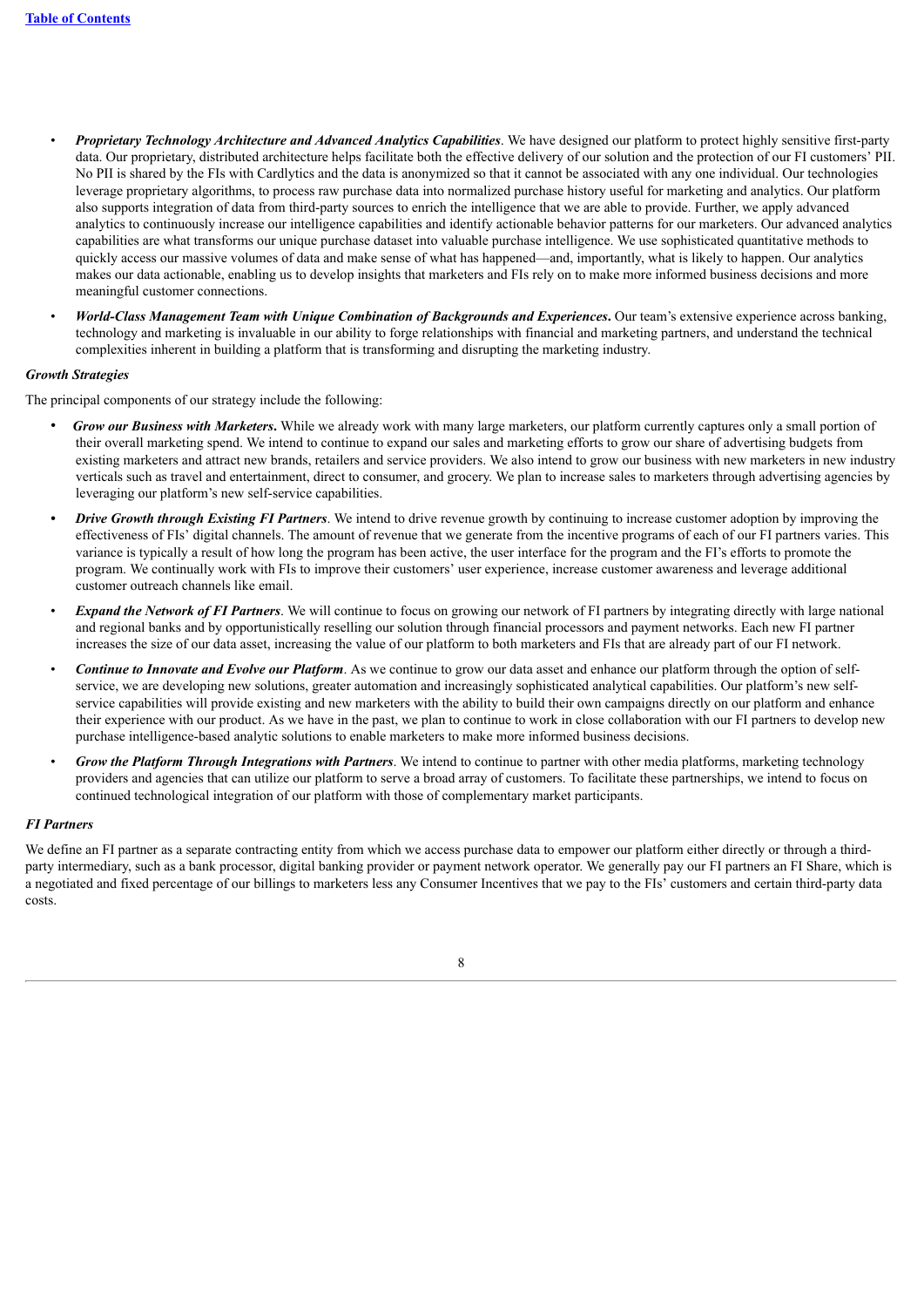- ***Proprietary Technology Architecture and Advanced Analytics Capabilities***. We have designed our platform to protect highly sensitive first-party data. Our proprietary, distributed architecture helps facilitate both the effective delivery of our solution and the protection of our FI customers' PII. No PII is shared by the FIs with Cardlytics and the data is anonymized so that it cannot be associated with any one individual. Our technologies leverage proprietary algorithms, to process raw purchase data into normalized purchase history useful for marketing and analytics. Our platform also supports integration of data from third-party sources to enrich the intelligence that we are able to provide. Further, we apply advanced analytics to continuously increase our intelligence capabilities and identify actionable behavior patterns for our marketers. Our advanced analytics capabilities are what transforms our unique purchase dataset into valuable purchase intelligence. We use sophisticated quantitative methods to quickly access our massive volumes of data and make sense of what has happened—and, importantly, what is likely to happen. Our analytics makes our data actionable, enabling us to develop insights that marketers and FIs rely on to make more informed business decisions and more meaningful customer connections.
- ***World-Class Management Team with Unique Combination of Backgrounds and Experiences***. Our team's extensive experience across banking, technology and marketing is invaluable in our ability to forge relationships with financial and marketing partners, and understand the technical complexities inherent in building a platform that is transforming and disrupting the marketing industry.

***Growth Strategies***

The principal components of our strategy include the following:

- ***Grow our Business with Marketers***. While we already work with many large marketers, our platform currently captures only a small portion of their overall marketing spend. We intend to continue to expand our sales and marketing efforts to grow our share of advertising budgets from existing marketers and attract new brands, retailers and service providers. We also intend to grow our business with new marketers in new industry verticals such as travel and entertainment, direct to consumer, and grocery. We plan to increase sales to marketers through advertising agencies by leveraging our platform's new self-service capabilities.
- ***Drive Growth through Existing FI Partners***. We intend to drive revenue growth by continuing to increase customer adoption by improving the effectiveness of FIs' digital channels. The amount of revenue that we generate from the incentive programs of each of our FI partners varies. This variance is typically a result of how long the program has been active, the user interface for the program and the FI's efforts to promote the program. We continually work with FIs to improve their customers' user experience, increase customer awareness and leverage additional customer outreach channels like email.
- ***Expand the Network of FI Partners***. We will continue to focus on growing our network of FI partners by integrating directly with large national and regional banks and by opportunistically reselling our solution through financial processors and payment networks. Each new FI partner increases the size of our data asset, increasing the value of our platform to both marketers and FIs that are already part of our FI network.
- ***Continue to Innovate and Evolve our Platform***. As we continue to grow our data asset and enhance our platform through the option of self-service, we are developing new solutions, greater automation and increasingly sophisticated analytical capabilities. Our platform's new self-service capabilities will provide existing and new marketers with the ability to build their own campaigns directly on our platform and enhance their experience with our product. As we have in the past, we plan to continue to work in close collaboration with our FI partners to develop new purchase intelligence-based analytic solutions to enable marketers to make more informed business decisions.
- ***Grow the Platform Through Integrations with Partners***. We intend to continue to partner with other media platforms, marketing technology providers and agencies that can utilize our platform to serve a broad array of customers. To facilitate these partnerships, we intend to focus on continued technological integration of our platform with those of complementary market participants.

***FI Partners***

We define an FI partner as a separate contracting entity from which we access purchase data to empower our platform either directly or through a third-party intermediary, such as a bank processor, digital banking provider or payment network operator. We generally pay our FI partners an FI Share, which is a negotiated and fixed percentage of our billings to marketers less any Consumer Incentives that we pay to the FIs' customers and certain third-party data costs.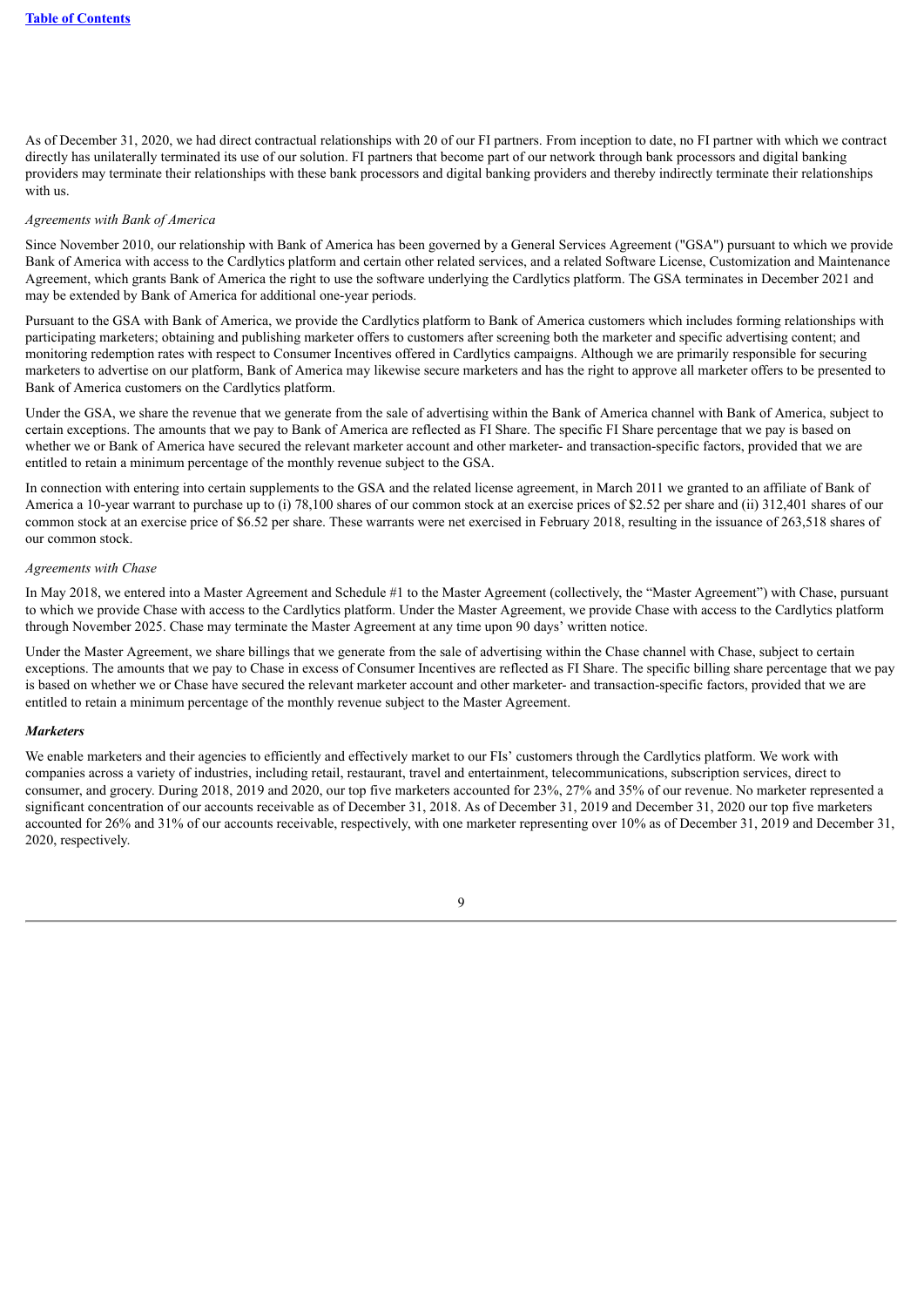As of December 31, 2020, we had direct contractual relationships with 20 of our FI partners. From inception to date, no FI partner with which we contract directly has unilaterally terminated its use of our solution. FI partners that become part of our network through bank processors and digital banking providers may terminate their relationships with these bank processors and digital banking providers and thereby indirectly terminate their relationships with us.

*Agreements with Bank of America*

Since November 2010, our relationship with Bank of America has been governed by a General Services Agreement ("GSA") pursuant to which we provide Bank of America with access to the Cardlytics platform and certain other related services, and a related Software License, Customization and Maintenance Agreement, which grants Bank of America the right to use the software underlying the Cardlytics platform. The GSA terminates in December 2021 and may be extended by Bank of America for additional one-year periods.

Pursuant to the GSA with Bank of America, we provide the Cardlytics platform to Bank of America customers which includes forming relationships with participating marketers; obtaining and publishing marketer offers to customers after screening both the marketer and specific advertising content; and monitoring redemption rates with respect to Consumer Incentives offered in Cardlytics campaigns. Although we are primarily responsible for securing marketers to advertise on our platform, Bank of America may likewise secure marketers and has the right to approve all marketer offers to be presented to Bank of America customers on the Cardlytics platform.

Under the GSA, we share the revenue that we generate from the sale of advertising within the Bank of America channel with Bank of America, subject to certain exceptions. The amounts that we pay to Bank of America are reflected as FI Share. The specific FI Share percentage that we pay is based on whether we or Bank of America have secured the relevant marketer account and other marketer- and transaction-specific factors, provided that we are entitled to retain a minimum percentage of the monthly revenue subject to the GSA.

In connection with entering into certain supplements to the GSA and the related license agreement, in March 2011 we granted to an affiliate of Bank of America a 10-year warrant to purchase up to (i) 78,100 shares of our common stock at an exercise prices of $2.52 per share and (ii) 312,401 shares of our common stock at an exercise price of $6.52 per share. These warrants were net exercised in February 2018, resulting in the issuance of 263,518 shares of our common stock.

*Agreements with Chase*

In May 2018, we entered into a Master Agreement and Schedule #1 to the Master Agreement (collectively, the "Master Agreement") with Chase, pursuant to which we provide Chase with access to the Cardlytics platform. Under the Master Agreement, we provide Chase with access to the Cardlytics platform through November 2025. Chase may terminate the Master Agreement at any time upon 90 days' written notice.

Under the Master Agreement, we share billings that we generate from the sale of advertising within the Chase channel with Chase, subject to certain exceptions. The amounts that we pay to Chase in excess of Consumer Incentives are reflected as FI Share. The specific billing share percentage that we pay is based on whether we or Chase have secured the relevant marketer account and other marketer- and transaction-specific factors, provided that we are entitled to retain a minimum percentage of the monthly revenue subject to the Master Agreement.

***Marketers***

We enable marketers and their agencies to efficiently and effectively market to our FIs' customers through the Cardlytics platform. We work with companies across a variety of industries, including retail, restaurant, travel and entertainment, telecommunications, subscription services, direct to consumer, and grocery. During 2018, 2019 and 2020, our top five marketers accounted for 23%, 27% and 35% of our revenue. No marketer represented a significant concentration of our accounts receivable as of December 31, 2018. As of December 31, 2019 and December 31, 2020 our top five marketers accounted for 26% and 31% of our accounts receivable, respectively, with one marketer representing over 10% as of December 31, 2019 and December 31, 2020, respectively.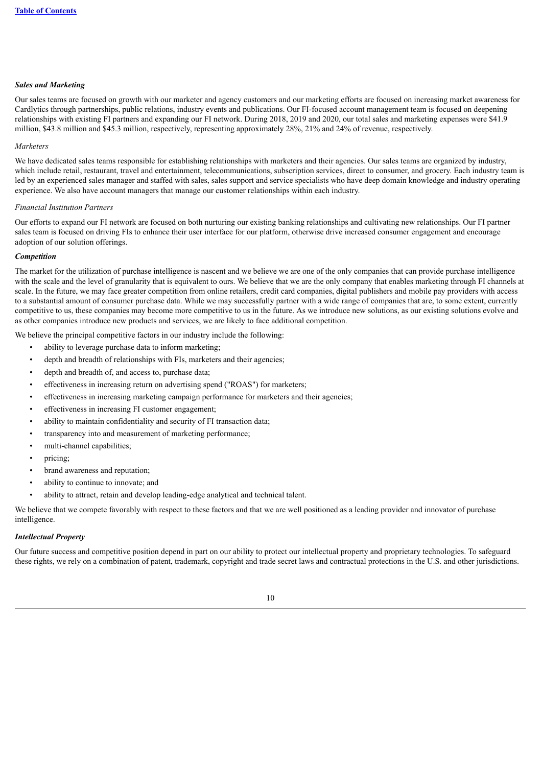### *Sales and Marketing*

Our sales teams are focused on growth with our marketer and agency customers and our marketing efforts are focused on increasing market awareness for Cardlytics through partnerships, public relations, industry events and publications. Our FI-focused account management team is focused on deepening relationships with existing FI partners and expanding our FI network. During 2018, 2019 and 2020, our total sales and marketing expenses were $41.9 million, $43.8 million and $45.3 million, respectively, representing approximately 28%, 21% and 24% of revenue, respectively.

*Marketers*

We have dedicated sales teams responsible for establishing relationships with marketers and their agencies. Our sales teams are organized by industry, which include retail, restaurant, travel and entertainment, telecommunications, subscription services, direct to consumer, and grocery. Each industry team is led by an experienced sales manager and staffed with sales, sales support and service specialists who have deep domain knowledge and industry operating experience. We also have account managers that manage our customer relationships within each industry.

*Financial Institution Partners*

Our efforts to expand our FI network are focused on both nurturing our existing banking relationships and cultivating new relationships. Our FI partner sales team is focused on driving FIs to enhance their user interface for our platform, otherwise drive increased consumer engagement and encourage adoption of our solution offerings.

### *Competition*

The market for the utilization of purchase intelligence is nascent and we believe we are one of the only companies that can provide purchase intelligence with the scale and the level of granularity that is equivalent to ours. We believe that we are the only company that enables marketing through FI channels at scale. In the future, we may face greater competition from online retailers, credit card companies, digital publishers and mobile pay providers with access to a substantial amount of consumer purchase data. While we may successfully partner with a wide range of companies that are, to some extent, currently competitive to us, these companies may become more competitive to us in the future. As we introduce new solutions, as our existing solutions evolve and as other companies introduce new products and services, we are likely to face additional competition.

We believe the principal competitive factors in our industry include the following:

- ability to leverage purchase data to inform marketing;
- depth and breadth of relationships with FIs, marketers and their agencies;
- depth and breadth of, and access to, purchase data;
- effectiveness in increasing return on advertising spend ("ROAS") for marketers;
- effectiveness in increasing marketing campaign performance for marketers and their agencies;
- effectiveness in increasing FI customer engagement;
- ability to maintain confidentiality and security of FI transaction data;
- transparency into and measurement of marketing performance;
- multi-channel capabilities;
- pricing;
- brand awareness and reputation;
- ability to continue to innovate; and
- ability to attract, retain and develop leading-edge analytical and technical talent.

We believe that we compete favorably with respect to these factors and that we are well positioned as a leading provider and innovator of purchase intelligence.

### *Intellectual Property*

Our future success and competitive position depend in part on our ability to protect our intellectual property and proprietary technologies. To safeguard these rights, we rely on a combination of patent, trademark, copyright and trade secret laws and contractual protections in the U.S. and other jurisdictions.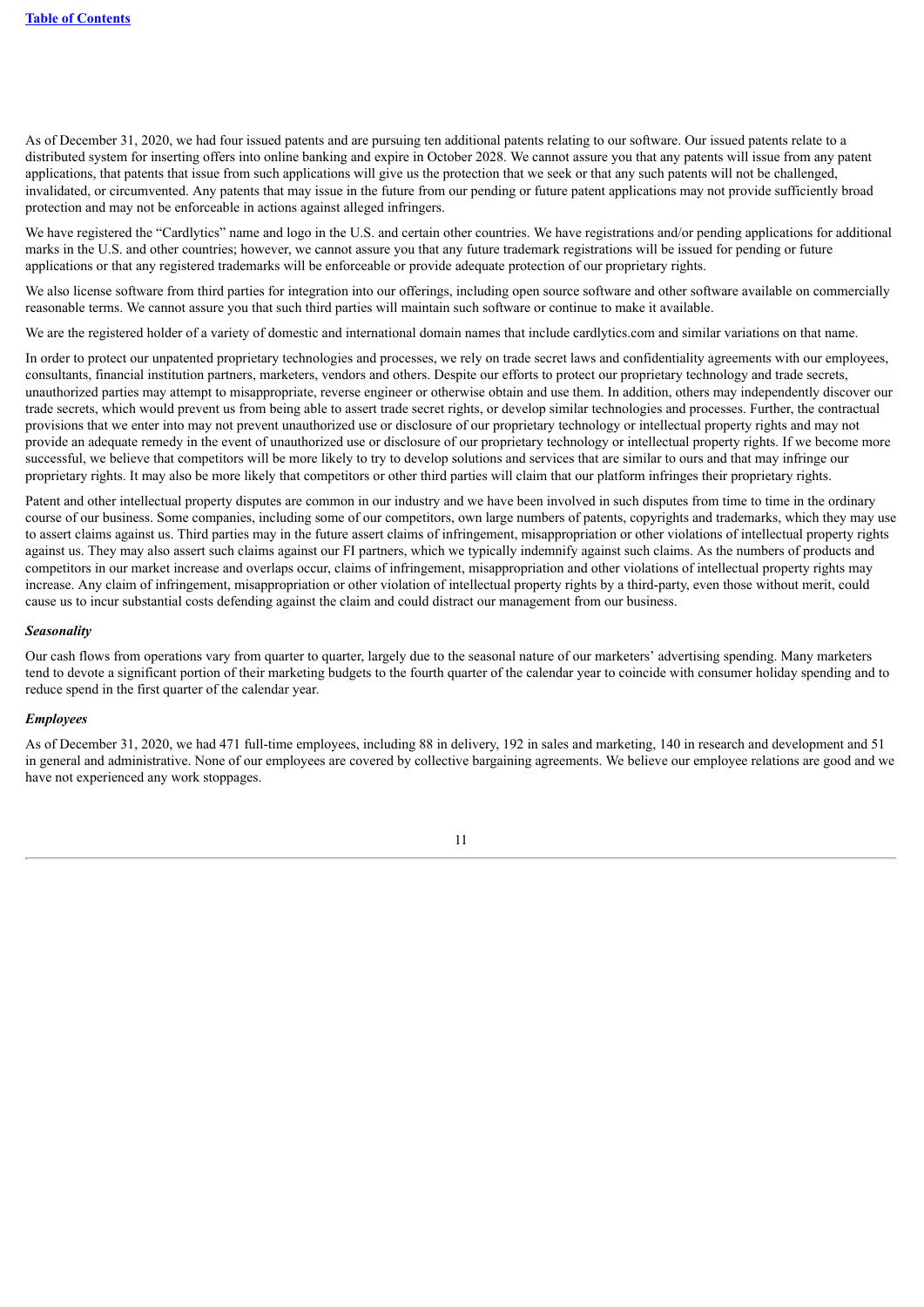As of December 31, 2020, we had four issued patents and are pursuing ten additional patents relating to our software. Our issued patents relate to a distributed system for inserting offers into online banking and expire in October 2028. We cannot assure you that any patents will issue from any patent applications, that patents that issue from such applications will give us the protection that we seek or that any such patents will not be challenged, invalidated, or circumvented. Any patents that may issue in the future from our pending or future patent applications may not provide sufficiently broad protection and may not be enforceable in actions against alleged infringers.

We have registered the "Cardlytics" name and logo in the U.S. and certain other countries. We have registrations and/or pending applications for additional marks in the U.S. and other countries; however, we cannot assure you that any future trademark registrations will be issued for pending or future applications or that any registered trademarks will be enforceable or provide adequate protection of our proprietary rights.

We also license software from third parties for integration into our offerings, including open source software and other software available on commercially reasonable terms. We cannot assure you that such third parties will maintain such software or continue to make it available.

We are the registered holder of a variety of domestic and international domain names that include cardlytics.com and similar variations on that name.

In order to protect our unpatented proprietary technologies and processes, we rely on trade secret laws and confidentiality agreements with our employees, consultants, financial institution partners, marketers, vendors and others. Despite our efforts to protect our proprietary technology and trade secrets, unauthorized parties may attempt to misappropriate, reverse engineer or otherwise obtain and use them. In addition, others may independently discover our trade secrets, which would prevent us from being able to assert trade secret rights, or develop similar technologies and processes. Further, the contractual provisions that we enter into may not prevent unauthorized use or disclosure of our proprietary technology or intellectual property rights and may not provide an adequate remedy in the event of unauthorized use or disclosure of our proprietary technology or intellectual property rights. If we become more successful, we believe that competitors will be more likely to try to develop solutions and services that are similar to ours and that may infringe our proprietary rights. It may also be more likely that competitors or other third parties will claim that our platform infringes their proprietary rights.

Patent and other intellectual property disputes are common in our industry and we have been involved in such disputes from time to time in the ordinary course of our business. Some companies, including some of our competitors, own large numbers of patents, copyrights and trademarks, which they may use to assert claims against us. Third parties may in the future assert claims of infringement, misappropriation or other violations of intellectual property rights against us. They may also assert such claims against our FI partners, which we typically indemnify against such claims. As the numbers of products and competitors in our market increase and overlaps occur, claims of infringement, misappropriation and other violations of intellectual property rights may increase. Any claim of infringement, misappropriation or other violation of intellectual property rights by a third-party, even those without merit, could cause us to incur substantial costs defending against the claim and could distract our management from our business.

***Seasonality***

Our cash flows from operations vary from quarter to quarter, largely due to the seasonal nature of our marketers' advertising spending. Many marketers tend to devote a significant portion of their marketing budgets to the fourth quarter of the calendar year to coincide with consumer holiday spending and to reduce spend in the first quarter of the calendar year.

***Employees***

As of December 31, 2020, we had 471 full-time employees, including 88 in delivery, 192 in sales and marketing, 140 in research and development and 51 in general and administrative. None of our employees are covered by collective bargaining agreements. We believe our employee relations are good and we have not experienced any work stoppages.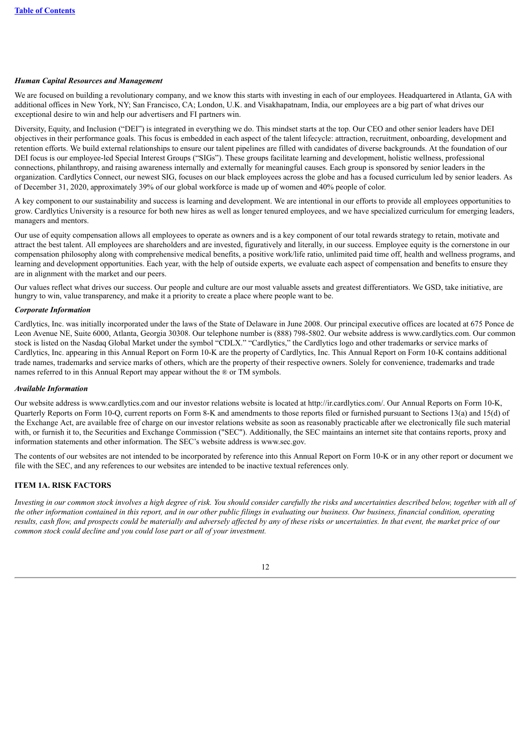*Human Capital Resources and Management*

We are focused on building a revolutionary company, and we know this starts with investing in each of our employees. Headquartered in Atlanta, GA with additional offices in New York, NY; San Francisco, CA; London, U.K. and Visakhapatnam, India, our employees are a big part of what drives our exceptional desire to win and help our advertisers and FI partners win.

Diversity, Equity, and Inclusion ("DEI") is integrated in everything we do. This mindset starts at the top. Our CEO and other senior leaders have DEI objectives in their performance goals. This focus is embedded in each aspect of the talent lifecycle: attraction, recruitment, onboarding, development and retention efforts. We build external relationships to ensure our talent pipelines are filled with candidates of diverse backgrounds. At the foundation of our DEI focus is our employee-led Special Interest Groups ("SIGs"). These groups facilitate learning and development, holistic wellness, professional connections, philanthropy, and raising awareness internally and externally for meaningful causes. Each group is sponsored by senior leaders in the organization. Cardlytics Connect, our newest SIG, focuses on our black employees across the globe and has a focused curriculum led by senior leaders. As of December 31, 2020, approximately 39% of our global workforce is made up of women and 40% people of color.

A key component to our sustainability and success is learning and development. We are intentional in our efforts to provide all employees opportunities to grow. Cardlytics University is a resource for both new hires as well as longer tenured employees, and we have specialized curriculum for emerging leaders, managers and mentors.

Our use of equity compensation allows all employees to operate as owners and is a key component of our total rewards strategy to retain, motivate and attract the best talent. All employees are shareholders and are invested, figuratively and literally, in our success. Employee equity is the cornerstone in our compensation philosophy along with comprehensive medical benefits, a positive work/life ratio, unlimited paid time off, health and wellness programs, and learning and development opportunities. Each year, with the help of outside experts, we evaluate each aspect of compensation and benefits to ensure they are in alignment with the market and our peers.

Our values reflect what drives our success. Our people and culture are our most valuable assets and greatest differentiators. We GSD, take initiative, are hungry to win, value transparency, and make it a priority to create a place where people want to be.

*Corporate Information*

Cardlytics, Inc. was initially incorporated under the laws of the State of Delaware in June 2008. Our principal executive offices are located at 675 Ponce de Leon Avenue NE, Suite 6000, Atlanta, Georgia 30308. Our telephone number is (888) 798-5802. Our website address is www.cardlytics.com. Our common stock is listed on the Nasdaq Global Market under the symbol "CDLX." "Cardlytics," the Cardlytics logo and other trademarks or service marks of Cardlytics, Inc. appearing in this Annual Report on Form 10-K are the property of Cardlytics, Inc. This Annual Report on Form 10-K contains additional trade names, trademarks and service marks of others, which are the property of their respective owners. Solely for convenience, trademarks and trade names referred to in this Annual Report may appear without the ® or TM symbols.

*Available Information*

Our website address is www.cardlytics.com and our investor relations website is located at http://ir.cardlytics.com/. Our Annual Reports on Form 10-K, Quarterly Reports on Form 10-Q, current reports on Form 8-K and amendments to those reports filed or furnished pursuant to Sections 13(a) and 15(d) of the Exchange Act, are available free of charge on our investor relations website as soon as reasonably practicable after we electronically file such material with, or furnish it to, the Securities and Exchange Commission ("SEC"). Additionally, the SEC maintains an internet site that contains reports, proxy and information statements and other information. The SEC's website address is www.sec.gov.

The contents of our websites are not intended to be incorporated by reference into this Annual Report on Form 10-K or in any other report or document we file with the SEC, and any references to our websites are intended to be inactive textual references only.

## ITEM 1A. RISK FACTORS

*Investing in our common stock involves a high degree of risk. You should consider carefully the risks and uncertainties described below, together with all of the other information contained in this report, and in our other public filings in evaluating our business. Our business, financial condition, operating results, cash flow, and prospects could be materially and adversely affected by any of these risks or uncertainties. In that event, the market price of our common stock could decline and you could lose part or all of your investment.*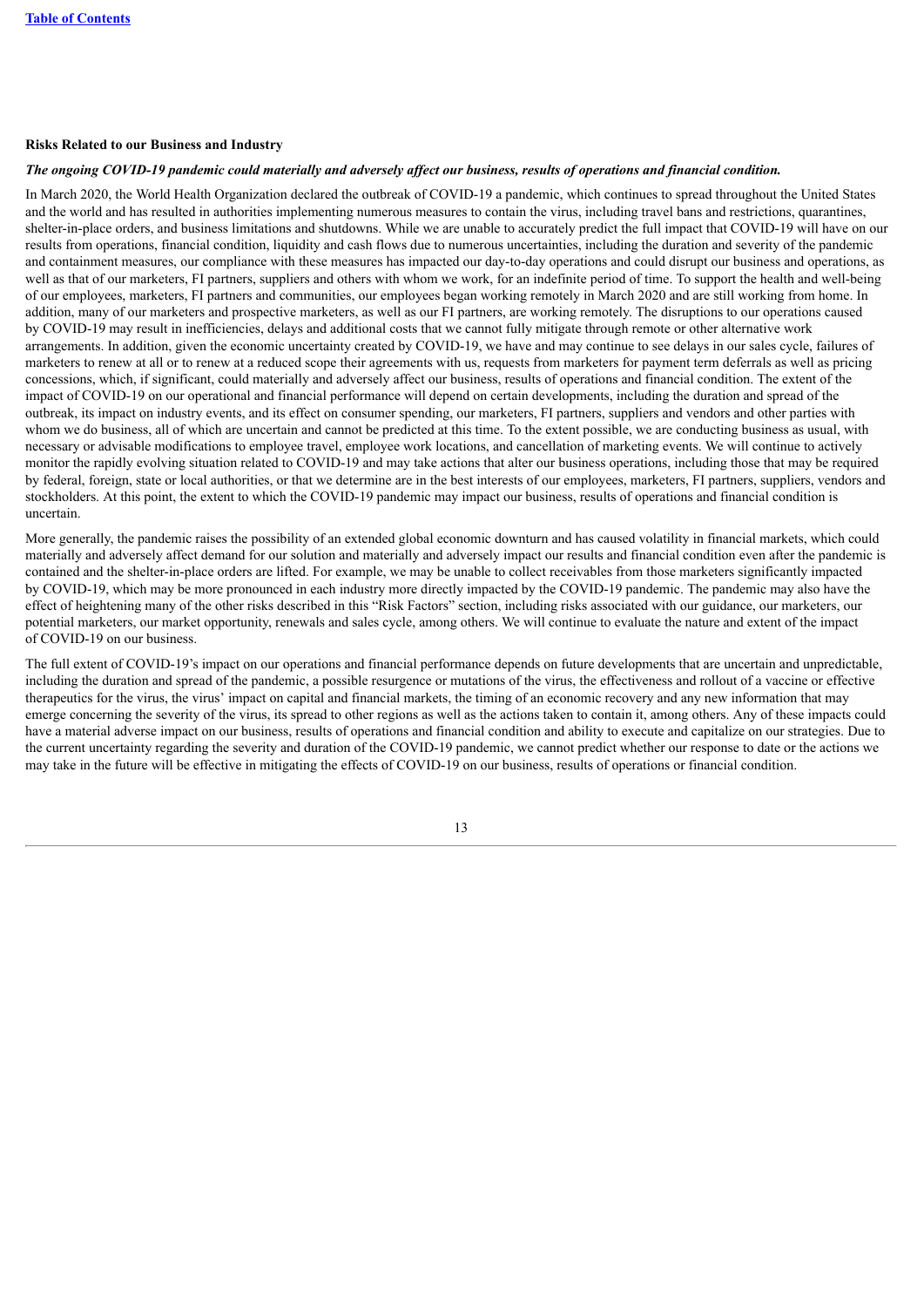### Risks Related to our Business and Industry

***The ongoing COVID-19 pandemic could materially and adversely affect our business, results of operations and financial condition.***

In March 2020, the World Health Organization declared the outbreak of COVID-19 a pandemic, which continues to spread throughout the United States and the world and has resulted in authorities implementing numerous measures to contain the virus, including travel bans and restrictions, quarantines, shelter-in-place orders, and business limitations and shutdowns. While we are unable to accurately predict the full impact that COVID-19 will have on our results from operations, financial condition, liquidity and cash flows due to numerous uncertainties, including the duration and severity of the pandemic and containment measures, our compliance with these measures has impacted our day-to-day operations and could disrupt our business and operations, as well as that of our marketers, FI partners, suppliers and others with whom we work, for an indefinite period of time. To support the health and well-being of our employees, marketers, FI partners and communities, our employees began working remotely in March 2020 and are still working from home. In addition, many of our marketers and prospective marketers, as well as our FI partners, are working remotely. The disruptions to our operations caused by COVID-19 may result in inefficiencies, delays and additional costs that we cannot fully mitigate through remote or other alternative work arrangements. In addition, given the economic uncertainty created by COVID-19, we have and may continue to see delays in our sales cycle, failures of marketers to renew at all or to renew at a reduced scope their agreements with us, requests from marketers for payment term deferrals as well as pricing concessions, which, if significant, could materially and adversely affect our business, results of operations and financial condition. The extent of the impact of COVID-19 on our operational and financial performance will depend on certain developments, including the duration and spread of the outbreak, its impact on industry events, and its effect on consumer spending, our marketers, FI partners, suppliers and vendors and other parties with whom we do business, all of which are uncertain and cannot be predicted at this time. To the extent possible, we are conducting business as usual, with necessary or advisable modifications to employee travel, employee work locations, and cancellation of marketing events. We will continue to actively monitor the rapidly evolving situation related to COVID-19 and may take actions that alter our business operations, including those that may be required by federal, foreign, state or local authorities, or that we determine are in the best interests of our employees, marketers, FI partners, suppliers, vendors and stockholders. At this point, the extent to which the COVID-19 pandemic may impact our business, results of operations and financial condition is uncertain.

More generally, the pandemic raises the possibility of an extended global economic downturn and has caused volatility in financial markets, which could materially and adversely affect demand for our solution and materially and adversely impact our results and financial condition even after the pandemic is contained and the shelter-in-place orders are lifted. For example, we may be unable to collect receivables from those marketers significantly impacted by COVID-19, which may be more pronounced in each industry more directly impacted by the COVID-19 pandemic. The pandemic may also have the effect of heightening many of the other risks described in this "Risk Factors" section, including risks associated with our guidance, our marketers, our potential marketers, our market opportunity, renewals and sales cycle, among others. We will continue to evaluate the nature and extent of the impact of COVID-19 on our business.

The full extent of COVID-19's impact on our operations and financial performance depends on future developments that are uncertain and unpredictable, including the duration and spread of the pandemic, a possible resurgence or mutations of the virus, the effectiveness and rollout of a vaccine or effective therapeutics for the virus, the virus' impact on capital and financial markets, the timing of an economic recovery and any new information that may emerge concerning the severity of the virus, its spread to other regions as well as the actions taken to contain it, among others. Any of these impacts could have a material adverse impact on our business, results of operations and financial condition and ability to execute and capitalize on our strategies. Due to the current uncertainty regarding the severity and duration of the COVID-19 pandemic, we cannot predict whether our response to date or the actions we may take in the future will be effective in mitigating the effects of COVID-19 on our business, results of operations or financial condition.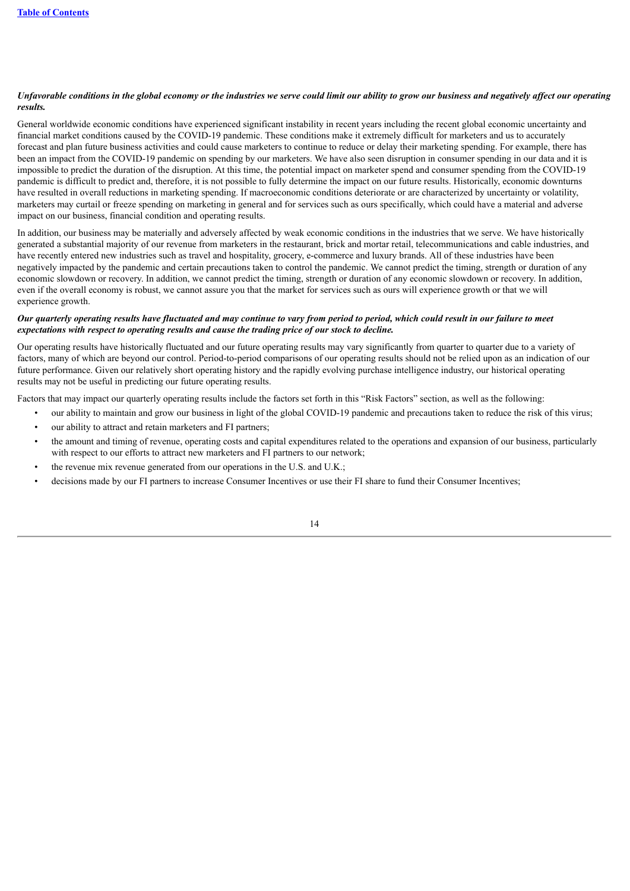***Unfavorable conditions in the global economy or the industries we serve could limit our ability to grow our business and negatively affect our operating results.***

General worldwide economic conditions have experienced significant instability in recent years including the recent global economic uncertainty and financial market conditions caused by the COVID-19 pandemic. These conditions make it extremely difficult for marketers and us to accurately forecast and plan future business activities and could cause marketers to continue to reduce or delay their marketing spending. For example, there has been an impact from the COVID-19 pandemic on spending by our marketers. We have also seen disruption in consumer spending in our data and it is impossible to predict the duration of the disruption. At this time, the potential impact on marketer spend and consumer spending from the COVID-19 pandemic is difficult to predict and, therefore, it is not possible to fully determine the impact on our future results. Historically, economic downturns have resulted in overall reductions in marketing spending. If macroeconomic conditions deteriorate or are characterized by uncertainty or volatility, marketers may curtail or freeze spending on marketing in general and for services such as ours specifically, which could have a material and adverse impact on our business, financial condition and operating results.

In addition, our business may be materially and adversely affected by weak economic conditions in the industries that we serve. We have historically generated a substantial majority of our revenue from marketers in the restaurant, brick and mortar retail, telecommunications and cable industries, and have recently entered new industries such as travel and hospitality, grocery, e-commerce and luxury brands. All of these industries have been negatively impacted by the pandemic and certain precautions taken to control the pandemic. We cannot predict the timing, strength or duration of any economic slowdown or recovery. In addition, we cannot predict the timing, strength or duration of any economic slowdown or recovery. In addition, even if the overall economy is robust, we cannot assure you that the market for services such as ours will experience growth or that we will experience growth.

***Our quarterly operating results have fluctuated and may continue to vary from period to period, which could result in our failure to meet expectations with respect to operating results and cause the trading price of our stock to decline.***

Our operating results have historically fluctuated and our future operating results may vary significantly from quarter to quarter due to a variety of factors, many of which are beyond our control. Period-to-period comparisons of our operating results should not be relied upon as an indication of our future performance. Given our relatively short operating history and the rapidly evolving purchase intelligence industry, our historical operating results may not be useful in predicting our future operating results.

Factors that may impact our quarterly operating results include the factors set forth in this "Risk Factors" section, as well as the following:

- our ability to maintain and grow our business in light of the global COVID-19 pandemic and precautions taken to reduce the risk of this virus;
- our ability to attract and retain marketers and FI partners;
- the amount and timing of revenue, operating costs and capital expenditures related to the operations and expansion of our business, particularly with respect to our efforts to attract new marketers and FI partners to our network;
- the revenue mix revenue generated from our operations in the U.S. and U.K.;
- decisions made by our FI partners to increase Consumer Incentives or use their FI share to fund their Consumer Incentives;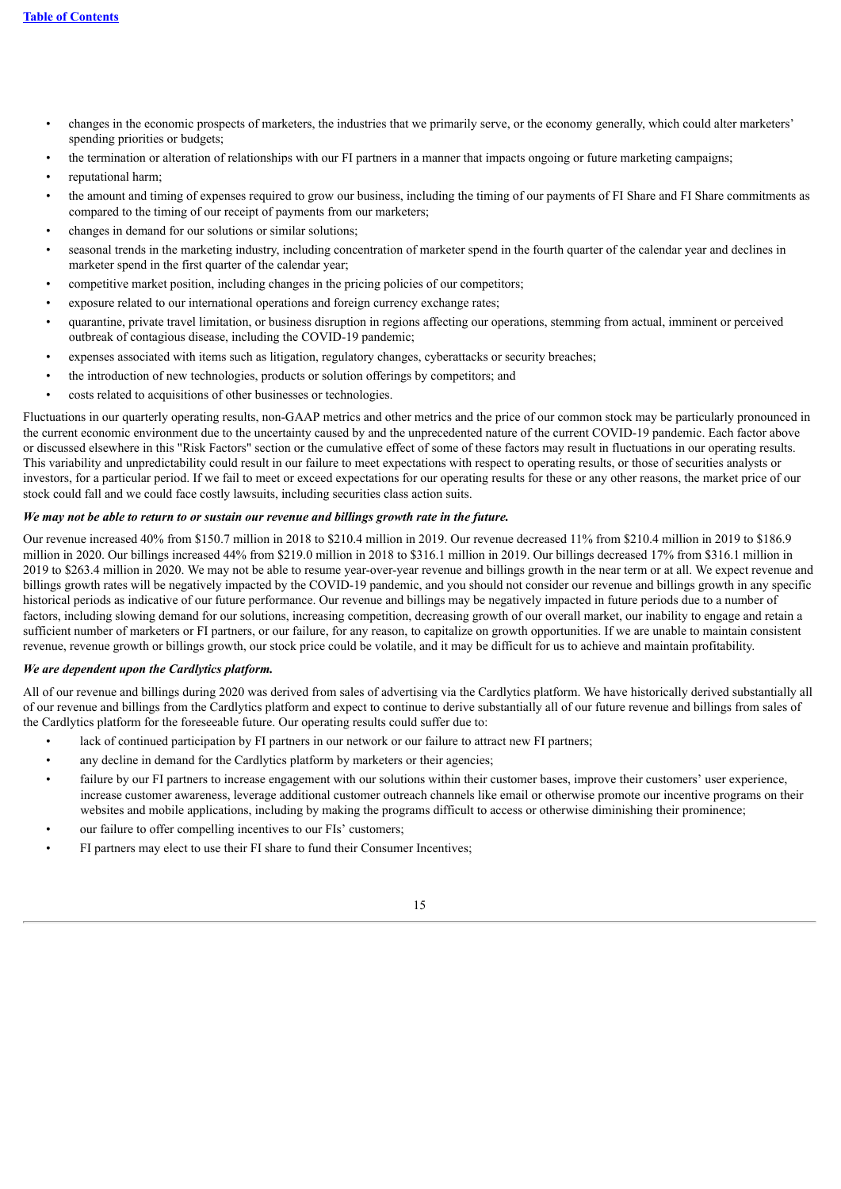- changes in the economic prospects of marketers, the industries that we primarily serve, or the economy generally, which could alter marketers' spending priorities or budgets;
- the termination or alteration of relationships with our FI partners in a manner that impacts ongoing or future marketing campaigns;
- reputational harm;
- the amount and timing of expenses required to grow our business, including the timing of our payments of FI Share and FI Share commitments as compared to the timing of our receipt of payments from our marketers;
- changes in demand for our solutions or similar solutions;
- seasonal trends in the marketing industry, including concentration of marketer spend in the fourth quarter of the calendar year and declines in marketer spend in the first quarter of the calendar year;
- competitive market position, including changes in the pricing policies of our competitors;
- exposure related to our international operations and foreign currency exchange rates;
- quarantine, private travel limitation, or business disruption in regions affecting our operations, stemming from actual, imminent or perceived outbreak of contagious disease, including the COVID-19 pandemic;
- expenses associated with items such as litigation, regulatory changes, cyberattacks or security breaches;
- the introduction of new technologies, products or solution offerings by competitors; and
- costs related to acquisitions of other businesses or technologies.

Fluctuations in our quarterly operating results, non-GAAP metrics and other metrics and the price of our common stock may be particularly pronounced in the current economic environment due to the uncertainty caused by and the unprecedented nature of the current COVID-19 pandemic. Each factor above or discussed elsewhere in this "Risk Factors" section or the cumulative effect of some of these factors may result in fluctuations in our operating results. This variability and unpredictability could result in our failure to meet expectations with respect to operating results, or those of securities analysts or investors, for a particular period. If we fail to meet or exceed expectations for our operating results for these or any other reasons, the market price of our stock could fall and we could face costly lawsuits, including securities class action suits.

***We may not be able to return to or sustain our revenue and billings growth rate in the future.***

Our revenue increased 40% from $150.7 million in 2018 to $210.4 million in 2019. Our revenue decreased 11% from $210.4 million in 2019 to $186.9 million in 2020. Our billings increased 44% from $219.0 million in 2018 to $316.1 million in 2019. Our billings decreased 17% from $316.1 million in 2019 to $263.4 million in 2020. We may not be able to resume year-over-year revenue and billings growth in the near term or at all. We expect revenue and billings growth rates will be negatively impacted by the COVID-19 pandemic, and you should not consider our revenue and billings growth in any specific historical periods as indicative of our future performance. Our revenue and billings may be negatively impacted in future periods due to a number of factors, including slowing demand for our solutions, increasing competition, decreasing growth of our overall market, our inability to engage and retain a sufficient number of marketers or FI partners, or our failure, for any reason, to capitalize on growth opportunities. If we are unable to maintain consistent revenue, revenue growth or billings growth, our stock price could be volatile, and it may be difficult for us to achieve and maintain profitability.

***We are dependent upon the Cardlytics platform.***

All of our revenue and billings during 2020 was derived from sales of advertising via the Cardlytics platform. We have historically derived substantially all of our revenue and billings from the Cardlytics platform and expect to continue to derive substantially all of our future revenue and billings from sales of the Cardlytics platform for the foreseeable future. Our operating results could suffer due to:

- lack of continued participation by FI partners in our network or our failure to attract new FI partners;
- any decline in demand for the Cardlytics platform by marketers or their agencies;
- failure by our FI partners to increase engagement with our solutions within their customer bases, improve their customers' user experience, increase customer awareness, leverage additional customer outreach channels like email or otherwise promote our incentive programs on their websites and mobile applications, including by making the programs difficult to access or otherwise diminishing their prominence;
- our failure to offer compelling incentives to our FIs' customers;
- FI partners may elect to use their FI share to fund their Consumer Incentives;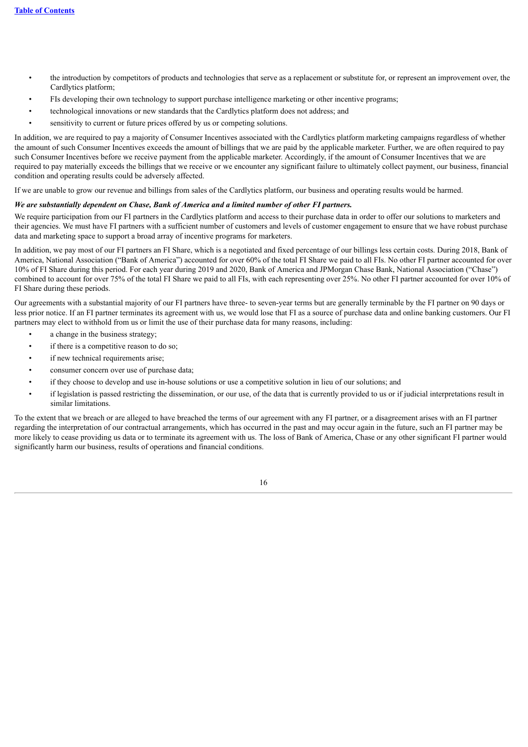- the introduction by competitors of products and technologies that serve as a replacement or substitute for, or represent an improvement over, the Cardlytics platform;
- FIs developing their own technology to support purchase intelligence marketing or other incentive programs;
- technological innovations or new standards that the Cardlytics platform does not address; and
- sensitivity to current or future prices offered by us or competing solutions.

In addition, we are required to pay a majority of Consumer Incentives associated with the Cardlytics platform marketing campaigns regardless of whether the amount of such Consumer Incentives exceeds the amount of billings that we are paid by the applicable marketer. Further, we are often required to pay such Consumer Incentives before we receive payment from the applicable marketer. Accordingly, if the amount of Consumer Incentives that we are required to pay materially exceeds the billings that we receive or we encounter any significant failure to ultimately collect payment, our business, financial condition and operating results could be adversely affected.

If we are unable to grow our revenue and billings from sales of the Cardlytics platform, our business and operating results would be harmed.

***We are substantially dependent on Chase, Bank of America and a limited number of other FI partners.***

We require participation from our FI partners in the Cardlytics platform and access to their purchase data in order to offer our solutions to marketers and their agencies. We must have FI partners with a sufficient number of customers and levels of customer engagement to ensure that we have robust purchase data and marketing space to support a broad array of incentive programs for marketers.

In addition, we pay most of our FI partners an FI Share, which is a negotiated and fixed percentage of our billings less certain costs. During 2018, Bank of America, National Association ("Bank of America") accounted for over 60% of the total FI Share we paid to all FIs. No other FI partner accounted for over 10% of FI Share during this period. For each year during 2019 and 2020, Bank of America and JPMorgan Chase Bank, National Association ("Chase") combined to account for over 75% of the total FI Share we paid to all FIs, with each representing over 25%. No other FI partner accounted for over 10% of FI Share during these periods.

Our agreements with a substantial majority of our FI partners have three- to seven-year terms but are generally terminable by the FI partner on 90 days or less prior notice. If an FI partner terminates its agreement with us, we would lose that FI as a source of purchase data and online banking customers. Our FI partners may elect to withhold from us or limit the use of their purchase data for many reasons, including:

- a change in the business strategy;
- if there is a competitive reason to do so;
- if new technical requirements arise;
- consumer concern over use of purchase data;
- if they choose to develop and use in-house solutions or use a competitive solution in lieu of our solutions; and
- if legislation is passed restricting the dissemination, or our use, of the data that is currently provided to us or if judicial interpretations result in similar limitations.

To the extent that we breach or are alleged to have breached the terms of our agreement with any FI partner, or a disagreement arises with an FI partner regarding the interpretation of our contractual arrangements, which has occurred in the past and may occur again in the future, such an FI partner may be more likely to cease providing us data or to terminate its agreement with us. The loss of Bank of America, Chase or any other significant FI partner would significantly harm our business, results of operations and financial conditions.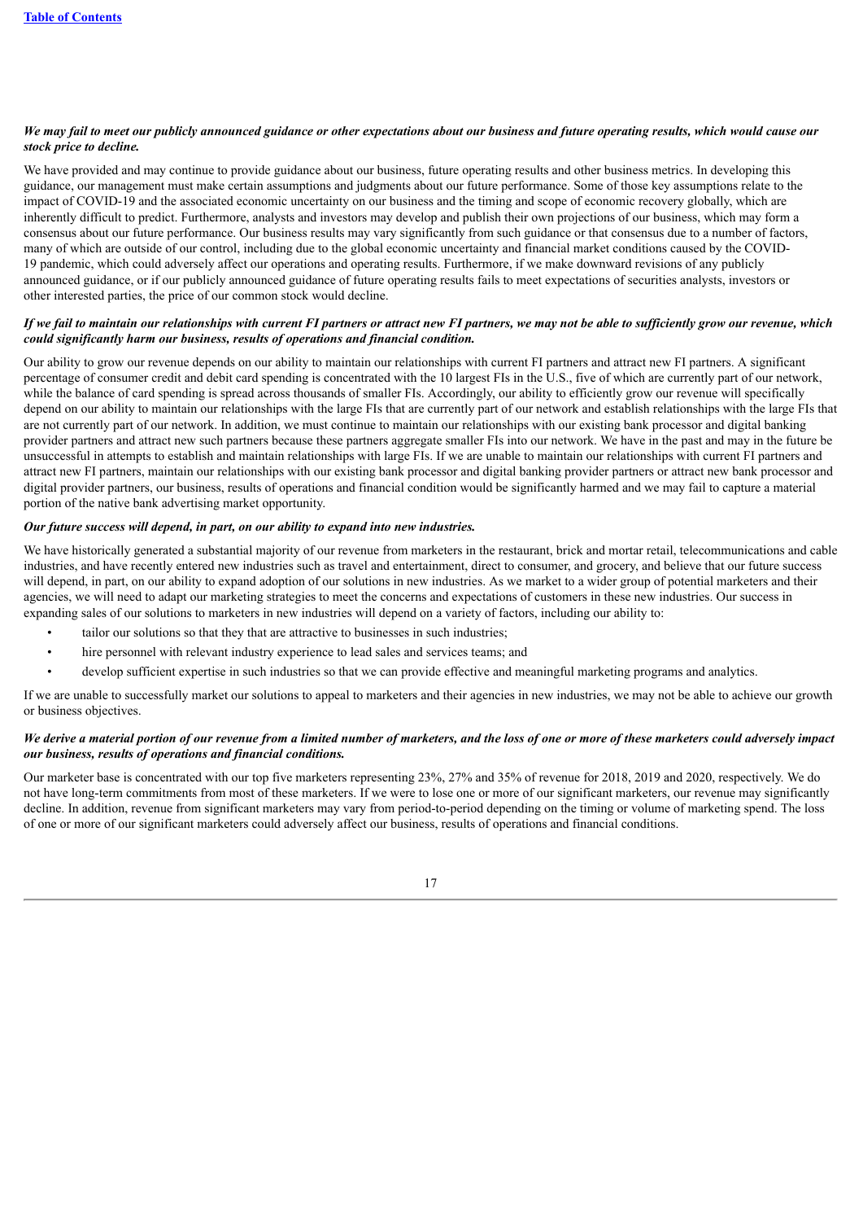***We may fail to meet our publicly announced guidance or other expectations about our business and future operating results, which would cause our stock price to decline.***

We have provided and may continue to provide guidance about our business, future operating results and other business metrics. In developing this guidance, our management must make certain assumptions and judgments about our future performance. Some of those key assumptions relate to the impact of COVID-19 and the associated economic uncertainty on our business and the timing and scope of economic recovery globally, which are inherently difficult to predict. Furthermore, analysts and investors may develop and publish their own projections of our business, which may form a consensus about our future performance. Our business results may vary significantly from such guidance or that consensus due to a number of factors, many of which are outside of our control, including due to the global economic uncertainty and financial market conditions caused by the COVID-19 pandemic, which could adversely affect our operations and operating results. Furthermore, if we make downward revisions of any publicly announced guidance, or if our publicly announced guidance of future operating results fails to meet expectations of securities analysts, investors or other interested parties, the price of our common stock would decline.

***If we fail to maintain our relationships with current FI partners or attract new FI partners, we may not be able to sufficiently grow our revenue, which could significantly harm our business, results of operations and financial condition.***

Our ability to grow our revenue depends on our ability to maintain our relationships with current FI partners and attract new FI partners. A significant percentage of consumer credit and debit card spending is concentrated with the 10 largest FIs in the U.S., five of which are currently part of our network, while the balance of card spending is spread across thousands of smaller FIs. Accordingly, our ability to efficiently grow our revenue will specifically depend on our ability to maintain our relationships with the large FIs that are currently part of our network and establish relationships with the large FIs that are not currently part of our network. In addition, we must continue to maintain our relationships with our existing bank processor and digital banking provider partners and attract new such partners because these partners aggregate smaller FIs into our network. We have in the past and may in the future be unsuccessful in attempts to establish and maintain relationships with large FIs. If we are unable to maintain our relationships with current FI partners and attract new FI partners, maintain our relationships with our existing bank processor and digital banking provider partners or attract new bank processor and digital provider partners, our business, results of operations and financial condition would be significantly harmed and we may fail to capture a material portion of the native bank advertising market opportunity.

***Our future success will depend, in part, on our ability to expand into new industries.***

We have historically generated a substantial majority of our revenue from marketers in the restaurant, brick and mortar retail, telecommunications and cable industries, and have recently entered new industries such as travel and entertainment, direct to consumer, and grocery, and believe that our future success will depend, in part, on our ability to expand adoption of our solutions in new industries. As we market to a wider group of potential marketers and their agencies, we will need to adapt our marketing strategies to meet the concerns and expectations of customers in these new industries. Our success in expanding sales of our solutions to marketers in new industries will depend on a variety of factors, including our ability to:

- tailor our solutions so that they that are attractive to businesses in such industries;
- hire personnel with relevant industry experience to lead sales and services teams; and
- develop sufficient expertise in such industries so that we can provide effective and meaningful marketing programs and analytics.

If we are unable to successfully market our solutions to appeal to marketers and their agencies in new industries, we may not be able to achieve our growth or business objectives.

***We derive a material portion of our revenue from a limited number of marketers, and the loss of one or more of these marketers could adversely impact our business, results of operations and financial conditions.***

Our marketer base is concentrated with our top five marketers representing 23%, 27% and 35% of revenue for 2018, 2019 and 2020, respectively. We do not have long-term commitments from most of these marketers. If we were to lose one or more of our significant marketers, our revenue may significantly decline. In addition, revenue from significant marketers may vary from period-to-period depending on the timing or volume of marketing spend. The loss of one or more of our significant marketers could adversely affect our business, results of operations and financial conditions.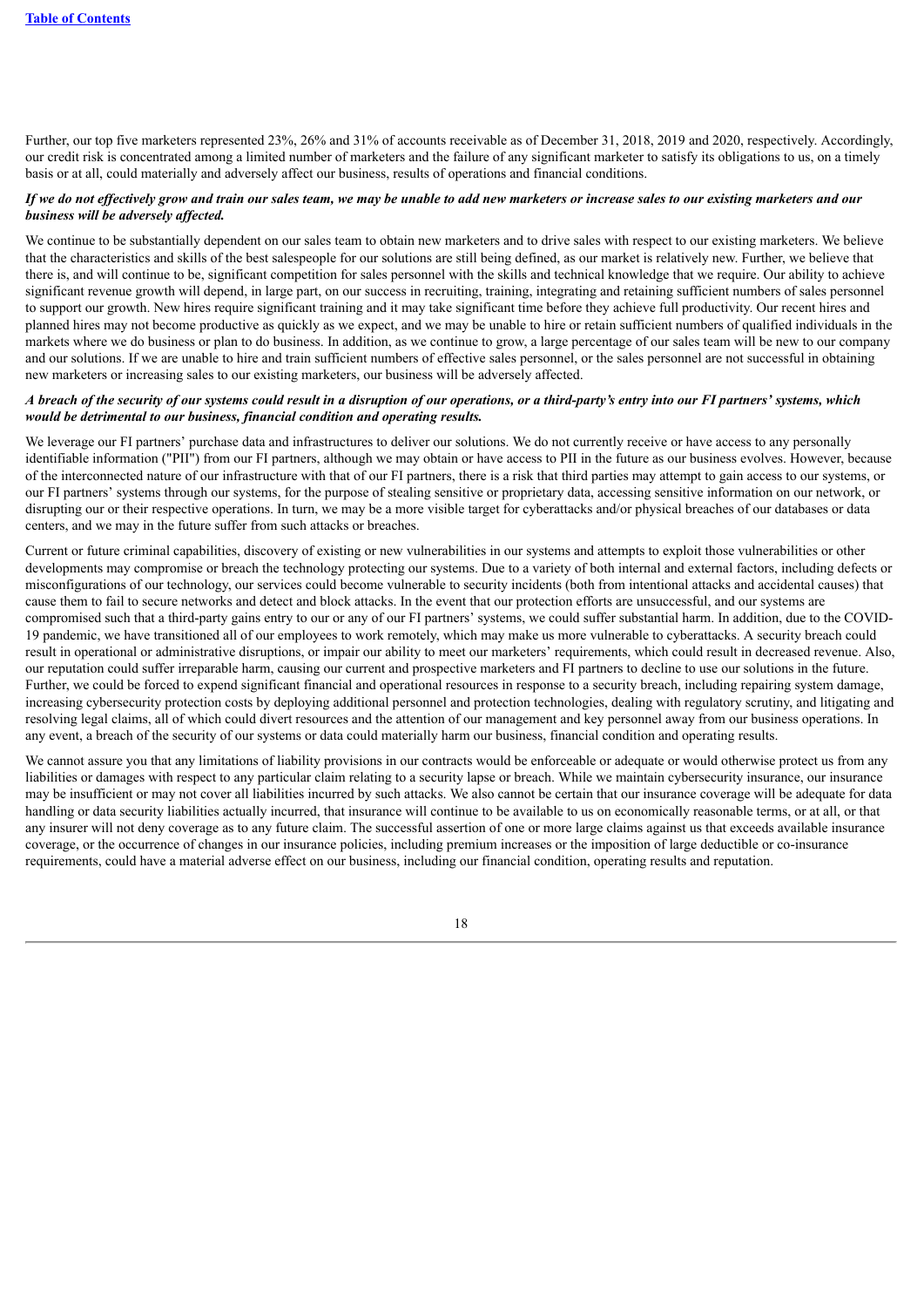Further, our top five marketers represented 23%, 26% and 31% of accounts receivable as of December 31, 2018, 2019 and 2020, respectively. Accordingly, our credit risk is concentrated among a limited number of marketers and the failure of any significant marketer to satisfy its obligations to us, on a timely basis or at all, could materially and adversely affect our business, results of operations and financial conditions.

***If we do not effectively grow and train our sales team, we may be unable to add new marketers or increase sales to our existing marketers and our business will be adversely affected.***

We continue to be substantially dependent on our sales team to obtain new marketers and to drive sales with respect to our existing marketers. We believe that the characteristics and skills of the best salespeople for our solutions are still being defined, as our market is relatively new. Further, we believe that there is, and will continue to be, significant competition for sales personnel with the skills and technical knowledge that we require. Our ability to achieve significant revenue growth will depend, in large part, on our success in recruiting, training, integrating and retaining sufficient numbers of sales personnel to support our growth. New hires require significant training and it may take significant time before they achieve full productivity. Our recent hires and planned hires may not become productive as quickly as we expect, and we may be unable to hire or retain sufficient numbers of qualified individuals in the markets where we do business or plan to do business. In addition, as we continue to grow, a large percentage of our sales team will be new to our company and our solutions. If we are unable to hire and train sufficient numbers of effective sales personnel, or the sales personnel are not successful in obtaining new marketers or increasing sales to our existing marketers, our business will be adversely affected.

***A breach of the security of our systems could result in a disruption of our operations, or a third-party's entry into our FI partners' systems, which would be detrimental to our business, financial condition and operating results.***

We leverage our FI partners' purchase data and infrastructures to deliver our solutions. We do not currently receive or have access to any personally identifiable information ("PII") from our FI partners, although we may obtain or have access to PII in the future as our business evolves. However, because of the interconnected nature of our infrastructure with that of our FI partners, there is a risk that third parties may attempt to gain access to our systems, or our FI partners' systems through our systems, for the purpose of stealing sensitive or proprietary data, accessing sensitive information on our network, or disrupting our or their respective operations. In turn, we may be a more visible target for cyberattacks and/or physical breaches of our databases or data centers, and we may in the future suffer from such attacks or breaches.

Current or future criminal capabilities, discovery of existing or new vulnerabilities in our systems and attempts to exploit those vulnerabilities or other developments may compromise or breach the technology protecting our systems. Due to a variety of both internal and external factors, including defects or misconfigurations of our technology, our services could become vulnerable to security incidents (both from intentional attacks and accidental causes) that cause them to fail to secure networks and detect and block attacks. In the event that our protection efforts are unsuccessful, and our systems are compromised such that a third-party gains entry to our or any of our FI partners' systems, we could suffer substantial harm. In addition, due to the COVID-19 pandemic, we have transitioned all of our employees to work remotely, which may make us more vulnerable to cyberattacks. A security breach could result in operational or administrative disruptions, or impair our ability to meet our marketers' requirements, which could result in decreased revenue. Also, our reputation could suffer irreparable harm, causing our current and prospective marketers and FI partners to decline to use our solutions in the future. Further, we could be forced to expend significant financial and operational resources in response to a security breach, including repairing system damage, increasing cybersecurity protection costs by deploying additional personnel and protection technologies, dealing with regulatory scrutiny, and litigating and resolving legal claims, all of which could divert resources and the attention of our management and key personnel away from our business operations. In any event, a breach of the security of our systems or data could materially harm our business, financial condition and operating results.

We cannot assure you that any limitations of liability provisions in our contracts would be enforceable or adequate or would otherwise protect us from any liabilities or damages with respect to any particular claim relating to a security lapse or breach. While we maintain cybersecurity insurance, our insurance may be insufficient or may not cover all liabilities incurred by such attacks. We also cannot be certain that our insurance coverage will be adequate for data handling or data security liabilities actually incurred, that insurance will continue to be available to us on economically reasonable terms, or at all, or that any insurer will not deny coverage as to any future claim. The successful assertion of one or more large claims against us that exceeds available insurance coverage, or the occurrence of changes in our insurance policies, including premium increases or the imposition of large deductible or co-insurance requirements, could have a material adverse effect on our business, including our financial condition, operating results and reputation.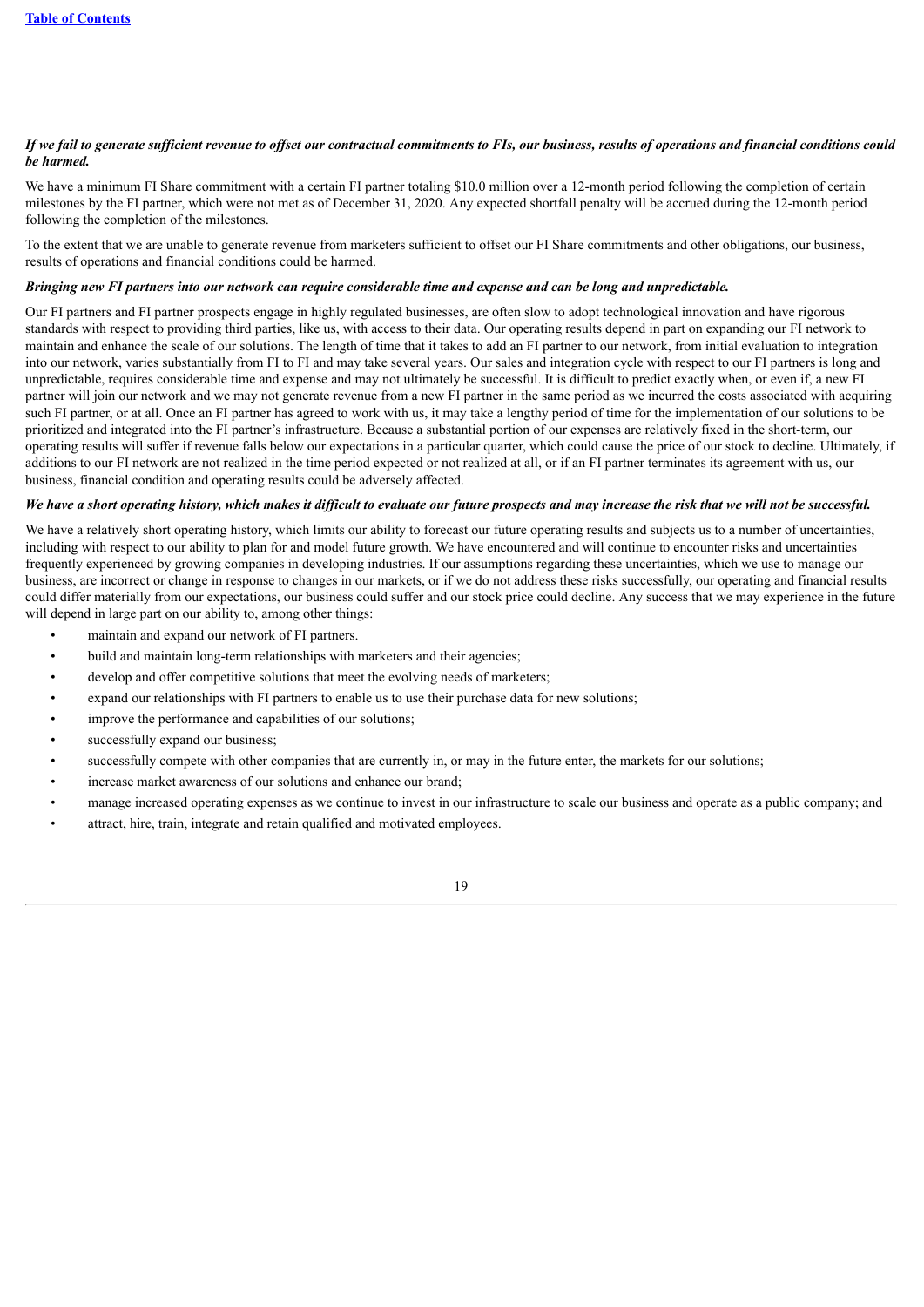***If we fail to generate sufficient revenue to offset our contractual commitments to FIs, our business, results of operations and financial conditions could be harmed.***

We have a minimum FI Share commitment with a certain FI partner totaling $10.0 million over a 12-month period following the completion of certain milestones by the FI partner, which were not met as of December 31, 2020. Any expected shortfall penalty will be accrued during the 12-month period following the completion of the milestones.

To the extent that we are unable to generate revenue from marketers sufficient to offset our FI Share commitments and other obligations, our business, results of operations and financial conditions could be harmed.

***Bringing new FI partners into our network can require considerable time and expense and can be long and unpredictable.***

Our FI partners and FI partner prospects engage in highly regulated businesses, are often slow to adopt technological innovation and have rigorous standards with respect to providing third parties, like us, with access to their data. Our operating results depend in part on expanding our FI network to maintain and enhance the scale of our solutions. The length of time that it takes to add an FI partner to our network, from initial evaluation to integration into our network, varies substantially from FI to FI and may take several years. Our sales and integration cycle with respect to our FI partners is long and unpredictable, requires considerable time and expense and may not ultimately be successful. It is difficult to predict exactly when, or even if, a new FI partner will join our network and we may not generate revenue from a new FI partner in the same period as we incurred the costs associated with acquiring such FI partner, or at all. Once an FI partner has agreed to work with us, it may take a lengthy period of time for the implementation of our solutions to be prioritized and integrated into the FI partner's infrastructure. Because a substantial portion of our expenses are relatively fixed in the short-term, our operating results will suffer if revenue falls below our expectations in a particular quarter, which could cause the price of our stock to decline. Ultimately, if additions to our FI network are not realized in the time period expected or not realized at all, or if an FI partner terminates its agreement with us, our business, financial condition and operating results could be adversely affected.

***We have a short operating history, which makes it difficult to evaluate our future prospects and may increase the risk that we will not be successful.***

We have a relatively short operating history, which limits our ability to forecast our future operating results and subjects us to a number of uncertainties, including with respect to our ability to plan for and model future growth. We have encountered and will continue to encounter risks and uncertainties frequently experienced by growing companies in developing industries. If our assumptions regarding these uncertainties, which we use to manage our business, are incorrect or change in response to changes in our markets, or if we do not address these risks successfully, our operating and financial results could differ materially from our expectations, our business could suffer and our stock price could decline. Any success that we may experience in the future will depend in large part on our ability to, among other things:

- maintain and expand our network of FI partners.
- build and maintain long-term relationships with marketers and their agencies;
- develop and offer competitive solutions that meet the evolving needs of marketers;
- expand our relationships with FI partners to enable us to use their purchase data for new solutions;
- improve the performance and capabilities of our solutions;
- successfully expand our business;
- successfully compete with other companies that are currently in, or may in the future enter, the markets for our solutions;
- increase market awareness of our solutions and enhance our brand;
- manage increased operating expenses as we continue to invest in our infrastructure to scale our business and operate as a public company; and
- attract, hire, train, integrate and retain qualified and motivated employees.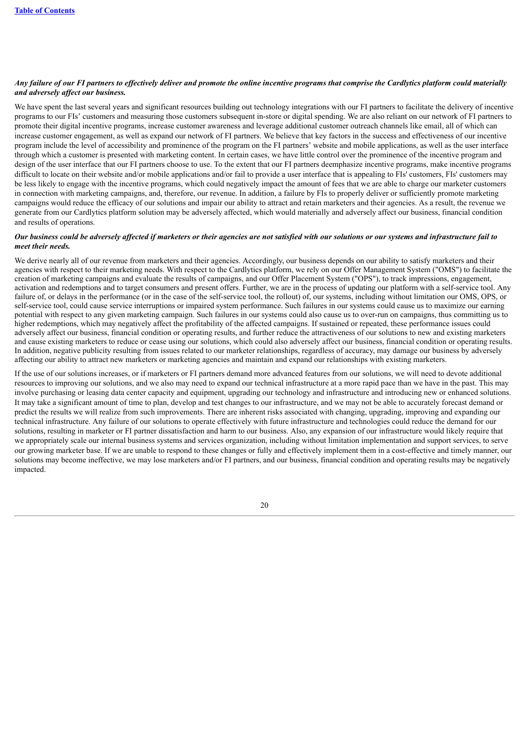***Any failure of our FI partners to effectively deliver and promote the online incentive programs that comprise the Cardlytics platform could materially and adversely affect our business.***

We have spent the last several years and significant resources building out technology integrations with our FI partners to facilitate the delivery of incentive programs to our FIs' customers and measuring those customers subsequent in-store or digital spending. We are also reliant on our network of FI partners to promote their digital incentive programs, increase customer awareness and leverage additional customer outreach channels like email, all of which can increase customer engagement, as well as expand our network of FI partners. We believe that key factors in the success and effectiveness of our incentive program include the level of accessibility and prominence of the program on the FI partners' website and mobile applications, as well as the user interface through which a customer is presented with marketing content. In certain cases, we have little control over the prominence of the incentive program and design of the user interface that our FI partners choose to use. To the extent that our FI partners deemphasize incentive programs, make incentive programs difficult to locate on their website and/or mobile applications and/or fail to provide a user interface that is appealing to FIs' customers, FIs' customers may be less likely to engage with the incentive programs, which could negatively impact the amount of fees that we are able to charge our marketer customers in connection with marketing campaigns, and, therefore, our revenue. In addition, a failure by FIs to properly deliver or sufficiently promote marketing campaigns would reduce the efficacy of our solutions and impair our ability to attract and retain marketers and their agencies. As a result, the revenue we generate from our Cardlytics platform solution may be adversely affected, which would materially and adversely affect our business, financial condition and results of operations.

***Our business could be adversely affected if marketers or their agencies are not satisfied with our solutions or our systems and infrastructure fail to meet their needs.***

We derive nearly all of our revenue from marketers and their agencies. Accordingly, our business depends on our ability to satisfy marketers and their agencies with respect to their marketing needs. With respect to the Cardlytics platform, we rely on our Offer Management System ("OMS") to facilitate the creation of marketing campaigns and evaluate the results of campaigns, and our Offer Placement System ("OPS"), to track impressions, engagement, activation and redemptions and to target consumers and present offers. Further, we are in the process of updating our platform with a self-service tool. Any failure of, or delays in the performance (or in the case of the self-service tool, the rollout) of, our systems, including without limitation our OMS, OPS, or self-service tool, could cause service interruptions or impaired system performance. Such failures in our systems could cause us to maximize our earning potential with respect to any given marketing campaign. Such failures in our systems could also cause us to over-run on campaigns, thus committing us to higher redemptions, which may negatively affect the profitability of the affected campaigns. If sustained or repeated, these performance issues could adversely affect our business, financial condition or operating results, and further reduce the attractiveness of our solutions to new and existing marketers and cause existing marketers to reduce or cease using our solutions, which could also adversely affect our business, financial condition or operating results. In addition, negative publicity resulting from issues related to our marketer relationships, regardless of accuracy, may damage our business by adversely affecting our ability to attract new marketers or marketing agencies and maintain and expand our relationships with existing marketers.

If the use of our solutions increases, or if marketers or FI partners demand more advanced features from our solutions, we will need to devote additional resources to improving our solutions, and we also may need to expand our technical infrastructure at a more rapid pace than we have in the past. This may involve purchasing or leasing data center capacity and equipment, upgrading our technology and infrastructure and introducing new or enhanced solutions. It may take a significant amount of time to plan, develop and test changes to our infrastructure, and we may not be able to accurately forecast demand or predict the results we will realize from such improvements. There are inherent risks associated with changing, upgrading, improving and expanding our technical infrastructure. Any failure of our solutions to operate effectively with future infrastructure and technologies could reduce the demand for our solutions, resulting in marketer or FI partner dissatisfaction and harm to our business. Also, any expansion of our infrastructure would likely require that we appropriately scale our internal business systems and services organization, including without limitation implementation and support services, to serve our growing marketer base. If we are unable to respond to these changes or fully and effectively implement them in a cost-effective and timely manner, our solutions may become ineffective, we may lose marketers and/or FI partners, and our business, financial condition and operating results may be negatively impacted.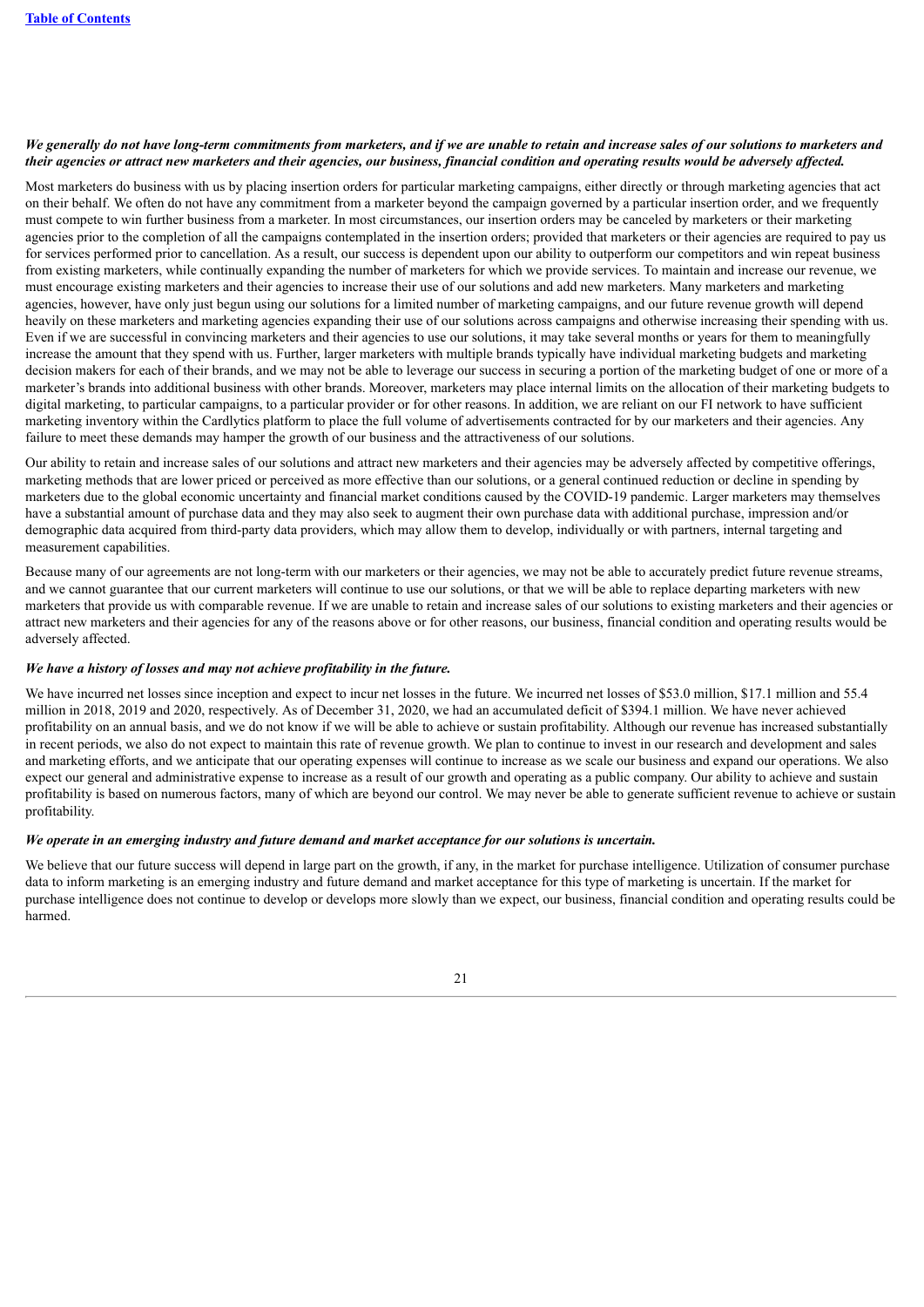***We generally do not have long-term commitments from marketers, and if we are unable to retain and increase sales of our solutions to marketers and their agencies or attract new marketers and their agencies, our business, financial condition and operating results would be adversely affected.***

Most marketers do business with us by placing insertion orders for particular marketing campaigns, either directly or through marketing agencies that act on their behalf. We often do not have any commitment from a marketer beyond the campaign governed by a particular insertion order, and we frequently must compete to win further business from a marketer. In most circumstances, our insertion orders may be canceled by marketers or their marketing agencies prior to the completion of all the campaigns contemplated in the insertion orders; provided that marketers or their agencies are required to pay us for services performed prior to cancellation. As a result, our success is dependent upon our ability to outperform our competitors and win repeat business from existing marketers, while continually expanding the number of marketers for which we provide services. To maintain and increase our revenue, we must encourage existing marketers and their agencies to increase their use of our solutions and add new marketers. Many marketers and marketing agencies, however, have only just begun using our solutions for a limited number of marketing campaigns, and our future revenue growth will depend heavily on these marketers and marketing agencies expanding their use of our solutions across campaigns and otherwise increasing their spending with us. Even if we are successful in convincing marketers and their agencies to use our solutions, it may take several months or years for them to meaningfully increase the amount that they spend with us. Further, larger marketers with multiple brands typically have individual marketing budgets and marketing decision makers for each of their brands, and we may not be able to leverage our success in securing a portion of the marketing budget of one or more of a marketer's brands into additional business with other brands. Moreover, marketers may place internal limits on the allocation of their marketing budgets to digital marketing, to particular campaigns, to a particular provider or for other reasons. In addition, we are reliant on our FI network to have sufficient marketing inventory within the Cardlytics platform to place the full volume of advertisements contracted for by our marketers and their agencies. Any failure to meet these demands may hamper the growth of our business and the attractiveness of our solutions.

Our ability to retain and increase sales of our solutions and attract new marketers and their agencies may be adversely affected by competitive offerings, marketing methods that are lower priced or perceived as more effective than our solutions, or a general continued reduction or decline in spending by marketers due to the global economic uncertainty and financial market conditions caused by the COVID-19 pandemic. Larger marketers may themselves have a substantial amount of purchase data and they may also seek to augment their own purchase data with additional purchase, impression and/or demographic data acquired from third-party data providers, which may allow them to develop, individually or with partners, internal targeting and measurement capabilities.

Because many of our agreements are not long-term with our marketers or their agencies, we may not be able to accurately predict future revenue streams, and we cannot guarantee that our current marketers will continue to use our solutions, or that we will be able to replace departing marketers with new marketers that provide us with comparable revenue. If we are unable to retain and increase sales of our solutions to existing marketers and their agencies or attract new marketers and their agencies for any of the reasons above or for other reasons, our business, financial condition and operating results would be adversely affected.

***We have a history of losses and may not achieve profitability in the future.***

We have incurred net losses since inception and expect to incur net losses in the future. We incurred net losses of $53.0 million, $17.1 million and 55.4 million in 2018, 2019 and 2020, respectively. As of December 31, 2020, we had an accumulated deficit of $394.1 million. We have never achieved profitability on an annual basis, and we do not know if we will be able to achieve or sustain profitability. Although our revenue has increased substantially in recent periods, we also do not expect to maintain this rate of revenue growth. We plan to continue to invest in our research and development and sales and marketing efforts, and we anticipate that our operating expenses will continue to increase as we scale our business and expand our operations. We also expect our general and administrative expense to increase as a result of our growth and operating as a public company. Our ability to achieve and sustain profitability is based on numerous factors, many of which are beyond our control. We may never be able to generate sufficient revenue to achieve or sustain profitability.

***We operate in an emerging industry and future demand and market acceptance for our solutions is uncertain.***

We believe that our future success will depend in large part on the growth, if any, in the market for purchase intelligence. Utilization of consumer purchase data to inform marketing is an emerging industry and future demand and market acceptance for this type of marketing is uncertain. If the market for purchase intelligence does not continue to develop or develops more slowly than we expect, our business, financial condition and operating results could be harmed.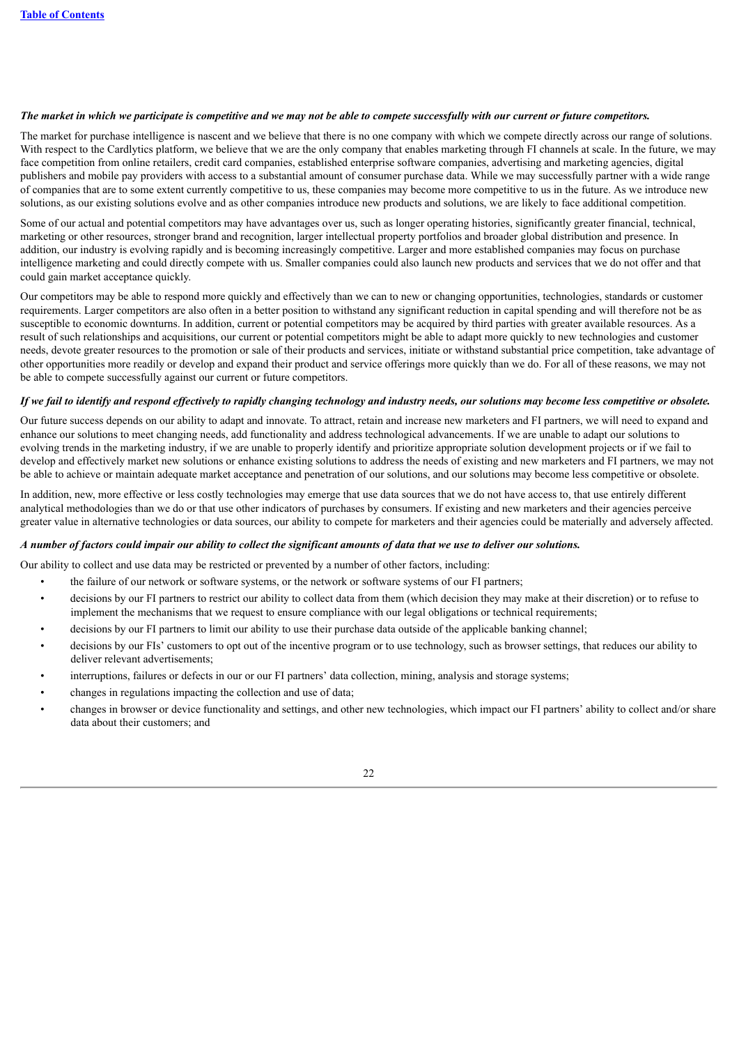***The market in which we participate is competitive and we may not be able to compete successfully with our current or future competitors.***

The market for purchase intelligence is nascent and we believe that there is no one company with which we compete directly across our range of solutions. With respect to the Cardlytics platform, we believe that we are the only company that enables marketing through FI channels at scale. In the future, we may face competition from online retailers, credit card companies, established enterprise software companies, advertising and marketing agencies, digital publishers and mobile pay providers with access to a substantial amount of consumer purchase data. While we may successfully partner with a wide range of companies that are to some extent currently competitive to us, these companies may become more competitive to us in the future. As we introduce new solutions, as our existing solutions evolve and as other companies introduce new products and solutions, we are likely to face additional competition.

Some of our actual and potential competitors may have advantages over us, such as longer operating histories, significantly greater financial, technical, marketing or other resources, stronger brand and recognition, larger intellectual property portfolios and broader global distribution and presence. In addition, our industry is evolving rapidly and is becoming increasingly competitive. Larger and more established companies may focus on purchase intelligence marketing and could directly compete with us. Smaller companies could also launch new products and services that we do not offer and that could gain market acceptance quickly.

Our competitors may be able to respond more quickly and effectively than we can to new or changing opportunities, technologies, standards or customer requirements. Larger competitors are also often in a better position to withstand any significant reduction in capital spending and will therefore not be as susceptible to economic downturns. In addition, current or potential competitors may be acquired by third parties with greater available resources. As a result of such relationships and acquisitions, our current or potential competitors might be able to adapt more quickly to new technologies and customer needs, devote greater resources to the promotion or sale of their products and services, initiate or withstand substantial price competition, take advantage of other opportunities more readily or develop and expand their product and service offerings more quickly than we do. For all of these reasons, we may not be able to compete successfully against our current or future competitors.

***If we fail to identify and respond effectively to rapidly changing technology and industry needs, our solutions may become less competitive or obsolete.***

Our future success depends on our ability to adapt and innovate. To attract, retain and increase new marketers and FI partners, we will need to expand and enhance our solutions to meet changing needs, add functionality and address technological advancements. If we are unable to adapt our solutions to evolving trends in the marketing industry, if we are unable to properly identify and prioritize appropriate solution development projects or if we fail to develop and effectively market new solutions or enhance existing solutions to address the needs of existing and new marketers and FI partners, we may not be able to achieve or maintain adequate market acceptance and penetration of our solutions, and our solutions may become less competitive or obsolete.

In addition, new, more effective or less costly technologies may emerge that use data sources that we do not have access to, that use entirely different analytical methodologies than we do or that use other indicators of purchases by consumers. If existing and new marketers and their agencies perceive greater value in alternative technologies or data sources, our ability to compete for marketers and their agencies could be materially and adversely affected.

***A number of factors could impair our ability to collect the significant amounts of data that we use to deliver our solutions.***

Our ability to collect and use data may be restricted or prevented by a number of other factors, including:

- the failure of our network or software systems, or the network or software systems of our FI partners;
- decisions by our FI partners to restrict our ability to collect data from them (which decision they may make at their discretion) or to refuse to implement the mechanisms that we request to ensure compliance with our legal obligations or technical requirements;
- decisions by our FI partners to limit our ability to use their purchase data outside of the applicable banking channel;
- decisions by our FIs' customers to opt out of the incentive program or to use technology, such as browser settings, that reduces our ability to deliver relevant advertisements;
- interruptions, failures or defects in our or our FI partners' data collection, mining, analysis and storage systems;
- changes in regulations impacting the collection and use of data;
- changes in browser or device functionality and settings, and other new technologies, which impact our FI partners' ability to collect and/or share data about their customers; and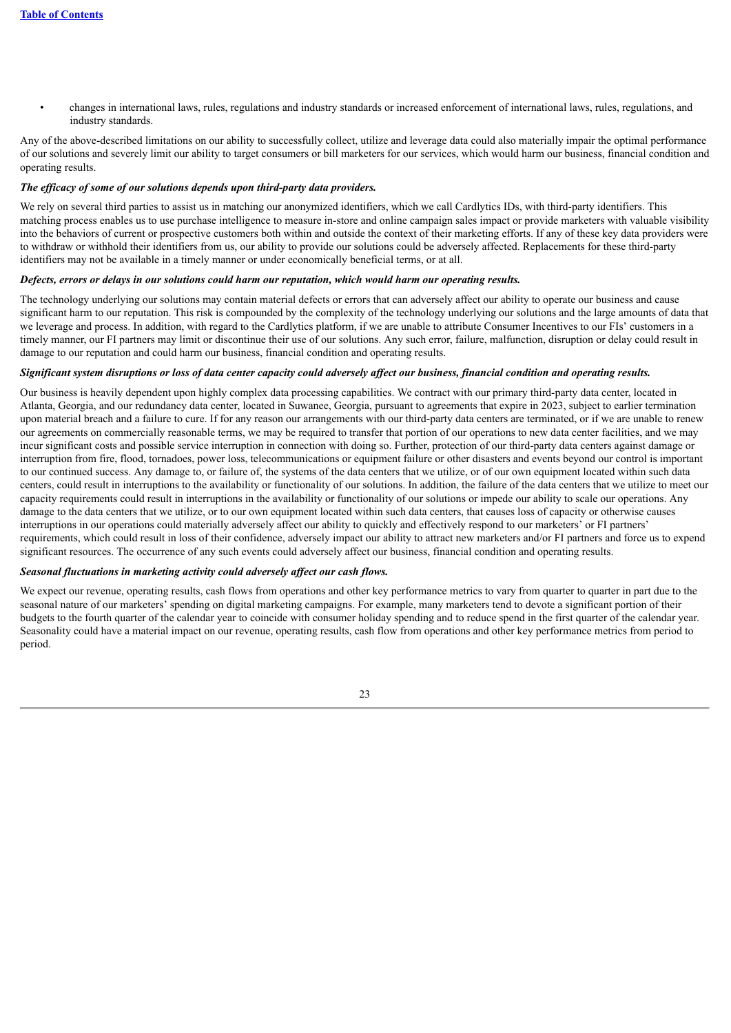- changes in international laws, rules, regulations and industry standards or increased enforcement of international laws, rules, regulations, and industry standards.

Any of the above-described limitations on our ability to successfully collect, utilize and leverage data could also materially impair the optimal performance of our solutions and severely limit our ability to target consumers or bill marketers for our services, which would harm our business, financial condition and operating results.

***The efficacy of some of our solutions depends upon third-party data providers.***

We rely on several third parties to assist us in matching our anonymized identifiers, which we call Cardlytics IDs, with third-party identifiers. This matching process enables us to use purchase intelligence to measure in-store and online campaign sales impact or provide marketers with valuable visibility into the behaviors of current or prospective customers both within and outside the context of their marketing efforts. If any of these key data providers were to withdraw or withhold their identifiers from us, our ability to provide our solutions could be adversely affected. Replacements for these third-party identifiers may not be available in a timely manner or under economically beneficial terms, or at all.

***Defects, errors or delays in our solutions could harm our reputation, which would harm our operating results.***

The technology underlying our solutions may contain material defects or errors that can adversely affect our ability to operate our business and cause significant harm to our reputation. This risk is compounded by the complexity of the technology underlying our solutions and the large amounts of data that we leverage and process. In addition, with regard to the Cardlytics platform, if we are unable to attribute Consumer Incentives to our FIs' customers in a timely manner, our FI partners may limit or discontinue their use of our solutions. Any such error, failure, malfunction, disruption or delay could result in damage to our reputation and could harm our business, financial condition and operating results.

***Significant system disruptions or loss of data center capacity could adversely affect our business, financial condition and operating results.***

Our business is heavily dependent upon highly complex data processing capabilities. We contract with our primary third-party data center, located in Atlanta, Georgia, and our redundancy data center, located in Suwanee, Georgia, pursuant to agreements that expire in 2023, subject to earlier termination upon material breach and a failure to cure. If for any reason our arrangements with our third-party data centers are terminated, or if we are unable to renew our agreements on commercially reasonable terms, we may be required to transfer that portion of our operations to new data center facilities, and we may incur significant costs and possible service interruption in connection with doing so. Further, protection of our third-party data centers against damage or interruption from fire, flood, tornadoes, power loss, telecommunications or equipment failure or other disasters and events beyond our control is important to our continued success. Any damage to, or failure of, the systems of the data centers that we utilize, or of our own equipment located within such data centers, could result in interruptions to the availability or functionality of our solutions. In addition, the failure of the data centers that we utilize to meet our capacity requirements could result in interruptions in the availability or functionality of our solutions or impede our ability to scale our operations. Any damage to the data centers that we utilize, or to our own equipment located within such data centers, that causes loss of capacity or otherwise causes interruptions in our operations could materially adversely affect our ability to quickly and effectively respond to our marketers' or FI partners' requirements, which could result in loss of their confidence, adversely impact our ability to attract new marketers and/or FI partners and force us to expend significant resources. The occurrence of any such events could adversely affect our business, financial condition and operating results.

***Seasonal fluctuations in marketing activity could adversely affect our cash flows.***

We expect our revenue, operating results, cash flows from operations and other key performance metrics to vary from quarter to quarter in part due to the seasonal nature of our marketers' spending on digital marketing campaigns. For example, many marketers tend to devote a significant portion of their budgets to the fourth quarter of the calendar year to coincide with consumer holiday spending and to reduce spend in the first quarter of the calendar year. Seasonality could have a material impact on our revenue, operating results, cash flow from operations and other key performance metrics from period to period.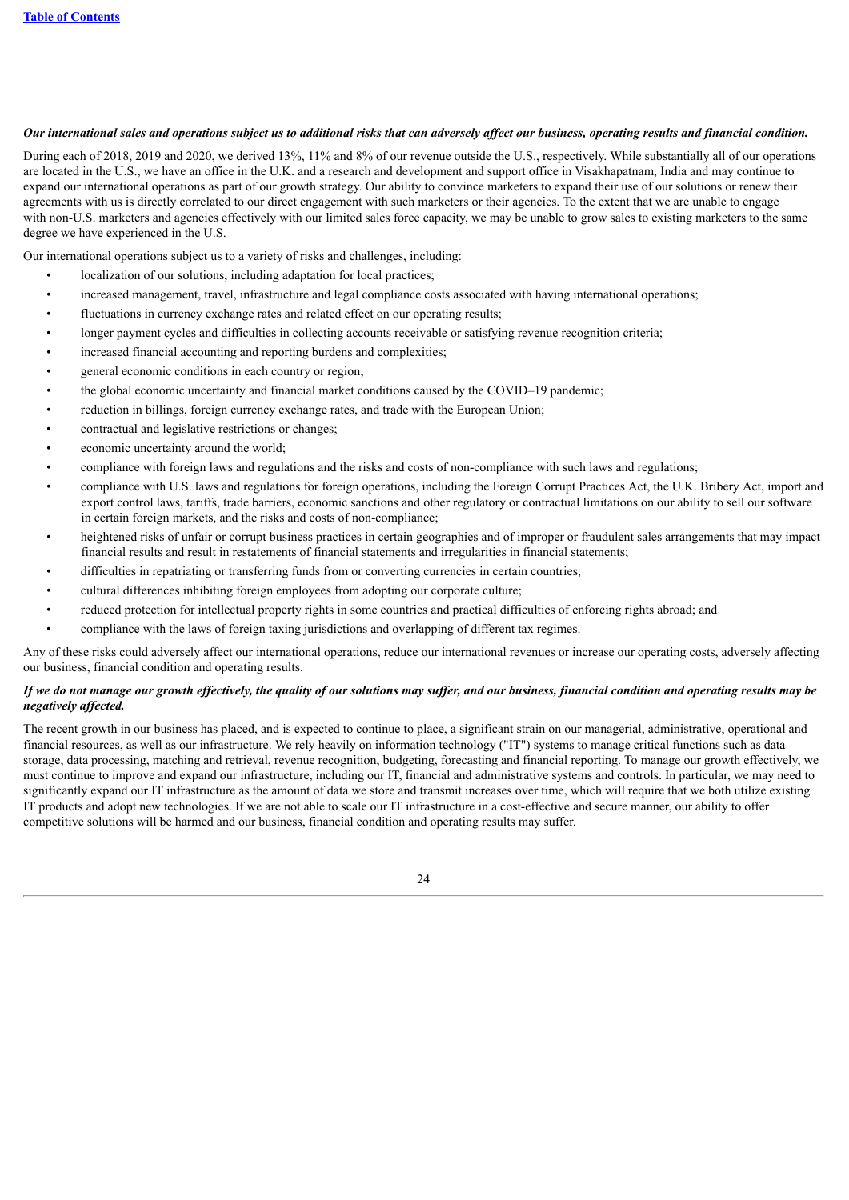***Our international sales and operations subject us to additional risks that can adversely affect our business, operating results and financial condition.***

During each of 2018, 2019 and 2020, we derived 13%, 11% and 8% of our revenue outside the U.S., respectively. While substantially all of our operations are located in the U.S., we have an office in the U.K. and a research and development and support office in Visakhapatnam, India and may continue to expand our international operations as part of our growth strategy. Our ability to convince marketers to expand their use of our solutions or renew their agreements with us is directly correlated to our direct engagement with such marketers or their agencies. To the extent that we are unable to engage with non-U.S. marketers and agencies effectively with our limited sales force capacity, we may be unable to grow sales to existing marketers to the same degree we have experienced in the U.S.

Our international operations subject us to a variety of risks and challenges, including:

- localization of our solutions, including adaptation for local practices;
- increased management, travel, infrastructure and legal compliance costs associated with having international operations;
- fluctuations in currency exchange rates and related effect on our operating results;
- longer payment cycles and difficulties in collecting accounts receivable or satisfying revenue recognition criteria;
- increased financial accounting and reporting burdens and complexities;
- general economic conditions in each country or region;
- the global economic uncertainty and financial market conditions caused by the COVID–19 pandemic;
- reduction in billings, foreign currency exchange rates, and trade with the European Union;
- contractual and legislative restrictions or changes;
- economic uncertainty around the world;
- compliance with foreign laws and regulations and the risks and costs of non-compliance with such laws and regulations;
- compliance with U.S. laws and regulations for foreign operations, including the Foreign Corrupt Practices Act, the U.K. Bribery Act, import and export control laws, tariffs, trade barriers, economic sanctions and other regulatory or contractual limitations on our ability to sell our software in certain foreign markets, and the risks and costs of non-compliance;
- heightened risks of unfair or corrupt business practices in certain geographies and of improper or fraudulent sales arrangements that may impact financial results and result in restatements of financial statements and irregularities in financial statements;
- difficulties in repatriating or transferring funds from or converting currencies in certain countries;
- cultural differences inhibiting foreign employees from adopting our corporate culture;
- reduced protection for intellectual property rights in some countries and practical difficulties of enforcing rights abroad; and
- compliance with the laws of foreign taxing jurisdictions and overlapping of different tax regimes.

Any of these risks could adversely affect our international operations, reduce our international revenues or increase our operating costs, adversely affecting our business, financial condition and operating results.

***If we do not manage our growth effectively, the quality of our solutions may suffer, and our business, financial condition and operating results may be negatively affected.***

The recent growth in our business has placed, and is expected to continue to place, a significant strain on our managerial, administrative, operational and financial resources, as well as our infrastructure. We rely heavily on information technology ("IT") systems to manage critical functions such as data storage, data processing, matching and retrieval, revenue recognition, budgeting, forecasting and financial reporting. To manage our growth effectively, we must continue to improve and expand our infrastructure, including our IT, financial and administrative systems and controls. In particular, we may need to significantly expand our IT infrastructure as the amount of data we store and transmit increases over time, which will require that we both utilize existing IT products and adopt new technologies. If we are not able to scale our IT infrastructure in a cost-effective and secure manner, our ability to offer competitive solutions will be harmed and our business, financial condition and operating results may suffer.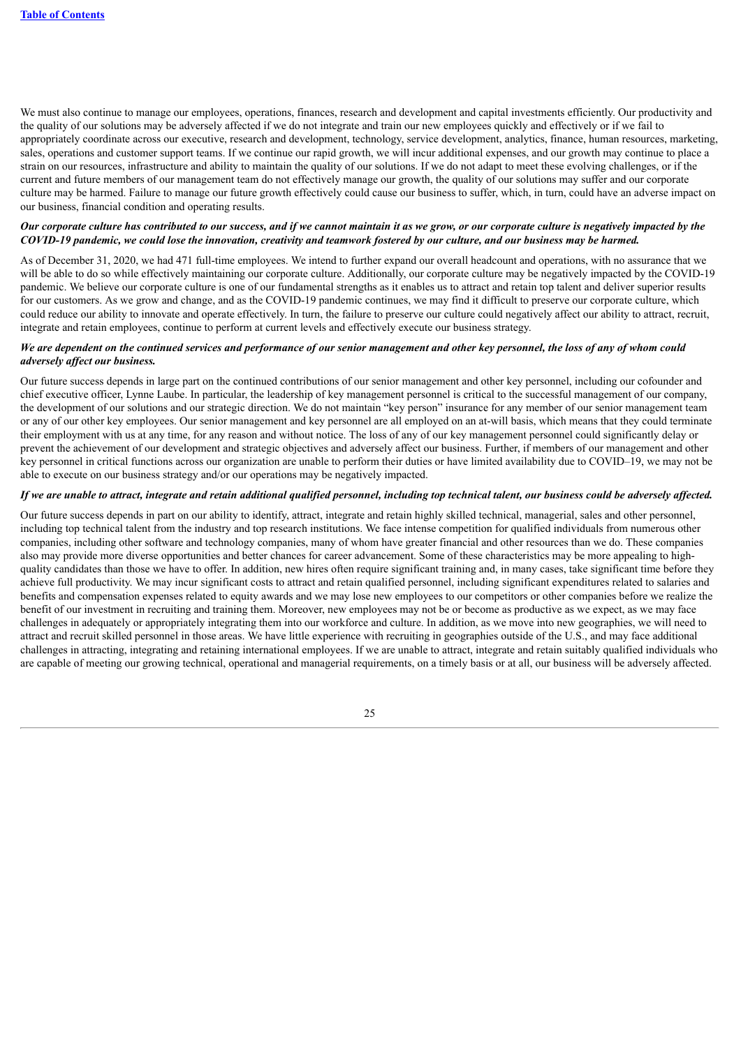We must also continue to manage our employees, operations, finances, research and development and capital investments efficiently. Our productivity and the quality of our solutions may be adversely affected if we do not integrate and train our new employees quickly and effectively or if we fail to appropriately coordinate across our executive, research and development, technology, service development, analytics, finance, human resources, marketing, sales, operations and customer support teams. If we continue our rapid growth, we will incur additional expenses, and our growth may continue to place a strain on our resources, infrastructure and ability to maintain the quality of our solutions. If we do not adapt to meet these evolving challenges, or if the current and future members of our management team do not effectively manage our growth, the quality of our solutions may suffer and our corporate culture may be harmed. Failure to manage our future growth effectively could cause our business to suffer, which, in turn, could have an adverse impact on our business, financial condition and operating results.

***Our corporate culture has contributed to our success, and if we cannot maintain it as we grow, or our corporate culture is negatively impacted by the COVID-19 pandemic, we could lose the innovation, creativity and teamwork fostered by our culture, and our business may be harmed.***

As of December 31, 2020, we had 471 full-time employees. We intend to further expand our overall headcount and operations, with no assurance that we will be able to do so while effectively maintaining our corporate culture. Additionally, our corporate culture may be negatively impacted by the COVID-19 pandemic. We believe our corporate culture is one of our fundamental strengths as it enables us to attract and retain top talent and deliver superior results for our customers. As we grow and change, and as the COVID-19 pandemic continues, we may find it difficult to preserve our corporate culture, which could reduce our ability to innovate and operate effectively. In turn, the failure to preserve our culture could negatively affect our ability to attract, recruit, integrate and retain employees, continue to perform at current levels and effectively execute our business strategy.

***We are dependent on the continued services and performance of our senior management and other key personnel, the loss of any of whom could adversely affect our business.***

Our future success depends in large part on the continued contributions of our senior management and other key personnel, including our cofounder and chief executive officer, Lynne Laube. In particular, the leadership of key management personnel is critical to the successful management of our company, the development of our solutions and our strategic direction. We do not maintain "key person" insurance for any member of our senior management team or any of our other key employees. Our senior management and key personnel are all employed on an at-will basis, which means that they could terminate their employment with us at any time, for any reason and without notice. The loss of any of our key management personnel could significantly delay or prevent the achievement of our development and strategic objectives and adversely affect our business. Further, if members of our management and other key personnel in critical functions across our organization are unable to perform their duties or have limited availability due to COVID–19, we may not be able to execute on our business strategy and/or our operations may be negatively impacted.

***If we are unable to attract, integrate and retain additional qualified personnel, including top technical talent, our business could be adversely affected.***

Our future success depends in part on our ability to identify, attract, integrate and retain highly skilled technical, managerial, sales and other personnel, including top technical talent from the industry and top research institutions. We face intense competition for qualified individuals from numerous other companies, including other software and technology companies, many of whom have greater financial and other resources than we do. These companies also may provide more diverse opportunities and better chances for career advancement. Some of these characteristics may be more appealing to high-quality candidates than those we have to offer. In addition, new hires often require significant training and, in many cases, take significant time before they achieve full productivity. We may incur significant costs to attract and retain qualified personnel, including significant expenditures related to salaries and benefits and compensation expenses related to equity awards and we may lose new employees to our competitors or other companies before we realize the benefit of our investment in recruiting and training them. Moreover, new employees may not be or become as productive as we expect, as we may face challenges in adequately or appropriately integrating them into our workforce and culture. In addition, as we move into new geographies, we will need to attract and recruit skilled personnel in those areas. We have little experience with recruiting in geographies outside of the U.S., and may face additional challenges in attracting, integrating and retaining international employees. If we are unable to attract, integrate and retain suitably qualified individuals who are capable of meeting our growing technical, operational and managerial requirements, on a timely basis or at all, our business will be adversely affected.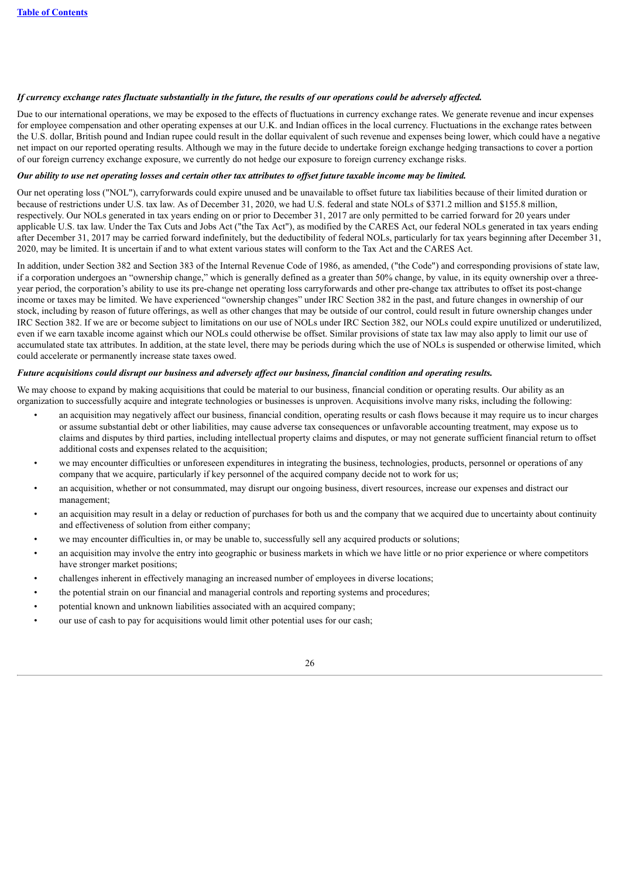***If currency exchange rates fluctuate substantially in the future, the results of our operations could be adversely affected.***

Due to our international operations, we may be exposed to the effects of fluctuations in currency exchange rates. We generate revenue and incur expenses for employee compensation and other operating expenses at our U.K. and Indian offices in the local currency. Fluctuations in the exchange rates between the U.S. dollar, British pound and Indian rupee could result in the dollar equivalent of such revenue and expenses being lower, which could have a negative net impact on our reported operating results. Although we may in the future decide to undertake foreign exchange hedging transactions to cover a portion of our foreign currency exchange exposure, we currently do not hedge our exposure to foreign currency exchange risks.

***Our ability to use net operating losses and certain other tax attributes to offset future taxable income may be limited.***

Our net operating loss ("NOL"), carryforwards could expire unused and be unavailable to offset future tax liabilities because of their limited duration or because of restrictions under U.S. tax law. As of December 31, 2020, we had U.S. federal and state NOLs of $371.2 million and $155.8 million, respectively. Our NOLs generated in tax years ending on or prior to December 31, 2017 are only permitted to be carried forward for 20 years under applicable U.S. tax law. Under the Tax Cuts and Jobs Act ("the Tax Act"), as modified by the CARES Act, our federal NOLs generated in tax years ending after December 31, 2017 may be carried forward indefinitely, but the deductibility of federal NOLs, particularly for tax years beginning after December 31, 2020, may be limited. It is uncertain if and to what extent various states will conform to the Tax Act and the CARES Act.

In addition, under Section 382 and Section 383 of the Internal Revenue Code of 1986, as amended, ("the Code") and corresponding provisions of state law, if a corporation undergoes an "ownership change," which is generally defined as a greater than 50% change, by value, in its equity ownership over a three-year period, the corporation's ability to use its pre-change net operating loss carryforwards and other pre-change tax attributes to offset its post-change income or taxes may be limited. We have experienced "ownership changes" under IRC Section 382 in the past, and future changes in ownership of our stock, including by reason of future offerings, as well as other changes that may be outside of our control, could result in future ownership changes under IRC Section 382. If we are or become subject to limitations on our use of NOLs under IRC Section 382, our NOLs could expire unutilized or underutilized, even if we earn taxable income against which our NOLs could otherwise be offset. Similar provisions of state tax law may also apply to limit our use of accumulated state tax attributes. In addition, at the state level, there may be periods during which the use of NOLs is suspended or otherwise limited, which could accelerate or permanently increase state taxes owed.

***Future acquisitions could disrupt our business and adversely affect our business, financial condition and operating results.***

We may choose to expand by making acquisitions that could be material to our business, financial condition or operating results. Our ability as an organization to successfully acquire and integrate technologies or businesses is unproven. Acquisitions involve many risks, including the following:

- an acquisition may negatively affect our business, financial condition, operating results or cash flows because it may require us to incur charges or assume substantial debt or other liabilities, may cause adverse tax consequences or unfavorable accounting treatment, may expose us to claims and disputes by third parties, including intellectual property claims and disputes, or may not generate sufficient financial return to offset additional costs and expenses related to the acquisition;
- we may encounter difficulties or unforeseen expenditures in integrating the business, technologies, products, personnel or operations of any company that we acquire, particularly if key personnel of the acquired company decide not to work for us;
- an acquisition, whether or not consummated, may disrupt our ongoing business, divert resources, increase our expenses and distract our management;
- an acquisition may result in a delay or reduction of purchases for both us and the company that we acquired due to uncertainty about continuity and effectiveness of solution from either company;
- we may encounter difficulties in, or may be unable to, successfully sell any acquired products or solutions;
- an acquisition may involve the entry into geographic or business markets in which we have little or no prior experience or where competitors have stronger market positions;
- challenges inherent in effectively managing an increased number of employees in diverse locations;
- the potential strain on our financial and managerial controls and reporting systems and procedures;
- potential known and unknown liabilities associated with an acquired company;
- our use of cash to pay for acquisitions would limit other potential uses for our cash;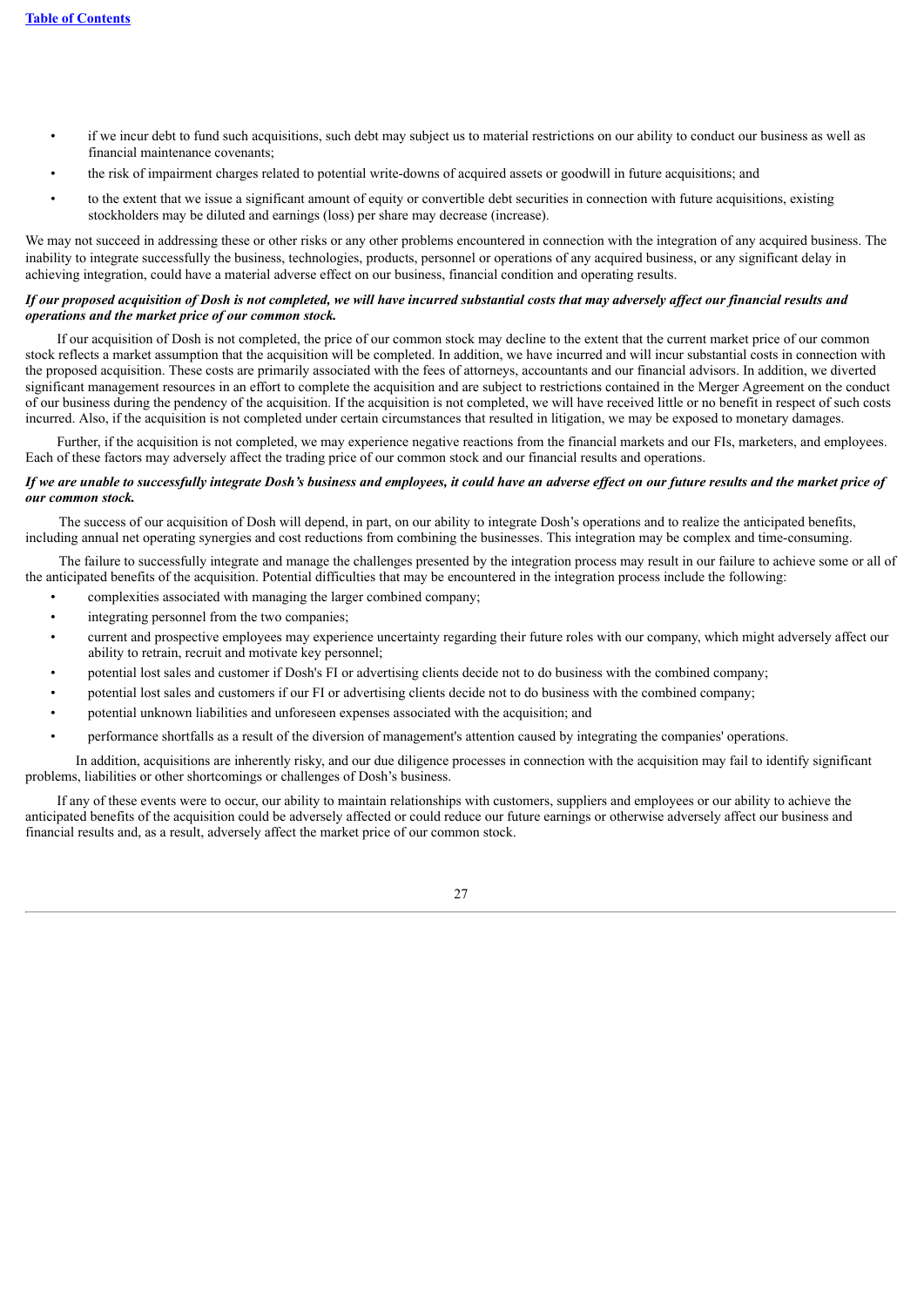- if we incur debt to fund such acquisitions, such debt may subject us to material restrictions on our ability to conduct our business as well as financial maintenance covenants;
- the risk of impairment charges related to potential write-downs of acquired assets or goodwill in future acquisitions; and
- to the extent that we issue a significant amount of equity or convertible debt securities in connection with future acquisitions, existing stockholders may be diluted and earnings (loss) per share may decrease (increase).

We may not succeed in addressing these or other risks or any other problems encountered in connection with the integration of any acquired business. The inability to integrate successfully the business, technologies, products, personnel or operations of any acquired business, or any significant delay in achieving integration, could have a material adverse effect on our business, financial condition and operating results.

***If our proposed acquisition of Dosh is not completed, we will have incurred substantial costs that may adversely affect our financial results and operations and the market price of our common stock.***

If our acquisition of Dosh is not completed, the price of our common stock may decline to the extent that the current market price of our common stock reflects a market assumption that the acquisition will be completed. In addition, we have incurred and will incur substantial costs in connection with the proposed acquisition. These costs are primarily associated with the fees of attorneys, accountants and our financial advisors. In addition, we diverted significant management resources in an effort to complete the acquisition and are subject to restrictions contained in the Merger Agreement on the conduct of our business during the pendency of the acquisition. If the acquisition is not completed, we will have received little or no benefit in respect of such costs incurred. Also, if the acquisition is not completed under certain circumstances that resulted in litigation, we may be exposed to monetary damages.

Further, if the acquisition is not completed, we may experience negative reactions from the financial markets and our FIs, marketers, and employees. Each of these factors may adversely affect the trading price of our common stock and our financial results and operations.

***If we are unable to successfully integrate Dosh's business and employees, it could have an adverse effect on our future results and the market price of our common stock.***

The success of our acquisition of Dosh will depend, in part, on our ability to integrate Dosh's operations and to realize the anticipated benefits, including annual net operating synergies and cost reductions from combining the businesses. This integration may be complex and time-consuming.

The failure to successfully integrate and manage the challenges presented by the integration process may result in our failure to achieve some or all of the anticipated benefits of the acquisition. Potential difficulties that may be encountered in the integration process include the following:

- complexities associated with managing the larger combined company;
- integrating personnel from the two companies;
- current and prospective employees may experience uncertainty regarding their future roles with our company, which might adversely affect our ability to retrain, recruit and motivate key personnel;
- potential lost sales and customer if Dosh's FI or advertising clients decide not to do business with the combined company;
- potential lost sales and customers if our FI or advertising clients decide not to do business with the combined company;
- potential unknown liabilities and unforeseen expenses associated with the acquisition; and
- performance shortfalls as a result of the diversion of management's attention caused by integrating the companies' operations.

In addition, acquisitions are inherently risky, and our due diligence processes in connection with the acquisition may fail to identify significant problems, liabilities or other shortcomings or challenges of Dosh's business.

If any of these events were to occur, our ability to maintain relationships with customers, suppliers and employees or our ability to achieve the anticipated benefits of the acquisition could be adversely affected or could reduce our future earnings or otherwise adversely affect our business and financial results and, as a result, adversely affect the market price of our common stock.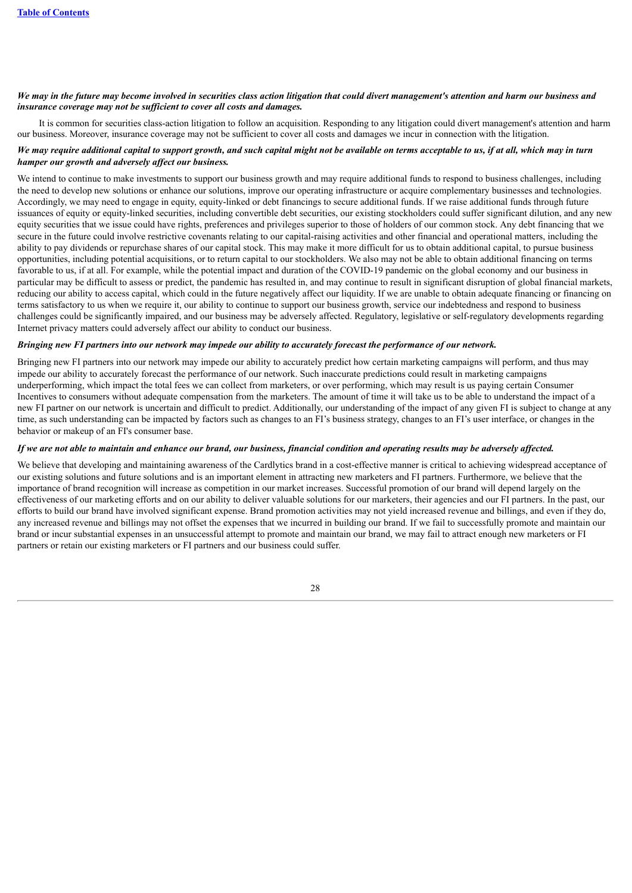***We may in the future may become involved in securities class action litigation that could divert management's attention and harm our business and insurance coverage may not be sufficient to cover all costs and damages.***

It is common for securities class-action litigation to follow an acquisition. Responding to any litigation could divert management's attention and harm our business. Moreover, insurance coverage may not be sufficient to cover all costs and damages we incur in connection with the litigation.

***We may require additional capital to support growth, and such capital might not be available on terms acceptable to us, if at all, which may in turn hamper our growth and adversely affect our business.***

We intend to continue to make investments to support our business growth and may require additional funds to respond to business challenges, including the need to develop new solutions or enhance our solutions, improve our operating infrastructure or acquire complementary businesses and technologies. Accordingly, we may need to engage in equity, equity-linked or debt financings to secure additional funds. If we raise additional funds through future issuances of equity or equity-linked securities, including convertible debt securities, our existing stockholders could suffer significant dilution, and any new equity securities that we issue could have rights, preferences and privileges superior to those of holders of our common stock. Any debt financing that we secure in the future could involve restrictive covenants relating to our capital-raising activities and other financial and operational matters, including the ability to pay dividends or repurchase shares of our capital stock. This may make it more difficult for us to obtain additional capital, to pursue business opportunities, including potential acquisitions, or to return capital to our stockholders. We also may not be able to obtain additional financing on terms favorable to us, if at all. For example, while the potential impact and duration of the COVID-19 pandemic on the global economy and our business in particular may be difficult to assess or predict, the pandemic has resulted in, and may continue to result in significant disruption of global financial markets, reducing our ability to access capital, which could in the future negatively affect our liquidity. If we are unable to obtain adequate financing or financing on terms satisfactory to us when we require it, our ability to continue to support our business growth, service our indebtedness and respond to business challenges could be significantly impaired, and our business may be adversely affected. Regulatory, legislative or self-regulatory developments regarding Internet privacy matters could adversely affect our ability to conduct our business.

***Bringing new FI partners into our network may impede our ability to accurately forecast the performance of our network.***

Bringing new FI partners into our network may impede our ability to accurately predict how certain marketing campaigns will perform, and thus may impede our ability to accurately forecast the performance of our network. Such inaccurate predictions could result in marketing campaigns underperforming, which impact the total fees we can collect from marketers, or over performing, which may result is us paying certain Consumer Incentives to consumers without adequate compensation from the marketers. The amount of time it will take us to be able to understand the impact of a new FI partner on our network is uncertain and difficult to predict. Additionally, our understanding of the impact of any given FI is subject to change at any time, as such understanding can be impacted by factors such as changes to an FI's business strategy, changes to an FI's user interface, or changes in the behavior or makeup of an FI's consumer base.

***If we are not able to maintain and enhance our brand, our business, financial condition and operating results may be adversely affected.***

We believe that developing and maintaining awareness of the Cardlytics brand in a cost-effective manner is critical to achieving widespread acceptance of our existing solutions and future solutions and is an important element in attracting new marketers and FI partners. Furthermore, we believe that the importance of brand recognition will increase as competition in our market increases. Successful promotion of our brand will depend largely on the effectiveness of our marketing efforts and on our ability to deliver valuable solutions for our marketers, their agencies and our FI partners. In the past, our efforts to build our brand have involved significant expense. Brand promotion activities may not yield increased revenue and billings, and even if they do, any increased revenue and billings may not offset the expenses that we incurred in building our brand. If we fail to successfully promote and maintain our brand or incur substantial expenses in an unsuccessful attempt to promote and maintain our brand, we may fail to attract enough new marketers or FI partners or retain our existing marketers or FI partners and our business could suffer.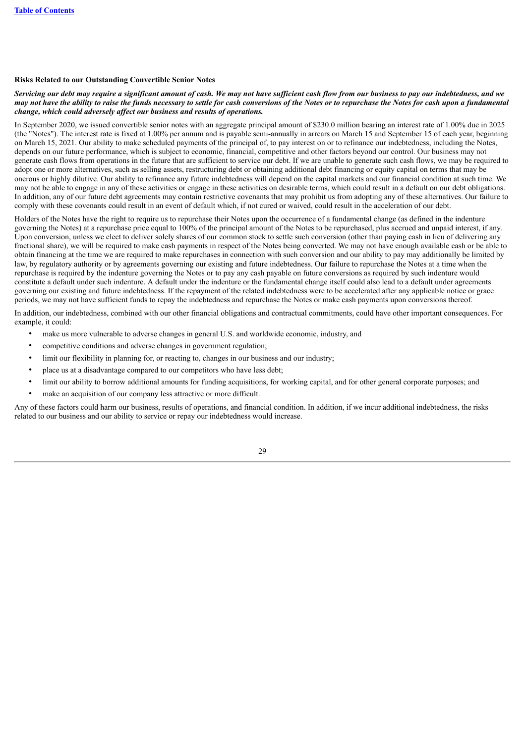### Risks Related to our Outstanding Convertible Senior Notes

***Servicing our debt may require a significant amount of cash. We may not have sufficient cash flow from our business to pay our indebtedness, and we may not have the ability to raise the funds necessary to settle for cash conversions of the Notes or to repurchase the Notes for cash upon a fundamental change, which could adversely affect our business and results of operations.***

In September 2020, we issued convertible senior notes with an aggregate principal amount of $230.0 million bearing an interest rate of 1.00% due in 2025 (the "Notes"). The interest rate is fixed at 1.00% per annum and is payable semi-annually in arrears on March 15 and September 15 of each year, beginning on March 15, 2021. Our ability to make scheduled payments of the principal of, to pay interest on or to refinance our indebtedness, including the Notes, depends on our future performance, which is subject to economic, financial, competitive and other factors beyond our control. Our business may not generate cash flows from operations in the future that are sufficient to service our debt. If we are unable to generate such cash flows, we may be required to adopt one or more alternatives, such as selling assets, restructuring debt or obtaining additional debt financing or equity capital on terms that may be onerous or highly dilutive. Our ability to refinance any future indebtedness will depend on the capital markets and our financial condition at such time. We may not be able to engage in any of these activities or engage in these activities on desirable terms, which could result in a default on our debt obligations. In addition, any of our future debt agreements may contain restrictive covenants that may prohibit us from adopting any of these alternatives. Our failure to comply with these covenants could result in an event of default which, if not cured or waived, could result in the acceleration of our debt.

Holders of the Notes have the right to require us to repurchase their Notes upon the occurrence of a fundamental change (as defined in the indenture governing the Notes) at a repurchase price equal to 100% of the principal amount of the Notes to be repurchased, plus accrued and unpaid interest, if any. Upon conversion, unless we elect to deliver solely shares of our common stock to settle such conversion (other than paying cash in lieu of delivering any fractional share), we will be required to make cash payments in respect of the Notes being converted. We may not have enough available cash or be able to obtain financing at the time we are required to make repurchases in connection with such conversion and our ability to pay may additionally be limited by law, by regulatory authority or by agreements governing our existing and future indebtedness. Our failure to repurchase the Notes at a time when the repurchase is required by the indenture governing the Notes or to pay any cash payable on future conversions as required by such indenture would constitute a default under such indenture. A default under the indenture or the fundamental change itself could also lead to a default under agreements governing our existing and future indebtedness. If the repayment of the related indebtedness were to be accelerated after any applicable notice or grace periods, we may not have sufficient funds to repay the indebtedness and repurchase the Notes or make cash payments upon conversions thereof.

In addition, our indebtedness, combined with our other financial obligations and contractual commitments, could have other important consequences. For example, it could:

- make us more vulnerable to adverse changes in general U.S. and worldwide economic, industry, and
- competitive conditions and adverse changes in government regulation;
- limit our flexibility in planning for, or reacting to, changes in our business and our industry;
- place us at a disadvantage compared to our competitors who have less debt;
- limit our ability to borrow additional amounts for funding acquisitions, for working capital, and for other general corporate purposes; and
- make an acquisition of our company less attractive or more difficult.

Any of these factors could harm our business, results of operations, and financial condition. In addition, if we incur additional indebtedness, the risks related to our business and our ability to service or repay our indebtedness would increase.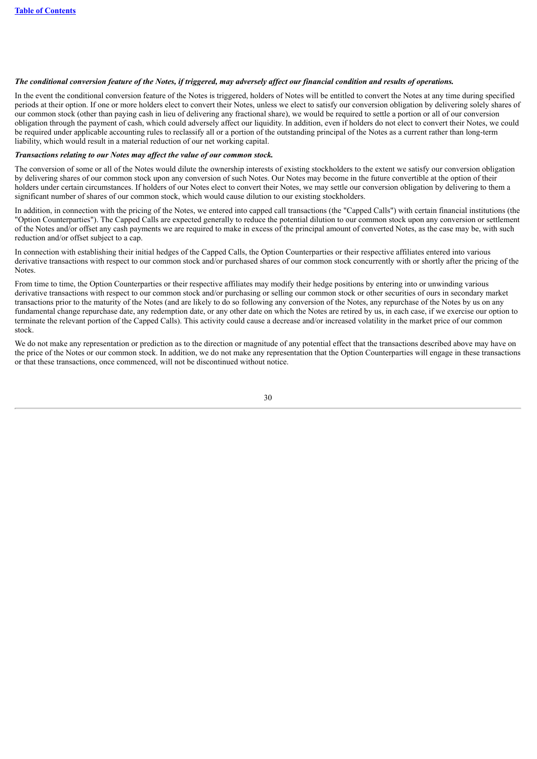***The conditional conversion feature of the Notes, if triggered, may adversely affect our financial condition and results of operations.***

In the event the conditional conversion feature of the Notes is triggered, holders of Notes will be entitled to convert the Notes at any time during specified periods at their option. If one or more holders elect to convert their Notes, unless we elect to satisfy our conversion obligation by delivering solely shares of our common stock (other than paying cash in lieu of delivering any fractional share), we would be required to settle a portion or all of our conversion obligation through the payment of cash, which could adversely affect our liquidity. In addition, even if holders do not elect to convert their Notes, we could be required under applicable accounting rules to reclassify all or a portion of the outstanding principal of the Notes as a current rather than long-term liability, which would result in a material reduction of our net working capital.

***Transactions relating to our Notes may affect the value of our common stock.***

The conversion of some or all of the Notes would dilute the ownership interests of existing stockholders to the extent we satisfy our conversion obligation by delivering shares of our common stock upon any conversion of such Notes. Our Notes may become in the future convertible at the option of their holders under certain circumstances. If holders of our Notes elect to convert their Notes, we may settle our conversion obligation by delivering to them a significant number of shares of our common stock, which would cause dilution to our existing stockholders.

In addition, in connection with the pricing of the Notes, we entered into capped call transactions (the "Capped Calls") with certain financial institutions (the "Option Counterparties"). The Capped Calls are expected generally to reduce the potential dilution to our common stock upon any conversion or settlement of the Notes and/or offset any cash payments we are required to make in excess of the principal amount of converted Notes, as the case may be, with such reduction and/or offset subject to a cap.

In connection with establishing their initial hedges of the Capped Calls, the Option Counterparties or their respective affiliates entered into various derivative transactions with respect to our common stock and/or purchased shares of our common stock concurrently with or shortly after the pricing of the Notes.

From time to time, the Option Counterparties or their respective affiliates may modify their hedge positions by entering into or unwinding various derivative transactions with respect to our common stock and/or purchasing or selling our common stock or other securities of ours in secondary market transactions prior to the maturity of the Notes (and are likely to do so following any conversion of the Notes, any repurchase of the Notes by us on any fundamental change repurchase date, any redemption date, or any other date on which the Notes are retired by us, in each case, if we exercise our option to terminate the relevant portion of the Capped Calls). This activity could cause a decrease and/or increased volatility in the market price of our common stock.

We do not make any representation or prediction as to the direction or magnitude of any potential effect that the transactions described above may have on the price of the Notes or our common stock. In addition, we do not make any representation that the Option Counterparties will engage in these transactions or that these transactions, once commenced, will not be discontinued without notice.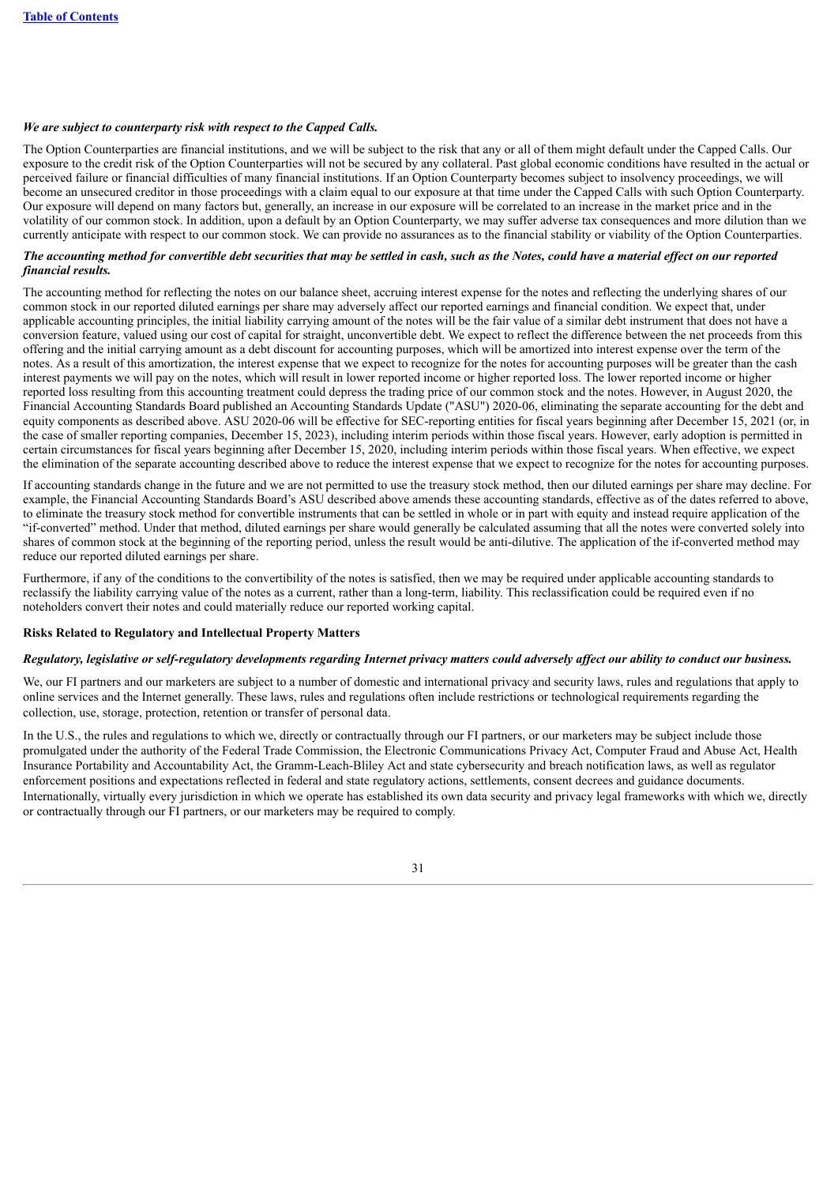*We are subject to counterparty risk with respect to the Capped Calls.*

The Option Counterparties are financial institutions, and we will be subject to the risk that any or all of them might default under the Capped Calls. Our exposure to the credit risk of the Option Counterparties will not be secured by any collateral. Past global economic conditions have resulted in the actual or perceived failure or financial difficulties of many financial institutions. If an Option Counterparty becomes subject to insolvency proceedings, we will become an unsecured creditor in those proceedings with a claim equal to our exposure at that time under the Capped Calls with such Option Counterparty. Our exposure will depend on many factors but, generally, an increase in our exposure will be correlated to an increase in the market price and in the volatility of our common stock. In addition, upon a default by an Option Counterparty, we may suffer adverse tax consequences and more dilution than we currently anticipate with respect to our common stock. We can provide no assurances as to the financial stability or viability of the Option Counterparties.

***The accounting method for convertible debt securities that may be settled in cash, such as the Notes, could have a material effect on our reported financial results.***

The accounting method for reflecting the notes on our balance sheet, accruing interest expense for the notes and reflecting the underlying shares of our common stock in our reported diluted earnings per share may adversely affect our reported earnings and financial condition. We expect that, under applicable accounting principles, the initial liability carrying amount of the notes will be the fair value of a similar debt instrument that does not have a conversion feature, valued using our cost of capital for straight, unconvertible debt. We expect to reflect the difference between the net proceeds from this offering and the initial carrying amount as a debt discount for accounting purposes, which will be amortized into interest expense over the term of the notes. As a result of this amortization, the interest expense that we expect to recognize for the notes for accounting purposes will be greater than the cash interest payments we will pay on the notes, which will result in lower reported income or higher reported loss. The lower reported income or higher reported loss resulting from this accounting treatment could depress the trading price of our common stock and the notes. However, in August 2020, the Financial Accounting Standards Board published an Accounting Standards Update ("ASU") 2020-06, eliminating the separate accounting for the debt and equity components as described above. ASU 2020-06 will be effective for SEC-reporting entities for fiscal years beginning after December 15, 2021 (or, in the case of smaller reporting companies, December 15, 2023), including interim periods within those fiscal years. However, early adoption is permitted in certain circumstances for fiscal years beginning after December 15, 2020, including interim periods within those fiscal years. When effective, we expect the elimination of the separate accounting described above to reduce the interest expense that we expect to recognize for the notes for accounting purposes.

If accounting standards change in the future and we are not permitted to use the treasury stock method, then our diluted earnings per share may decline. For example, the Financial Accounting Standards Board's ASU described above amends these accounting standards, effective as of the dates referred to above, to eliminate the treasury stock method for convertible instruments that can be settled in whole or in part with equity and instead require application of the "if-converted" method. Under that method, diluted earnings per share would generally be calculated assuming that all the notes were converted solely into shares of common stock at the beginning of the reporting period, unless the result would be anti-dilutive. The application of the if-converted method may reduce our reported diluted earnings per share.

Furthermore, if any of the conditions to the convertibility of the notes is satisfied, then we may be required under applicable accounting standards to reclassify the liability carrying value of the notes as a current, rather than a long-term, liability. This reclassification could be required even if no noteholders convert their notes and could materially reduce our reported working capital.

**Risks Related to Regulatory and Intellectual Property Matters**

***Regulatory, legislative or self-regulatory developments regarding Internet privacy matters could adversely affect our ability to conduct our business.***

We, our FI partners and our marketers are subject to a number of domestic and international privacy and security laws, rules and regulations that apply to online services and the Internet generally. These laws, rules and regulations often include restrictions or technological requirements regarding the collection, use, storage, protection, retention or transfer of personal data.

In the U.S., the rules and regulations to which we, directly or contractually through our FI partners, or our marketers may be subject include those promulgated under the authority of the Federal Trade Commission, the Electronic Communications Privacy Act, Computer Fraud and Abuse Act, Health Insurance Portability and Accountability Act, the Gramm-Leach-Bliley Act and state cybersecurity and breach notification laws, as well as regulator enforcement positions and expectations reflected in federal and state regulatory actions, settlements, consent decrees and guidance documents. Internationally, virtually every jurisdiction in which we operate has established its own data security and privacy legal frameworks with which we, directly or contractually through our FI partners, or our marketers may be required to comply.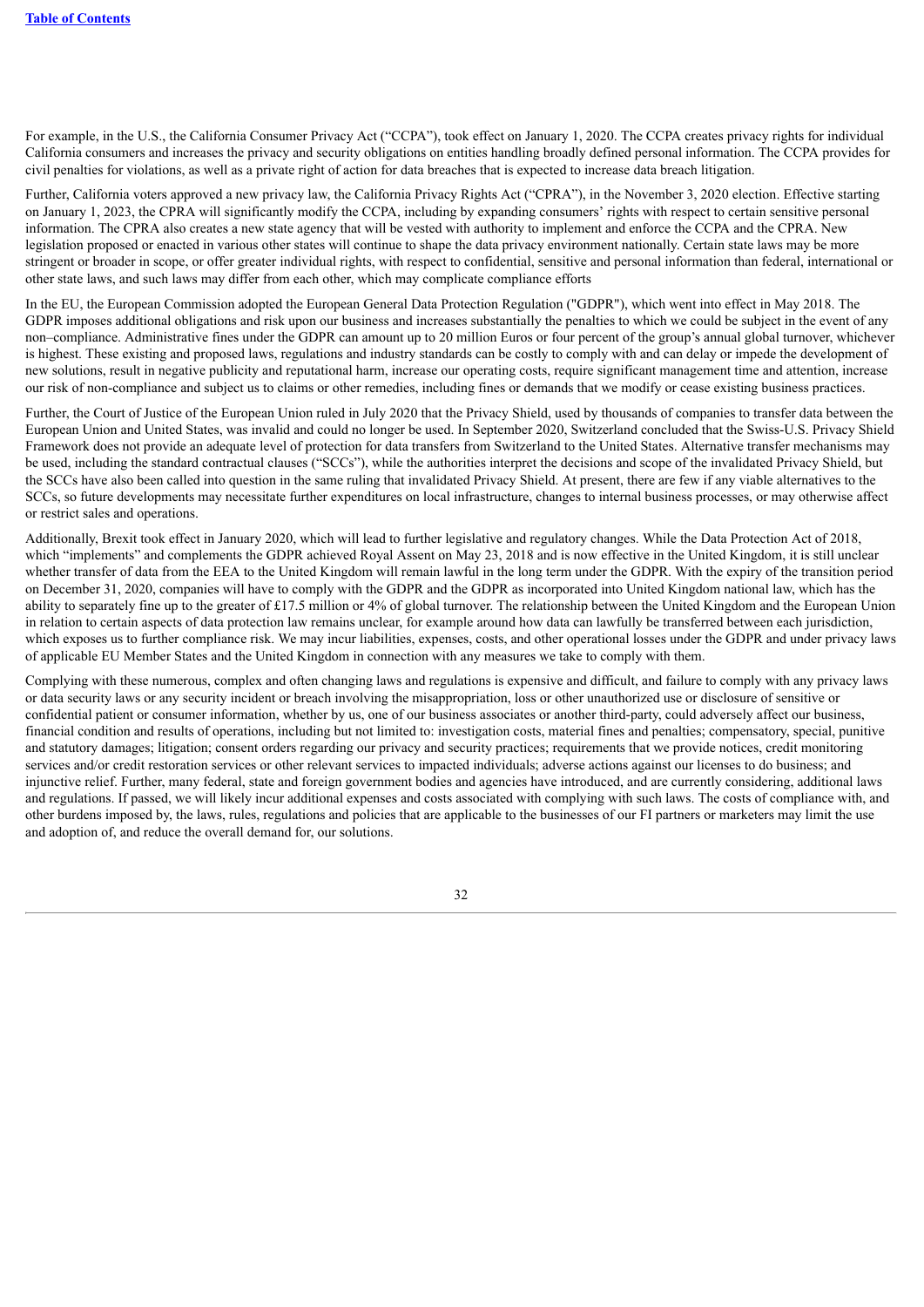For example, in the U.S., the California Consumer Privacy Act ("CCPA"), took effect on January 1, 2020. The CCPA creates privacy rights for individual California consumers and increases the privacy and security obligations on entities handling broadly defined personal information. The CCPA provides for civil penalties for violations, as well as a private right of action for data breaches that is expected to increase data breach litigation.

Further, California voters approved a new privacy law, the California Privacy Rights Act ("CPRA"), in the November 3, 2020 election. Effective starting on January 1, 2023, the CPRA will significantly modify the CCPA, including by expanding consumers' rights with respect to certain sensitive personal information. The CPRA also creates a new state agency that will be vested with authority to implement and enforce the CCPA and the CPRA. New legislation proposed or enacted in various other states will continue to shape the data privacy environment nationally. Certain state laws may be more stringent or broader in scope, or offer greater individual rights, with respect to confidential, sensitive and personal information than federal, international or other state laws, and such laws may differ from each other, which may complicate compliance efforts

In the EU, the European Commission adopted the European General Data Protection Regulation ("GDPR"), which went into effect in May 2018. The GDPR imposes additional obligations and risk upon our business and increases substantially the penalties to which we could be subject in the event of any non–compliance. Administrative fines under the GDPR can amount up to 20 million Euros or four percent of the group's annual global turnover, whichever is highest. These existing and proposed laws, regulations and industry standards can be costly to comply with and can delay or impede the development of new solutions, result in negative publicity and reputational harm, increase our operating costs, require significant management time and attention, increase our risk of non-compliance and subject us to claims or other remedies, including fines or demands that we modify or cease existing business practices.

Further, the Court of Justice of the European Union ruled in July 2020 that the Privacy Shield, used by thousands of companies to transfer data between the European Union and United States, was invalid and could no longer be used. In September 2020, Switzerland concluded that the Swiss-U.S. Privacy Shield Framework does not provide an adequate level of protection for data transfers from Switzerland to the United States. Alternative transfer mechanisms may be used, including the standard contractual clauses ("SCCs"), while the authorities interpret the decisions and scope of the invalidated Privacy Shield, but the SCCs have also been called into question in the same ruling that invalidated Privacy Shield. At present, there are few if any viable alternatives to the SCCs, so future developments may necessitate further expenditures on local infrastructure, changes to internal business processes, or may otherwise affect or restrict sales and operations.

Additionally, Brexit took effect in January 2020, which will lead to further legislative and regulatory changes. While the Data Protection Act of 2018, which "implements" and complements the GDPR achieved Royal Assent on May 23, 2018 and is now effective in the United Kingdom, it is still unclear whether transfer of data from the EEA to the United Kingdom will remain lawful in the long term under the GDPR. With the expiry of the transition period on December 31, 2020, companies will have to comply with the GDPR and the GDPR as incorporated into United Kingdom national law, which has the ability to separately fine up to the greater of £17.5 million or 4% of global turnover. The relationship between the United Kingdom and the European Union in relation to certain aspects of data protection law remains unclear, for example around how data can lawfully be transferred between each jurisdiction, which exposes us to further compliance risk. We may incur liabilities, expenses, costs, and other operational losses under the GDPR and under privacy laws of applicable EU Member States and the United Kingdom in connection with any measures we take to comply with them.

Complying with these numerous, complex and often changing laws and regulations is expensive and difficult, and failure to comply with any privacy laws or data security laws or any security incident or breach involving the misappropriation, loss or other unauthorized use or disclosure of sensitive or confidential patient or consumer information, whether by us, one of our business associates or another third-party, could adversely affect our business, financial condition and results of operations, including but not limited to: investigation costs, material fines and penalties; compensatory, special, punitive and statutory damages; litigation; consent orders regarding our privacy and security practices; requirements that we provide notices, credit monitoring services and/or credit restoration services or other relevant services to impacted individuals; adverse actions against our licenses to do business; and injunctive relief. Further, many federal, state and foreign government bodies and agencies have introduced, and are currently considering, additional laws and regulations. If passed, we will likely incur additional expenses and costs associated with complying with such laws. The costs of compliance with, and other burdens imposed by, the laws, rules, regulations and policies that are applicable to the businesses of our FI partners or marketers may limit the use and adoption of, and reduce the overall demand for, our solutions.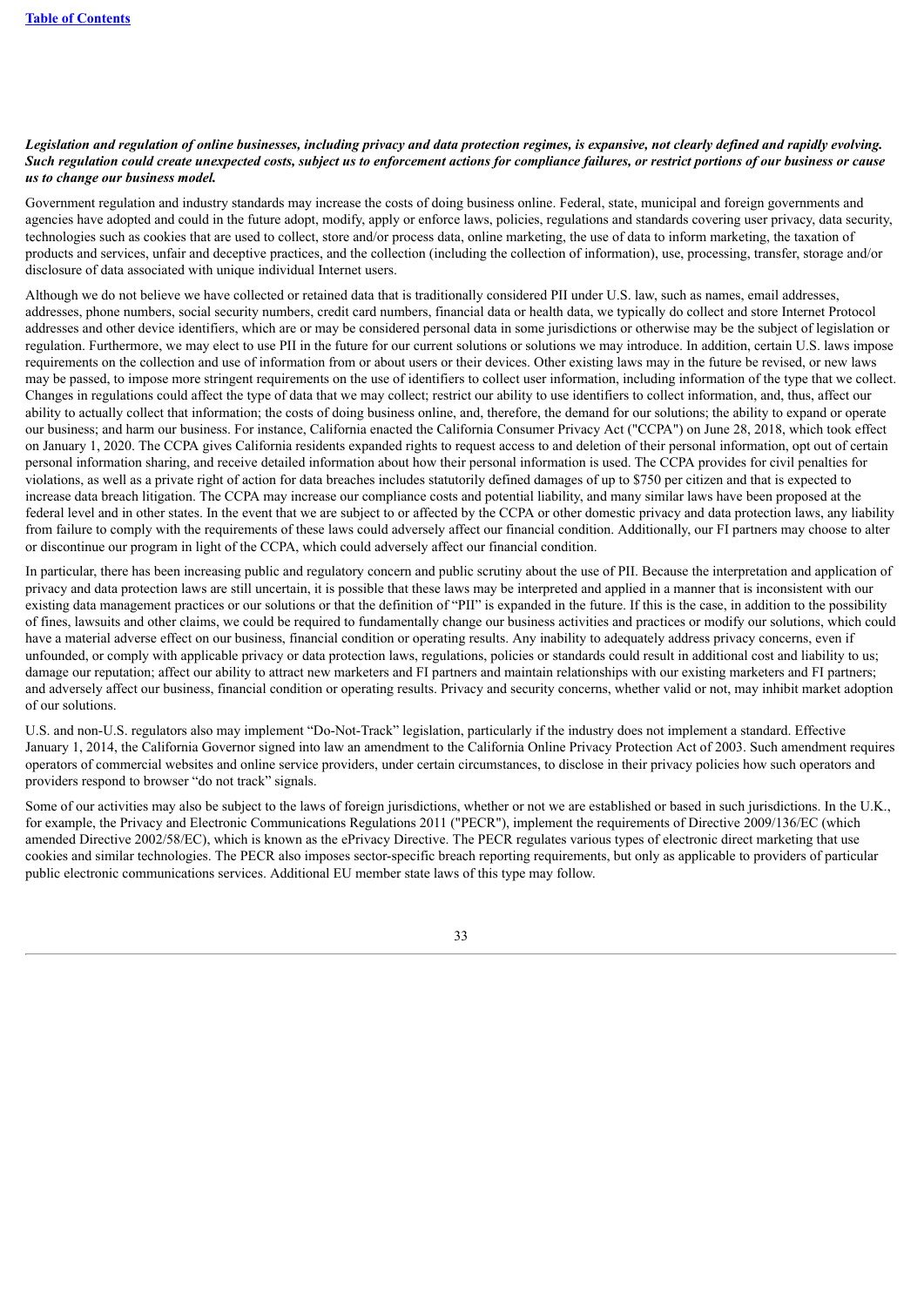***Legislation and regulation of online businesses, including privacy and data protection regimes, is expansive, not clearly defined and rapidly evolving. Such regulation could create unexpected costs, subject us to enforcement actions for compliance failures, or restrict portions of our business or cause us to change our business model.***

Government regulation and industry standards may increase the costs of doing business online. Federal, state, municipal and foreign governments and agencies have adopted and could in the future adopt, modify, apply or enforce laws, policies, regulations and standards covering user privacy, data security, technologies such as cookies that are used to collect, store and/or process data, online marketing, the use of data to inform marketing, the taxation of products and services, unfair and deceptive practices, and the collection (including the collection of information), use, processing, transfer, storage and/or disclosure of data associated with unique individual Internet users.

Although we do not believe we have collected or retained data that is traditionally considered PII under U.S. law, such as names, email addresses, addresses, phone numbers, social security numbers, credit card numbers, financial data or health data, we typically do collect and store Internet Protocol addresses and other device identifiers, which are or may be considered personal data in some jurisdictions or otherwise may be the subject of legislation or regulation. Furthermore, we may elect to use PII in the future for our current solutions or solutions we may introduce. In addition, certain U.S. laws impose requirements on the collection and use of information from or about users or their devices. Other existing laws may in the future be revised, or new laws may be passed, to impose more stringent requirements on the use of identifiers to collect user information, including information of the type that we collect. Changes in regulations could affect the type of data that we may collect; restrict our ability to use identifiers to collect information, and, thus, affect our ability to actually collect that information; the costs of doing business online, and, therefore, the demand for our solutions; the ability to expand or operate our business; and harm our business. For instance, California enacted the California Consumer Privacy Act ("CCPA") on June 28, 2018, which took effect on January 1, 2020. The CCPA gives California residents expanded rights to request access to and deletion of their personal information, opt out of certain personal information sharing, and receive detailed information about how their personal information is used. The CCPA provides for civil penalties for violations, as well as a private right of action for data breaches includes statutorily defined damages of up to $750 per citizen and that is expected to increase data breach litigation. The CCPA may increase our compliance costs and potential liability, and many similar laws have been proposed at the federal level and in other states. In the event that we are subject to or affected by the CCPA or other domestic privacy and data protection laws, any liability from failure to comply with the requirements of these laws could adversely affect our financial condition. Additionally, our FI partners may choose to alter or discontinue our program in light of the CCPA, which could adversely affect our financial condition.

In particular, there has been increasing public and regulatory concern and public scrutiny about the use of PII. Because the interpretation and application of privacy and data protection laws are still uncertain, it is possible that these laws may be interpreted and applied in a manner that is inconsistent with our existing data management practices or our solutions or that the definition of "PII" is expanded in the future. If this is the case, in addition to the possibility of fines, lawsuits and other claims, we could be required to fundamentally change our business activities and practices or modify our solutions, which could have a material adverse effect on our business, financial condition or operating results. Any inability to adequately address privacy concerns, even if unfounded, or comply with applicable privacy or data protection laws, regulations, policies or standards could result in additional cost and liability to us; damage our reputation; affect our ability to attract new marketers and FI partners and maintain relationships with our existing marketers and FI partners; and adversely affect our business, financial condition or operating results. Privacy and security concerns, whether valid or not, may inhibit market adoption of our solutions.

U.S. and non-U.S. regulators also may implement "Do-Not-Track" legislation, particularly if the industry does not implement a standard. Effective January 1, 2014, the California Governor signed into law an amendment to the California Online Privacy Protection Act of 2003. Such amendment requires operators of commercial websites and online service providers, under certain circumstances, to disclose in their privacy policies how such operators and providers respond to browser "do not track" signals.

Some of our activities may also be subject to the laws of foreign jurisdictions, whether or not we are established or based in such jurisdictions. In the U.K., for example, the Privacy and Electronic Communications Regulations 2011 ("PECR"), implement the requirements of Directive 2009/136/EC (which amended Directive 2002/58/EC), which is known as the ePrivacy Directive. The PECR regulates various types of electronic direct marketing that use cookies and similar technologies. The PECR also imposes sector-specific breach reporting requirements, but only as applicable to providers of particular public electronic communications services. Additional EU member state laws of this type may follow.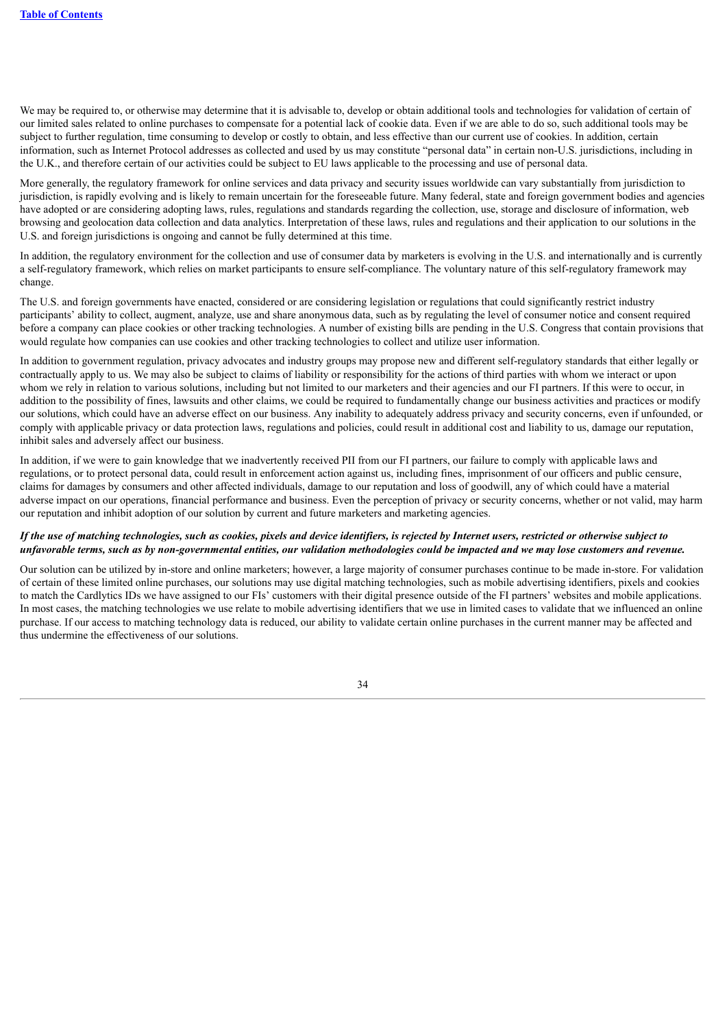We may be required to, or otherwise may determine that it is advisable to, develop or obtain additional tools and technologies for validation of certain of our limited sales related to online purchases to compensate for a potential lack of cookie data. Even if we are able to do so, such additional tools may be subject to further regulation, time consuming to develop or costly to obtain, and less effective than our current use of cookies. In addition, certain information, such as Internet Protocol addresses as collected and used by us may constitute "personal data" in certain non-U.S. jurisdictions, including in the U.K., and therefore certain of our activities could be subject to EU laws applicable to the processing and use of personal data.

More generally, the regulatory framework for online services and data privacy and security issues worldwide can vary substantially from jurisdiction to jurisdiction, is rapidly evolving and is likely to remain uncertain for the foreseeable future. Many federal, state and foreign government bodies and agencies have adopted or are considering adopting laws, rules, regulations and standards regarding the collection, use, storage and disclosure of information, web browsing and geolocation data collection and data analytics. Interpretation of these laws, rules and regulations and their application to our solutions in the U.S. and foreign jurisdictions is ongoing and cannot be fully determined at this time.

In addition, the regulatory environment for the collection and use of consumer data by marketers is evolving in the U.S. and internationally and is currently a self-regulatory framework, which relies on market participants to ensure self-compliance. The voluntary nature of this self-regulatory framework may change.

The U.S. and foreign governments have enacted, considered or are considering legislation or regulations that could significantly restrict industry participants' ability to collect, augment, analyze, use and share anonymous data, such as by regulating the level of consumer notice and consent required before a company can place cookies or other tracking technologies. A number of existing bills are pending in the U.S. Congress that contain provisions that would regulate how companies can use cookies and other tracking technologies to collect and utilize user information.

In addition to government regulation, privacy advocates and industry groups may propose new and different self-regulatory standards that either legally or contractually apply to us. We may also be subject to claims of liability or responsibility for the actions of third parties with whom we interact or upon whom we rely in relation to various solutions, including but not limited to our marketers and their agencies and our FI partners. If this were to occur, in addition to the possibility of fines, lawsuits and other claims, we could be required to fundamentally change our business activities and practices or modify our solutions, which could have an adverse effect on our business. Any inability to adequately address privacy and security concerns, even if unfounded, or comply with applicable privacy or data protection laws, regulations and policies, could result in additional cost and liability to us, damage our reputation, inhibit sales and adversely affect our business.

In addition, if we were to gain knowledge that we inadvertently received PII from our FI partners, our failure to comply with applicable laws and regulations, or to protect personal data, could result in enforcement action against us, including fines, imprisonment of our officers and public censure, claims for damages by consumers and other affected individuals, damage to our reputation and loss of goodwill, any of which could have a material adverse impact on our operations, financial performance and business. Even the perception of privacy or security concerns, whether or not valid, may harm our reputation and inhibit adoption of our solution by current and future marketers and marketing agencies.

***If the use of matching technologies, such as cookies, pixels and device identifiers, is rejected by Internet users, restricted or otherwise subject to unfavorable terms, such as by non-governmental entities, our validation methodologies could be impacted and we may lose customers and revenue.***

Our solution can be utilized by in-store and online marketers; however, a large majority of consumer purchases continue to be made in-store. For validation of certain of these limited online purchases, our solutions may use digital matching technologies, such as mobile advertising identifiers, pixels and cookies to match the Cardlytics IDs we have assigned to our FIs' customers with their digital presence outside of the FI partners' websites and mobile applications. In most cases, the matching technologies we use relate to mobile advertising identifiers that we use in limited cases to validate that we influenced an online purchase. If our access to matching technology data is reduced, our ability to validate certain online purchases in the current manner may be affected and thus undermine the effectiveness of our solutions.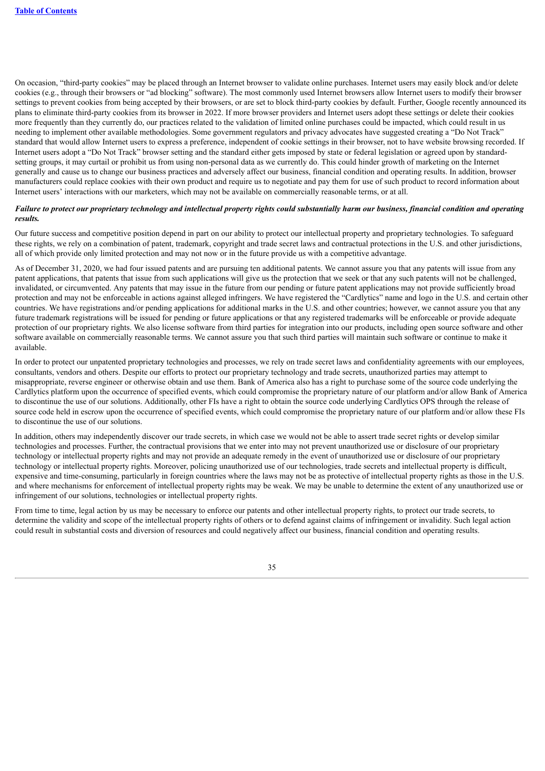On occasion, "third-party cookies" may be placed through an Internet browser to validate online purchases. Internet users may easily block and/or delete cookies (e.g., through their browsers or "ad blocking" software). The most commonly used Internet browsers allow Internet users to modify their browser settings to prevent cookies from being accepted by their browsers, or are set to block third-party cookies by default. Further, Google recently announced its plans to eliminate third-party cookies from its browser in 2022. If more browser providers and Internet users adopt these settings or delete their cookies more frequently than they currently do, our practices related to the validation of limited online purchases could be impacted, which could result in us needing to implement other available methodologies. Some government regulators and privacy advocates have suggested creating a "Do Not Track" standard that would allow Internet users to express a preference, independent of cookie settings in their browser, not to have website browsing recorded. If Internet users adopt a "Do Not Track" browser setting and the standard either gets imposed by state or federal legislation or agreed upon by standard-setting groups, it may curtail or prohibit us from using non-personal data as we currently do. This could hinder growth of marketing on the Internet generally and cause us to change our business practices and adversely affect our business, financial condition and operating results. In addition, browser manufacturers could replace cookies with their own product and require us to negotiate and pay them for use of such product to record information about Internet users' interactions with our marketers, which may not be available on commercially reasonable terms, or at all.

***Failure to protect our proprietary technology and intellectual property rights could substantially harm our business, financial condition and operating results.***

Our future success and competitive position depend in part on our ability to protect our intellectual property and proprietary technologies. To safeguard these rights, we rely on a combination of patent, trademark, copyright and trade secret laws and contractual protections in the U.S. and other jurisdictions, all of which provide only limited protection and may not now or in the future provide us with a competitive advantage.

As of December 31, 2020, we had four issued patents and are pursuing ten additional patents. We cannot assure you that any patents will issue from any patent applications, that patents that issue from such applications will give us the protection that we seek or that any such patents will not be challenged, invalidated, or circumvented. Any patents that may issue in the future from our pending or future patent applications may not provide sufficiently broad protection and may not be enforceable in actions against alleged infringers. We have registered the "Cardlytics" name and logo in the U.S. and certain other countries. We have registrations and/or pending applications for additional marks in the U.S. and other countries; however, we cannot assure you that any future trademark registrations will be issued for pending or future applications or that any registered trademarks will be enforceable or provide adequate protection of our proprietary rights. We also license software from third parties for integration into our products, including open source software and other software available on commercially reasonable terms. We cannot assure you that such third parties will maintain such software or continue to make it available.

In order to protect our unpatented proprietary technologies and processes, we rely on trade secret laws and confidentiality agreements with our employees, consultants, vendors and others. Despite our efforts to protect our proprietary technology and trade secrets, unauthorized parties may attempt to misappropriate, reverse engineer or otherwise obtain and use them. Bank of America also has a right to purchase some of the source code underlying the Cardlytics platform upon the occurrence of specified events, which could compromise the proprietary nature of our platform and/or allow Bank of America to discontinue the use of our solutions. Additionally, other FIs have a right to obtain the source code underlying Cardlytics OPS through the release of source code held in escrow upon the occurrence of specified events, which could compromise the proprietary nature of our platform and/or allow these FIs to discontinue the use of our solutions.

In addition, others may independently discover our trade secrets, in which case we would not be able to assert trade secret rights or develop similar technologies and processes. Further, the contractual provisions that we enter into may not prevent unauthorized use or disclosure of our proprietary technology or intellectual property rights and may not provide an adequate remedy in the event of unauthorized use or disclosure of our proprietary technology or intellectual property rights. Moreover, policing unauthorized use of our technologies, trade secrets and intellectual property is difficult, expensive and time-consuming, particularly in foreign countries where the laws may not be as protective of intellectual property rights as those in the U.S. and where mechanisms for enforcement of intellectual property rights may be weak. We may be unable to determine the extent of any unauthorized use or infringement of our solutions, technologies or intellectual property rights.

From time to time, legal action by us may be necessary to enforce our patents and other intellectual property rights, to protect our trade secrets, to determine the validity and scope of the intellectual property rights of others or to defend against claims of infringement or invalidity. Such legal action could result in substantial costs and diversion of resources and could negatively affect our business, financial condition and operating results.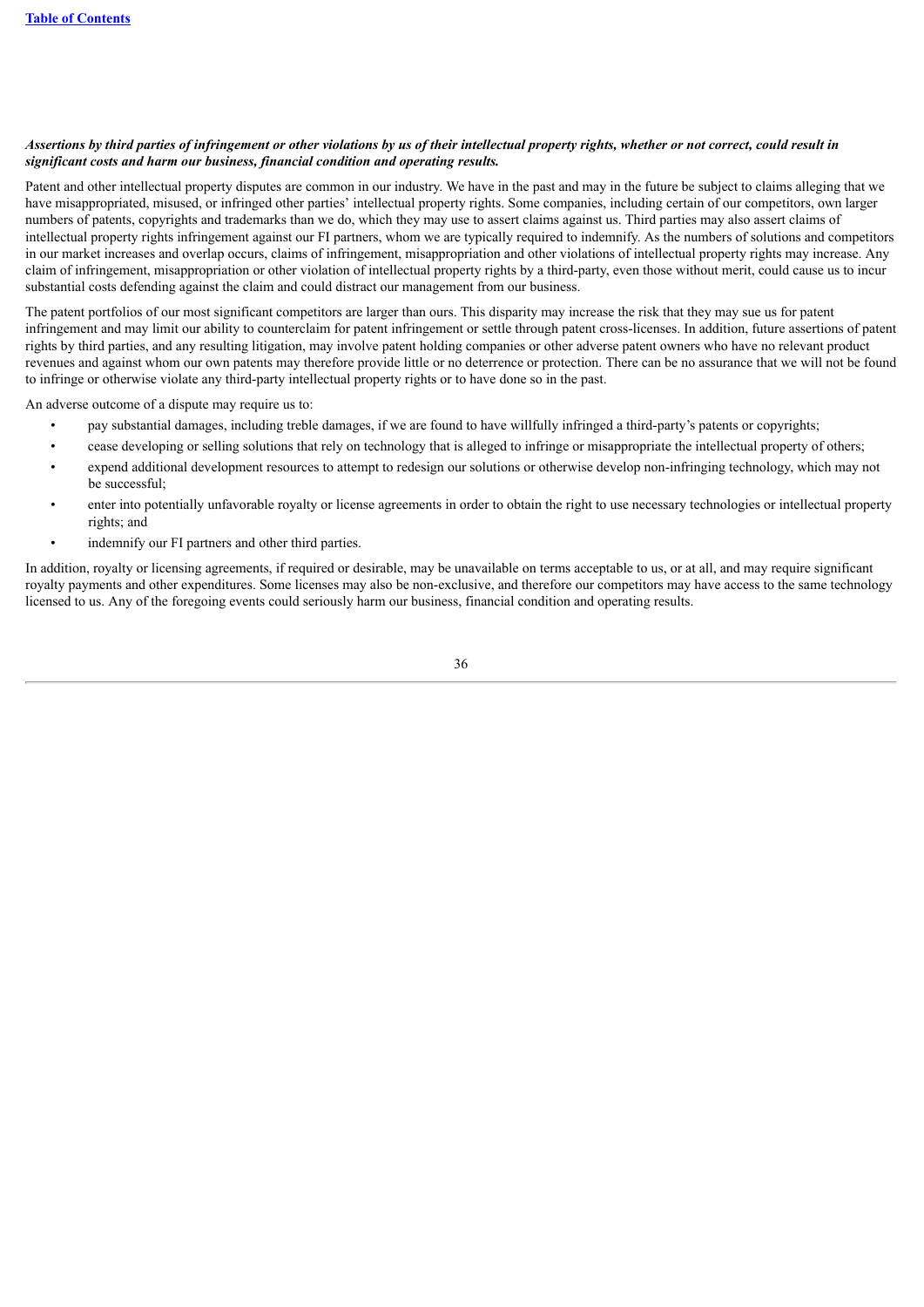***Assertions by third parties of infringement or other violations by us of their intellectual property rights, whether or not correct, could result in significant costs and harm our business, financial condition and operating results.***

Patent and other intellectual property disputes are common in our industry. We have in the past and may in the future be subject to claims alleging that we have misappropriated, misused, or infringed other parties' intellectual property rights. Some companies, including certain of our competitors, own larger numbers of patents, copyrights and trademarks than we do, which they may use to assert claims against us. Third parties may also assert claims of intellectual property rights infringement against our FI partners, whom we are typically required to indemnify. As the numbers of solutions and competitors in our market increases and overlap occurs, claims of infringement, misappropriation and other violations of intellectual property rights may increase. Any claim of infringement, misappropriation or other violation of intellectual property rights by a third-party, even those without merit, could cause us to incur substantial costs defending against the claim and could distract our management from our business.

The patent portfolios of our most significant competitors are larger than ours. This disparity may increase the risk that they may sue us for patent infringement and may limit our ability to counterclaim for patent infringement or settle through patent cross-licenses. In addition, future assertions of patent rights by third parties, and any resulting litigation, may involve patent holding companies or other adverse patent owners who have no relevant product revenues and against whom our own patents may therefore provide little or no deterrence or protection. There can be no assurance that we will not be found to infringe or otherwise violate any third-party intellectual property rights or to have done so in the past.

An adverse outcome of a dispute may require us to:

- pay substantial damages, including treble damages, if we are found to have willfully infringed a third-party's patents or copyrights;
- cease developing or selling solutions that rely on technology that is alleged to infringe or misappropriate the intellectual property of others;
- expend additional development resources to attempt to redesign our solutions or otherwise develop non-infringing technology, which may not be successful;
- enter into potentially unfavorable royalty or license agreements in order to obtain the right to use necessary technologies or intellectual property rights; and
- indemnify our FI partners and other third parties.

In addition, royalty or licensing agreements, if required or desirable, may be unavailable on terms acceptable to us, or at all, and may require significant royalty payments and other expenditures. Some licenses may also be non-exclusive, and therefore our competitors may have access to the same technology licensed to us. Any of the foregoing events could seriously harm our business, financial condition and operating results.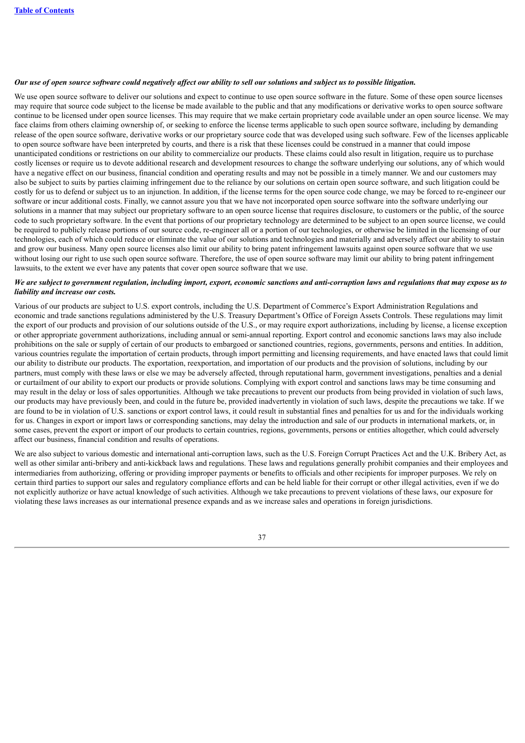***Our use of open source software could negatively affect our ability to sell our solutions and subject us to possible litigation.***

We use open source software to deliver our solutions and expect to continue to use open source software in the future. Some of these open source licenses may require that source code subject to the license be made available to the public and that any modifications or derivative works to open source software continue to be licensed under open source licenses. This may require that we make certain proprietary code available under an open source license. We may face claims from others claiming ownership of, or seeking to enforce the license terms applicable to such open source software, including by demanding release of the open source software, derivative works or our proprietary source code that was developed using such software. Few of the licenses applicable to open source software have been interpreted by courts, and there is a risk that these licenses could be construed in a manner that could impose unanticipated conditions or restrictions on our ability to commercialize our products. These claims could also result in litigation, require us to purchase costly licenses or require us to devote additional research and development resources to change the software underlying our solutions, any of which would have a negative effect on our business, financial condition and operating results and may not be possible in a timely manner. We and our customers may also be subject to suits by parties claiming infringement due to the reliance by our solutions on certain open source software, and such litigation could be costly for us to defend or subject us to an injunction. In addition, if the license terms for the open source code change, we may be forced to re-engineer our software or incur additional costs. Finally, we cannot assure you that we have not incorporated open source software into the software underlying our solutions in a manner that may subject our proprietary software to an open source license that requires disclosure, to customers or the public, of the source code to such proprietary software. In the event that portions of our proprietary technology are determined to be subject to an open source license, we could be required to publicly release portions of our source code, re-engineer all or a portion of our technologies, or otherwise be limited in the licensing of our technologies, each of which could reduce or eliminate the value of our solutions and technologies and materially and adversely affect our ability to sustain and grow our business. Many open source licenses also limit our ability to bring patent infringement lawsuits against open source software that we use without losing our right to use such open source software. Therefore, the use of open source software may limit our ability to bring patent infringement lawsuits, to the extent we ever have any patents that cover open source software that we use.

***We are subject to government regulation, including import, export, economic sanctions and anti-corruption laws and regulations that may expose us to liability and increase our costs.***

Various of our products are subject to U.S. export controls, including the U.S. Department of Commerce's Export Administration Regulations and economic and trade sanctions regulations administered by the U.S. Treasury Department's Office of Foreign Assets Controls. These regulations may limit the export of our products and provision of our solutions outside of the U.S., or may require export authorizations, including by license, a license exception or other appropriate government authorizations, including annual or semi-annual reporting. Export control and economic sanctions laws may also include prohibitions on the sale or supply of certain of our products to embargoed or sanctioned countries, regions, governments, persons and entities. In addition, various countries regulate the importation of certain products, through import permitting and licensing requirements, and have enacted laws that could limit our ability to distribute our products. The exportation, reexportation, and importation of our products and the provision of solutions, including by our partners, must comply with these laws or else we may be adversely affected, through reputational harm, government investigations, penalties and a denial or curtailment of our ability to export our products or provide solutions. Complying with export control and sanctions laws may be time consuming and may result in the delay or loss of sales opportunities. Although we take precautions to prevent our products from being provided in violation of such laws, our products may have previously been, and could in the future be, provided inadvertently in violation of such laws, despite the precautions we take. If we are found to be in violation of U.S. sanctions or export control laws, it could result in substantial fines and penalties for us and for the individuals working for us. Changes in export or import laws or corresponding sanctions, may delay the introduction and sale of our products in international markets, or, in some cases, prevent the export or import of our products to certain countries, regions, governments, persons or entities altogether, which could adversely affect our business, financial condition and results of operations.

We are also subject to various domestic and international anti-corruption laws, such as the U.S. Foreign Corrupt Practices Act and the U.K. Bribery Act, as well as other similar anti-bribery and anti-kickback laws and regulations. These laws and regulations generally prohibit companies and their employees and intermediaries from authorizing, offering or providing improper payments or benefits to officials and other recipients for improper purposes. We rely on certain third parties to support our sales and regulatory compliance efforts and can be held liable for their corrupt or other illegal activities, even if we do not explicitly authorize or have actual knowledge of such activities. Although we take precautions to prevent violations of these laws, our exposure for violating these laws increases as our international presence expands and as we increase sales and operations in foreign jurisdictions.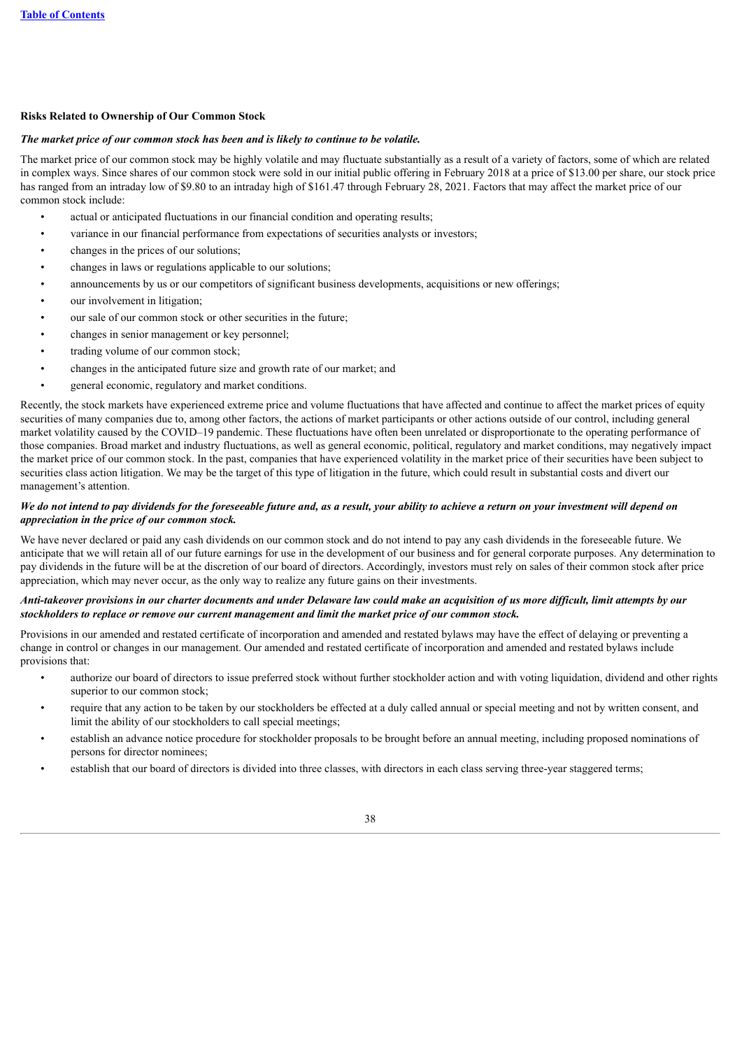### Risks Related to Ownership of Our Common Stock

***The market price of our common stock has been and is likely to continue to be volatile.***

The market price of our common stock may be highly volatile and may fluctuate substantially as a result of a variety of factors, some of which are related in complex ways. Since shares of our common stock were sold in our initial public offering in February 2018 at a price of $13.00 per share, our stock price has ranged from an intraday low of $9.80 to an intraday high of $161.47 through February 28, 2021. Factors that may affect the market price of our common stock include:

- actual or anticipated fluctuations in our financial condition and operating results;
- variance in our financial performance from expectations of securities analysts or investors;
- changes in the prices of our solutions;
- changes in laws or regulations applicable to our solutions;
- announcements by us or our competitors of significant business developments, acquisitions or new offerings;
- our involvement in litigation;
- our sale of our common stock or other securities in the future;
- changes in senior management or key personnel;
- trading volume of our common stock;
- changes in the anticipated future size and growth rate of our market; and
- general economic, regulatory and market conditions.

Recently, the stock markets have experienced extreme price and volume fluctuations that have affected and continue to affect the market prices of equity securities of many companies due to, among other factors, the actions of market participants or other actions outside of our control, including general market volatility caused by the COVID–19 pandemic. These fluctuations have often been unrelated or disproportionate to the operating performance of those companies. Broad market and industry fluctuations, as well as general economic, political, regulatory and market conditions, may negatively impact the market price of our common stock. In the past, companies that have experienced volatility in the market price of their securities have been subject to securities class action litigation. We may be the target of this type of litigation in the future, which could result in substantial costs and divert our management's attention.

***We do not intend to pay dividends for the foreseeable future and, as a result, your ability to achieve a return on your investment will depend on appreciation in the price of our common stock.***

We have never declared or paid any cash dividends on our common stock and do not intend to pay any cash dividends in the foreseeable future. We anticipate that we will retain all of our future earnings for use in the development of our business and for general corporate purposes. Any determination to pay dividends in the future will be at the discretion of our board of directors. Accordingly, investors must rely on sales of their common stock after price appreciation, which may never occur, as the only way to realize any future gains on their investments.

***Anti-takeover provisions in our charter documents and under Delaware law could make an acquisition of us more difficult, limit attempts by our stockholders to replace or remove our current management and limit the market price of our common stock.***

Provisions in our amended and restated certificate of incorporation and amended and restated bylaws may have the effect of delaying or preventing a change in control or changes in our management. Our amended and restated certificate of incorporation and amended and restated bylaws include provisions that:

- authorize our board of directors to issue preferred stock without further stockholder action and with voting liquidation, dividend and other rights superior to our common stock;
- require that any action to be taken by our stockholders be effected at a duly called annual or special meeting and not by written consent, and limit the ability of our stockholders to call special meetings;
- establish an advance notice procedure for stockholder proposals to be brought before an annual meeting, including proposed nominations of persons for director nominees;
- establish that our board of directors is divided into three classes, with directors in each class serving three-year staggered terms;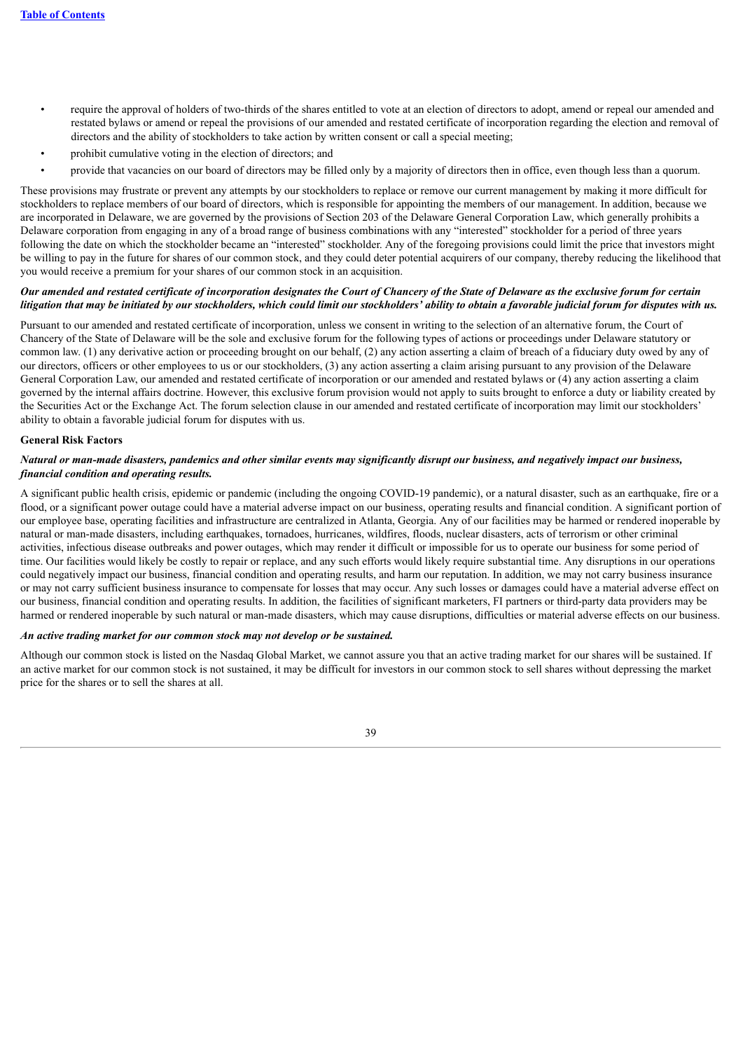- require the approval of holders of two-thirds of the shares entitled to vote at an election of directors to adopt, amend or repeal our amended and restated bylaws or amend or repeal the provisions of our amended and restated certificate of incorporation regarding the election and removal of directors and the ability of stockholders to take action by written consent or call a special meeting;
- prohibit cumulative voting in the election of directors; and
- provide that vacancies on our board of directors may be filled only by a majority of directors then in office, even though less than a quorum.

These provisions may frustrate or prevent any attempts by our stockholders to replace or remove our current management by making it more difficult for stockholders to replace members of our board of directors, which is responsible for appointing the members of our management. In addition, because we are incorporated in Delaware, we are governed by the provisions of Section 203 of the Delaware General Corporation Law, which generally prohibits a Delaware corporation from engaging in any of a broad range of business combinations with any "interested" stockholder for a period of three years following the date on which the stockholder became an "interested" stockholder. Any of the foregoing provisions could limit the price that investors might be willing to pay in the future for shares of our common stock, and they could deter potential acquirers of our company, thereby reducing the likelihood that you would receive a premium for your shares of our common stock in an acquisition.

***Our amended and restated certificate of incorporation designates the Court of Chancery of the State of Delaware as the exclusive forum for certain litigation that may be initiated by our stockholders, which could limit our stockholders' ability to obtain a favorable judicial forum for disputes with us.***

Pursuant to our amended and restated certificate of incorporation, unless we consent in writing to the selection of an alternative forum, the Court of Chancery of the State of Delaware will be the sole and exclusive forum for the following types of actions or proceedings under Delaware statutory or common law. (1) any derivative action or proceeding brought on our behalf, (2) any action asserting a claim of breach of a fiduciary duty owed by any of our directors, officers or other employees to us or our stockholders, (3) any action asserting a claim arising pursuant to any provision of the Delaware General Corporation Law, our amended and restated certificate of incorporation or our amended and restated bylaws or (4) any action asserting a claim governed by the internal affairs doctrine. However, this exclusive forum provision would not apply to suits brought to enforce a duty or liability created by the Securities Act or the Exchange Act. The forum selection clause in our amended and restated certificate of incorporation may limit our stockholders' ability to obtain a favorable judicial forum for disputes with us.

**General Risk Factors**

***Natural or man-made disasters, pandemics and other similar events may significantly disrupt our business, and negatively impact our business, financial condition and operating results.***

A significant public health crisis, epidemic or pandemic (including the ongoing COVID-19 pandemic), or a natural disaster, such as an earthquake, fire or a flood, or a significant power outage could have a material adverse impact on our business, operating results and financial condition. A significant portion of our employee base, operating facilities and infrastructure are centralized in Atlanta, Georgia. Any of our facilities may be harmed or rendered inoperable by natural or man-made disasters, including earthquakes, tornadoes, hurricanes, wildfires, floods, nuclear disasters, acts of terrorism or other criminal activities, infectious disease outbreaks and power outages, which may render it difficult or impossible for us to operate our business for some period of time. Our facilities would likely be costly to repair or replace, and any such efforts would likely require substantial time. Any disruptions in our operations could negatively impact our business, financial condition and operating results, and harm our reputation. In addition, we may not carry business insurance or may not carry sufficient business insurance to compensate for losses that may occur. Any such losses or damages could have a material adverse effect on our business, financial condition and operating results. In addition, the facilities of significant marketers, FI partners or third-party data providers may be harmed or rendered inoperable by such natural or man-made disasters, which may cause disruptions, difficulties or material adverse effects on our business.

***An active trading market for our common stock may not develop or be sustained.***

Although our common stock is listed on the Nasdaq Global Market, we cannot assure you that an active trading market for our shares will be sustained. If an active market for our common stock is not sustained, it may be difficult for investors in our common stock to sell shares without depressing the market price for the shares or to sell the shares at all.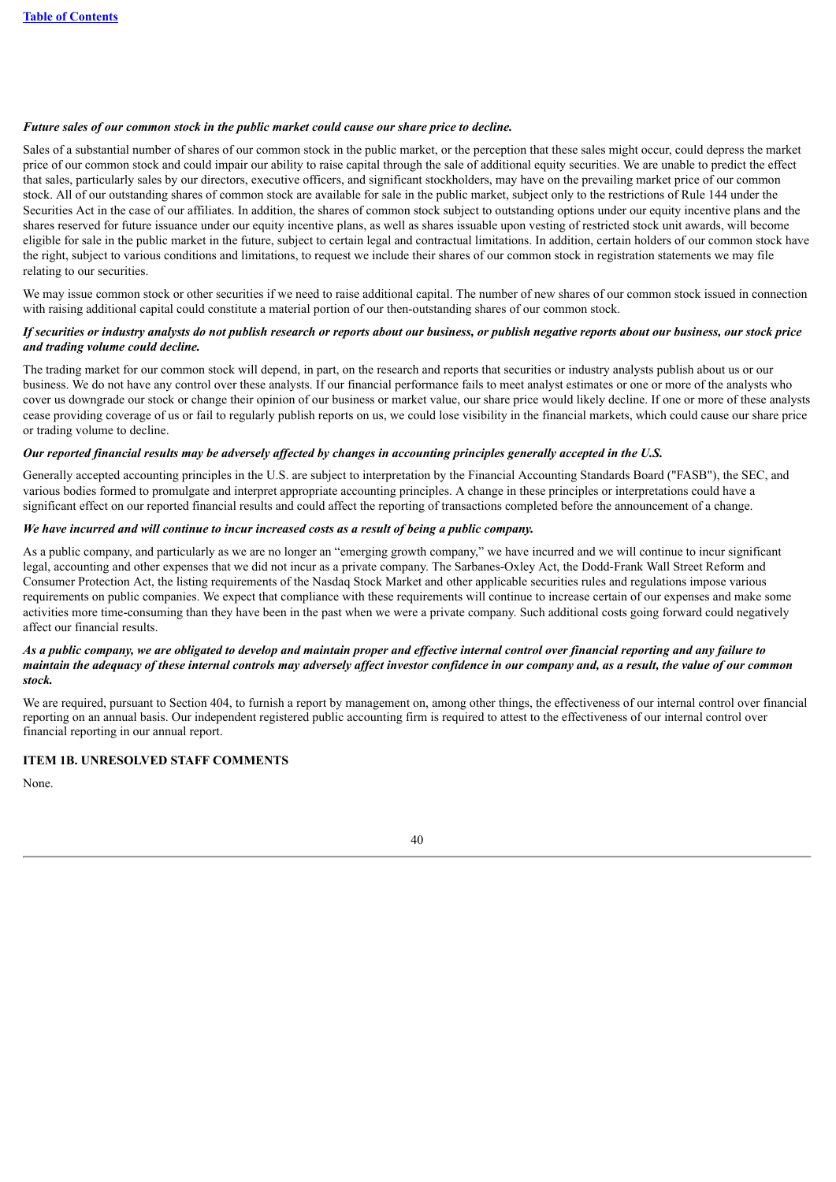***Future sales of our common stock in the public market could cause our share price to decline.***

Sales of a substantial number of shares of our common stock in the public market, or the perception that these sales might occur, could depress the market price of our common stock and could impair our ability to raise capital through the sale of additional equity securities. We are unable to predict the effect that sales, particularly sales by our directors, executive officers, and significant stockholders, may have on the prevailing market price of our common stock. All of our outstanding shares of common stock are available for sale in the public market, subject only to the restrictions of Rule 144 under the Securities Act in the case of our affiliates. In addition, the shares of common stock subject to outstanding options under our equity incentive plans and the shares reserved for future issuance under our equity incentive plans, as well as shares issuable upon vesting of restricted stock unit awards, will become eligible for sale in the public market in the future, subject to certain legal and contractual limitations. In addition, certain holders of our common stock have the right, subject to various conditions and limitations, to request we include their shares of our common stock in registration statements we may file relating to our securities.

We may issue common stock or other securities if we need to raise additional capital. The number of new shares of our common stock issued in connection with raising additional capital could constitute a material portion of our then-outstanding shares of our common stock.

***If securities or industry analysts do not publish research or reports about our business, or publish negative reports about our business, our stock price and trading volume could decline.***

The trading market for our common stock will depend, in part, on the research and reports that securities or industry analysts publish about us or our business. We do not have any control over these analysts. If our financial performance fails to meet analyst estimates or one or more of the analysts who cover us downgrade our stock or change their opinion of our business or market value, our share price would likely decline. If one or more of these analysts cease providing coverage of us or fail to regularly publish reports on us, we could lose visibility in the financial markets, which could cause our share price or trading volume to decline.

***Our reported financial results may be adversely affected by changes in accounting principles generally accepted in the U.S.***

Generally accepted accounting principles in the U.S. are subject to interpretation by the Financial Accounting Standards Board ("FASB"), the SEC, and various bodies formed to promulgate and interpret appropriate accounting principles. A change in these principles or interpretations could have a significant effect on our reported financial results and could affect the reporting of transactions completed before the announcement of a change.

***We have incurred and will continue to incur increased costs as a result of being a public company.***

As a public company, and particularly as we are no longer an "emerging growth company," we have incurred and we will continue to incur significant legal, accounting and other expenses that we did not incur as a private company. The Sarbanes-Oxley Act, the Dodd-Frank Wall Street Reform and Consumer Protection Act, the listing requirements of the Nasdaq Stock Market and other applicable securities rules and regulations impose various requirements on public companies. We expect that compliance with these requirements will continue to increase certain of our expenses and make some activities more time-consuming than they have been in the past when we were a private company. Such additional costs going forward could negatively affect our financial results.

***As a public company, we are obligated to develop and maintain proper and effective internal control over financial reporting and any failure to maintain the adequacy of these internal controls may adversely affect investor confidence in our company and, as a result, the value of our common stock.***

We are required, pursuant to Section 404, to furnish a report by management on, among other things, the effectiveness of our internal control over financial reporting on an annual basis. Our independent registered public accounting firm is required to attest to the effectiveness of our internal control over financial reporting in our annual report.

## ITEM 1B. UNRESOLVED STAFF COMMENTS

None.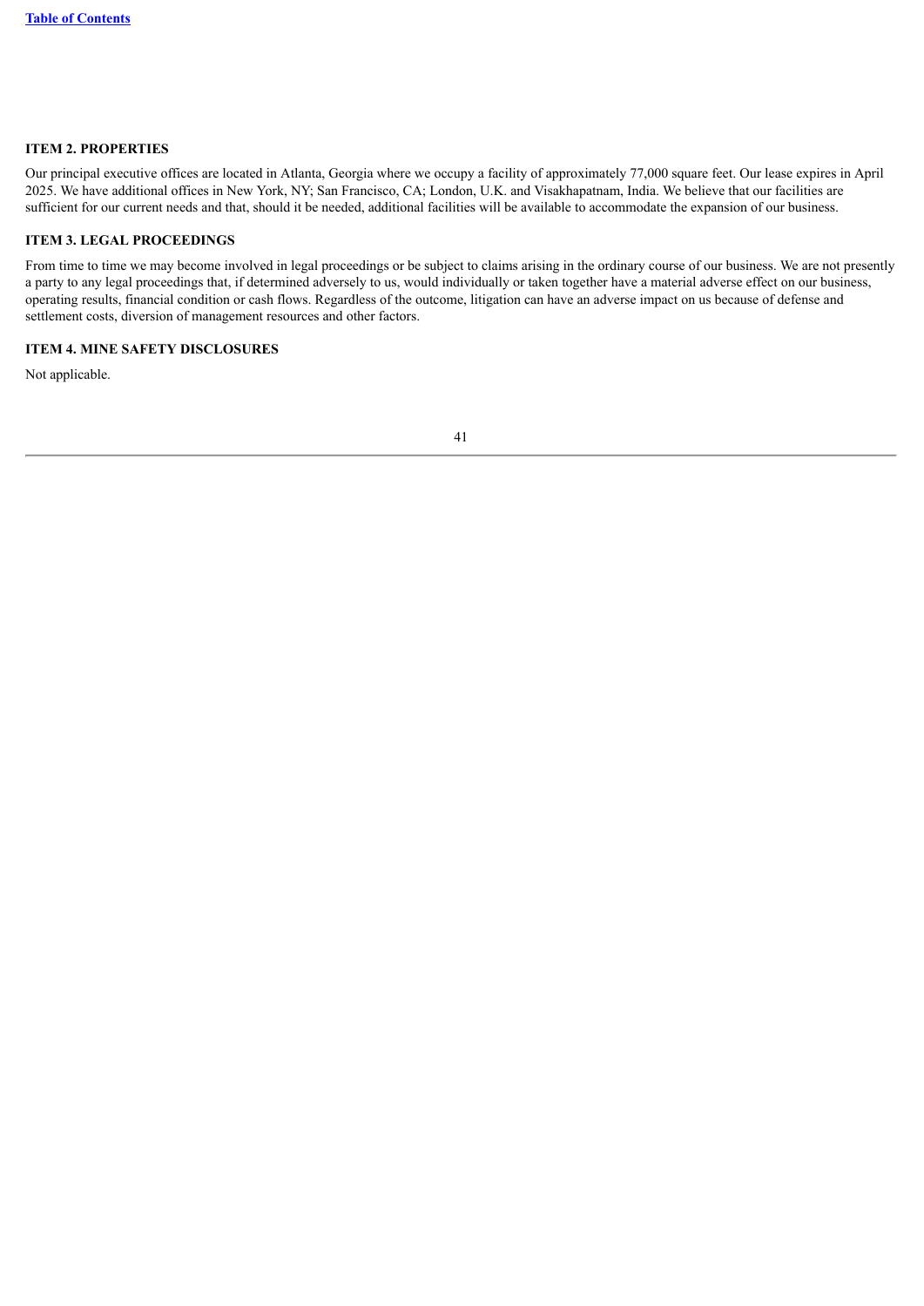## ITEM 2. PROPERTIES

Our principal executive offices are located in Atlanta, Georgia where we occupy a facility of approximately 77,000 square feet. Our lease expires in April 2025. We have additional offices in New York, NY; San Francisco, CA; London, U.K. and Visakhapatnam, India. We believe that our facilities are sufficient for our current needs and that, should it be needed, additional facilities will be available to accommodate the expansion of our business.

## ITEM 3. LEGAL PROCEEDINGS

From time to time we may become involved in legal proceedings or be subject to claims arising in the ordinary course of our business. We are not presently a party to any legal proceedings that, if determined adversely to us, would individually or taken together have a material adverse effect on our business, operating results, financial condition or cash flows. Regardless of the outcome, litigation can have an adverse impact on us because of defense and settlement costs, diversion of management resources and other factors.

## ITEM 4. MINE SAFETY DISCLOSURES

Not applicable.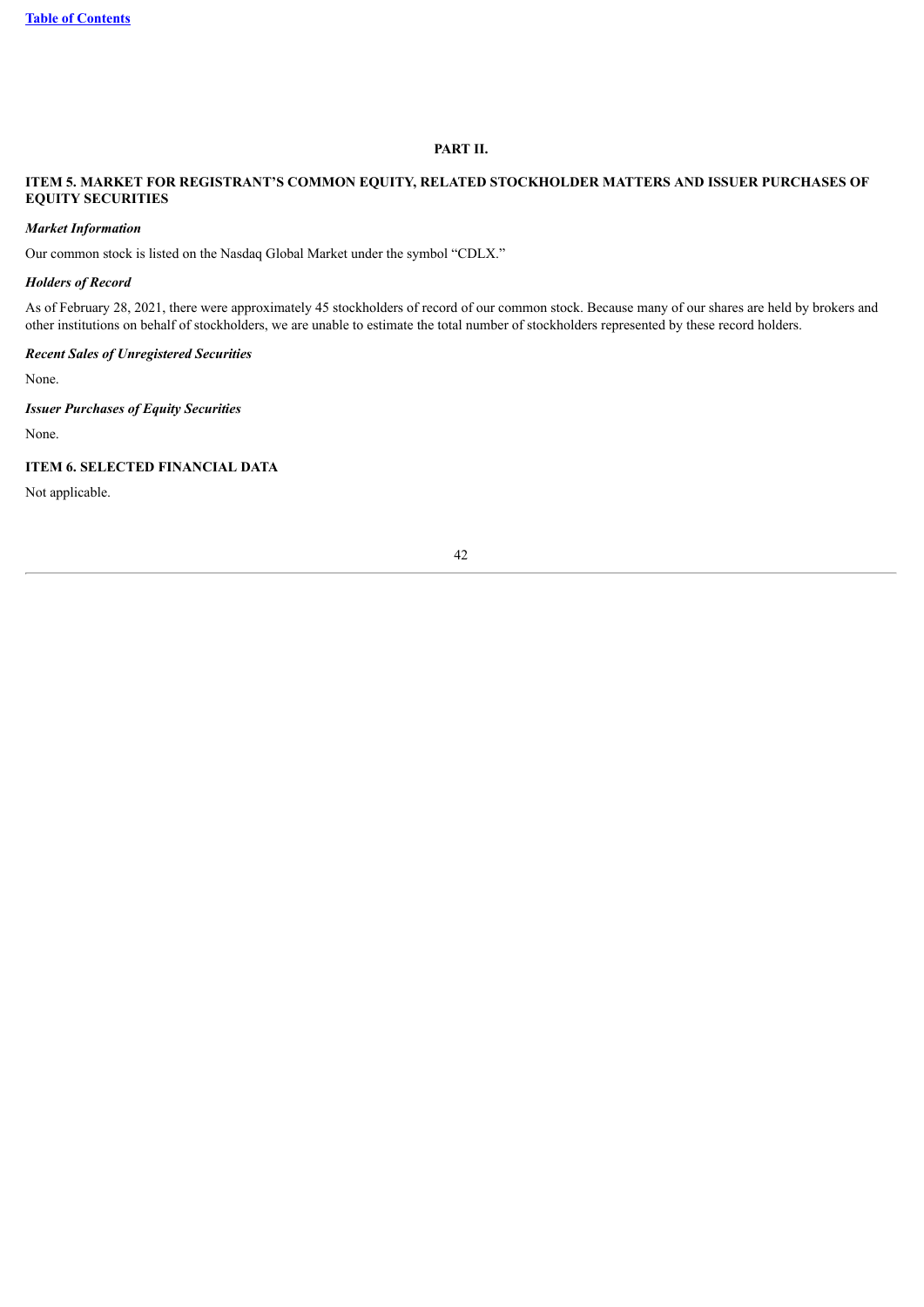# PART II.

## ITEM 5. MARKET FOR REGISTRANT’S COMMON EQUITY, RELATED STOCKHOLDER MATTERS AND ISSUER PURCHASES OF EQUITY SECURITIES

***Market Information***

Our common stock is listed on the Nasdaq Global Market under the symbol “CDLX.”

***Holders of Record***

As of February 28, 2021, there were approximately 45 stockholders of record of our common stock. Because many of our shares are held by brokers and other institutions on behalf of stockholders, we are unable to estimate the total number of stockholders represented by these record holders.

***Recent Sales of Unregistered Securities***

None.

***Issuer Purchases of Equity Securities***

None.

## ITEM 6. SELECTED FINANCIAL DATA

Not applicable.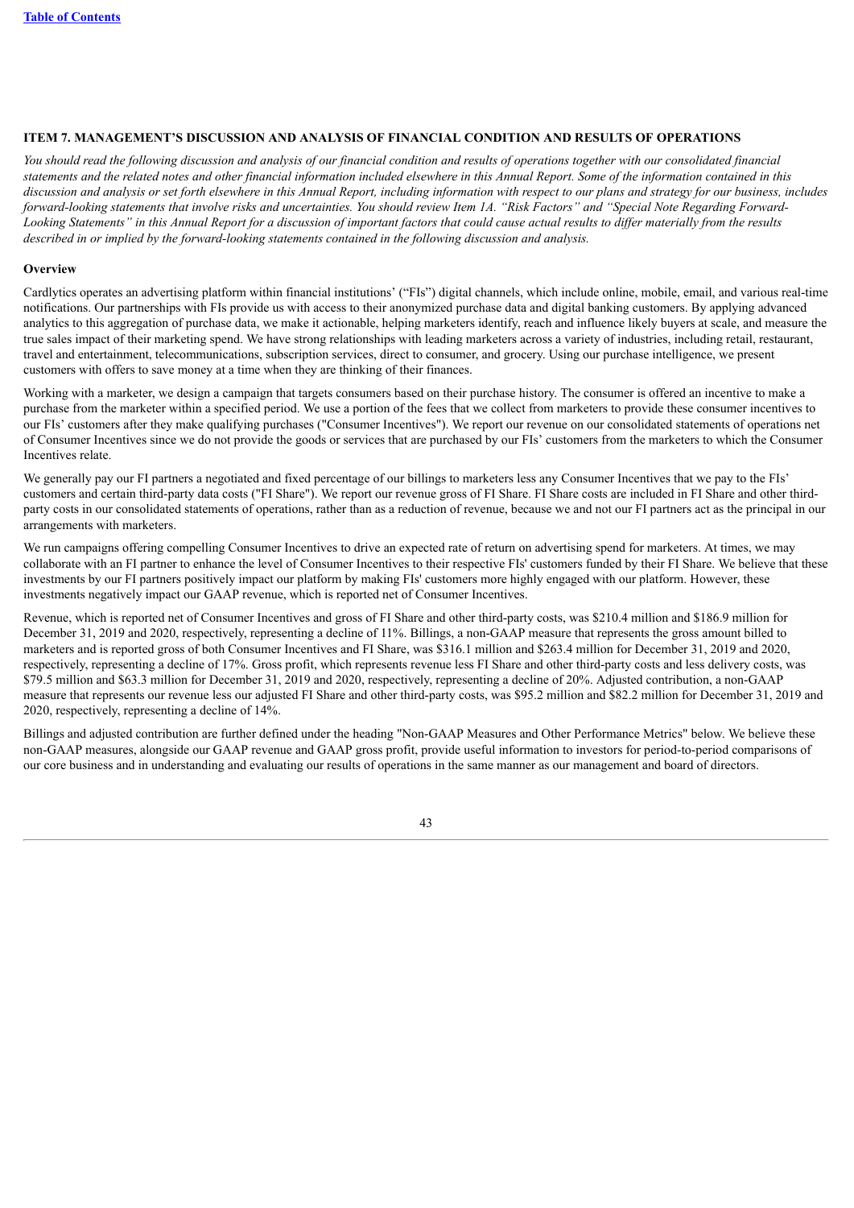## ITEM 7. MANAGEMENT'S DISCUSSION AND ANALYSIS OF FINANCIAL CONDITION AND RESULTS OF OPERATIONS

*You should read the following discussion and analysis of our financial condition and results of operations together with our consolidated financial statements and the related notes and other financial information included elsewhere in this Annual Report. Some of the information contained in this discussion and analysis or set forth elsewhere in this Annual Report, including information with respect to our plans and strategy for our business, includes forward-looking statements that involve risks and uncertainties. You should review Item 1A. "Risk Factors" and "Special Note Regarding Forward-Looking Statements" in this Annual Report for a discussion of important factors that could cause actual results to differ materially from the results described in or implied by the forward-looking statements contained in the following discussion and analysis.*

### Overview

Cardlytics operates an advertising platform within financial institutions' ("FIs") digital channels, which include online, mobile, email, and various real-time notifications. Our partnerships with FIs provide us with access to their anonymized purchase data and digital banking customers. By applying advanced analytics to this aggregation of purchase data, we make it actionable, helping marketers identify, reach and influence likely buyers at scale, and measure the true sales impact of their marketing spend. We have strong relationships with leading marketers across a variety of industries, including retail, restaurant, travel and entertainment, telecommunications, subscription services, direct to consumer, and grocery. Using our purchase intelligence, we present customers with offers to save money at a time when they are thinking of their finances.

Working with a marketer, we design a campaign that targets consumers based on their purchase history. The consumer is offered an incentive to make a purchase from the marketer within a specified period. We use a portion of the fees that we collect from marketers to provide these consumer incentives to our FIs' customers after they make qualifying purchases ("Consumer Incentives"). We report our revenue on our consolidated statements of operations net of Consumer Incentives since we do not provide the goods or services that are purchased by our FIs' customers from the marketers to which the Consumer Incentives relate.

We generally pay our FI partners a negotiated and fixed percentage of our billings to marketers less any Consumer Incentives that we pay to the FIs' customers and certain third-party data costs ("FI Share"). We report our revenue gross of FI Share. FI Share costs are included in FI Share and other third-party costs in our consolidated statements of operations, rather than as a reduction of revenue, because we and not our FI partners act as the principal in our arrangements with marketers.

We run campaigns offering compelling Consumer Incentives to drive an expected rate of return on advertising spend for marketers. At times, we may collaborate with an FI partner to enhance the level of Consumer Incentives to their respective FIs' customers funded by their FI Share. We believe that these investments by our FI partners positively impact our platform by making FIs' customers more highly engaged with our platform. However, these investments negatively impact our GAAP revenue, which is reported net of Consumer Incentives.

Revenue, which is reported net of Consumer Incentives and gross of FI Share and other third-party costs, was $210.4 million and $186.9 million for December 31, 2019 and 2020, respectively, representing a decline of 11%. Billings, a non-GAAP measure that represents the gross amount billed to marketers and is reported gross of both Consumer Incentives and FI Share, was $316.1 million and $263.4 million for December 31, 2019 and 2020, respectively, representing a decline of 17%. Gross profit, which represents revenue less FI Share and other third-party costs and less delivery costs, was $79.5 million and $63.3 million for December 31, 2019 and 2020, respectively, representing a decline of 20%. Adjusted contribution, a non-GAAP measure that represents our revenue less our adjusted FI Share and other third-party costs, was $95.2 million and $82.2 million for December 31, 2019 and 2020, respectively, representing a decline of 14%.

Billings and adjusted contribution are further defined under the heading "Non-GAAP Measures and Other Performance Metrics" below. We believe these non-GAAP measures, alongside our GAAP revenue and GAAP gross profit, provide useful information to investors for period-to-period comparisons of our core business and in understanding and evaluating our results of operations in the same manner as our management and board of directors.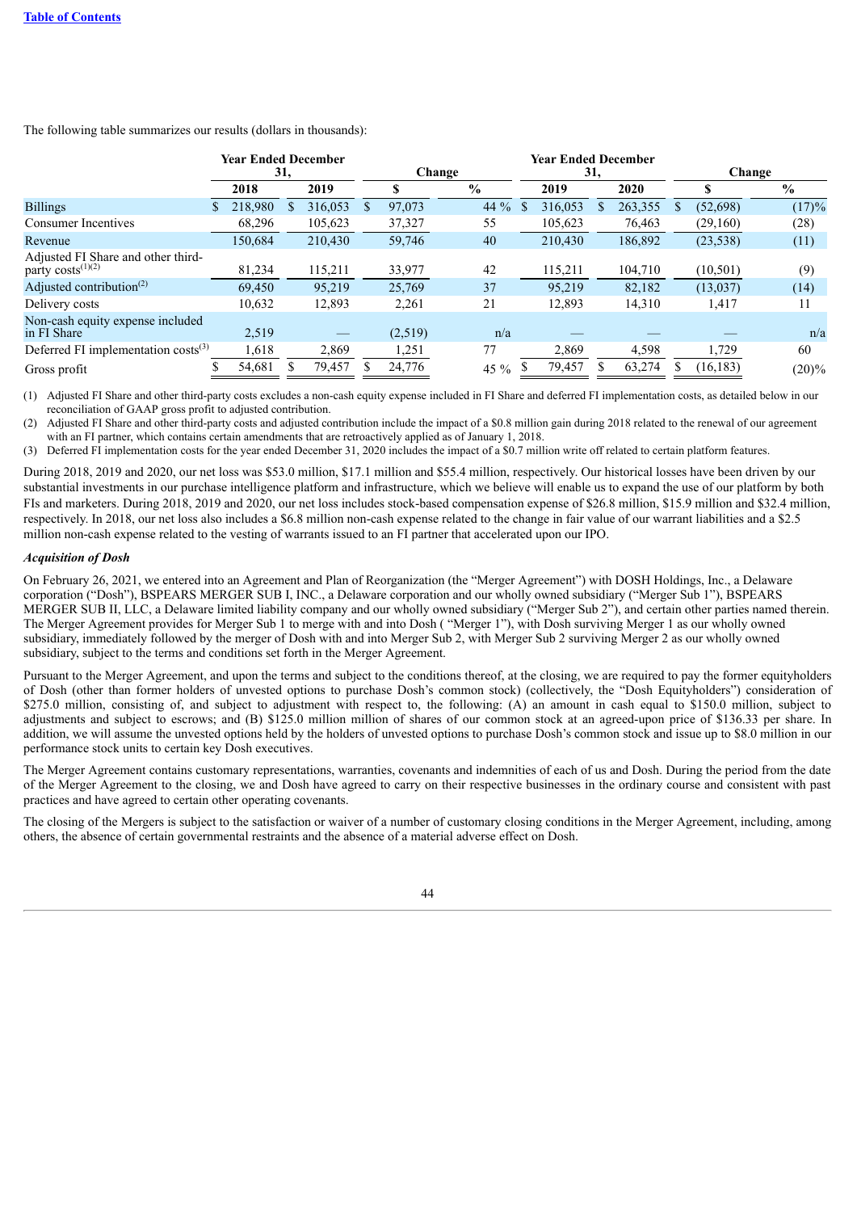The following table summarizes our results (dollars in thousands):

| | Year Ended December 31, | | Change | | Year Ended December 31, | | Change | |
|---|---|---|---|---|---|---|---|---|
| | 2018 | 2019 | $ | % | 2019 | 2020 | $ | % |
| Billings | $ 218,980 | $ 316,053 | $ 97,073 | 44 % | $ 316,053 | $ 263,355 | $ (52,698) | (17)% |
| Consumer Incentives | 68,296 | 105,623 | 37,327 | 55 | 105,623 | 76,463 | (29,160) | (28) |
| Revenue | 150,684 | 210,430 | 59,746 | 40 | 210,430 | 186,892 | (23,538) | (11) |
| Adjusted FI Share and other third-party costs(1)(2) | 81,234 | 115,211 | 33,977 | 42 | 115,211 | 104,710 | (10,501) | (9) |
| Adjusted contribution(2) | 69,450 | 95,219 | 25,769 | 37 | 95,219 | 82,182 | (13,037) | (14) |
| Delivery costs | 10,632 | 12,893 | 2,261 | 21 | 12,893 | 14,310 | 1,417 | 11 |
| Non-cash equity expense included in FI Share | 2,519 | — | (2,519) | n/a | — | — | — | n/a |
| Deferred FI implementation costs(3) | 1,618 | 2,869 | 1,251 | 77 | 2,869 | 4,598 | 1,729 | 60 |
| Gross profit | $ 54,681 | $ 79,457 | $ 24,776 | 45 % | $ 79,457 | $ 63,274 | $ (16,183) | (20)% |

(1) Adjusted FI Share and other third-party costs excludes a non-cash equity expense included in FI Share and deferred FI implementation costs, as detailed below in our reconciliation of GAAP gross profit to adjusted contribution.

(2) Adjusted FI Share and other third-party costs and adjusted contribution include the impact of a $0.8 million gain during 2018 related to the renewal of our agreement with an FI partner, which contains certain amendments that are retroactively applied as of January 1, 2018.

(3) Deferred FI implementation costs for the year ended December 31, 2020 includes the impact of a $0.7 million write off related to certain platform features.

During 2018, 2019 and 2020, our net loss was $53.0 million, $17.1 million and $55.4 million, respectively. Our historical losses have been driven by our substantial investments in our purchase intelligence platform and infrastructure, which we believe will enable us to expand the use of our platform by both FIs and marketers. During 2018, 2019 and 2020, our net loss includes stock-based compensation expense of $26.8 million, $15.9 million and $32.4 million, respectively. In 2018, our net loss also includes a $6.8 million non-cash expense related to the change in fair value of our warrant liabilities and a $2.5 million non-cash expense related to the vesting of warrants issued to an FI partner that accelerated upon our IPO.

***Acquisition of Dosh***

On February 26, 2021, we entered into an Agreement and Plan of Reorganization (the "Merger Agreement") with DOSH Holdings, Inc., a Delaware corporation ("Dosh"), BSPEARS MERGER SUB I, INC., a Delaware corporation and our wholly owned subsidiary ("Merger Sub 1"), BSPEARS MERGER SUB II, LLC, a Delaware limited liability company and our wholly owned subsidiary ("Merger Sub 2"), and certain other parties named therein. The Merger Agreement provides for Merger Sub 1 to merge with and into Dosh ( "Merger 1"), with Dosh surviving Merger 1 as our wholly owned subsidiary, immediately followed by the merger of Dosh with and into Merger Sub 2, with Merger Sub 2 surviving Merger 2 as our wholly owned subsidiary, subject to the terms and conditions set forth in the Merger Agreement.

Pursuant to the Merger Agreement, and upon the terms and subject to the conditions thereof, at the closing, we are required to pay the former equityholders of Dosh (other than former holders of unvested options to purchase Dosh's common stock) (collectively, the "Dosh Equityholders") consideration of $275.0 million, consisting of, and subject to adjustment with respect to, the following: (A) an amount in cash equal to $150.0 million, subject to adjustments and subject to escrows; and (B) $125.0 million million of shares of our common stock at an agreed-upon price of $136.33 per share. In addition, we will assume the unvested options held by the holders of unvested options to purchase Dosh's common stock and issue up to $8.0 million in our performance stock units to certain key Dosh executives.

The Merger Agreement contains customary representations, warranties, covenants and indemnities of each of us and Dosh. During the period from the date of the Merger Agreement to the closing, we and Dosh have agreed to carry on their respective businesses in the ordinary course and consistent with past practices and have agreed to certain other operating covenants.

The closing of the Mergers is subject to the satisfaction or waiver of a number of customary closing conditions in the Merger Agreement, including, among others, the absence of certain governmental restraints and the absence of a material adverse effect on Dosh.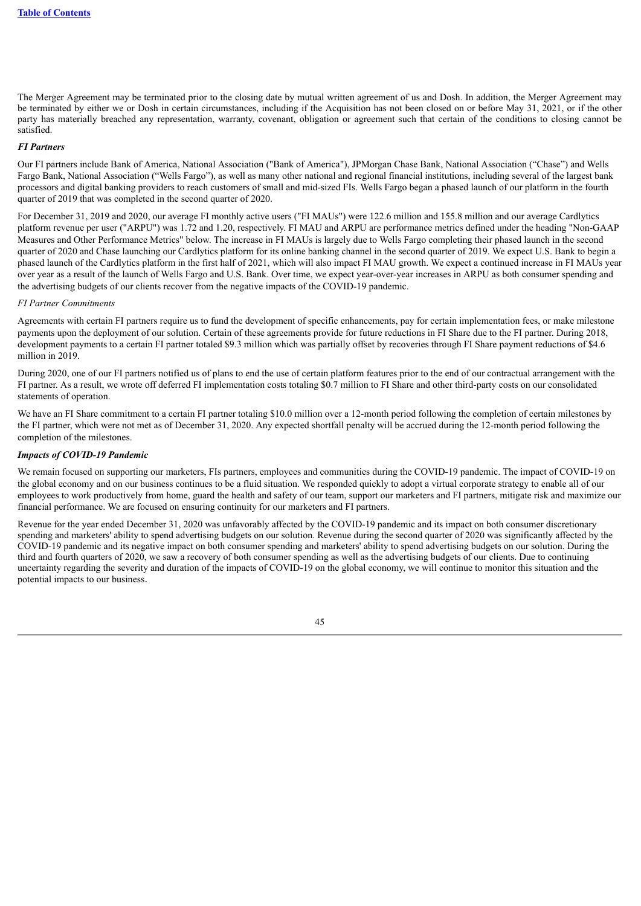The Merger Agreement may be terminated prior to the closing date by mutual written agreement of us and Dosh. In addition, the Merger Agreement may be terminated by either we or Dosh in certain circumstances, including if the Acquisition has not been closed on or before May 31, 2021, or if the other party has materially breached any representation, warranty, covenant, obligation or agreement such that certain of the conditions to closing cannot be satisfied.

***FI Partners***

Our FI partners include Bank of America, National Association ("Bank of America"), JPMorgan Chase Bank, National Association ("Chase") and Wells Fargo Bank, National Association ("Wells Fargo"), as well as many other national and regional financial institutions, including several of the largest bank processors and digital banking providers to reach customers of small and mid-sized FIs. Wells Fargo began a phased launch of our platform in the fourth quarter of 2019 that was completed in the second quarter of 2020.

For December 31, 2019 and 2020, our average FI monthly active users ("FI MAUs") were 122.6 million and 155.8 million and our average Cardlytics platform revenue per user ("ARPU") was 1.72 and 1.20, respectively. FI MAU and ARPU are performance metrics defined under the heading "Non-GAAP Measures and Other Performance Metrics" below. The increase in FI MAUs is largely due to Wells Fargo completing their phased launch in the second quarter of 2020 and Chase launching our Cardlytics platform for its online banking channel in the second quarter of 2019. We expect U.S. Bank to begin a phased launch of the Cardlytics platform in the first half of 2021, which will also impact FI MAU growth. We expect a continued increase in FI MAUs year over year as a result of the launch of Wells Fargo and U.S. Bank. Over time, we expect year-over-year increases in ARPU as both consumer spending and the advertising budgets of our clients recover from the negative impacts of the COVID-19 pandemic.

*FI Partner Commitments*

Agreements with certain FI partners require us to fund the development of specific enhancements, pay for certain implementation fees, or make milestone payments upon the deployment of our solution. Certain of these agreements provide for future reductions in FI Share due to the FI partner. During 2018, development payments to a certain FI partner totaled $9.3 million which was partially offset by recoveries through FI Share payment reductions of $4.6 million in 2019.

During 2020, one of our FI partners notified us of plans to end the use of certain platform features prior to the end of our contractual arrangement with the FI partner. As a result, we wrote off deferred FI implementation costs totaling $0.7 million to FI Share and other third-party costs on our consolidated statements of operation.

We have an FI Share commitment to a certain FI partner totaling $10.0 million over a 12-month period following the completion of certain milestones by the FI partner, which were not met as of December 31, 2020. Any expected shortfall penalty will be accrued during the 12-month period following the completion of the milestones.

***Impacts of COVID-19 Pandemic***

We remain focused on supporting our marketers, FIs partners, employees and communities during the COVID-19 pandemic. The impact of COVID-19 on the global economy and on our business continues to be a fluid situation. We responded quickly to adopt a virtual corporate strategy to enable all of our employees to work productively from home, guard the health and safety of our team, support our marketers and FI partners, mitigate risk and maximize our financial performance. We are focused on ensuring continuity for our marketers and FI partners.

Revenue for the year ended December 31, 2020 was unfavorably affected by the COVID-19 pandemic and its impact on both consumer discretionary spending and marketers' ability to spend advertising budgets on our solution. Revenue during the second quarter of 2020 was significantly affected by the COVID-19 pandemic and its negative impact on both consumer spending and marketers' ability to spend advertising budgets on our solution. During the third and fourth quarters of 2020, we saw a recovery of both consumer spending as well as the advertising budgets of our clients. Due to continuing uncertainty regarding the severity and duration of the impacts of COVID-19 on the global economy, we will continue to monitor this situation and the potential impacts to our business.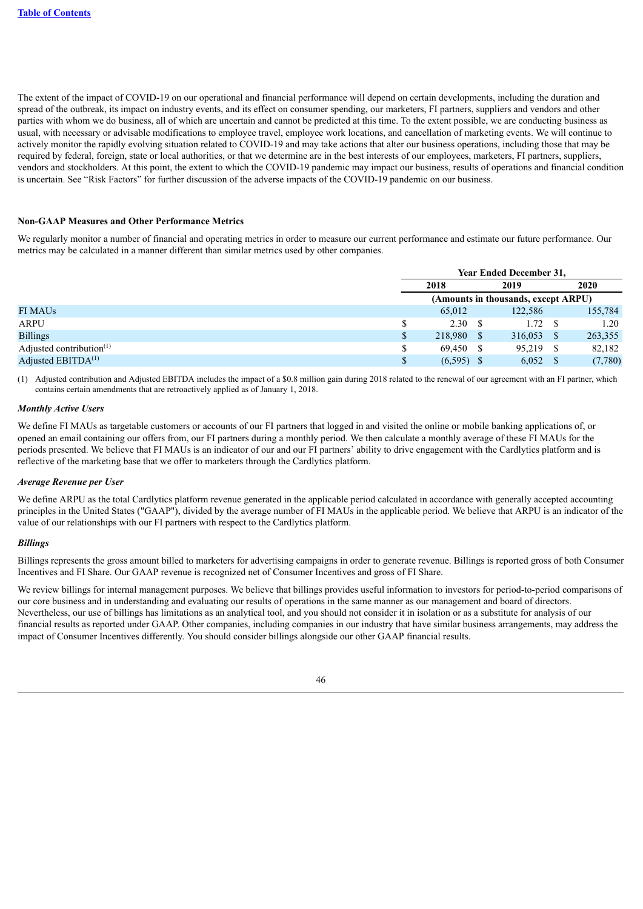The extent of the impact of COVID-19 on our operational and financial performance will depend on certain developments, including the duration and spread of the outbreak, its impact on industry events, and its effect on consumer spending, our marketers, FI partners, suppliers and vendors and other parties with whom we do business, all of which are uncertain and cannot be predicted at this time. To the extent possible, we are conducting business as usual, with necessary or advisable modifications to employee travel, employee work locations, and cancellation of marketing events. We will continue to actively monitor the rapidly evolving situation related to COVID-19 and may take actions that alter our business operations, including those that may be required by federal, foreign, state or local authorities, or that we determine are in the best interests of our employees, marketers, FI partners, suppliers, vendors and stockholders. At this point, the extent to which the COVID-19 pandemic may impact our business, results of operations and financial condition is uncertain. See "Risk Factors" for further discussion of the adverse impacts of the COVID-19 pandemic on our business.

**Non-GAAP Measures and Other Performance Metrics**

We regularly monitor a number of financial and operating metrics in order to measure our current performance and estimate our future performance. Our metrics may be calculated in a manner different than similar metrics used by other companies.

| | Year Ended December 31, | | |
|---|---|---|---|
| | 2018 | 2019 | 2020 |
| | (Amounts in thousands, except ARPU) | | |
| FI MAUs | 65,012 | 122,586 | 155,784 |
| ARPU | $ 2.30 | $ 1.72 | $ 1.20 |
| Billings | $ 218,980 | $ 316,053 | $ 263,355 |
| Adjusted contribution[(1)] | $ 69,450 | $ 95,219 | $ 82,182 |
| Adjusted EBITDA[(1)] | $ (6,595) | $ 6,052 | $ (7,780) |

(1) Adjusted contribution and Adjusted EBITDA includes the impact of a $0.8 million gain during 2018 related to the renewal of our agreement with an FI partner, which contains certain amendments that are retroactively applied as of January 1, 2018.

***Monthly Active Users***

We define FI MAUs as targetable customers or accounts of our FI partners that logged in and visited the online or mobile banking applications of, or opened an email containing our offers from, our FI partners during a monthly period. We then calculate a monthly average of these FI MAUs for the periods presented. We believe that FI MAUs is an indicator of our and our FI partners' ability to drive engagement with the Cardlytics platform and is reflective of the marketing base that we offer to marketers through the Cardlytics platform.

***Average Revenue per User***

We define ARPU as the total Cardlytics platform revenue generated in the applicable period calculated in accordance with generally accepted accounting principles in the United States ("GAAP"), divided by the average number of FI MAUs in the applicable period. We believe that ARPU is an indicator of the value of our relationships with our FI partners with respect to the Cardlytics platform.

***Billings***

Billings represents the gross amount billed to marketers for advertising campaigns in order to generate revenue. Billings is reported gross of both Consumer Incentives and FI Share. Our GAAP revenue is recognized net of Consumer Incentives and gross of FI Share.

We review billings for internal management purposes. We believe that billings provides useful information to investors for period-to-period comparisons of our core business and in understanding and evaluating our results of operations in the same manner as our management and board of directors. Nevertheless, our use of billings has limitations as an analytical tool, and you should not consider it in isolation or as a substitute for analysis of our financial results as reported under GAAP. Other companies, including companies in our industry that have similar business arrangements, may address the impact of Consumer Incentives differently. You should consider billings alongside our other GAAP financial results.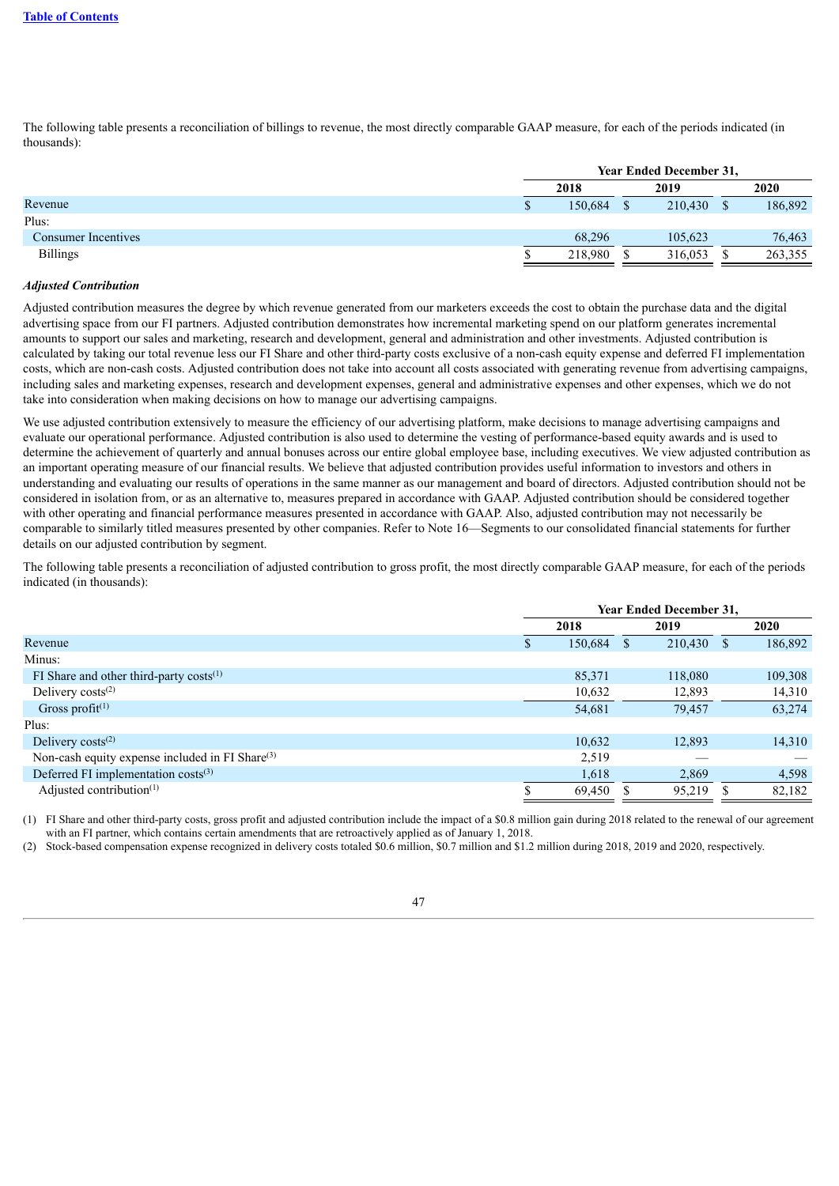The following table presents a reconciliation of billings to revenue, the most directly comparable GAAP measure, for each of the periods indicated (in thousands):

| | Year Ended December 31, | | |
|---|---|---|---|
| | 2018 | 2019 | 2020 |
| Revenue | $ 150,684 | $ 210,430 | $ 186,892 |
| Plus: | | | |
| Consumer Incentives | 68,296 | 105,623 | 76,463 |
| Billings | $ 218,980 | $ 316,053 | $ 263,355 |

***Adjusted Contribution***

Adjusted contribution measures the degree by which revenue generated from our marketers exceeds the cost to obtain the purchase data and the digital advertising space from our FI partners. Adjusted contribution demonstrates how incremental marketing spend on our platform generates incremental amounts to support our sales and marketing, research and development, general and administration and other investments. Adjusted contribution is calculated by taking our total revenue less our FI Share and other third-party costs exclusive of a non-cash equity expense and deferred FI implementation costs, which are non-cash costs. Adjusted contribution does not take into account all costs associated with generating revenue from advertising campaigns, including sales and marketing expenses, research and development expenses, general and administrative expenses and other expenses, which we do not take into consideration when making decisions on how to manage our advertising campaigns.

We use adjusted contribution extensively to measure the efficiency of our advertising platform, make decisions to manage advertising campaigns and evaluate our operational performance. Adjusted contribution is also used to determine the vesting of performance-based equity awards and is used to determine the achievement of quarterly and annual bonuses across our entire global employee base, including executives. We view adjusted contribution as an important operating measure of our financial results. We believe that adjusted contribution provides useful information to investors and others in understanding and evaluating our results of operations in the same manner as our management and board of directors. Adjusted contribution should not be considered in isolation from, or as an alternative to, measures prepared in accordance with GAAP. Adjusted contribution should be considered together with other operating and financial performance measures presented in accordance with GAAP. Also, adjusted contribution may not necessarily be comparable to similarly titled measures presented by other companies. Refer to Note 16—Segments to our consolidated financial statements for further details on our adjusted contribution by segment.

The following table presents a reconciliation of adjusted contribution to gross profit, the most directly comparable GAAP measure, for each of the periods indicated (in thousands):

| | Year Ended December 31, | | |
|---|---|---|---|
| | 2018 | 2019 | 2020 |
| Revenue | $ 150,684 | $ 210,430 | $ 186,892 |
| Minus: | | | |
| FI Share and other third-party costs(1) | 85,371 | 118,080 | 109,308 |
| Delivery costs(2) | 10,632 | 12,893 | 14,310 |
| Gross profit(1) | 54,681 | 79,457 | 63,274 |
| Plus: | | | |
| Delivery costs(2) | 10,632 | 12,893 | 14,310 |
| Non-cash equity expense included in FI Share(3) | 2,519 | — | — |
| Deferred FI implementation costs(3) | 1,618 | 2,869 | 4,598 |
| Adjusted contribution(1) | $ 69,450 | $ 95,219 | $ 82,182 |

(1) FI Share and other third-party costs, gross profit and adjusted contribution include the impact of a $0.8 million gain during 2018 related to the renewal of our agreement with an FI partner, which contains certain amendments that are retroactively applied as of January 1, 2018.

(2) Stock-based compensation expense recognized in delivery costs totaled $0.6 million, $0.7 million and $1.2 million during 2018, 2019 and 2020, respectively.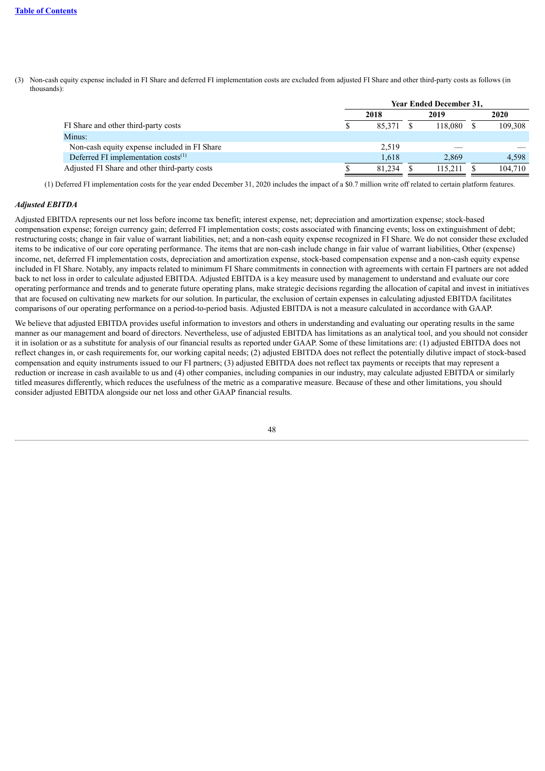(3) Non-cash equity expense included in FI Share and deferred FI implementation costs are excluded from adjusted FI Share and other third-party costs as follows (in thousands):

| | Year Ended December 31, | | |
|---|---|---|---|
| | 2018 | 2019 | 2020 |
| FI Share and other third-party costs | $ 85,371 | $ 118,080 | $ 109,308 |
| Minus: | | | |
| Non-cash equity expense included in FI Share | 2,519 | — | — |
| Deferred FI implementation costs[1] | 1,618 | 2,869 | 4,598 |
| Adjusted FI Share and other third-party costs | $ 81,234 | $ 115,211 | $ 104,710 |

(1) Deferred FI implementation costs for the year ended December 31, 2020 includes the impact of a $0.7 million write off related to certain platform features.

### *Adjusted EBITDA*

Adjusted EBITDA represents our net loss before income tax benefit; interest expense, net; depreciation and amortization expense; stock-based compensation expense; foreign currency gain; deferred FI implementation costs; costs associated with financing events; loss on extinguishment of debt; restructuring costs; change in fair value of warrant liabilities, net; and a non-cash equity expense recognized in FI Share. We do not consider these excluded items to be indicative of our core operating performance. The items that are non-cash include change in fair value of warrant liabilities, Other (expense) income, net, deferred FI implementation costs, depreciation and amortization expense, stock-based compensation expense and a non-cash equity expense included in FI Share. Notably, any impacts related to minimum FI Share commitments in connection with agreements with certain FI partners are not added back to net loss in order to calculate adjusted EBITDA. Adjusted EBITDA is a key measure used by management to understand and evaluate our core operating performance and trends and to generate future operating plans, make strategic decisions regarding the allocation of capital and invest in initiatives that are focused on cultivating new markets for our solution. In particular, the exclusion of certain expenses in calculating adjusted EBITDA facilitates comparisons of our operating performance on a period-to-period basis. Adjusted EBITDA is not a measure calculated in accordance with GAAP.

We believe that adjusted EBITDA provides useful information to investors and others in understanding and evaluating our operating results in the same manner as our management and board of directors. Nevertheless, use of adjusted EBITDA has limitations as an analytical tool, and you should not consider it in isolation or as a substitute for analysis of our financial results as reported under GAAP. Some of these limitations are: (1) adjusted EBITDA does not reflect changes in, or cash requirements for, our working capital needs; (2) adjusted EBITDA does not reflect the potentially dilutive impact of stock-based compensation and equity instruments issued to our FI partners; (3) adjusted EBITDA does not reflect tax payments or receipts that may represent a reduction or increase in cash available to us and (4) other companies, including companies in our industry, may calculate adjusted EBITDA or similarly titled measures differently, which reduces the usefulness of the metric as a comparative measure. Because of these and other limitations, you should consider adjusted EBITDA alongside our net loss and other GAAP financial results.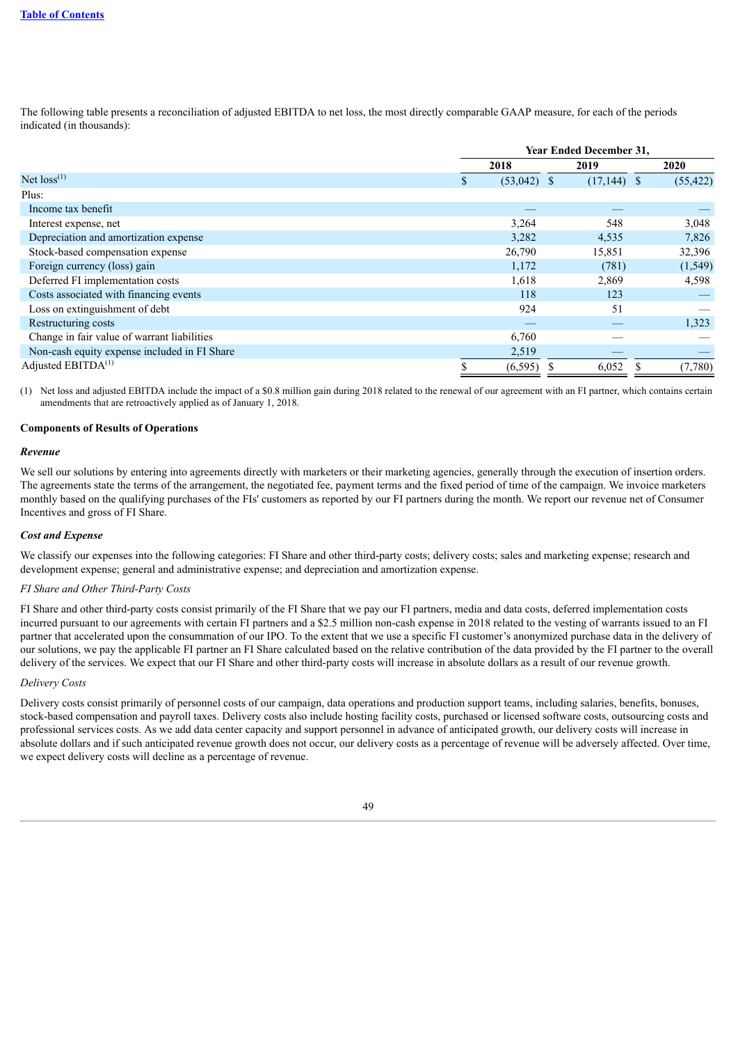The following table presents a reconciliation of adjusted EBITDA to net loss, the most directly comparable GAAP measure, for each of the periods indicated (in thousands):

| | Year Ended December 31, | | |
|---|---|---|---|
| | 2018 | 2019 | 2020 |
| Net loss[(1)] | $ (53,042) | $ (17,144) | $ (55,422) |
| Plus: | | | |
| Income tax benefit | — | — | — |
| Interest expense, net | 3,264 | 548 | 3,048 |
| Depreciation and amortization expense | 3,282 | 4,535 | 7,826 |
| Stock-based compensation expense | 26,790 | 15,851 | 32,396 |
| Foreign currency (loss) gain | 1,172 | (781) | (1,549) |
| Deferred FI implementation costs | 1,618 | 2,869 | 4,598 |
| Costs associated with financing events | 118 | 123 | — |
| Loss on extinguishment of debt | 924 | 51 | — |
| Restructuring costs | — | — | 1,323 |
| Change in fair value of warrant liabilities | 6,760 | — | — |
| Non-cash equity expense included in FI Share | 2,519 | — | — |
| Adjusted EBITDA[(1)] | $ (6,595) | $ 6,052 | $ (7,780) |

(1) Net loss and adjusted EBITDA include the impact of a $0.8 million gain during 2018 related to the renewal of our agreement with an FI partner, which contains certain amendments that are retroactively applied as of January 1, 2018.

**Components of Results of Operations**

***Revenue***

We sell our solutions by entering into agreements directly with marketers or their marketing agencies, generally through the execution of insertion orders. The agreements state the terms of the arrangement, the negotiated fee, payment terms and the fixed period of time of the campaign. We invoice marketers monthly based on the qualifying purchases of the FIs' customers as reported by our FI partners during the month. We report our revenue net of Consumer Incentives and gross of FI Share.

***Cost and Expense***

We classify our expenses into the following categories: FI Share and other third-party costs; delivery costs; sales and marketing expense; research and development expense; general and administrative expense; and depreciation and amortization expense.

*FI Share and Other Third-Party Costs*

FI Share and other third-party costs consist primarily of the FI Share that we pay our FI partners, media and data costs, deferred implementation costs incurred pursuant to our agreements with certain FI partners and a $2.5 million non-cash expense in 2018 related to the vesting of warrants issued to an FI partner that accelerated upon the consummation of our IPO. To the extent that we use a specific FI customer's anonymized purchase data in the delivery of our solutions, we pay the applicable FI partner an FI Share calculated based on the relative contribution of the data provided by the FI partner to the overall delivery of the services. We expect that our FI Share and other third-party costs will increase in absolute dollars as a result of our revenue growth.

*Delivery Costs*

Delivery costs consist primarily of personnel costs of our campaign, data operations and production support teams, including salaries, benefits, bonuses, stock-based compensation and payroll taxes. Delivery costs also include hosting facility costs, purchased or licensed software costs, outsourcing costs and professional services costs. As we add data center capacity and support personnel in advance of anticipated growth, our delivery costs will increase in absolute dollars and if such anticipated revenue growth does not occur, our delivery costs as a percentage of revenue will be adversely affected. Over time, we expect delivery costs will decline as a percentage of revenue.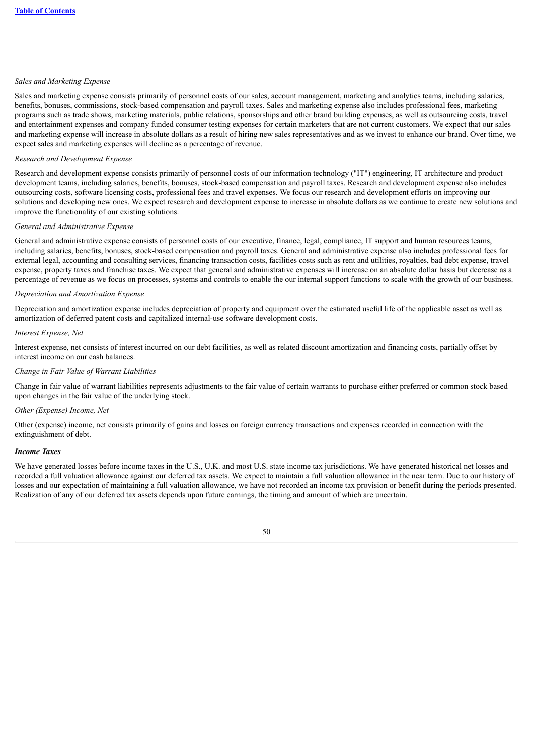*Sales and Marketing Expense*

Sales and marketing expense consists primarily of personnel costs of our sales, account management, marketing and analytics teams, including salaries, benefits, bonuses, commissions, stock-based compensation and payroll taxes. Sales and marketing expense also includes professional fees, marketing programs such as trade shows, marketing materials, public relations, sponsorships and other brand building expenses, as well as outsourcing costs, travel and entertainment expenses and company funded consumer testing expenses for certain marketers that are not current customers. We expect that our sales and marketing expense will increase in absolute dollars as a result of hiring new sales representatives and as we invest to enhance our brand. Over time, we expect sales and marketing expenses will decline as a percentage of revenue.

*Research and Development Expense*

Research and development expense consists primarily of personnel costs of our information technology ("IT") engineering, IT architecture and product development teams, including salaries, benefits, bonuses, stock-based compensation and payroll taxes. Research and development expense also includes outsourcing costs, software licensing costs, professional fees and travel expenses. We focus our research and development efforts on improving our solutions and developing new ones. We expect research and development expense to increase in absolute dollars as we continue to create new solutions and improve the functionality of our existing solutions.

*General and Administrative Expense*

General and administrative expense consists of personnel costs of our executive, finance, legal, compliance, IT support and human resources teams, including salaries, benefits, bonuses, stock-based compensation and payroll taxes. General and administrative expense also includes professional fees for external legal, accounting and consulting services, financing transaction costs, facilities costs such as rent and utilities, royalties, bad debt expense, travel expense, property taxes and franchise taxes. We expect that general and administrative expenses will increase on an absolute dollar basis but decrease as a percentage of revenue as we focus on processes, systems and controls to enable the our internal support functions to scale with the growth of our business.

*Depreciation and Amortization Expense*

Depreciation and amortization expense includes depreciation of property and equipment over the estimated useful life of the applicable asset as well as amortization of deferred patent costs and capitalized internal-use software development costs.

*Interest Expense, Net*

Interest expense, net consists of interest incurred on our debt facilities, as well as related discount amortization and financing costs, partially offset by interest income on our cash balances.

*Change in Fair Value of Warrant Liabilities*

Change in fair value of warrant liabilities represents adjustments to the fair value of certain warrants to purchase either preferred or common stock based upon changes in the fair value of the underlying stock.

*Other (Expense) Income, Net*

Other (expense) income, net consists primarily of gains and losses on foreign currency transactions and expenses recorded in connection with the extinguishment of debt.

***Income Taxes***

We have generated losses before income taxes in the U.S., U.K. and most U.S. state income tax jurisdictions. We have generated historical net losses and recorded a full valuation allowance against our deferred tax assets. We expect to maintain a full valuation allowance in the near term. Due to our history of losses and our expectation of maintaining a full valuation allowance, we have not recorded an income tax provision or benefit during the periods presented. Realization of any of our deferred tax assets depends upon future earnings, the timing and amount of which are uncertain.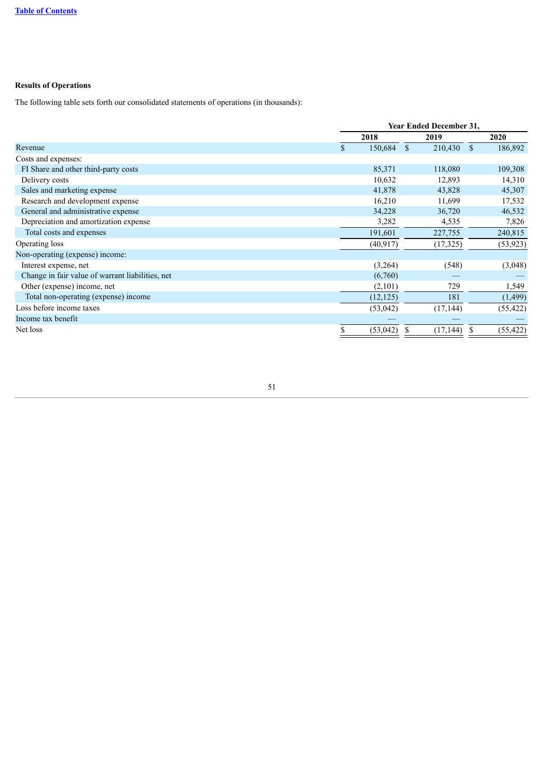**Results of Operations**

The following table sets forth our consolidated statements of operations (in thousands):

| | Year Ended December 31, | | |
|---|---|---|---|
| | 2018 | 2019 | 2020 |
| Revenue | $ 150,684 | $ 210,430 | $ 186,892 |
| Costs and expenses: | | | |
| FI Share and other third-party costs | 85,371 | 118,080 | 109,308 |
| Delivery costs | 10,632 | 12,893 | 14,310 |
| Sales and marketing expense | 41,878 | 43,828 | 45,307 |
| Research and development expense | 16,210 | 11,699 | 17,532 |
| General and administrative expense | 34,228 | 36,720 | 46,532 |
| Depreciation and amortization expense | 3,282 | 4,535 | 7,826 |
| Total costs and expenses | 191,601 | 227,755 | 240,815 |
| Operating loss | (40,917) | (17,325) | (53,923) |
| Non-operating (expense) income: | | | |
| Interest expense, net | (3,264) | (548) | (3,048) |
| Change in fair value of warrant liabilities, net | (6,760) | — | — |
| Other (expense) income, net | (2,101) | 729 | 1,549 |
| Total non-operating (expense) income | (12,125) | 181 | (1,499) |
| Loss before income taxes | (53,042) | (17,144) | (55,422) |
| Income tax benefit | — | — | — |
| Net loss | $ (53,042) | $ (17,144) | $ (55,422) |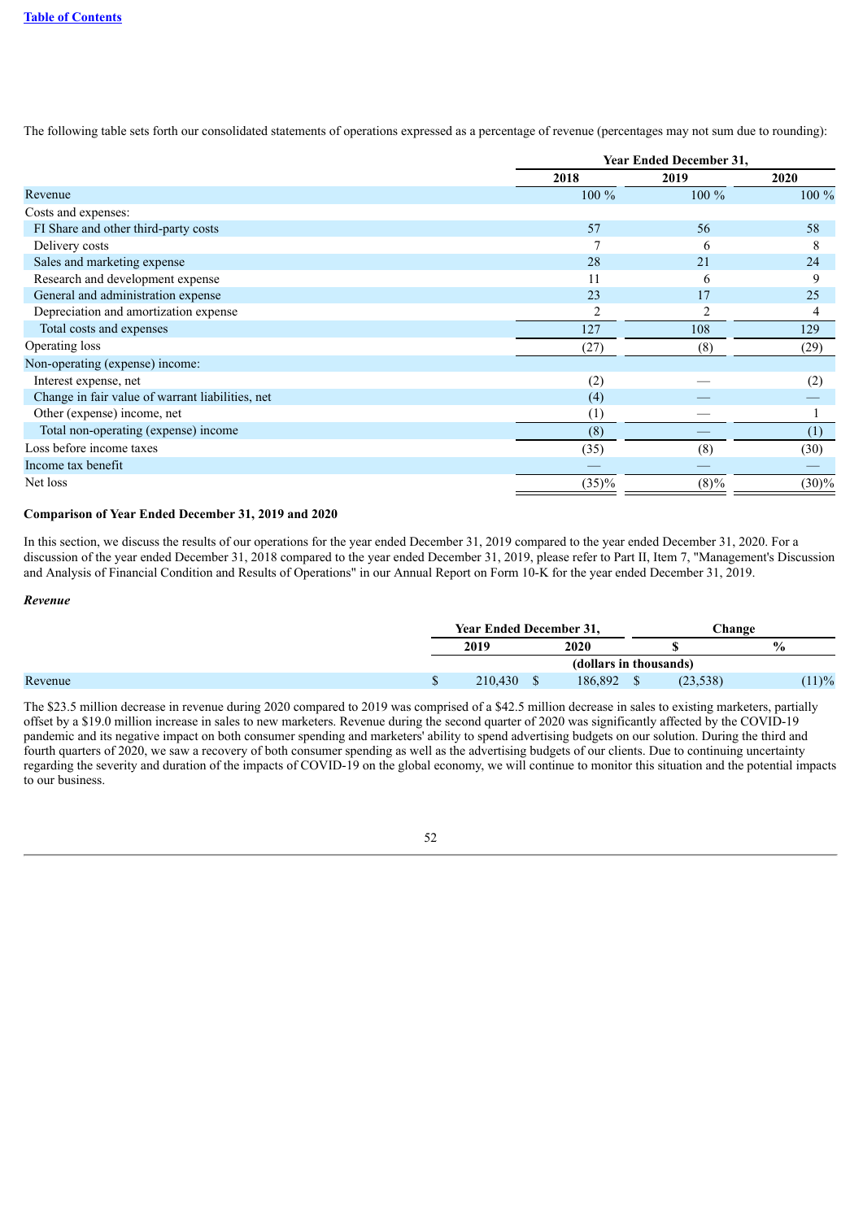The following table sets forth our consolidated statements of operations expressed as a percentage of revenue (percentages may not sum due to rounding):

| | Year Ended December 31, | | |
|---|---|---|---|
| | 2018 | 2019 | 2020 |
| Revenue | 100 % | 100 % | 100 % |
| Costs and expenses: | | | |
| FI Share and other third-party costs | 57 | 56 | 58 |
| Delivery costs | 7 | 6 | 8 |
| Sales and marketing expense | 28 | 21 | 24 |
| Research and development expense | 11 | 6 | 9 |
| General and administration expense | 23 | 17 | 25 |
| Depreciation and amortization expense | 2 | 2 | 4 |
| Total costs and expenses | 127 | 108 | 129 |
| Operating loss | (27) | (8) | (29) |
| Non-operating (expense) income: | | | |
| Interest expense, net | (2) | — | (2) |
| Change in fair value of warrant liabilities, net | (4) | — | — |
| Other (expense) income, net | (1) | — | 1 |
| Total non-operating (expense) income | (8) | — | (1) |
| Loss before income taxes | (35) | (8) | (30) |
| Income tax benefit | — | — | — |
| Net loss | (35)% | (8)% | (30)% |

**Comparison of Year Ended December 31, 2019 and 2020**

In this section, we discuss the results of our operations for the year ended December 31, 2019 compared to the year ended December 31, 2020. For a discussion of the year ended December 31, 2018 compared to the year ended December 31, 2019, please refer to Part II, Item 7, "Management's Discussion and Analysis of Financial Condition and Results of Operations" in our Annual Report on Form 10-K for the year ended December 31, 2019.

***Revenue***

| | Year Ended December 31, | | Change | |
|---|---|---|---|---|
| | 2019 | 2020 | $ | % |
| | (dollars in thousands) | | | |
| Revenue | $ 210,430 | $ 186,892 | $ (23,538) | (11)% |

The $23.5 million decrease in revenue during 2020 compared to 2019 was comprised of a $42.5 million decrease in sales to existing marketers, partially offset by a $19.0 million increase in sales to new marketers. Revenue during the second quarter of 2020 was significantly affected by the COVID-19 pandemic and its negative impact on both consumer spending and marketers' ability to spend advertising budgets on our solution. During the third and fourth quarters of 2020, we saw a recovery of both consumer spending as well as the advertising budgets of our clients. Due to continuing uncertainty regarding the severity and duration of the impacts of COVID-19 on the global economy, we will continue to monitor this situation and the potential impacts to our business.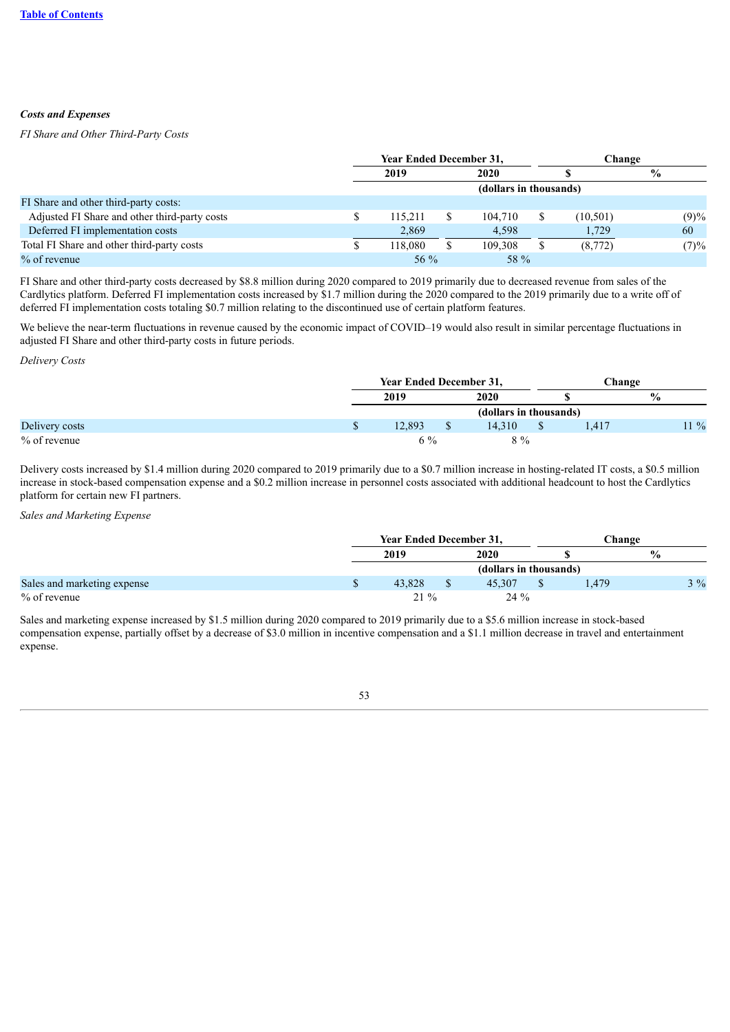***Costs and Expenses***

*FI Share and Other Third-Party Costs*

| | Year Ended December 31, | | Change | |
|---|---|---|---|---|
| | 2019 | 2020 | $ | % |
| | (dollars in thousands) | | | |
| FI Share and other third-party costs: | | | | |
| Adjusted FI Share and other third-party costs | $ 115,211 | $ 104,710 | $ (10,501) | (9)% |
| Deferred FI implementation costs | 2,869 | 4,598 | 1,729 | 60 |
| Total FI Share and other third-party costs | $ 118,080 | $ 109,308 | $ (8,772) | (7)% |
| % of revenue | 56 % | 58 % | | |

FI Share and other third-party costs decreased by $8.8 million during 2020 compared to 2019 primarily due to decreased revenue from sales of the Cardlytics platform. Deferred FI implementation costs increased by $1.7 million during the 2020 compared to the 2019 primarily due to a write off of deferred FI implementation costs totaling $0.7 million relating to the discontinued use of certain platform features.

We believe the near-term fluctuations in revenue caused by the economic impact of COVID–19 would also result in similar percentage fluctuations in adjusted FI Share and other third-party costs in future periods.

*Delivery Costs*

| | Year Ended December 31, | | Change | |
|---|---|---|---|---|
| | 2019 | 2020 | $ | % |
| | (dollars in thousands) | | | |
| Delivery costs | $ 12,893 | $ 14,310 | $ 1,417 | 11 % |
| % of revenue | 6 % | 8 % | | |

Delivery costs increased by $1.4 million during 2020 compared to 2019 primarily due to a $0.7 million increase in hosting-related IT costs, a $0.5 million increase in stock-based compensation expense and a $0.2 million increase in personnel costs associated with additional headcount to host the Cardlytics platform for certain new FI partners.

*Sales and Marketing Expense*

| | Year Ended December 31, | | Change | |
|---|---|---|---|---|
| | 2019 | 2020 | $ | % |
| | (dollars in thousands) | | | |
| Sales and marketing expense | $ 43,828 | $ 45,307 | $ 1,479 | 3 % |
| % of revenue | 21 % | 24 % | | |

Sales and marketing expense increased by $1.5 million during 2020 compared to 2019 primarily due to a $5.6 million increase in stock-based compensation expense, partially offset by a decrease of $3.0 million in incentive compensation and a $1.1 million decrease in travel and entertainment expense.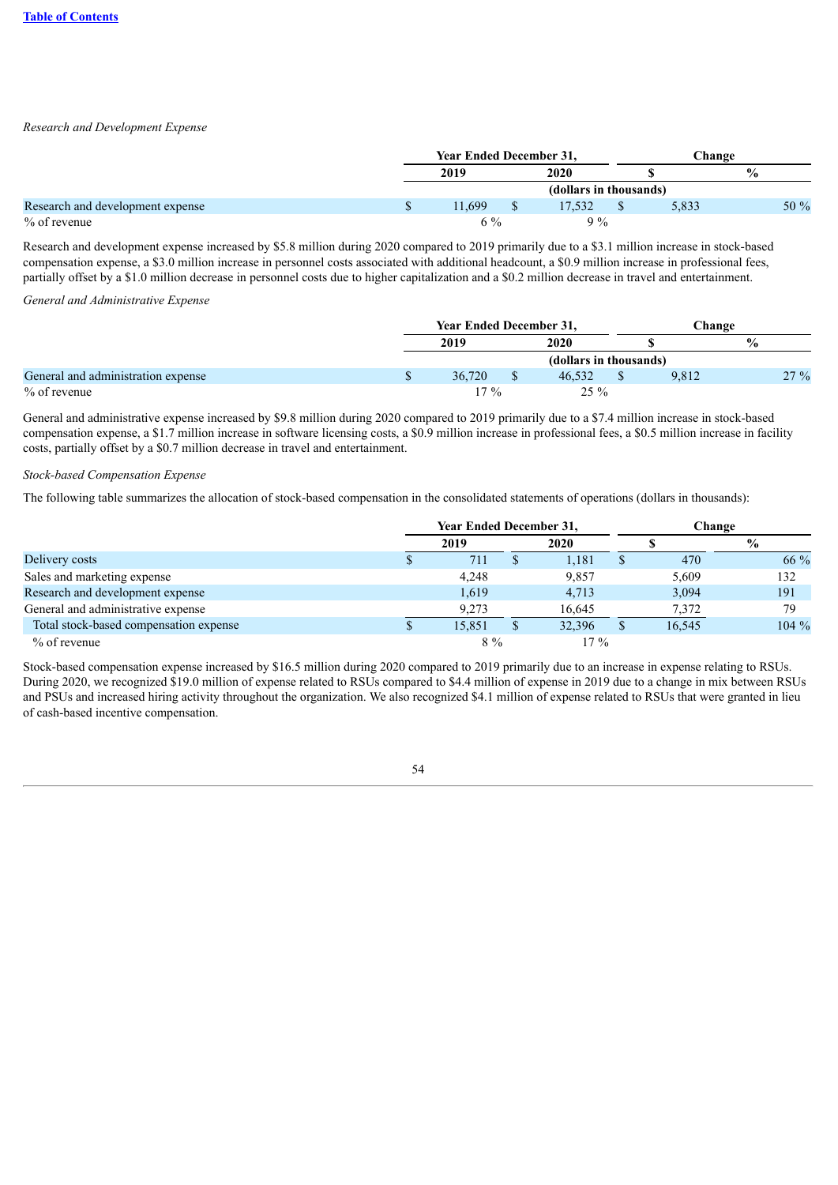*Research and Development Expense*

| | Year Ended December 31, | | Change | |
|---|---|---|---|---|
| | 2019 | 2020 | $ | % |
| | (dollars in thousands) | | | |
| Research and development expense | $ 11,699 | $ 17,532 | $ 5,833 | 50 % |
| % of revenue | 6 % | 9 % | | |

Research and development expense increased by $5.8 million during 2020 compared to 2019 primarily due to a $3.1 million increase in stock-based compensation expense, a $3.0 million increase in personnel costs associated with additional headcount, a $0.9 million increase in professional fees, partially offset by a $1.0 million decrease in personnel costs due to higher capitalization and a $0.2 million decrease in travel and entertainment.

*General and Administrative Expense*

| | Year Ended December 31, | | Change | |
|---|---|---|---|---|
| | 2019 | 2020 | $ | % |
| | (dollars in thousands) | | | |
| General and administration expense | $ 36,720 | $ 46,532 | $ 9,812 | 27 % |
| % of revenue | 17 % | 25 % | | |

General and administrative expense increased by $9.8 million during 2020 compared to 2019 primarily due to a $7.4 million increase in stock-based compensation expense, a $1.7 million increase in software licensing costs, a $0.9 million increase in professional fees, a $0.5 million increase in facility costs, partially offset by a $0.7 million decrease in travel and entertainment.

*Stock-based Compensation Expense*

The following table summarizes the allocation of stock-based compensation in the consolidated statements of operations (dollars in thousands):

| | Year Ended December 31, | | Change | |
|---|---|---|---|---|
| | 2019 | 2020 | $ | % |
| Delivery costs | $ 711 | $ 1,181 | $ 470 | 66 % |
| Sales and marketing expense | 4,248 | 9,857 | 5,609 | 132 |
| Research and development expense | 1,619 | 4,713 | 3,094 | 191 |
| General and administrative expense | 9,273 | 16,645 | 7,372 | 79 |
| Total stock-based compensation expense | $ 15,851 | $ 32,396 | $ 16,545 | 104 % |
| % of revenue | 8 % | 17 % | | |

Stock-based compensation expense increased by $16.5 million during 2020 compared to 2019 primarily due to an increase in expense relating to RSUs. During 2020, we recognized $19.0 million of expense related to RSUs compared to $4.4 million of expense in 2019 due to a change in mix between RSUs and PSUs and increased hiring activity throughout the organization. We also recognized $4.1 million of expense related to RSUs that were granted in lieu of cash-based incentive compensation.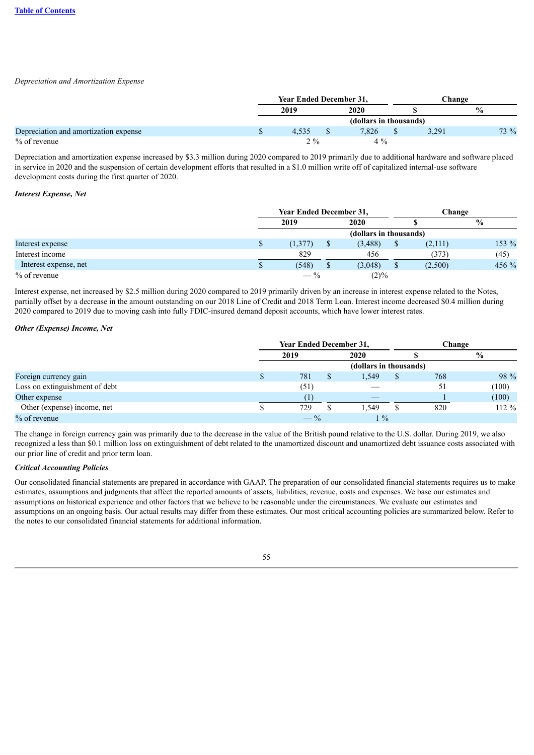*Depreciation and Amortization Expense*

| | Year Ended December 31, | | Change | |
|---|---|---|---|---|
| | 2019 | 2020 | $ | % |
| | (dollars in thousands) | | | |
| Depreciation and amortization expense | $ 4,535 | $ 7,826 | $ 3,291 | 73 % |
| % of revenue | 2 % | 4 % | | |

Depreciation and amortization expense increased by $3.3 million during 2020 compared to 2019 primarily due to additional hardware and software placed in service in 2020 and the suspension of certain development efforts that resulted in a $1.0 million write off of capitalized internal-use software development costs during the first quarter of 2020.

***Interest Expense, Net***

| | Year Ended December 31, | | Change | |
|---|---|---|---|---|
| | 2019 | 2020 | $ | % |
| | (dollars in thousands) | | | |
| Interest expense | $ (1,377) | $ (3,488) | $ (2,111) | 153 % |
| Interest income | 829 | 456 | (373) | (45) |
| Interest expense, net | $ (548) | $ (3,048) | $ (2,500) | 456 % |
| % of revenue | — % | (2)% | | |

Interest expense, net increased by $2.5 million during 2020 compared to 2019 primarily driven by an increase in interest expense related to the Notes, partially offset by a decrease in the amount outstanding on our 2018 Line of Credit and 2018 Term Loan. Interest income decreased $0.4 million during 2020 compared to 2019 due to moving cash into fully FDIC-insured demand deposit accounts, which have lower interest rates.

***Other (Expense) Income, Net***

| | Year Ended December 31, | | Change | |
|---|---|---|---|---|
| | 2019 | 2020 | $ | % |
| | (dollars in thousands) | | | |
| Foreign currency gain | $ 781 | $ 1,549 | $ 768 | 98 % |
| Loss on extinguishment of debt | (51) | — | 51 | (100) |
| Other expense | (1) | — | 1 | (100) |
| Other (expense) income, net | $ 729 | $ 1,549 | $ 820 | 112 % |
| % of revenue | — % | 1 % | | |

The change in foreign currency gain was primarily due to the decrease in the value of the British pound relative to the U.S. dollar. During 2019, we also recognized a less than $0.1 million loss on extinguishment of debt related to the unamortized discount and unamortized debt issuance costs associated with our prior line of credit and prior term loan.

***Critical Accounting Policies***

Our consolidated financial statements are prepared in accordance with GAAP. The preparation of our consolidated financial statements requires us to make estimates, assumptions and judgments that affect the reported amounts of assets, liabilities, revenue, costs and expenses. We base our estimates and assumptions on historical experience and other factors that we believe to be reasonable under the circumstances. We evaluate our estimates and assumptions on an ongoing basis. Our actual results may differ from these estimates. Our most critical accounting policies are summarized below. Refer to the notes to our consolidated financial statements for additional information.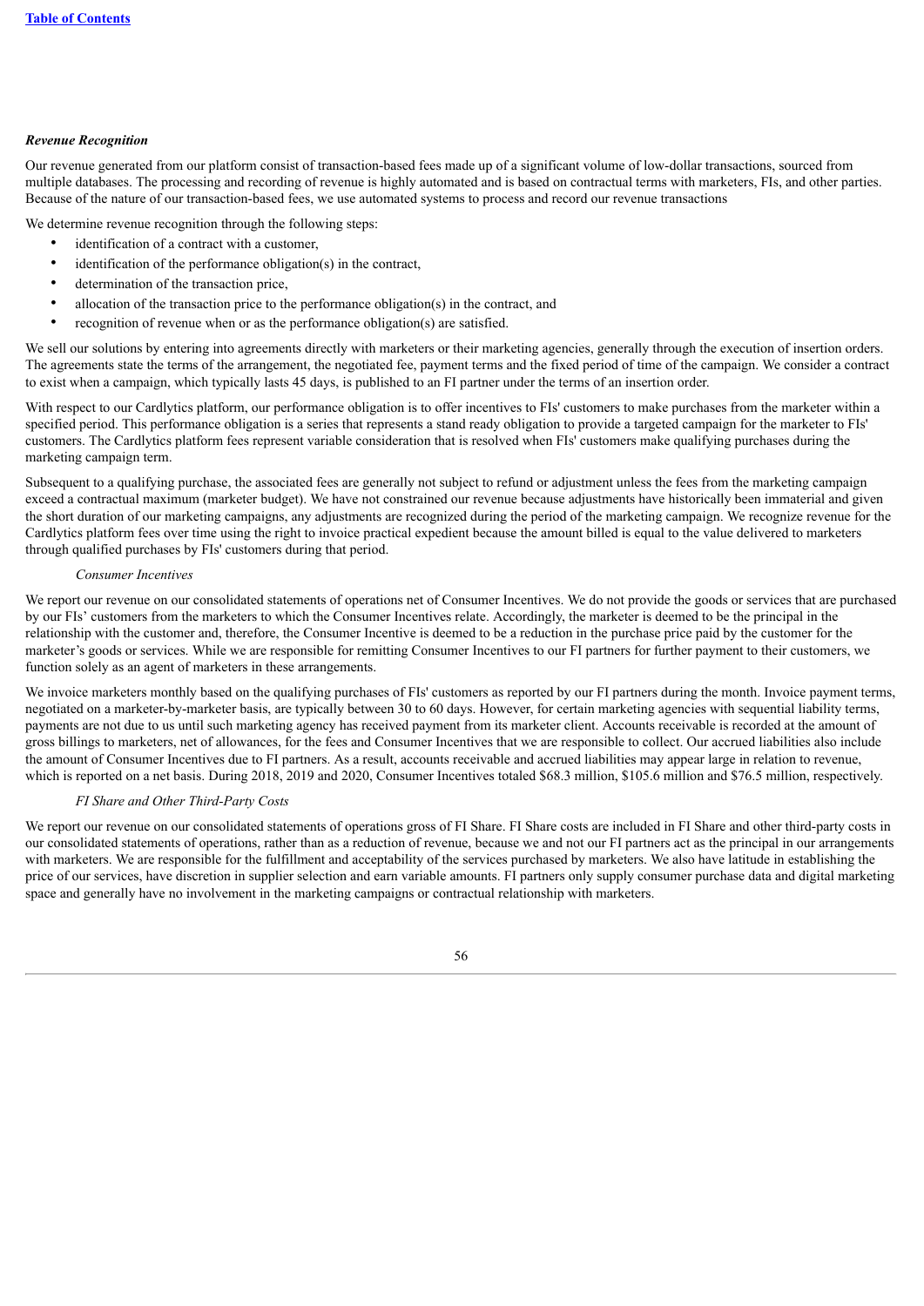***Revenue Recognition***

Our revenue generated from our platform consist of transaction-based fees made up of a significant volume of low-dollar transactions, sourced from multiple databases. The processing and recording of revenue is highly automated and is based on contractual terms with marketers, FIs, and other parties. Because of the nature of our transaction-based fees, we use automated systems to process and record our revenue transactions

We determine revenue recognition through the following steps:

- identification of a contract with a customer,
- identification of the performance obligation(s) in the contract,
- determination of the transaction price,
- allocation of the transaction price to the performance obligation(s) in the contract, and
- recognition of revenue when or as the performance obligation(s) are satisfied.

We sell our solutions by entering into agreements directly with marketers or their marketing agencies, generally through the execution of insertion orders. The agreements state the terms of the arrangement, the negotiated fee, payment terms and the fixed period of time of the campaign. We consider a contract to exist when a campaign, which typically lasts 45 days, is published to an FI partner under the terms of an insertion order.

With respect to our Cardlytics platform, our performance obligation is to offer incentives to FIs' customers to make purchases from the marketer within a specified period. This performance obligation is a series that represents a stand ready obligation to provide a targeted campaign for the marketer to FIs' customers. The Cardlytics platform fees represent variable consideration that is resolved when FIs' customers make qualifying purchases during the marketing campaign term.

Subsequent to a qualifying purchase, the associated fees are generally not subject to refund or adjustment unless the fees from the marketing campaign exceed a contractual maximum (marketer budget). We have not constrained our revenue because adjustments have historically been immaterial and given the short duration of our marketing campaigns, any adjustments are recognized during the period of the marketing campaign. We recognize revenue for the Cardlytics platform fees over time using the right to invoice practical expedient because the amount billed is equal to the value delivered to marketers through qualified purchases by FIs' customers during that period.

*Consumer Incentives*

We report our revenue on our consolidated statements of operations net of Consumer Incentives. We do not provide the goods or services that are purchased by our FIs' customers from the marketers to which the Consumer Incentives relate. Accordingly, the marketer is deemed to be the principal in the relationship with the customer and, therefore, the Consumer Incentive is deemed to be a reduction in the purchase price paid by the customer for the marketer's goods or services. While we are responsible for remitting Consumer Incentives to our FI partners for further payment to their customers, we function solely as an agent of marketers in these arrangements.

We invoice marketers monthly based on the qualifying purchases of FIs' customers as reported by our FI partners during the month. Invoice payment terms, negotiated on a marketer-by-marketer basis, are typically between 30 to 60 days. However, for certain marketing agencies with sequential liability terms, payments are not due to us until such marketing agency has received payment from its marketer client. Accounts receivable is recorded at the amount of gross billings to marketers, net of allowances, for the fees and Consumer Incentives that we are responsible to collect. Our accrued liabilities also include the amount of Consumer Incentives due to FI partners. As a result, accounts receivable and accrued liabilities may appear large in relation to revenue, which is reported on a net basis. During 2018, 2019 and 2020, Consumer Incentives totaled $68.3 million, $105.6 million and $76.5 million, respectively.

*FI Share and Other Third-Party Costs*

We report our revenue on our consolidated statements of operations gross of FI Share. FI Share costs are included in FI Share and other third-party costs in our consolidated statements of operations, rather than as a reduction of revenue, because we and not our FI partners act as the principal in our arrangements with marketers. We are responsible for the fulfillment and acceptability of the services purchased by marketers. We also have latitude in establishing the price of our services, have discretion in supplier selection and earn variable amounts. FI partners only supply consumer purchase data and digital marketing space and generally have no involvement in the marketing campaigns or contractual relationship with marketers.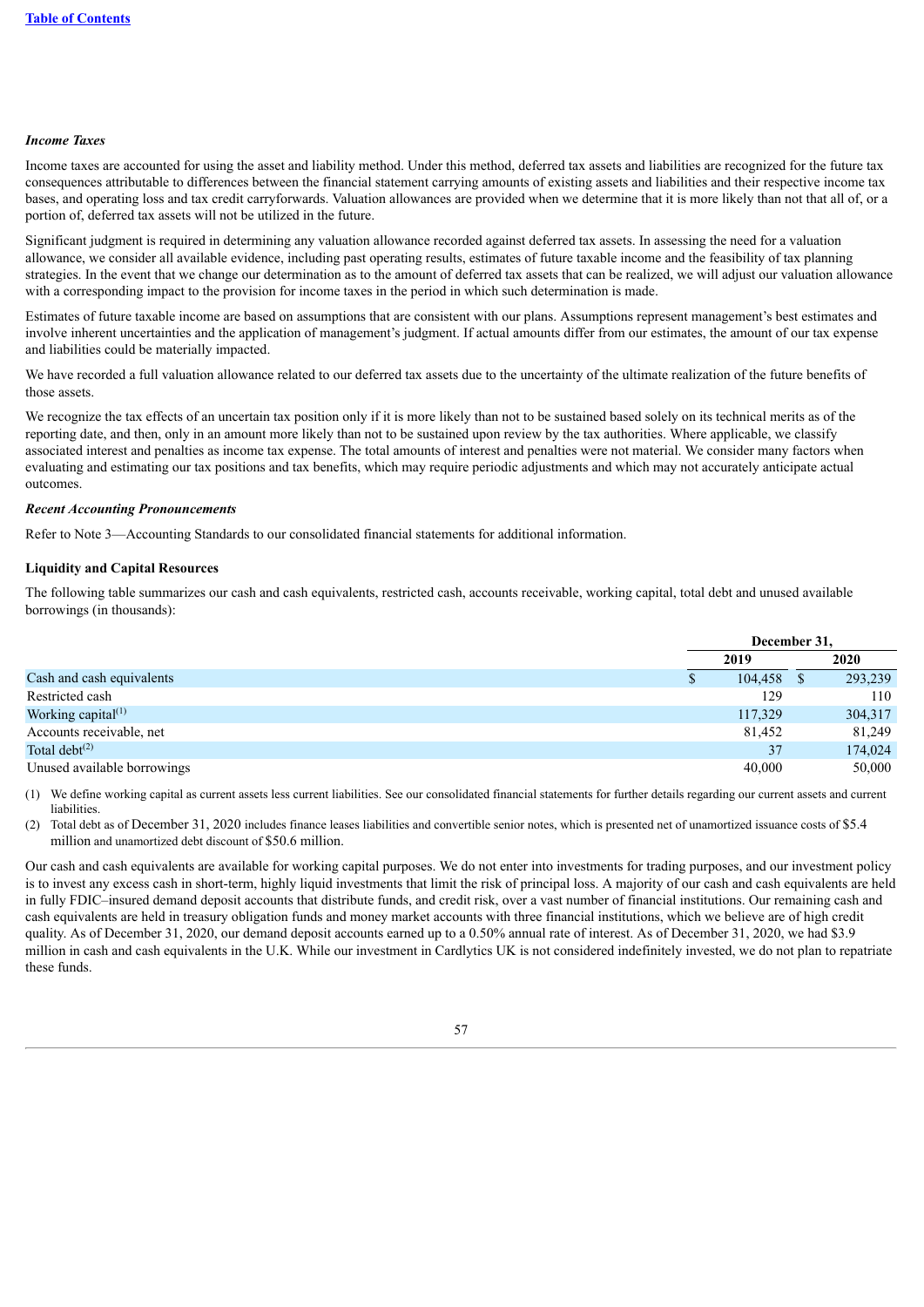***Income Taxes***

Income taxes are accounted for using the asset and liability method. Under this method, deferred tax assets and liabilities are recognized for the future tax consequences attributable to differences between the financial statement carrying amounts of existing assets and liabilities and their respective income tax bases, and operating loss and tax credit carryforwards. Valuation allowances are provided when we determine that it is more likely than not that all of, or a portion of, deferred tax assets will not be utilized in the future.

Significant judgment is required in determining any valuation allowance recorded against deferred tax assets. In assessing the need for a valuation allowance, we consider all available evidence, including past operating results, estimates of future taxable income and the feasibility of tax planning strategies. In the event that we change our determination as to the amount of deferred tax assets that can be realized, we will adjust our valuation allowance with a corresponding impact to the provision for income taxes in the period in which such determination is made.

Estimates of future taxable income are based on assumptions that are consistent with our plans. Assumptions represent management's best estimates and involve inherent uncertainties and the application of management's judgment. If actual amounts differ from our estimates, the amount of our tax expense and liabilities could be materially impacted.

We have recorded a full valuation allowance related to our deferred tax assets due to the uncertainty of the ultimate realization of the future benefits of those assets.

We recognize the tax effects of an uncertain tax position only if it is more likely than not to be sustained based solely on its technical merits as of the reporting date, and then, only in an amount more likely than not to be sustained upon review by the tax authorities. Where applicable, we classify associated interest and penalties as income tax expense. The total amounts of interest and penalties were not material. We consider many factors when evaluating and estimating our tax positions and tax benefits, which may require periodic adjustments and which may not accurately anticipate actual outcomes.

***Recent Accounting Pronouncements***

Refer to Note 3—Accounting Standards to our consolidated financial statements for additional information.

**Liquidity and Capital Resources**

The following table summarizes our cash and cash equivalents, restricted cash, accounts receivable, working capital, total debt and unused available borrowings (in thousands):

| | December 31, | |
|---|---|---|
| | 2019 | 2020 |
| Cash and cash equivalents | $ 104,458 | $ 293,239 |
| Restricted cash | 129 | 110 |
| Working capital[(1)] | 117,329 | 304,317 |
| Accounts receivable, net | 81,452 | 81,249 |
| Total debt[(2)] | 37 | 174,024 |
| Unused available borrowings | 40,000 | 50,000 |

(1) We define working capital as current assets less current liabilities. See our consolidated financial statements for further details regarding our current assets and current liabilities.

(2) Total debt as of December 31, 2020 includes finance leases liabilities and convertible senior notes, which is presented net of unamortized issuance costs of $5.4 million and unamortized debt discount of $50.6 million.

Our cash and cash equivalents are available for working capital purposes. We do not enter into investments for trading purposes, and our investment policy is to invest any excess cash in short-term, highly liquid investments that limit the risk of principal loss. A majority of our cash and cash equivalents are held in fully FDIC–insured demand deposit accounts that distribute funds, and credit risk, over a vast number of financial institutions. Our remaining cash and cash equivalents are held in treasury obligation funds and money market accounts with three financial institutions, which we believe are of high credit quality. As of December 31, 2020, our demand deposit accounts earned up to a 0.50% annual rate of interest. As of December 31, 2020, we had $3.9 million in cash and cash equivalents in the U.K. While our investment in Cardlytics UK is not considered indefinitely invested, we do not plan to repatriate these funds.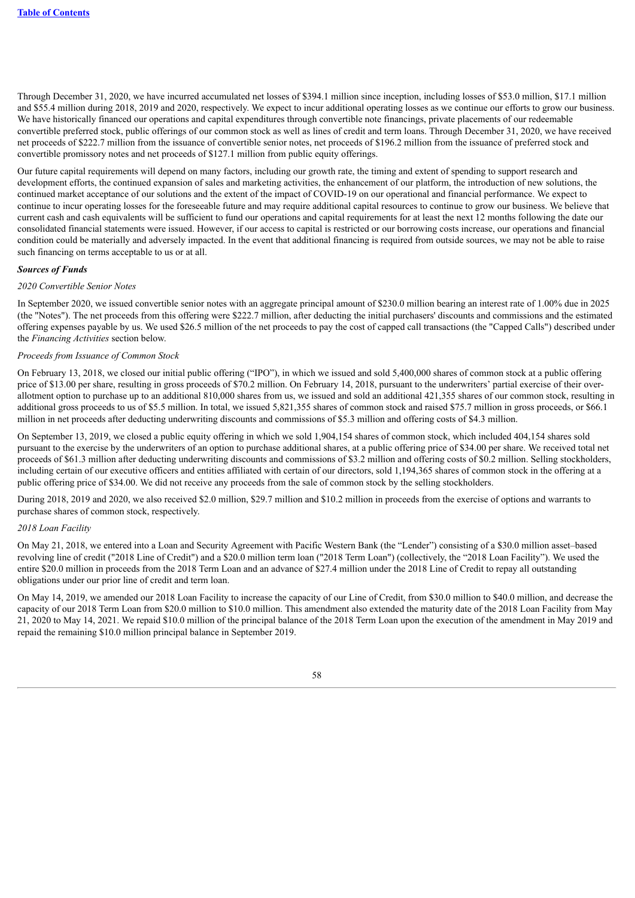Through December 31, 2020, we have incurred accumulated net losses of $394.1 million since inception, including losses of $53.0 million, $17.1 million and $55.4 million during 2018, 2019 and 2020, respectively. We expect to incur additional operating losses as we continue our efforts to grow our business. We have historically financed our operations and capital expenditures through convertible note financings, private placements of our redeemable convertible preferred stock, public offerings of our common stock as well as lines of credit and term loans. Through December 31, 2020, we have received net proceeds of $222.7 million from the issuance of convertible senior notes, net proceeds of $196.2 million from the issuance of preferred stock and convertible promissory notes and net proceeds of $127.1 million from public equity offerings.

Our future capital requirements will depend on many factors, including our growth rate, the timing and extent of spending to support research and development efforts, the continued expansion of sales and marketing activities, the enhancement of our platform, the introduction of new solutions, the continued market acceptance of our solutions and the extent of the impact of COVID-19 on our operational and financial performance. We expect to continue to incur operating losses for the foreseeable future and may require additional capital resources to continue to grow our business. We believe that current cash and cash equivalents will be sufficient to fund our operations and capital requirements for at least the next 12 months following the date our consolidated financial statements were issued. However, if our access to capital is restricted or our borrowing costs increase, our operations and financial condition could be materially and adversely impacted. In the event that additional financing is required from outside sources, we may not be able to raise such financing on terms acceptable to us or at all.

***Sources of Funds***

*2020 Convertible Senior Notes*

In September 2020, we issued convertible senior notes with an aggregate principal amount of $230.0 million bearing an interest rate of 1.00% due in 2025 (the "Notes"). The net proceeds from this offering were $222.7 million, after deducting the initial purchasers' discounts and commissions and the estimated offering expenses payable by us. We used $26.5 million of the net proceeds to pay the cost of capped call transactions (the "Capped Calls") described under the *Financing Activities* section below.

*Proceeds from Issuance of Common Stock*

On February 13, 2018, we closed our initial public offering ("IPO"), in which we issued and sold 5,400,000 shares of common stock at a public offering price of $13.00 per share, resulting in gross proceeds of $70.2 million. On February 14, 2018, pursuant to the underwriters' partial exercise of their over-allotment option to purchase up to an additional 810,000 shares from us, we issued and sold an additional 421,355 shares of our common stock, resulting in additional gross proceeds to us of $5.5 million. In total, we issued 5,821,355 shares of common stock and raised $75.7 million in gross proceeds, or $66.1 million in net proceeds after deducting underwriting discounts and commissions of $5.3 million and offering costs of $4.3 million.

On September 13, 2019, we closed a public equity offering in which we sold 1,904,154 shares of common stock, which included 404,154 shares sold pursuant to the exercise by the underwriters of an option to purchase additional shares, at a public offering price of $34.00 per share. We received total net proceeds of $61.3 million after deducting underwriting discounts and commissions of $3.2 million and offering costs of $0.2 million. Selling stockholders, including certain of our executive officers and entities affiliated with certain of our directors, sold 1,194,365 shares of common stock in the offering at a public offering price of $34.00. We did not receive any proceeds from the sale of common stock by the selling stockholders.

During 2018, 2019 and 2020, we also received $2.0 million, $29.7 million and $10.2 million in proceeds from the exercise of options and warrants to purchase shares of common stock, respectively.

*2018 Loan Facility*

On May 21, 2018, we entered into a Loan and Security Agreement with Pacific Western Bank (the "Lender") consisting of a $30.0 million asset–based revolving line of credit ("2018 Line of Credit") and a $20.0 million term loan ("2018 Term Loan") (collectively, the "2018 Loan Facility"). We used the entire $20.0 million in proceeds from the 2018 Term Loan and an advance of $27.4 million under the 2018 Line of Credit to repay all outstanding obligations under our prior line of credit and term loan.

On May 14, 2019, we amended our 2018 Loan Facility to increase the capacity of our Line of Credit, from $30.0 million to $40.0 million, and decrease the capacity of our 2018 Term Loan from $20.0 million to $10.0 million. This amendment also extended the maturity date of the 2018 Loan Facility from May 21, 2020 to May 14, 2021. We repaid $10.0 million of the principal balance of the 2018 Term Loan upon the execution of the amendment in May 2019 and repaid the remaining $10.0 million principal balance in September 2019.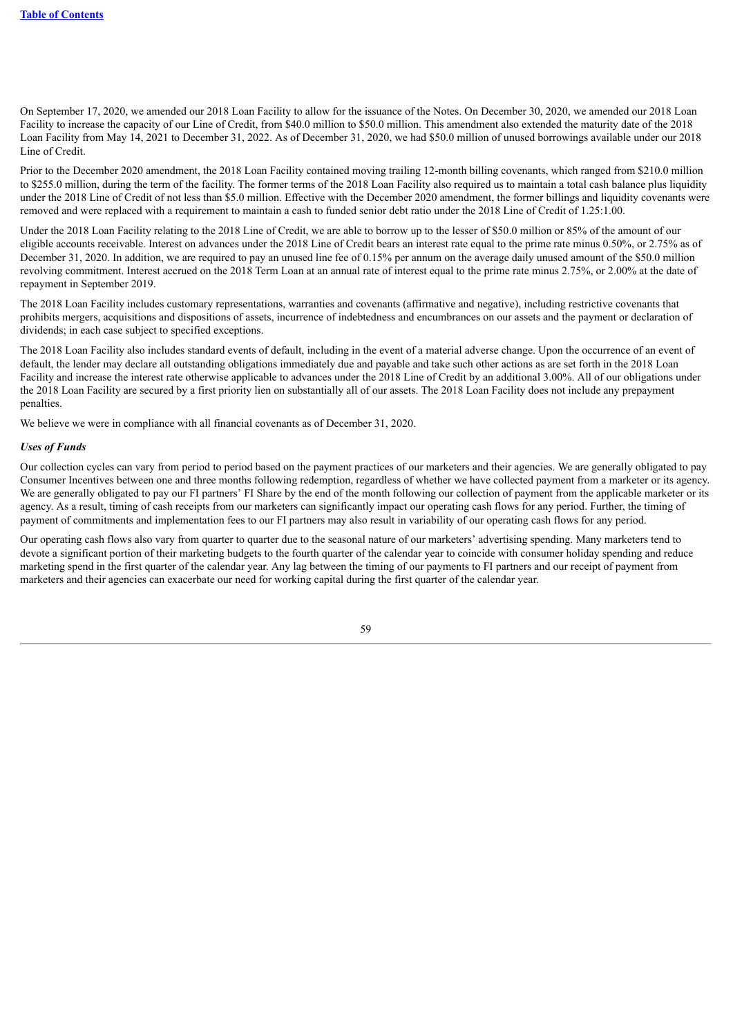On September 17, 2020, we amended our 2018 Loan Facility to allow for the issuance of the Notes. On December 30, 2020, we amended our 2018 Loan Facility to increase the capacity of our Line of Credit, from $40.0 million to $50.0 million. This amendment also extended the maturity date of the 2018 Loan Facility from May 14, 2021 to December 31, 2022. As of December 31, 2020, we had $50.0 million of unused borrowings available under our 2018 Line of Credit.

Prior to the December 2020 amendment, the 2018 Loan Facility contained moving trailing 12-month billing covenants, which ranged from $210.0 million to $255.0 million, during the term of the facility. The former terms of the 2018 Loan Facility also required us to maintain a total cash balance plus liquidity under the 2018 Line of Credit of not less than $5.0 million. Effective with the December 2020 amendment, the former billings and liquidity covenants were removed and were replaced with a requirement to maintain a cash to funded senior debt ratio under the 2018 Line of Credit of 1.25:1.00.

Under the 2018 Loan Facility relating to the 2018 Line of Credit, we are able to borrow up to the lesser of $50.0 million or 85% of the amount of our eligible accounts receivable. Interest on advances under the 2018 Line of Credit bears an interest rate equal to the prime rate minus 0.50%, or 2.75% as of December 31, 2020. In addition, we are required to pay an unused line fee of 0.15% per annum on the average daily unused amount of the $50.0 million revolving commitment. Interest accrued on the 2018 Term Loan at an annual rate of interest equal to the prime rate minus 2.75%, or 2.00% at the date of repayment in September 2019.

The 2018 Loan Facility includes customary representations, warranties and covenants (affirmative and negative), including restrictive covenants that prohibits mergers, acquisitions and dispositions of assets, incurrence of indebtedness and encumbrances on our assets and the payment or declaration of dividends; in each case subject to specified exceptions.

The 2018 Loan Facility also includes standard events of default, including in the event of a material adverse change. Upon the occurrence of an event of default, the lender may declare all outstanding obligations immediately due and payable and take such other actions as are set forth in the 2018 Loan Facility and increase the interest rate otherwise applicable to advances under the 2018 Line of Credit by an additional 3.00%. All of our obligations under the 2018 Loan Facility are secured by a first priority lien on substantially all of our assets. The 2018 Loan Facility does not include any prepayment penalties.

We believe we were in compliance with all financial covenants as of December 31, 2020.

***Uses of Funds***

Our collection cycles can vary from period to period based on the payment practices of our marketers and their agencies. We are generally obligated to pay Consumer Incentives between one and three months following redemption, regardless of whether we have collected payment from a marketer or its agency. We are generally obligated to pay our FI partners' FI Share by the end of the month following our collection of payment from the applicable marketer or its agency. As a result, timing of cash receipts from our marketers can significantly impact our operating cash flows for any period. Further, the timing of payment of commitments and implementation fees to our FI partners may also result in variability of our operating cash flows for any period.

Our operating cash flows also vary from quarter to quarter due to the seasonal nature of our marketers' advertising spending. Many marketers tend to devote a significant portion of their marketing budgets to the fourth quarter of the calendar year to coincide with consumer holiday spending and reduce marketing spend in the first quarter of the calendar year. Any lag between the timing of our payments to FI partners and our receipt of payment from marketers and their agencies can exacerbate our need for working capital during the first quarter of the calendar year.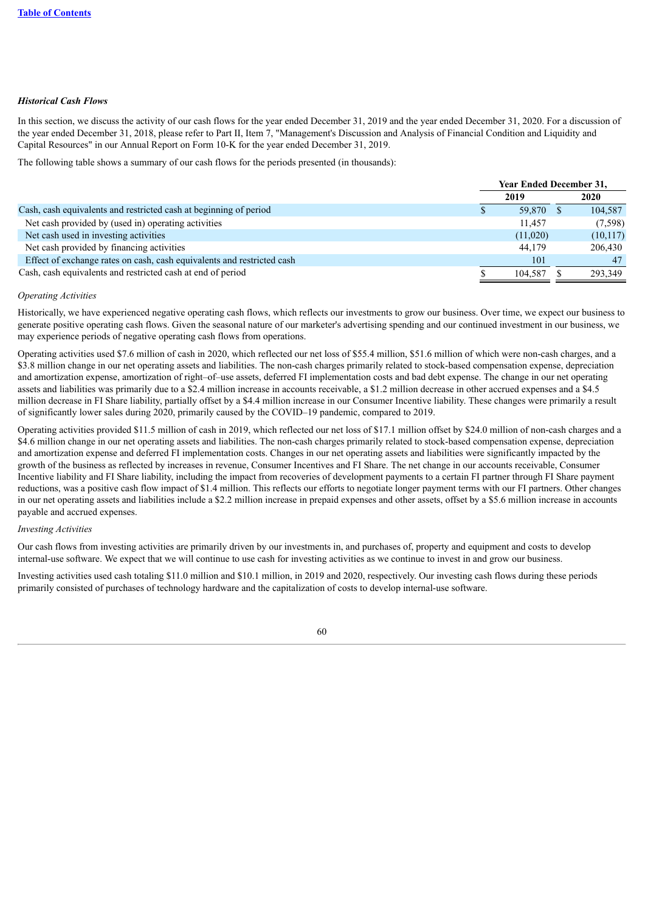### *Historical Cash Flows*

In this section, we discuss the activity of our cash flows for the year ended December 31, 2019 and the year ended December 31, 2020. For a discussion of the year ended December 31, 2018, please refer to Part II, Item 7, "Management's Discussion and Analysis of Financial Condition and Liquidity and Capital Resources" in our Annual Report on Form 10-K for the year ended December 31, 2019.

The following table shows a summary of our cash flows for the periods presented (in thousands):

| | Year Ended December 31, | |
|---|---|---|
| | 2019 | 2020 |
| Cash, cash equivalents and restricted cash at beginning of period | $ 59,870 | $ 104,587 |
| Net cash provided by (used in) operating activities | 11,457 | (7,598) |
| Net cash used in investing activities | (11,020) | (10,117) |
| Net cash provided by financing activities | 44,179 | 206,430 |
| Effect of exchange rates on cash, cash equivalents and restricted cash | 101 | 47 |
| Cash, cash equivalents and restricted cash at end of period | $ 104,587 | $ 293,349 |

*Operating Activities*

Historically, we have experienced negative operating cash flows, which reflects our investments to grow our business. Over time, we expect our business to generate positive operating cash flows. Given the seasonal nature of our marketer's advertising spending and our continued investment in our business, we may experience periods of negative operating cash flows from operations.

Operating activities used $7.6 million of cash in 2020, which reflected our net loss of $55.4 million, $51.6 million of which were non-cash charges, and a $3.8 million change in our net operating assets and liabilities. The non-cash charges primarily related to stock-based compensation expense, depreciation and amortization expense, amortization of right–of–use assets, deferred FI implementation costs and bad debt expense. The change in our net operating assets and liabilities was primarily due to a $2.4 million increase in accounts receivable, a $1.2 million decrease in other accrued expenses and a $4.5 million decrease in FI Share liability, partially offset by a $4.4 million increase in our Consumer Incentive liability. These changes were primarily a result of significantly lower sales during 2020, primarily caused by the COVID–19 pandemic, compared to 2019.

Operating activities provided $11.5 million of cash in 2019, which reflected our net loss of $17.1 million offset by $24.0 million of non-cash charges and a $4.6 million change in our net operating assets and liabilities. The non-cash charges primarily related to stock-based compensation expense, depreciation and amortization expense and deferred FI implementation costs. Changes in our net operating assets and liabilities were significantly impacted by the growth of the business as reflected by increases in revenue, Consumer Incentives and FI Share. The net change in our accounts receivable, Consumer Incentive liability and FI Share liability, including the impact from recoveries of development payments to a certain FI partner through FI Share payment reductions, was a positive cash flow impact of $1.4 million. This reflects our efforts to negotiate longer payment terms with our FI partners. Other changes in our net operating assets and liabilities include a $2.2 million increase in prepaid expenses and other assets, offset by a $5.6 million increase in accounts payable and accrued expenses.

*Investing Activities*

Our cash flows from investing activities are primarily driven by our investments in, and purchases of, property and equipment and costs to develop internal-use software. We expect that we will continue to use cash for investing activities as we continue to invest in and grow our business.

Investing activities used cash totaling $11.0 million and $10.1 million, in 2019 and 2020, respectively. Our investing cash flows during these periods primarily consisted of purchases of technology hardware and the capitalization of costs to develop internal-use software.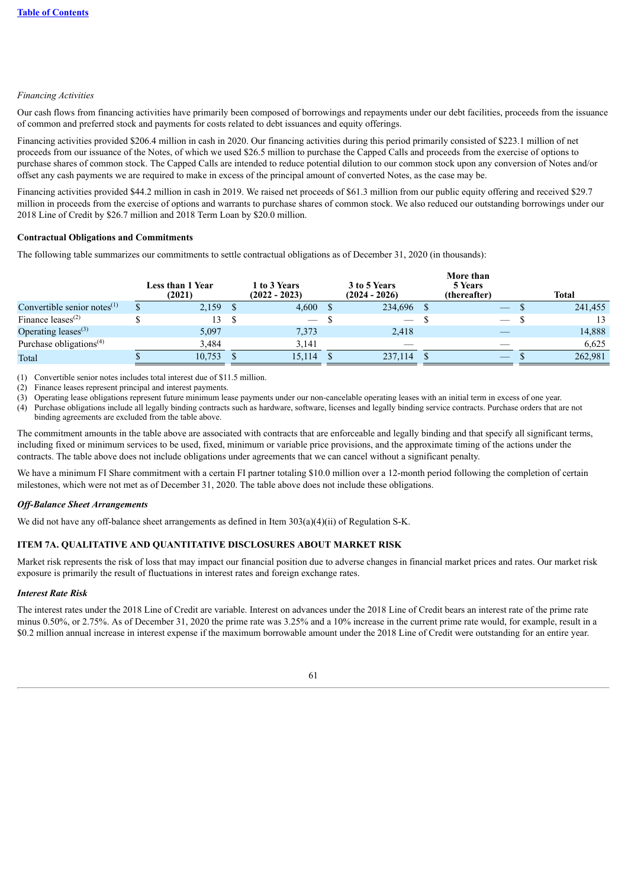*Financing Activities*

Our cash flows from financing activities have primarily been composed of borrowings and repayments under our debt facilities, proceeds from the issuance of common and preferred stock and payments for costs related to debt issuances and equity offerings.

Financing activities provided $206.4 million in cash in 2020. Our financing activities during this period primarily consisted of $223.1 million of net proceeds from our issuance of the Notes, of which we used $26.5 million to purchase the Capped Calls and proceeds from the exercise of options to purchase shares of common stock. The Capped Calls are intended to reduce potential dilution to our common stock upon any conversion of Notes and/or offset any cash payments we are required to make in excess of the principal amount of converted Notes, as the case may be.

Financing activities provided $44.2 million in cash in 2019. We raised net proceeds of $61.3 million from our public equity offering and received $29.7 million in proceeds from the exercise of options and warrants to purchase shares of common stock. We also reduced our outstanding borrowings under our 2018 Line of Credit by $26.7 million and 2018 Term Loan by $20.0 million.

**Contractual Obligations and Commitments**

The following table summarizes our commitments to settle contractual obligations as of December 31, 2020 (in thousands):

| | Less than 1 Year (2021) | 1 to 3 Years (2022 - 2023) | 3 to 5 Years (2024 - 2026) | More than 5 Years (thereafter) | Total |
|---|---|---|---|---|---|
| Convertible senior notes[(1)] | $ 2,159 | $ 4,600 | $ 234,696 | $ — | $ 241,455 |
| Finance leases[(2)] | $ 13 | $ — | $ — | $ — | $ 13 |
| Operating leases[(3)] | 5,097 | 7,373 | 2,418 | — | 14,888 |
| Purchase obligations[(4)] | 3,484 | 3,141 | — | — | 6,625 |
| Total | $ 10,753 | $ 15,114 | $ 237,114 | $ — | $ 262,981 |

(1) Convertible senior notes includes total interest due of $11.5 million.
(2) Finance leases represent principal and interest payments.
(3) Operating lease obligations represent future minimum lease payments under our non-cancelable operating leases with an initial term in excess of one year.
(4) Purchase obligations include all legally binding contracts such as hardware, software, licenses and legally binding service contracts. Purchase orders that are not binding agreements are excluded from the table above.

The commitment amounts in the table above are associated with contracts that are enforceable and legally binding and that specify all significant terms, including fixed or minimum services to be used, fixed, minimum or variable price provisions, and the approximate timing of the actions under the contracts. The table above does not include obligations under agreements that we can cancel without a significant penalty.

We have a minimum FI Share commitment with a certain FI partner totaling $10.0 million over a 12-month period following the completion of certain milestones, which were not met as of December 31, 2020. The table above does not include these obligations.

***Off-Balance Sheet Arrangements***

We did not have any off-balance sheet arrangements as defined in Item 303(a)(4)(ii) of Regulation S-K.

**ITEM 7A. QUALITATIVE AND QUANTITATIVE DISCLOSURES ABOUT MARKET RISK**

Market risk represents the risk of loss that may impact our financial position due to adverse changes in financial market prices and rates. Our market risk exposure is primarily the result of fluctuations in interest rates and foreign exchange rates.

***Interest Rate Risk***

The interest rates under the 2018 Line of Credit are variable. Interest on advances under the 2018 Line of Credit bears an interest rate of the prime rate minus 0.50%, or 2.75%. As of December 31, 2020 the prime rate was 3.25% and a 10% increase in the current prime rate would, for example, result in a $0.2 million annual increase in interest expense if the maximum borrowable amount under the 2018 Line of Credit were outstanding for an entire year.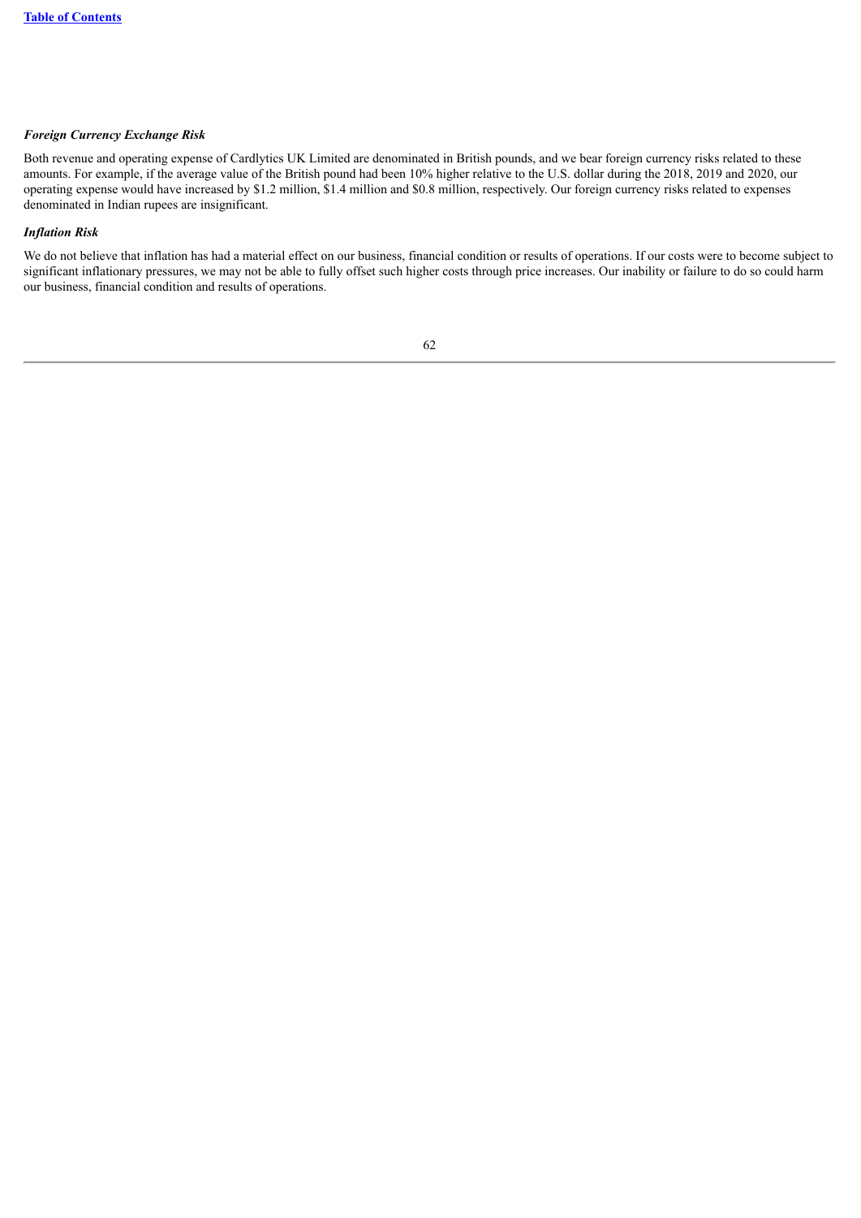***Foreign Currency Exchange Risk***

Both revenue and operating expense of Cardlytics UK Limited are denominated in British pounds, and we bear foreign currency risks related to these amounts. For example, if the average value of the British pound had been 10% higher relative to the U.S. dollar during the 2018, 2019 and 2020, our operating expense would have increased by $1.2 million, $1.4 million and $0.8 million, respectively. Our foreign currency risks related to expenses denominated in Indian rupees are insignificant.

***Inflation Risk***

We do not believe that inflation has had a material effect on our business, financial condition or results of operations. If our costs were to become subject to significant inflationary pressures, we may not be able to fully offset such higher costs through price increases. Our inability or failure to do so could harm our business, financial condition and results of operations.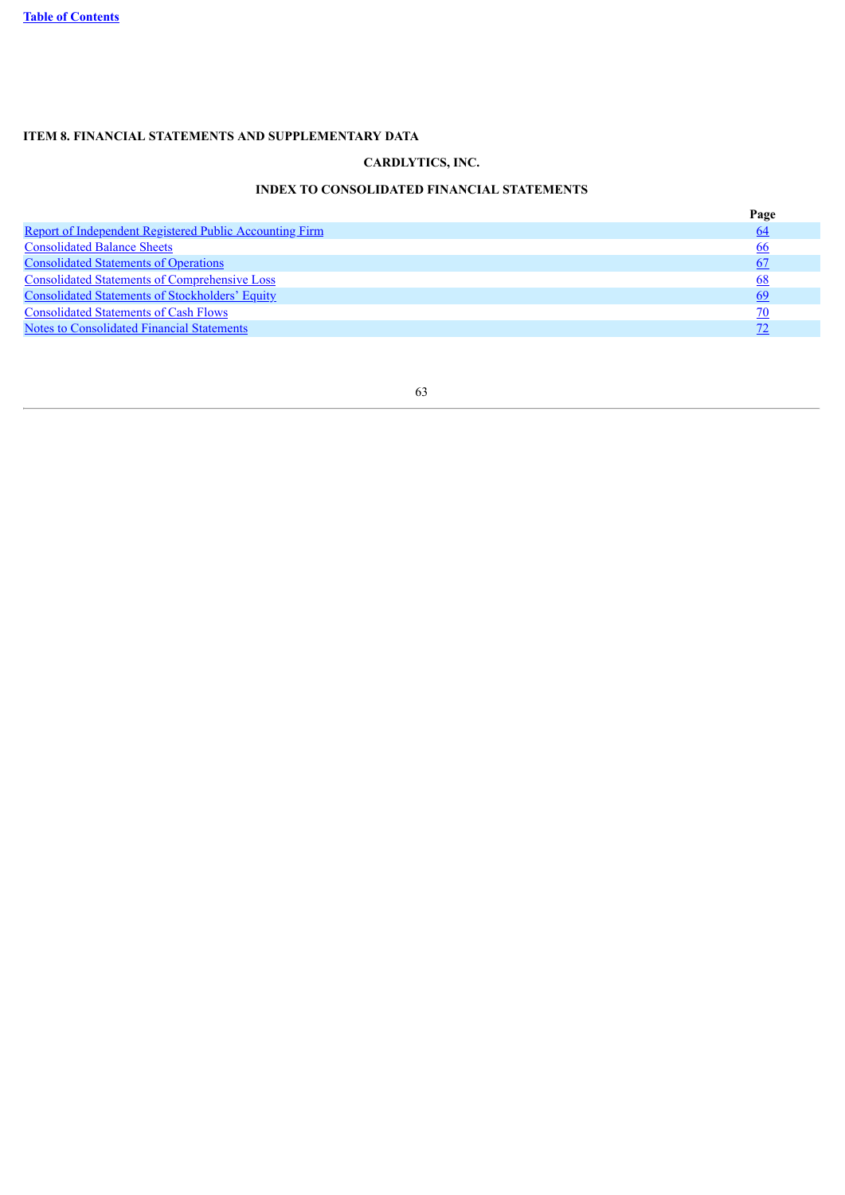**ITEM 8. FINANCIAL STATEMENTS AND SUPPLEMENTARY DATA**

**CARDLYTICS, INC.**

**INDEX TO CONSOLIDATED FINANCIAL STATEMENTS**

| | Page |
|---|---|
| Report of Independent Registered Public Accounting Firm | 64 |
| Consolidated Balance Sheets | 66 |
| Consolidated Statements of Operations | 67 |
| Consolidated Statements of Comprehensive Loss | 68 |
| Consolidated Statements of Stockholders' Equity | 69 |
| Consolidated Statements of Cash Flows | 70 |
| Notes to Consolidated Financial Statements | 72 |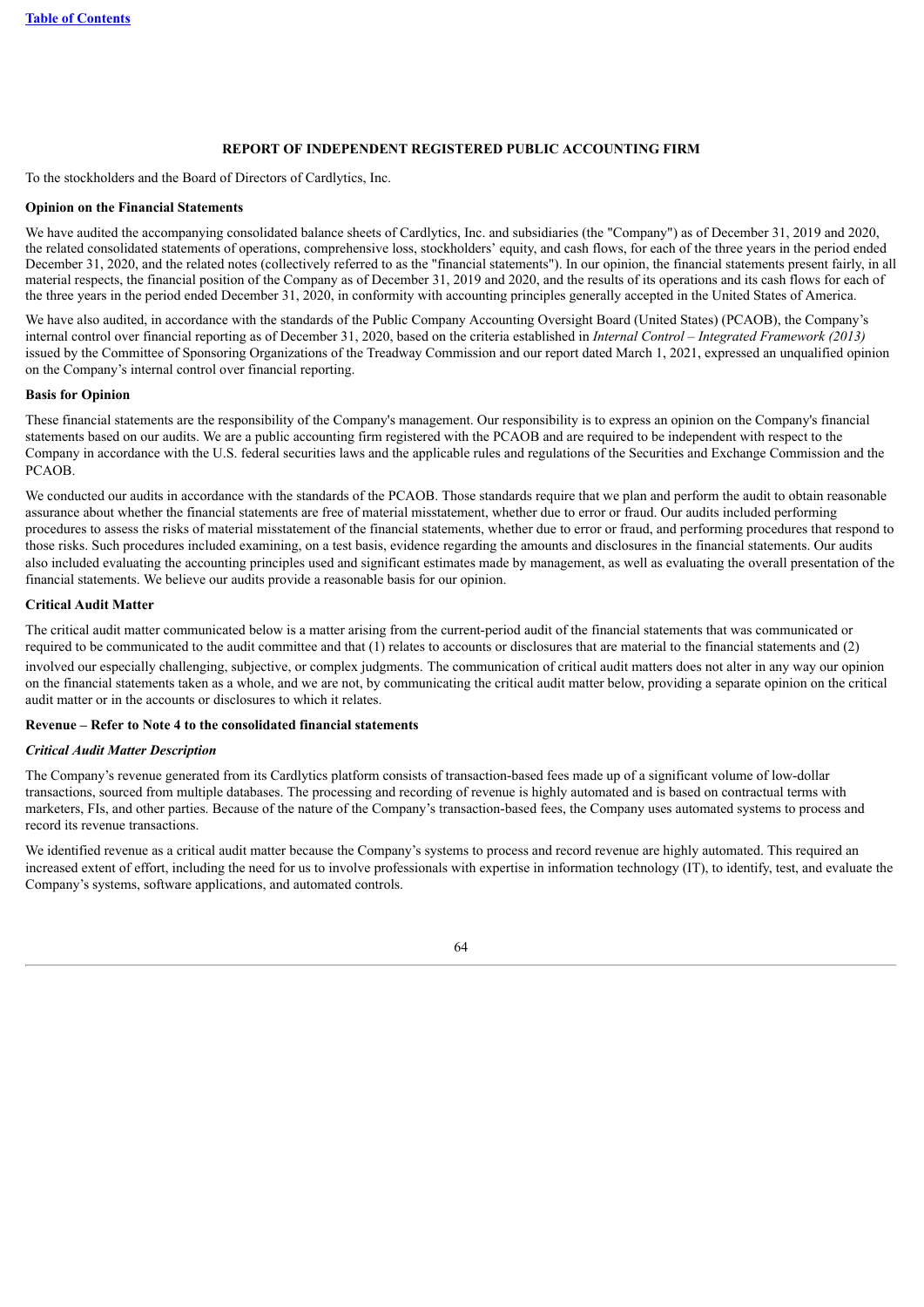## REPORT OF INDEPENDENT REGISTERED PUBLIC ACCOUNTING FIRM

To the stockholders and the Board of Directors of Cardlytics, Inc.

**Opinion on the Financial Statements**

We have audited the accompanying consolidated balance sheets of Cardlytics, Inc. and subsidiaries (the "Company") as of December 31, 2019 and 2020, the related consolidated statements of operations, comprehensive loss, stockholders' equity, and cash flows, for each of the three years in the period ended December 31, 2020, and the related notes (collectively referred to as the "financial statements"). In our opinion, the financial statements present fairly, in all material respects, the financial position of the Company as of December 31, 2019 and 2020, and the results of its operations and its cash flows for each of the three years in the period ended December 31, 2020, in conformity with accounting principles generally accepted in the United States of America.

We have also audited, in accordance with the standards of the Public Company Accounting Oversight Board (United States) (PCAOB), the Company's internal control over financial reporting as of December 31, 2020, based on the criteria established in *Internal Control – Integrated Framework (2013)* issued by the Committee of Sponsoring Organizations of the Treadway Commission and our report dated March 1, 2021, expressed an unqualified opinion on the Company's internal control over financial reporting.

**Basis for Opinion**

These financial statements are the responsibility of the Company's management. Our responsibility is to express an opinion on the Company's financial statements based on our audits. We are a public accounting firm registered with the PCAOB and are required to be independent with respect to the Company in accordance with the U.S. federal securities laws and the applicable rules and regulations of the Securities and Exchange Commission and the PCAOB.

We conducted our audits in accordance with the standards of the PCAOB. Those standards require that we plan and perform the audit to obtain reasonable assurance about whether the financial statements are free of material misstatement, whether due to error or fraud. Our audits included performing procedures to assess the risks of material misstatement of the financial statements, whether due to error or fraud, and performing procedures that respond to those risks. Such procedures included examining, on a test basis, evidence regarding the amounts and disclosures in the financial statements. Our audits also included evaluating the accounting principles used and significant estimates made by management, as well as evaluating the overall presentation of the financial statements. We believe our audits provide a reasonable basis for our opinion.

**Critical Audit Matter**

The critical audit matter communicated below is a matter arising from the current-period audit of the financial statements that was communicated or required to be communicated to the audit committee and that (1) relates to accounts or disclosures that are material to the financial statements and (2) involved our especially challenging, subjective, or complex judgments. The communication of critical audit matters does not alter in any way our opinion on the financial statements taken as a whole, and we are not, by communicating the critical audit matter below, providing a separate opinion on the critical audit matter or in the accounts or disclosures to which it relates.

**Revenue – Refer to Note 4 to the consolidated financial statements**

***Critical Audit Matter Description***

The Company's revenue generated from its Cardlytics platform consists of transaction-based fees made up of a significant volume of low-dollar transactions, sourced from multiple databases. The processing and recording of revenue is highly automated and is based on contractual terms with marketers, FIs, and other parties. Because of the nature of the Company's transaction-based fees, the Company uses automated systems to process and record its revenue transactions.

We identified revenue as a critical audit matter because the Company's systems to process and record revenue are highly automated. This required an increased extent of effort, including the need for us to involve professionals with expertise in information technology (IT), to identify, test, and evaluate the Company's systems, software applications, and automated controls.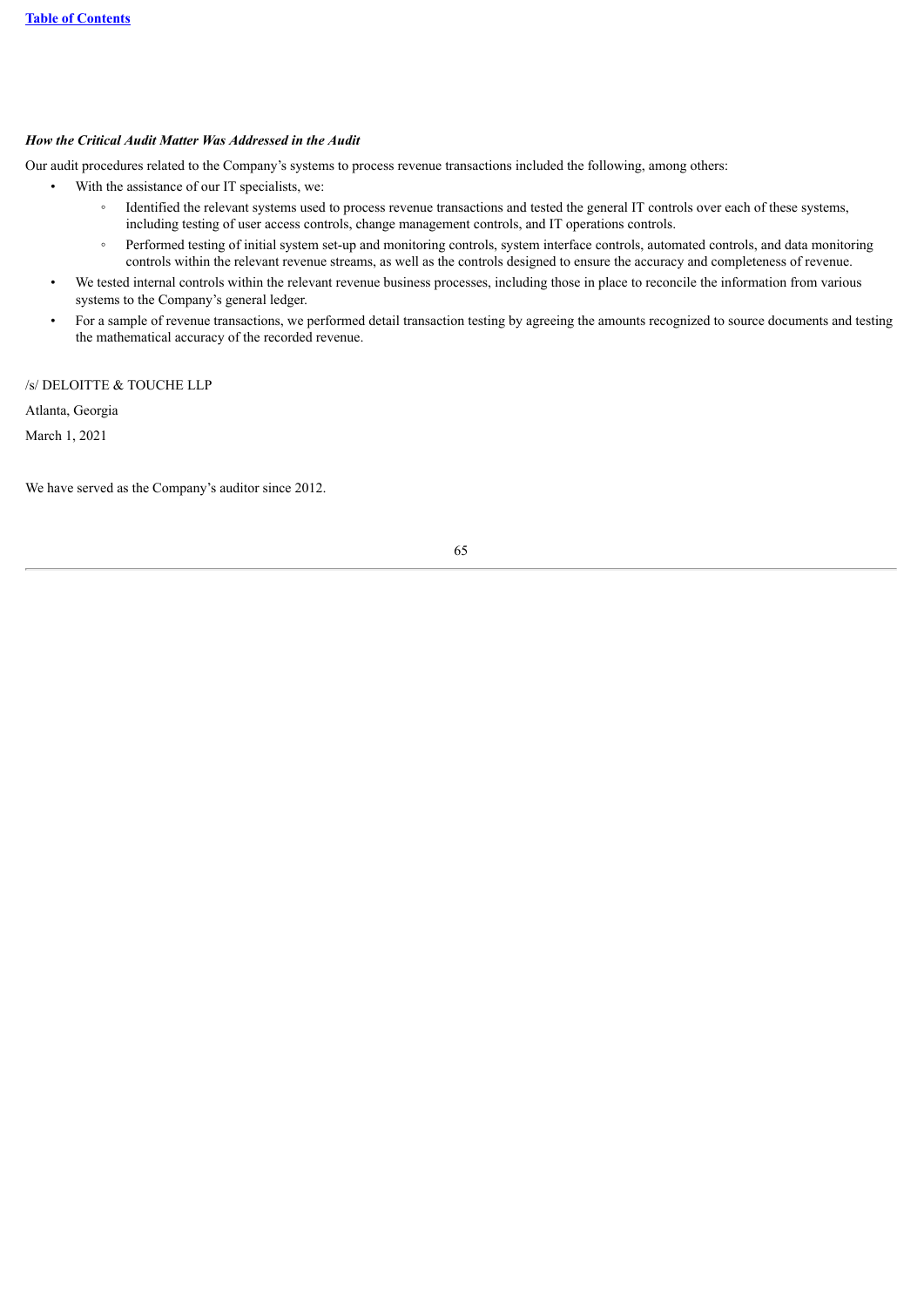***How the Critical Audit Matter Was Addressed in the Audit***

Our audit procedures related to the Company's systems to process revenue transactions included the following, among others:

- With the assistance of our IT specialists, we:
  - Identified the relevant systems used to process revenue transactions and tested the general IT controls over each of these systems, including testing of user access controls, change management controls, and IT operations controls.
  - Performed testing of initial system set-up and monitoring controls, system interface controls, automated controls, and data monitoring controls within the relevant revenue streams, as well as the controls designed to ensure the accuracy and completeness of revenue.
- We tested internal controls within the relevant revenue business processes, including those in place to reconcile the information from various systems to the Company's general ledger.
- For a sample of revenue transactions, we performed detail transaction testing by agreeing the amounts recognized to source documents and testing the mathematical accuracy of the recorded revenue.

/s/ DELOITTE & TOUCHE LLP

Atlanta, Georgia

March 1, 2021

We have served as the Company's auditor since 2012.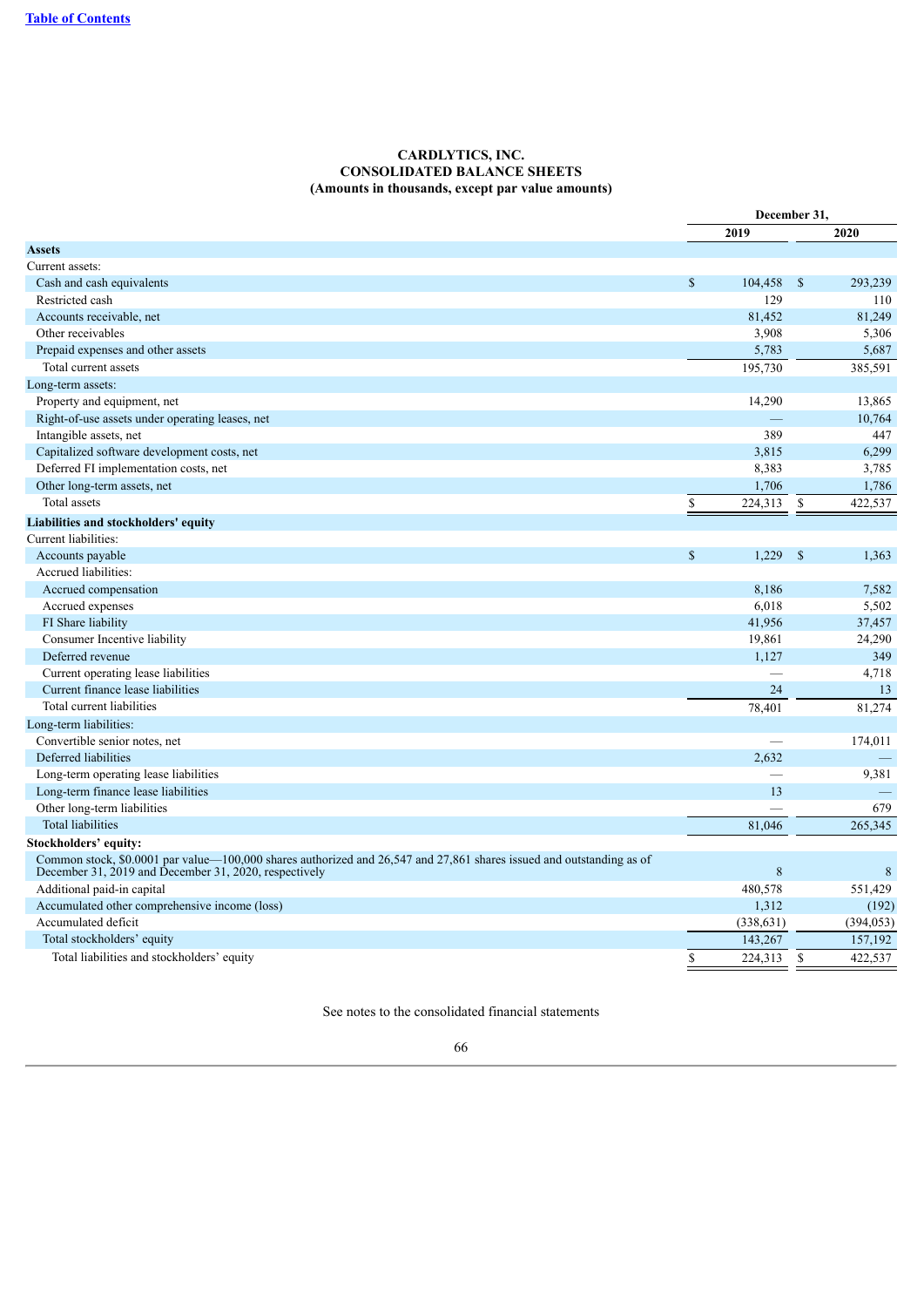[Table of Contents](#)

# CARDLYTICS, INC.
## CONSOLIDATED BALANCE SHEETS
### (Amounts in thousands, except par value amounts)

| | December 31, | |
|---|---|---|
| | 2019 | 2020 |
| **Assets** | | |
| Current assets: | | |
| Cash and cash equivalents | $ 104,458 | $ 293,239 |
| Restricted cash | 129 | 110 |
| Accounts receivable, net | 81,452 | 81,249 |
| Other receivables | 3,908 | 5,306 |
| Prepaid expenses and other assets | 5,783 | 5,687 |
| Total current assets | 195,730 | 385,591 |
| Long-term assets: | | |
| Property and equipment, net | 14,290 | 13,865 |
| Right-of-use assets under operating leases, net | — | 10,764 |
| Intangible assets, net | 389 | 447 |
| Capitalized software development costs, net | 3,815 | 6,299 |
| Deferred FI implementation costs, net | 8,383 | 3,785 |
| Other long-term assets, net | 1,706 | 1,786 |
| Total assets | $ 224,313 | $ 422,537 |
| **Liabilities and stockholders' equity** | | |
| Current liabilities: | | |
| Accounts payable | $ 1,229 | $ 1,363 |
| Accrued liabilities: | | |
| Accrued compensation | 8,186 | 7,582 |
| Accrued expenses | 6,018 | 5,502 |
| FI Share liability | 41,956 | 37,457 |
| Consumer Incentive liability | 19,861 | 24,290 |
| Deferred revenue | 1,127 | 349 |
| Current operating lease liabilities | — | 4,718 |
| Current finance lease liabilities | 24 | 13 |
| Total current liabilities | 78,401 | 81,274 |
| Long-term liabilities: | | |
| Convertible senior notes, net | — | 174,011 |
| Deferred liabilities | 2,632 | — |
| Long-term operating lease liabilities | — | 9,381 |
| Long-term finance lease liabilities | 13 | — |
| Other long-term liabilities | — | 679 |
| Total liabilities | 81,046 | 265,345 |
| **Stockholders' equity:** | | |
| Common stock, $0.0001 par value—100,000 shares authorized and 26,547 and 27,861 shares issued and outstanding as of December 31, 2019 and December 31, 2020, respectively | 8 | 8 |
| Additional paid-in capital | 480,578 | 551,429 |
| Accumulated other comprehensive income (loss) | 1,312 | (192) |
| Accumulated deficit | (338,631) | (394,053) |
| Total stockholders' equity | 143,267 | 157,192 |
| Total liabilities and stockholders' equity | $ 224,313 | $ 422,537 |

See notes to the consolidated financial statements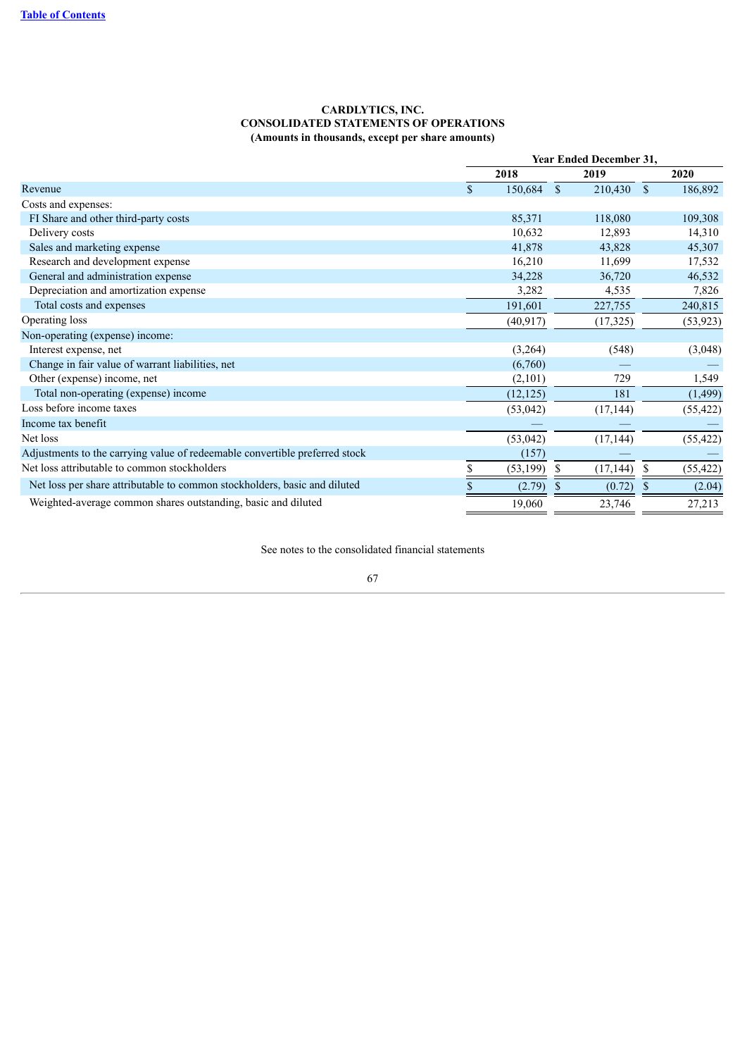**CARDLYTICS, INC.**
**CONSOLIDATED STATEMENTS OF OPERATIONS**
**(Amounts in thousands, except per share amounts)**

| | Year Ended December 31, | | |
|---|---|---|---|
| | 2018 | 2019 | 2020 |
| Revenue | $ 150,684 | $ 210,430 | $ 186,892 |
| Costs and expenses: | | | |
| FI Share and other third-party costs | 85,371 | 118,080 | 109,308 |
| Delivery costs | 10,632 | 12,893 | 14,310 |
| Sales and marketing expense | 41,878 | 43,828 | 45,307 |
| Research and development expense | 16,210 | 11,699 | 17,532 |
| General and administration expense | 34,228 | 36,720 | 46,532 |
| Depreciation and amortization expense | 3,282 | 4,535 | 7,826 |
| Total costs and expenses | 191,601 | 227,755 | 240,815 |
| Operating loss | (40,917) | (17,325) | (53,923) |
| Non-operating (expense) income: | | | |
| Interest expense, net | (3,264) | (548) | (3,048) |
| Change in fair value of warrant liabilities, net | (6,760) | — | — |
| Other (expense) income, net | (2,101) | 729 | 1,549 |
| Total non-operating (expense) income | (12,125) | 181 | (1,499) |
| Loss before income taxes | (53,042) | (17,144) | (55,422) |
| Income tax benefit | — | — | — |
| Net loss | (53,042) | (17,144) | (55,422) |
| Adjustments to the carrying value of redeemable convertible preferred stock | (157) | — | — |
| Net loss attributable to common stockholders | $ (53,199) | $ (17,144) | $ (55,422) |
| Net loss per share attributable to common stockholders, basic and diluted | $ (2.79) | $ (0.72) | $ (2.04) |
| Weighted-average common shares outstanding, basic and diluted | 19,060 | 23,746 | 27,213 |

See notes to the consolidated financial statements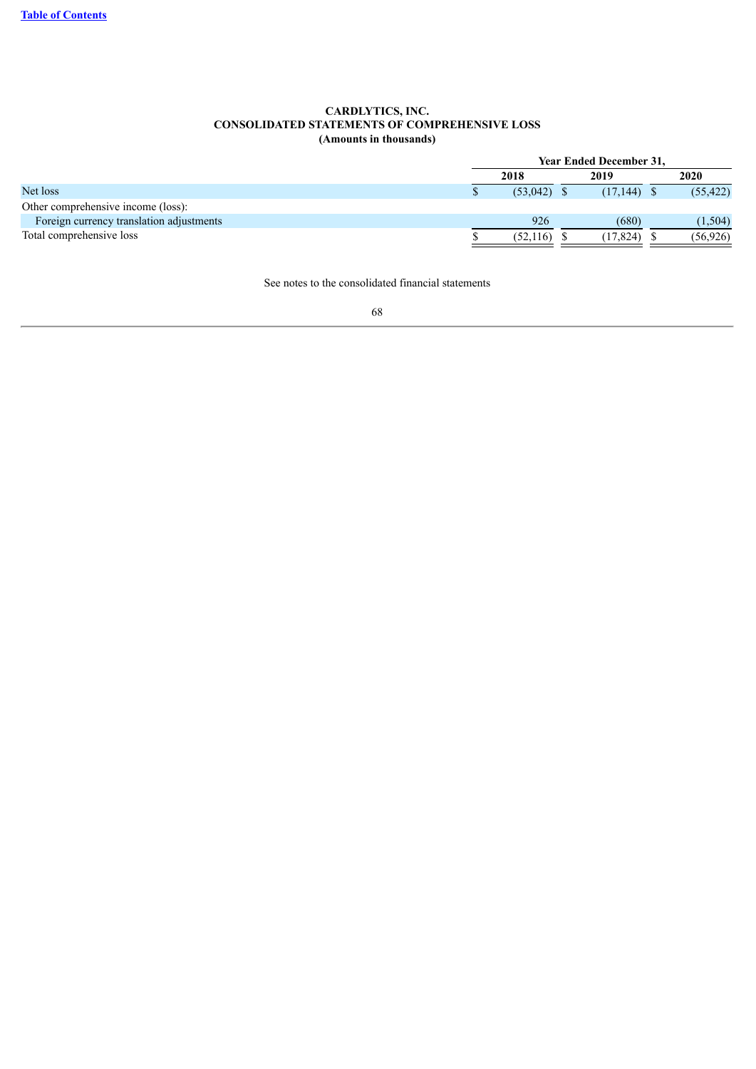**Table of Contents**

**CARDLYTICS, INC.**
**CONSOLIDATED STATEMENTS OF COMPREHENSIVE LOSS**
**(Amounts in thousands)**

| | Year Ended December 31, | | |
|---|---|---|---|
| | **2018** | **2019** | **2020** |
| Net loss | $ (53,042) | $ (17,144) | $ (55,422) |
| Other comprehensive income (loss): | | | |
| Foreign currency translation adjustments | 926 | (680) | (1,504) |
| Total comprehensive loss | $ (52,116) | $ (17,824) | $ (56,926) |

See notes to the consolidated financial statements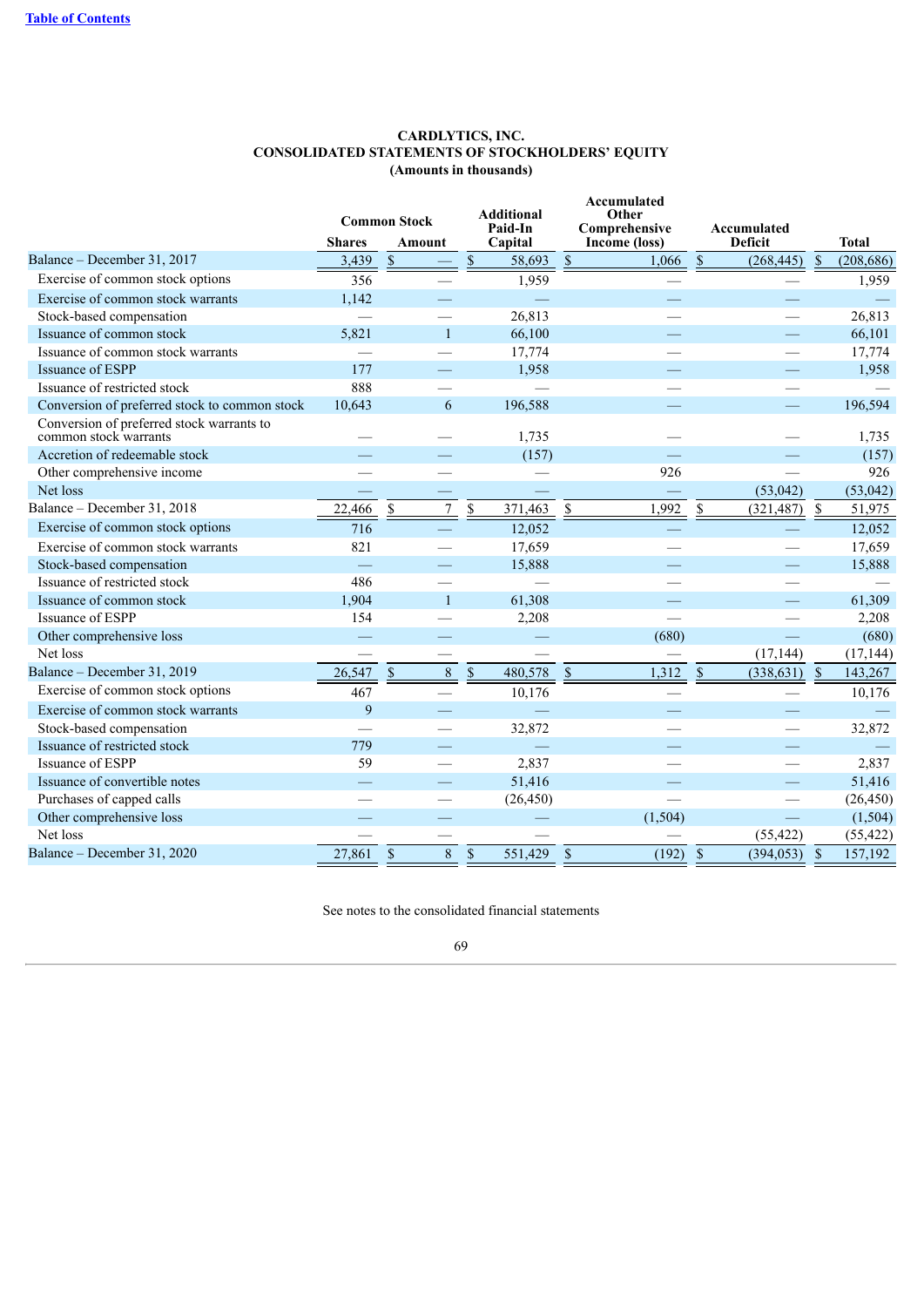**CARDLYTICS, INC.**
**CONSOLIDATED STATEMENTS OF STOCKHOLDERS' EQUITY**
**(Amounts in thousands)**

| | Common Stock | | Additional Paid-In Capital | Accumulated Other Comprehensive Income (loss) | Accumulated Deficit | Total |
|---|---|---|---|---|---|---|
| | Shares | Amount | | | | |
| Balance – December 31, 2017 | 3,439 | $ — | $ 58,693 | $ 1,066 | $ (268,445) | $ (208,686) |
| Exercise of common stock options | 356 | — | 1,959 | — | — | 1,959 |
| Exercise of common stock warrants | 1,142 | — | — | — | — | — |
| Stock-based compensation | — | — | 26,813 | — | — | 26,813 |
| Issuance of common stock | 5,821 | 1 | 66,100 | — | — | 66,101 |
| Issuance of common stock warrants | — | — | 17,774 | — | — | 17,774 |
| Issuance of ESPP | 177 | — | 1,958 | — | — | 1,958 |
| Issuance of restricted stock | 888 | — | — | — | — | — |
| Conversion of preferred stock to common stock | 10,643 | 6 | 196,588 | — | — | 196,594 |
| Conversion of preferred stock warrants to common stock warrants | — | — | 1,735 | — | — | 1,735 |
| Accretion of redeemable stock | — | — | (157) | — | — | (157) |
| Other comprehensive income | — | — | — | 926 | — | 926 |
| Net loss | — | — | — | — | (53,042) | (53,042) |
| Balance – December 31, 2018 | 22,466 | $ 7 | $ 371,463 | $ 1,992 | $ (321,487) | $ 51,975 |
| Exercise of common stock options | 716 | — | 12,052 | — | — | 12,052 |
| Exercise of common stock warrants | 821 | — | 17,659 | — | — | 17,659 |
| Stock-based compensation | — | — | 15,888 | — | — | 15,888 |
| Issuance of restricted stock | 486 | — | — | — | — | — |
| Issuance of common stock | 1,904 | 1 | 61,308 | — | — | 61,309 |
| Issuance of ESPP | 154 | — | 2,208 | — | — | 2,208 |
| Other comprehensive loss | — | — | — | (680) | — | (680) |
| Net loss | — | — | — | — | (17,144) | (17,144) |
| Balance – December 31, 2019 | 26,547 | $ 8 | $ 480,578 | $ 1,312 | $ (338,631) | $ 143,267 |
| Exercise of common stock options | 467 | — | 10,176 | — | — | 10,176 |
| Exercise of common stock warrants | 9 | — | — | — | — | — |
| Stock-based compensation | — | — | 32,872 | — | — | 32,872 |
| Issuance of restricted stock | 779 | — | — | — | — | — |
| Issuance of ESPP | 59 | — | 2,837 | — | — | 2,837 |
| Issuance of convertible notes | — | — | 51,416 | — | — | 51,416 |
| Purchases of capped calls | — | — | (26,450) | — | — | (26,450) |
| Other comprehensive loss | — | — | — | (1,504) | — | (1,504) |
| Net loss | — | — | — | — | (55,422) | (55,422) |
| Balance – December 31, 2020 | 27,861 | $ 8 | $ 551,429 | $ (192) | $ (394,053) | $ 157,192 |

See notes to the consolidated financial statements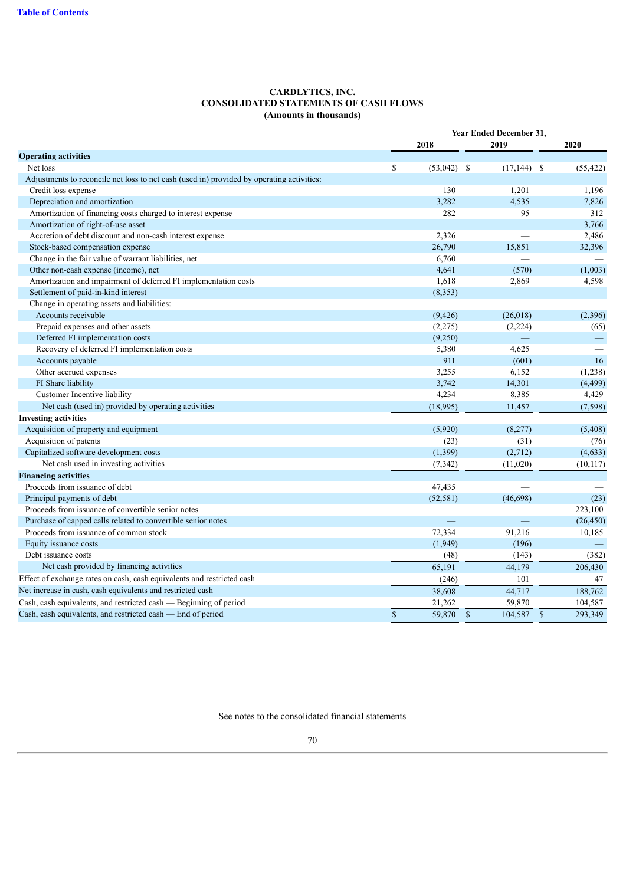**CARDLYTICS, INC.**
**CONSOLIDATED STATEMENTS OF CASH FLOWS**
**(Amounts in thousands)**

| | Year Ended December 31, | | |
|---|---|---|---|
| | 2018 | 2019 | 2020 |
| **Operating activities** | | | |
| Net loss | $ (53,042) | $ (17,144) | $ (55,422) |
| Adjustments to reconcile net loss to net cash (used in) provided by operating activities: | | | |
| Credit loss expense | 130 | 1,201 | 1,196 |
| Depreciation and amortization | 3,282 | 4,535 | 7,826 |
| Amortization of financing costs charged to interest expense | 282 | 95 | 312 |
| Amortization of right-of-use asset | — | — | 3,766 |
| Accretion of debt discount and non-cash interest expense | 2,326 | — | 2,486 |
| Stock-based compensation expense | 26,790 | 15,851 | 32,396 |
| Change in the fair value of warrant liabilities, net | 6,760 | — | — |
| Other non-cash expense (income), net | 4,641 | (570) | (1,003) |
| Amortization and impairment of deferred FI implementation costs | 1,618 | 2,869 | 4,598 |
| Settlement of paid-in-kind interest | (8,353) | — | — |
| Change in operating assets and liabilities: | | | |
| Accounts receivable | (9,426) | (26,018) | (2,396) |
| Prepaid expenses and other assets | (2,275) | (2,224) | (65) |
| Deferred FI implementation costs | (9,250) | — | — |
| Recovery of deferred FI implementation costs | 5,380 | 4,625 | — |
| Accounts payable | 911 | (601) | 16 |
| Other accrued expenses | 3,255 | 6,152 | (1,238) |
| FI Share liability | 3,742 | 14,301 | (4,499) |
| Customer Incentive liability | 4,234 | 8,385 | 4,429 |
| Net cash (used in) provided by operating activities | (18,995) | 11,457 | (7,598) |
| **Investing activities** | | | |
| Acquisition of property and equipment | (5,920) | (8,277) | (5,408) |
| Acquisition of patents | (23) | (31) | (76) |
| Capitalized software development costs | (1,399) | (2,712) | (4,633) |
| Net cash used in investing activities | (7,342) | (11,020) | (10,117) |
| **Financing activities** | | | |
| Proceeds from issuance of debt | 47,435 | — | — |
| Principal payments of debt | (52,581) | (46,698) | (23) |
| Proceeds from issuance of convertible senior notes | — | — | 223,100 |
| Purchase of capped calls related to convertible senior notes | — | — | (26,450) |
| Proceeds from issuance of common stock | 72,334 | 91,216 | 10,185 |
| Equity issuance costs | (1,949) | (196) | — |
| Debt issuance costs | (48) | (143) | (382) |
| Net cash provided by financing activities | 65,191 | 44,179 | 206,430 |
| Effect of exchange rates on cash, cash equivalents and restricted cash | (246) | 101 | 47 |
| Net increase in cash, cash equivalents and restricted cash | 38,608 | 44,717 | 188,762 |
| Cash, cash equivalents, and restricted cash — Beginning of period | 21,262 | 59,870 | 104,587 |
| Cash, cash equivalents, and restricted cash — End of period | $ 59,870 | $ 104,587 | $ 293,349 |

See notes to the consolidated financial statements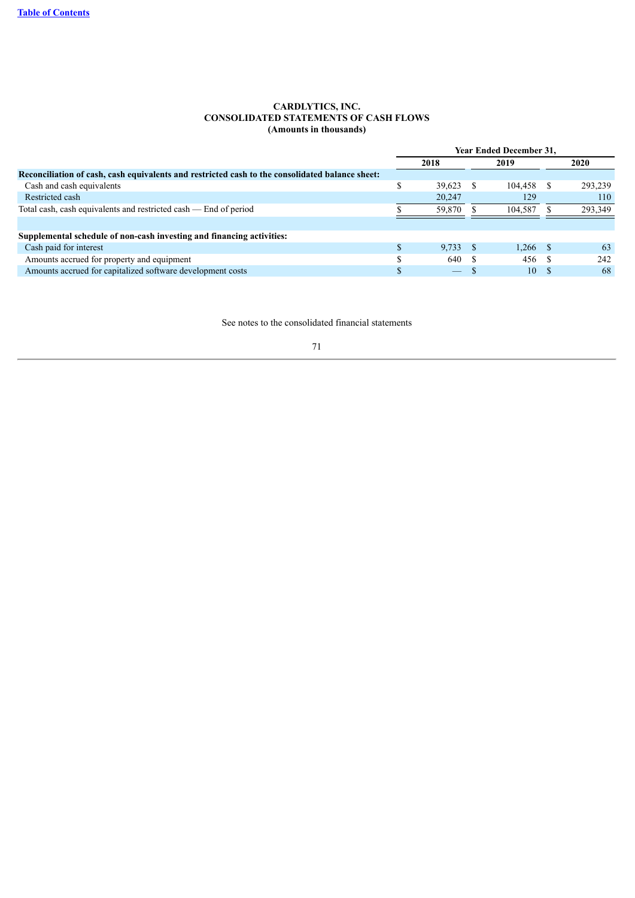**CARDLYTICS, INC.**
**CONSOLIDATED STATEMENTS OF CASH FLOWS**
**(Amounts in thousands)**

| | Year Ended December 31, | | |
|---|---|---|---|
| | 2018 | 2019 | 2020 |
| **Reconciliation of cash, cash equivalents and restricted cash to the consolidated balance sheet:** | | | |
| Cash and cash equivalents | $ 39,623 | $ 104,458 | $ 293,239 |
| Restricted cash | 20,247 | 129 | 110 |
| Total cash, cash equivalents and restricted cash — End of period | $ 59,870 | $ 104,587 | $ 293,349 |
| | | | |
| **Supplemental schedule of non-cash investing and financing activities:** | | | |
| Cash paid for interest | $ 9,733 | $ 1,266 | $ 63 |
| Amounts accrued for property and equipment | $ 640 | $ 456 | $ 242 |
| Amounts accrued for capitalized software development costs | $ — | $ 10 | $ 68 |

See notes to the consolidated financial statements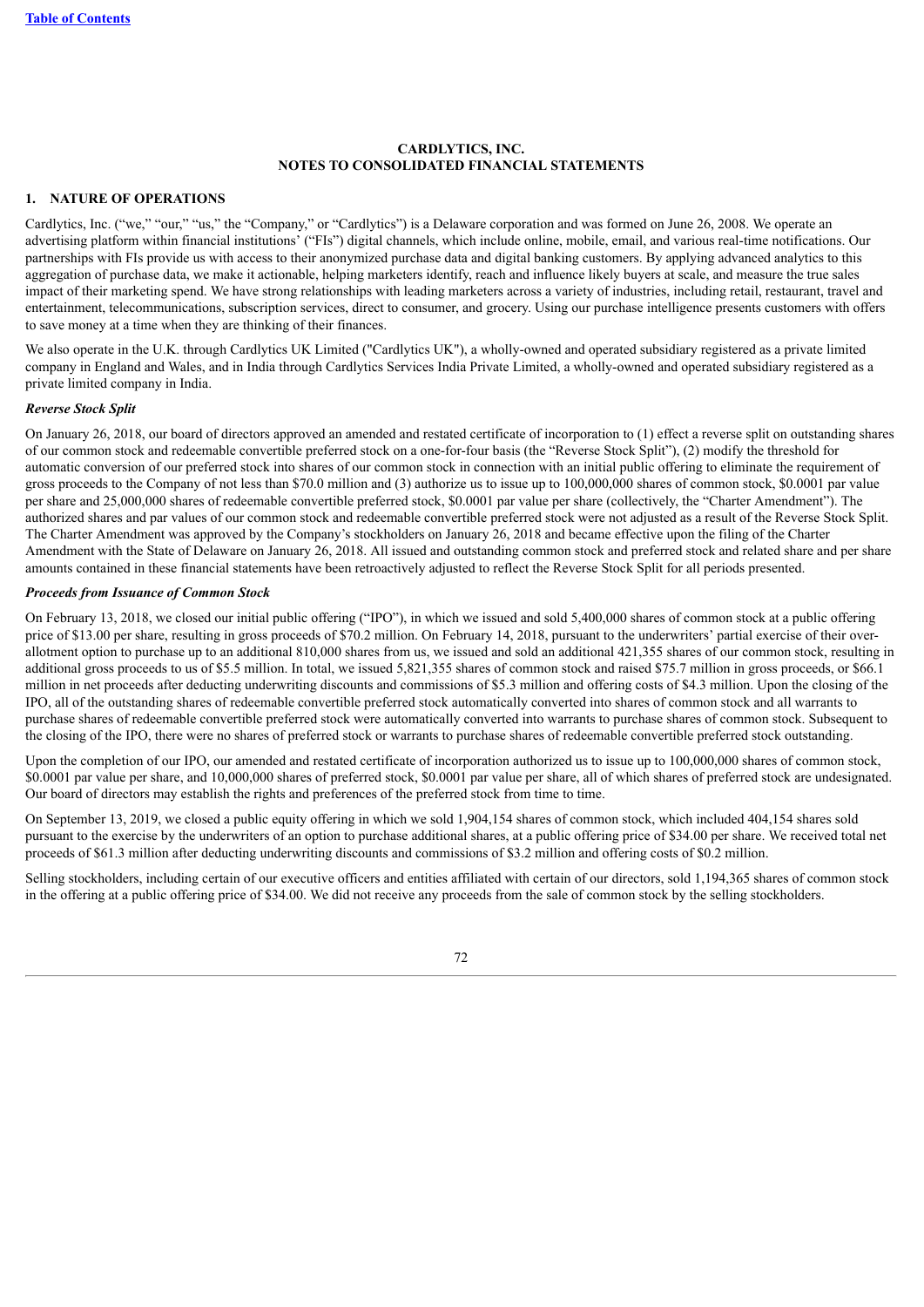# CARDLYTICS, INC.
# NOTES TO CONSOLIDATED FINANCIAL STATEMENTS

## 1. NATURE OF OPERATIONS

Cardlytics, Inc. ("we," "our," "us," the "Company," or "Cardlytics") is a Delaware corporation and was formed on June 26, 2008. We operate an advertising platform within financial institutions' ("FIs") digital channels, which include online, mobile, email, and various real-time notifications. Our partnerships with FIs provide us with access to their anonymized purchase data and digital banking customers. By applying advanced analytics to this aggregation of purchase data, we make it actionable, helping marketers identify, reach and influence likely buyers at scale, and measure the true sales impact of their marketing spend. We have strong relationships with leading marketers across a variety of industries, including retail, restaurant, travel and entertainment, telecommunications, subscription services, direct to consumer, and grocery. Using our purchase intelligence presents customers with offers to save money at a time when they are thinking of their finances.

We also operate in the U.K. through Cardlytics UK Limited ("Cardlytics UK"), a wholly-owned and operated subsidiary registered as a private limited company in England and Wales, and in India through Cardlytics Services India Private Limited, a wholly-owned and operated subsidiary registered as a private limited company in India.

### *Reverse Stock Split*

On January 26, 2018, our board of directors approved an amended and restated certificate of incorporation to (1) effect a reverse split on outstanding shares of our common stock and redeemable convertible preferred stock on a one-for-four basis (the "Reverse Stock Split"), (2) modify the threshold for automatic conversion of our preferred stock into shares of our common stock in connection with an initial public offering to eliminate the requirement of gross proceeds to the Company of not less than $70.0 million and (3) authorize us to issue up to 100,000,000 shares of common stock, $0.0001 par value per share and 25,000,000 shares of redeemable convertible preferred stock, $0.0001 par value per share (collectively, the "Charter Amendment"). The authorized shares and par values of our common stock and redeemable convertible preferred stock were not adjusted as a result of the Reverse Stock Split. The Charter Amendment was approved by the Company's stockholders on January 26, 2018 and became effective upon the filing of the Charter Amendment with the State of Delaware on January 26, 2018. All issued and outstanding common stock and preferred stock and related share and per share amounts contained in these financial statements have been retroactively adjusted to reflect the Reverse Stock Split for all periods presented.

### *Proceeds from Issuance of Common Stock*

On February 13, 2018, we closed our initial public offering ("IPO"), in which we issued and sold 5,400,000 shares of common stock at a public offering price of $13.00 per share, resulting in gross proceeds of $70.2 million. On February 14, 2018, pursuant to the underwriters' partial exercise of their over-allotment option to purchase up to an additional 810,000 shares from us, we issued and sold an additional 421,355 shares of our common stock, resulting in additional gross proceeds to us of $5.5 million. In total, we issued 5,821,355 shares of common stock and raised $75.7 million in gross proceeds, or $66.1 million in net proceeds after deducting underwriting discounts and commissions of $5.3 million and offering costs of $4.3 million. Upon the closing of the IPO, all of the outstanding shares of redeemable convertible preferred stock automatically converted into shares of common stock and all warrants to purchase shares of redeemable convertible preferred stock were automatically converted into warrants to purchase shares of common stock. Subsequent to the closing of the IPO, there were no shares of preferred stock or warrants to purchase shares of redeemable convertible preferred stock outstanding.

Upon the completion of our IPO, our amended and restated certificate of incorporation authorized us to issue up to 100,000,000 shares of common stock, $0.0001 par value per share, and 10,000,000 shares of preferred stock, $0.0001 par value per share, all of which shares of preferred stock are undesignated. Our board of directors may establish the rights and preferences of the preferred stock from time to time.

On September 13, 2019, we closed a public equity offering in which we sold 1,904,154 shares of common stock, which included 404,154 shares sold pursuant to the exercise by the underwriters of an option to purchase additional shares, at a public offering price of $34.00 per share. We received total net proceeds of $61.3 million after deducting underwriting discounts and commissions of $3.2 million and offering costs of $0.2 million.

Selling stockholders, including certain of our executive officers and entities affiliated with certain of our directors, sold 1,194,365 shares of common stock in the offering at a public offering price of $34.00. We did not receive any proceeds from the sale of common stock by the selling stockholders.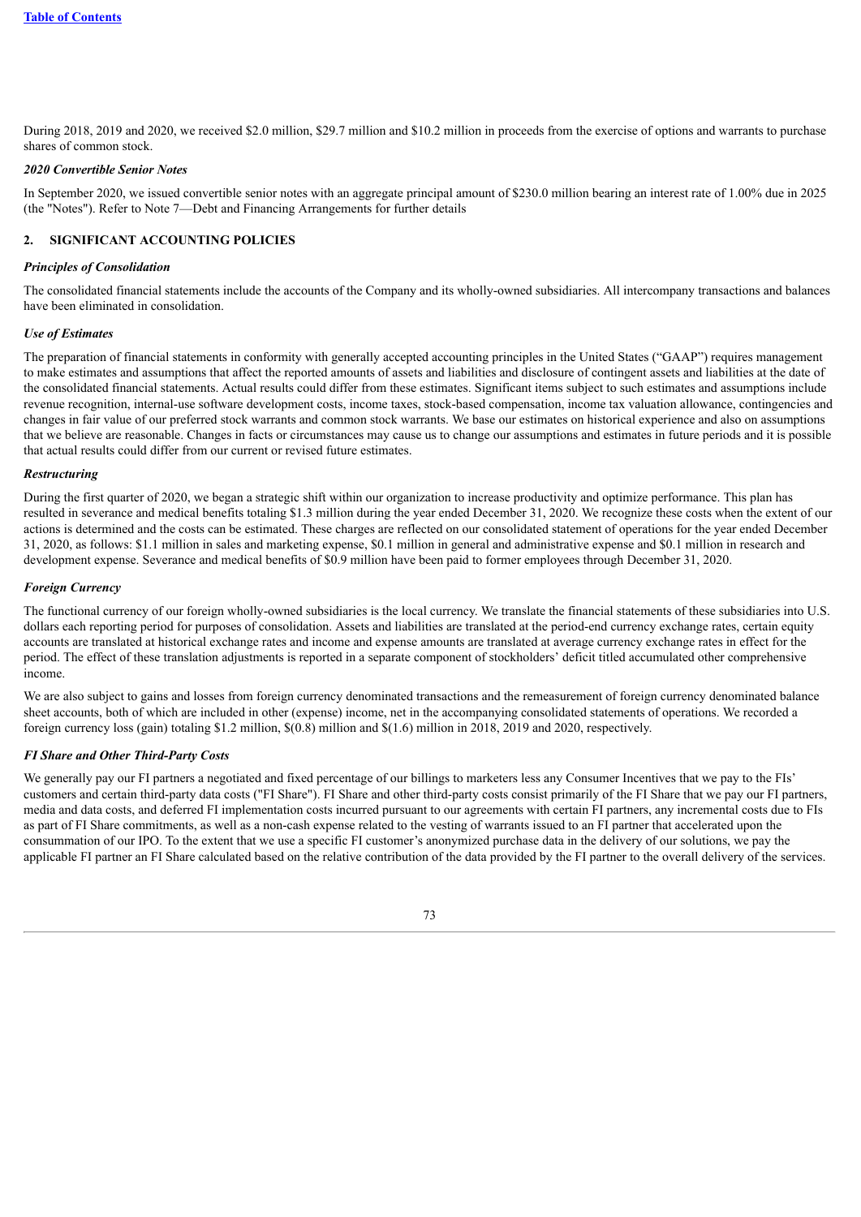During 2018, 2019 and 2020, we received $2.0 million, $29.7 million and $10.2 million in proceeds from the exercise of options and warrants to purchase shares of common stock.

***2020 Convertible Senior Notes***

In September 2020, we issued convertible senior notes with an aggregate principal amount of $230.0 million bearing an interest rate of 1.00% due in 2025 (the "Notes"). Refer to Note 7—Debt and Financing Arrangements for further details

## 2. SIGNIFICANT ACCOUNTING POLICIES

***Principles of Consolidation***

The consolidated financial statements include the accounts of the Company and its wholly-owned subsidiaries. All intercompany transactions and balances have been eliminated in consolidation.

***Use of Estimates***

The preparation of financial statements in conformity with generally accepted accounting principles in the United States ("GAAP") requires management to make estimates and assumptions that affect the reported amounts of assets and liabilities and disclosure of contingent assets and liabilities at the date of the consolidated financial statements. Actual results could differ from these estimates. Significant items subject to such estimates and assumptions include revenue recognition, internal-use software development costs, income taxes, stock-based compensation, income tax valuation allowance, contingencies and changes in fair value of our preferred stock warrants and common stock warrants. We base our estimates on historical experience and also on assumptions that we believe are reasonable. Changes in facts or circumstances may cause us to change our assumptions and estimates in future periods and it is possible that actual results could differ from our current or revised future estimates.

***Restructuring***

During the first quarter of 2020, we began a strategic shift within our organization to increase productivity and optimize performance. This plan has resulted in severance and medical benefits totaling $1.3 million during the year ended December 31, 2020. We recognize these costs when the extent of our actions is determined and the costs can be estimated. These charges are reflected on our consolidated statement of operations for the year ended December 31, 2020, as follows: $1.1 million in sales and marketing expense, $0.1 million in general and administrative expense and $0.1 million in research and development expense. Severance and medical benefits of $0.9 million have been paid to former employees through December 31, 2020.

***Foreign Currency***

The functional currency of our foreign wholly-owned subsidiaries is the local currency. We translate the financial statements of these subsidiaries into U.S. dollars each reporting period for purposes of consolidation. Assets and liabilities are translated at the period-end currency exchange rates, certain equity accounts are translated at historical exchange rates and income and expense amounts are translated at average currency exchange rates in effect for the period. The effect of these translation adjustments is reported in a separate component of stockholders' deficit titled accumulated other comprehensive income.

We are also subject to gains and losses from foreign currency denominated transactions and the remeasurement of foreign currency denominated balance sheet accounts, both of which are included in other (expense) income, net in the accompanying consolidated statements of operations. We recorded a foreign currency loss (gain) totaling $1.2 million, $(0.8) million and $(1.6) million in 2018, 2019 and 2020, respectively.

***FI Share and Other Third-Party Costs***

We generally pay our FI partners a negotiated and fixed percentage of our billings to marketers less any Consumer Incentives that we pay to the FIs' customers and certain third-party data costs ("FI Share"). FI Share and other third-party costs consist primarily of the FI Share that we pay our FI partners, media and data costs, and deferred FI implementation costs incurred pursuant to our agreements with certain FI partners, any incremental costs due to FIs as part of FI Share commitments, as well as a non-cash expense related to the vesting of warrants issued to an FI partner that accelerated upon the consummation of our IPO. To the extent that we use a specific FI customer's anonymized purchase data in the delivery of our solutions, we pay the applicable FI partner an FI Share calculated based on the relative contribution of the data provided by the FI partner to the overall delivery of the services.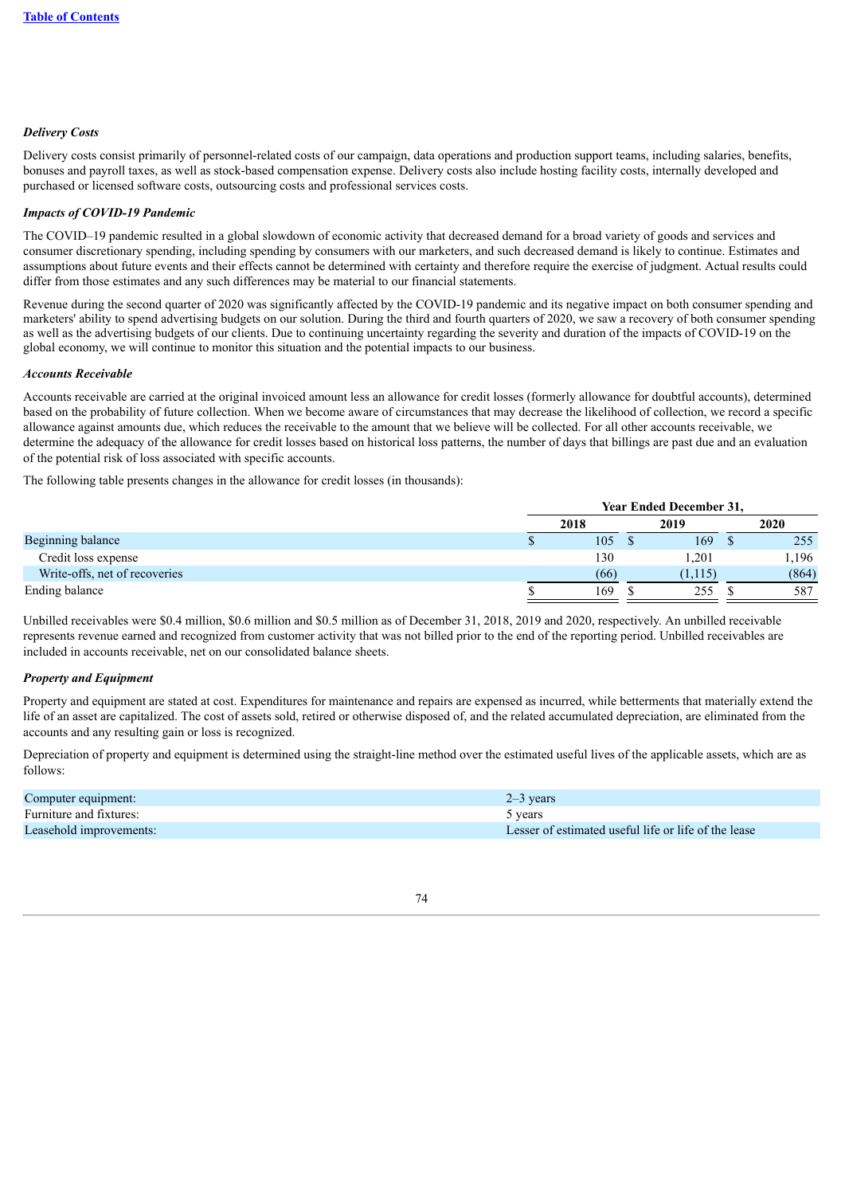***Delivery Costs***

Delivery costs consist primarily of personnel-related costs of our campaign, data operations and production support teams, including salaries, benefits, bonuses and payroll taxes, as well as stock-based compensation expense. Delivery costs also include hosting facility costs, internally developed and purchased or licensed software costs, outsourcing costs and professional services costs.

***Impacts of COVID-19 Pandemic***

The COVID–19 pandemic resulted in a global slowdown of economic activity that decreased demand for a broad variety of goods and services and consumer discretionary spending, including spending by consumers with our marketers, and such decreased demand is likely to continue. Estimates and assumptions about future events and their effects cannot be determined with certainty and therefore require the exercise of judgment. Actual results could differ from those estimates and any such differences may be material to our financial statements.

Revenue during the second quarter of 2020 was significantly affected by the COVID-19 pandemic and its negative impact on both consumer spending and marketers' ability to spend advertising budgets on our solution. During the third and fourth quarters of 2020, we saw a recovery of both consumer spending as well as the advertising budgets of our clients. Due to continuing uncertainty regarding the severity and duration of the impacts of COVID-19 on the global economy, we will continue to monitor this situation and the potential impacts to our business.

***Accounts Receivable***

Accounts receivable are carried at the original invoiced amount less an allowance for credit losses (formerly allowance for doubtful accounts), determined based on the probability of future collection. When we become aware of circumstances that may decrease the likelihood of collection, we record a specific allowance against amounts due, which reduces the receivable to the amount that we believe will be collected. For all other accounts receivable, we determine the adequacy of the allowance for credit losses based on historical loss patterns, the number of days that billings are past due and an evaluation of the potential risk of loss associated with specific accounts.

The following table presents changes in the allowance for credit losses (in thousands):

| | Year Ended December 31, | | |
|---|---|---|---|
| | 2018 | 2019 | 2020 |
| Beginning balance | $ 105 | $ 169 | $ 255 |
| Credit loss expense | 130 | 1,201 | 1,196 |
| Write-offs, net of recoveries | (66) | (1,115) | (864) |
| Ending balance | $ 169 | $ 255 | $ 587 |

Unbilled receivables were $0.4 million, $0.6 million and $0.5 million as of December 31, 2018, 2019 and 2020, respectively. An unbilled receivable represents revenue earned and recognized from customer activity that was not billed prior to the end of the reporting period. Unbilled receivables are included in accounts receivable, net on our consolidated balance sheets.

***Property and Equipment***

Property and equipment are stated at cost. Expenditures for maintenance and repairs are expensed as incurred, while betterments that materially extend the life of an asset are capitalized. The cost of assets sold, retired or otherwise disposed of, and the related accumulated depreciation, are eliminated from the accounts and any resulting gain or loss is recognized.

Depreciation of property and equipment is determined using the straight-line method over the estimated useful lives of the applicable assets, which are as follows:

| | |
|---|---|
| Computer equipment: | 2–3 years |
| Furniture and fixtures: | 5 years |
| Leasehold improvements: | Lesser of estimated useful life or life of the lease |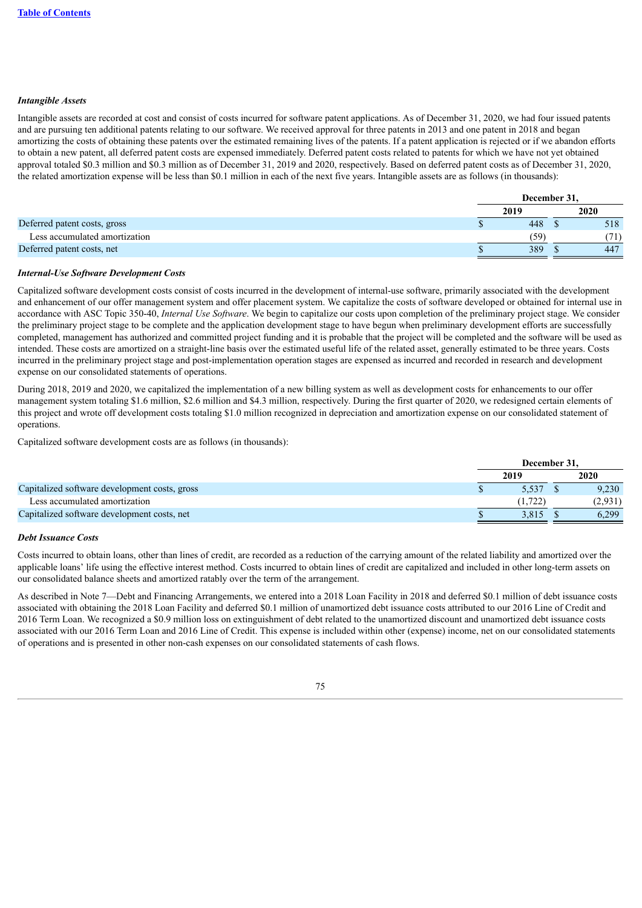***Intangible Assets***

Intangible assets are recorded at cost and consist of costs incurred for software patent applications. As of December 31, 2020, we had four issued patents and are pursuing ten additional patents relating to our software. We received approval for three patents in 2013 and one patent in 2018 and began amortizing the costs of obtaining these patents over the estimated remaining lives of the patents. If a patent application is rejected or if we abandon efforts to obtain a new patent, all deferred patent costs are expensed immediately. Deferred patent costs related to patents for which we have not yet obtained approval totaled $0.3 million and $0.3 million as of December 31, 2019 and 2020, respectively. Based on deferred patent costs as of December 31, 2020, the related amortization expense will be less than $0.1 million in each of the next five years. Intangible assets are as follows (in thousands):

| | December 31, | |
|---|---|---|
| | 2019 | 2020 |
| Deferred patent costs, gross | $ 448 | $ 518 |
| Less accumulated amortization | (59) | (71) |
| Deferred patent costs, net | $ 389 | $ 447 |

***Internal-Use Software Development Costs***

Capitalized software development costs consist of costs incurred in the development of internal-use software, primarily associated with the development and enhancement of our offer management system and offer placement system. We capitalize the costs of software developed or obtained for internal use in accordance with ASC Topic 350-40, *Internal Use Software*. We begin to capitalize our costs upon completion of the preliminary project stage. We consider the preliminary project stage to be complete and the application development stage to have begun when preliminary development efforts are successfully completed, management has authorized and committed project funding and it is probable that the project will be completed and the software will be used as intended. These costs are amortized on a straight-line basis over the estimated useful life of the related asset, generally estimated to be three years. Costs incurred in the preliminary project stage and post-implementation operation stages are expensed as incurred and recorded in research and development expense on our consolidated statements of operations.

During 2018, 2019 and 2020, we capitalized the implementation of a new billing system as well as development costs for enhancements to our offer management system totaling $1.6 million, $2.6 million and $4.3 million, respectively. During the first quarter of 2020, we redesigned certain elements of this project and wrote off development costs totaling $1.0 million recognized in depreciation and amortization expense on our consolidated statement of operations.

Capitalized software development costs are as follows (in thousands):

| | December 31, | |
|---|---|---|
| | 2019 | 2020 |
| Capitalized software development costs, gross | $ 5,537 | $ 9,230 |
| Less accumulated amortization | (1,722) | (2,931) |
| Capitalized software development costs, net | $ 3,815 | $ 6,299 |

***Debt Issuance Costs***

Costs incurred to obtain loans, other than lines of credit, are recorded as a reduction of the carrying amount of the related liability and amortized over the applicable loans' life using the effective interest method. Costs incurred to obtain lines of credit are capitalized and included in other long-term assets on our consolidated balance sheets and amortized ratably over the term of the arrangement.

As described in Note 7—Debt and Financing Arrangements, we entered into a 2018 Loan Facility in 2018 and deferred $0.1 million of debt issuance costs associated with obtaining the 2018 Loan Facility and deferred $0.1 million of unamortized debt issuance costs attributed to our 2016 Line of Credit and 2016 Term Loan. We recognized a $0.9 million loss on extinguishment of debt related to the unamortized discount and unamortized debt issuance costs associated with our 2016 Term Loan and 2016 Line of Credit. This expense is included within other (expense) income, net on our consolidated statements of operations and is presented in other non-cash expenses on our consolidated statements of cash flows.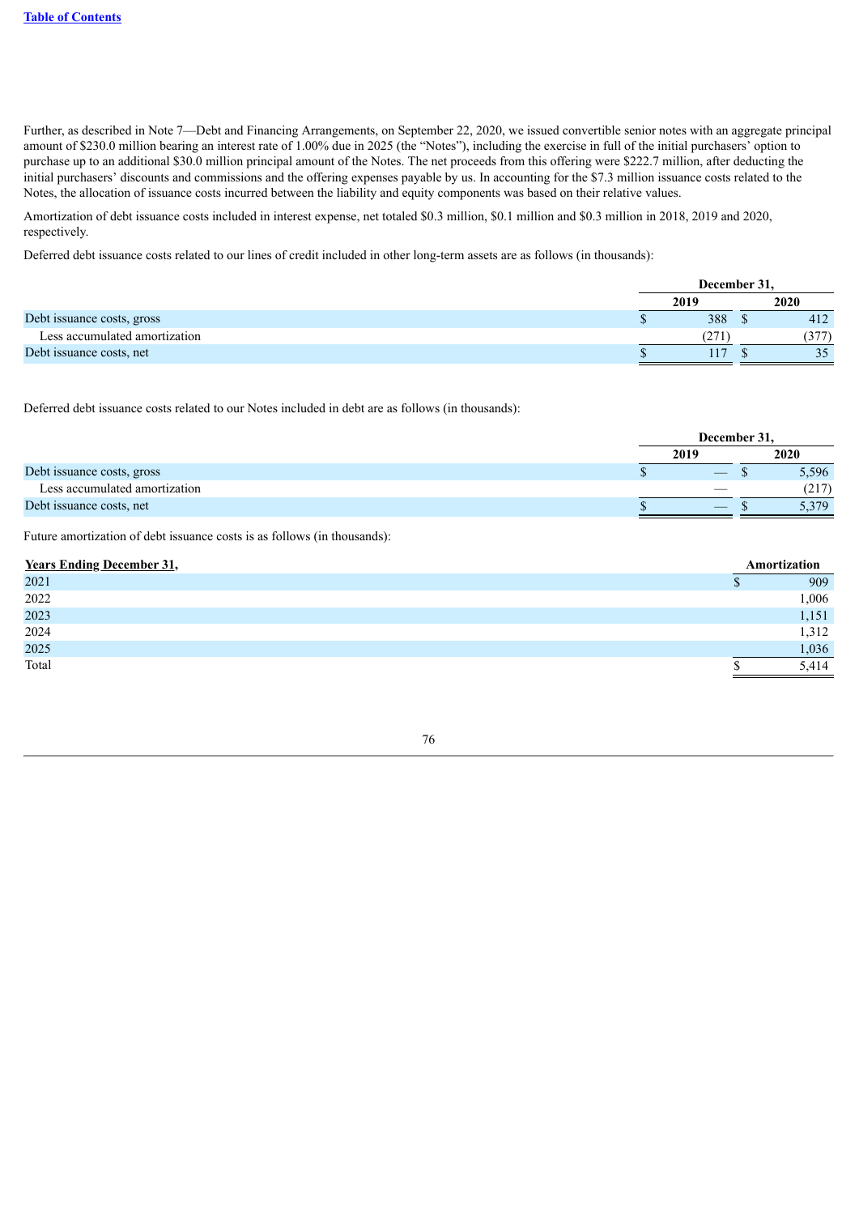Further, as described in Note 7—Debt and Financing Arrangements, on September 22, 2020, we issued convertible senior notes with an aggregate principal amount of $230.0 million bearing an interest rate of 1.00% due in 2025 (the "Notes"), including the exercise in full of the initial purchasers' option to purchase up to an additional $30.0 million principal amount of the Notes. The net proceeds from this offering were $222.7 million, after deducting the initial purchasers' discounts and commissions and the offering expenses payable by us. In accounting for the $7.3 million issuance costs related to the Notes, the allocation of issuance costs incurred between the liability and equity components was based on their relative values.

Amortization of debt issuance costs included in interest expense, net totaled $0.3 million, $0.1 million and $0.3 million in 2018, 2019 and 2020, respectively.

Deferred debt issuance costs related to our lines of credit included in other long-term assets are as follows (in thousands):

| | December 31, | |
|---|---|---|
| | 2019 | 2020 |
| Debt issuance costs, gross | $ 388 | $ 412 |
| Less accumulated amortization | (271) | (377) |
| Debt issuance costs, net | $ 117 | $ 35 |

Deferred debt issuance costs related to our Notes included in debt are as follows (in thousands):

| | December 31, | |
|---|---|---|
| | 2019 | 2020 |
| Debt issuance costs, gross | $ — | $ 5,596 |
| Less accumulated amortization | — | (217) |
| Debt issuance costs, net | $ — | $ 5,379 |

Future amortization of debt issuance costs is as follows (in thousands):

| Years Ending December 31, | Amortization |
|---|---|
| 2021 | $ 909 |
| 2022 | 1,006 |
| 2023 | 1,151 |
| 2024 | 1,312 |
| 2025 | 1,036 |
| Total | $ 5,414 |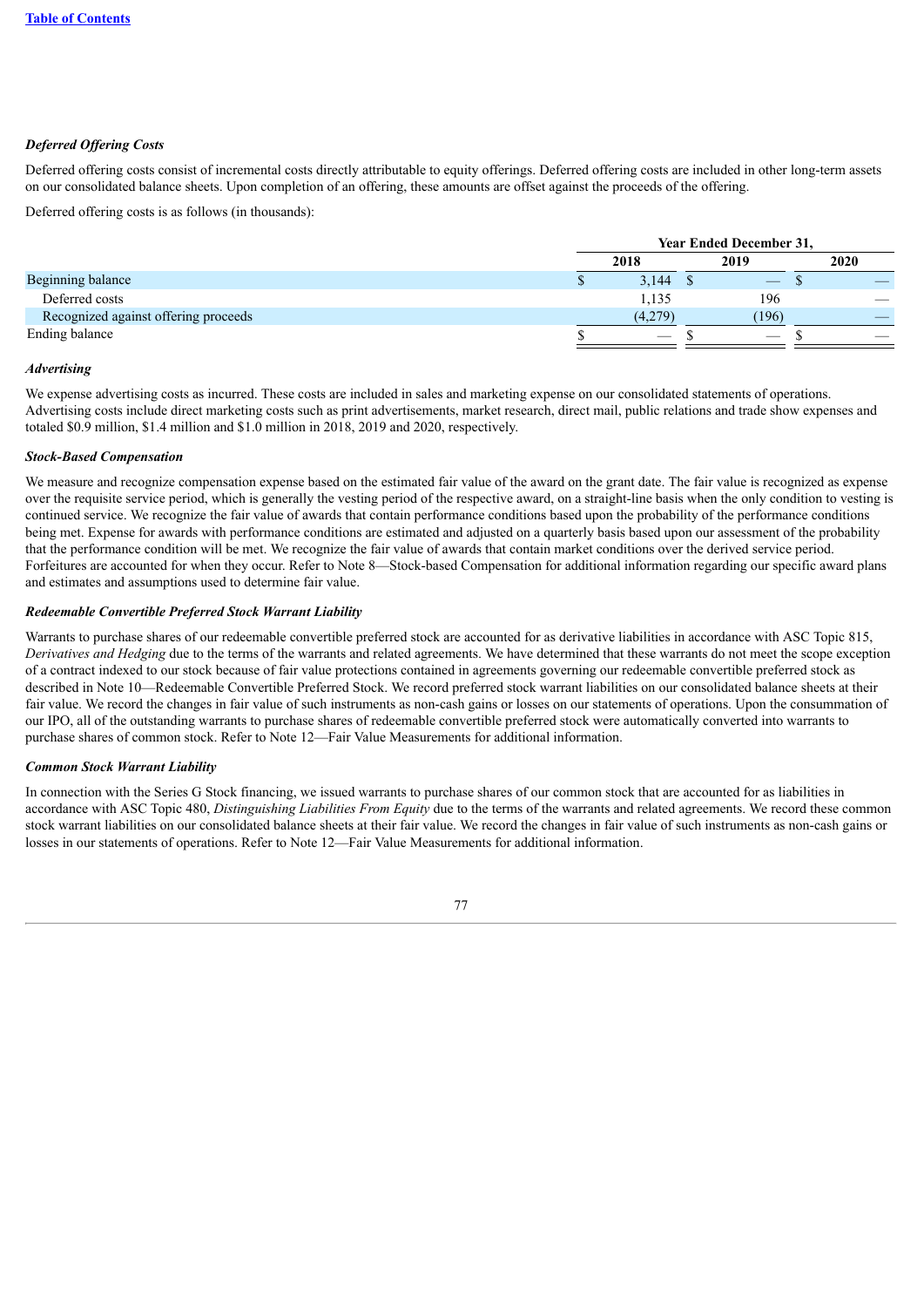***Deferred Offering Costs***

Deferred offering costs consist of incremental costs directly attributable to equity offerings. Deferred offering costs are included in other long-term assets on our consolidated balance sheets. Upon completion of an offering, these amounts are offset against the proceeds of the offering.

Deferred offering costs is as follows (in thousands):

| | Year Ended December 31, | | |
|---|---|---|---|
| | 2018 | 2019 | 2020 |
| Beginning balance | $ 3,144 | $ — | $ — |
| Deferred costs | 1,135 | 196 | — |
| Recognized against offering proceeds | (4,279) | (196) | — |
| Ending balance | $ — | $ — | $ — |

***Advertising***

We expense advertising costs as incurred. These costs are included in sales and marketing expense on our consolidated statements of operations. Advertising costs include direct marketing costs such as print advertisements, market research, direct mail, public relations and trade show expenses and totaled $0.9 million, $1.4 million and $1.0 million in 2018, 2019 and 2020, respectively.

***Stock-Based Compensation***

We measure and recognize compensation expense based on the estimated fair value of the award on the grant date. The fair value is recognized as expense over the requisite service period, which is generally the vesting period of the respective award, on a straight-line basis when the only condition to vesting is continued service. We recognize the fair value of awards that contain performance conditions based upon the probability of the performance conditions being met. Expense for awards with performance conditions are estimated and adjusted on a quarterly basis based upon our assessment of the probability that the performance condition will be met. We recognize the fair value of awards that contain market conditions over the derived service period. Forfeitures are accounted for when they occur. Refer to Note 8—Stock-based Compensation for additional information regarding our specific award plans and estimates and assumptions used to determine fair value.

***Redeemable Convertible Preferred Stock Warrant Liability***

Warrants to purchase shares of our redeemable convertible preferred stock are accounted for as derivative liabilities in accordance with ASC Topic 815, *Derivatives and Hedging* due to the terms of the warrants and related agreements. We have determined that these warrants do not meet the scope exception of a contract indexed to our stock because of fair value protections contained in agreements governing our redeemable convertible preferred stock as described in Note 10—Redeemable Convertible Preferred Stock. We record preferred stock warrant liabilities on our consolidated balance sheets at their fair value. We record the changes in fair value of such instruments as non-cash gains or losses on our statements of operations. Upon the consummation of our IPO, all of the outstanding warrants to purchase shares of redeemable convertible preferred stock were automatically converted into warrants to purchase shares of common stock. Refer to Note 12—Fair Value Measurements for additional information.

***Common Stock Warrant Liability***

In connection with the Series G Stock financing, we issued warrants to purchase shares of our common stock that are accounted for as liabilities in accordance with ASC Topic 480, *Distinguishing Liabilities From Equity* due to the terms of the warrants and related agreements. We record these common stock warrant liabilities on our consolidated balance sheets at their fair value. We record the changes in fair value of such instruments as non-cash gains or losses in our statements of operations. Refer to Note 12—Fair Value Measurements for additional information.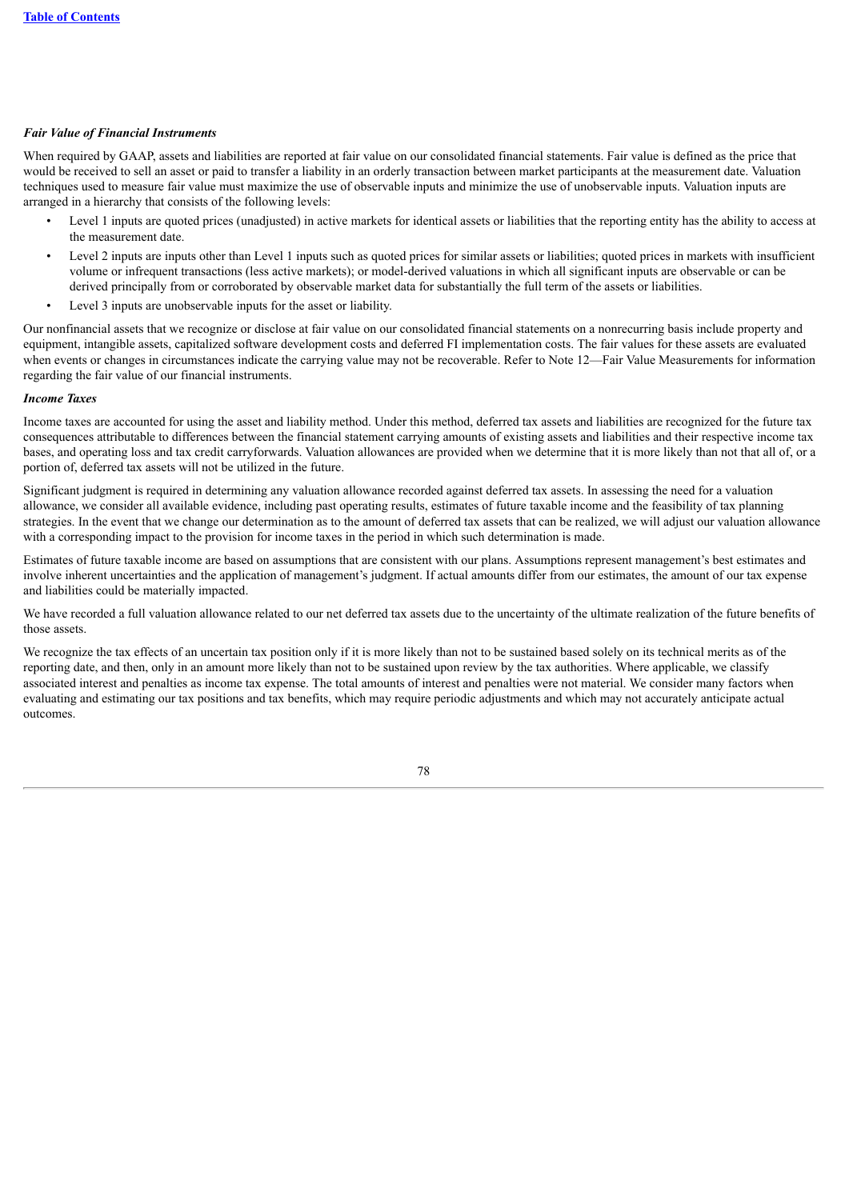***Fair Value of Financial Instruments***

When required by GAAP, assets and liabilities are reported at fair value on our consolidated financial statements. Fair value is defined as the price that would be received to sell an asset or paid to transfer a liability in an orderly transaction between market participants at the measurement date. Valuation techniques used to measure fair value must maximize the use of observable inputs and minimize the use of unobservable inputs. Valuation inputs are arranged in a hierarchy that consists of the following levels:

- Level 1 inputs are quoted prices (unadjusted) in active markets for identical assets or liabilities that the reporting entity has the ability to access at the measurement date.
- Level 2 inputs are inputs other than Level 1 inputs such as quoted prices for similar assets or liabilities; quoted prices in markets with insufficient volume or infrequent transactions (less active markets); or model-derived valuations in which all significant inputs are observable or can be derived principally from or corroborated by observable market data for substantially the full term of the assets or liabilities.
- Level 3 inputs are unobservable inputs for the asset or liability.

Our nonfinancial assets that we recognize or disclose at fair value on our consolidated financial statements on a nonrecurring basis include property and equipment, intangible assets, capitalized software development costs and deferred FI implementation costs. The fair values for these assets are evaluated when events or changes in circumstances indicate the carrying value may not be recoverable. Refer to Note 12—Fair Value Measurements for information regarding the fair value of our financial instruments.

***Income Taxes***

Income taxes are accounted for using the asset and liability method. Under this method, deferred tax assets and liabilities are recognized for the future tax consequences attributable to differences between the financial statement carrying amounts of existing assets and liabilities and their respective income tax bases, and operating loss and tax credit carryforwards. Valuation allowances are provided when we determine that it is more likely than not that all of, or a portion of, deferred tax assets will not be utilized in the future.

Significant judgment is required in determining any valuation allowance recorded against deferred tax assets. In assessing the need for a valuation allowance, we consider all available evidence, including past operating results, estimates of future taxable income and the feasibility of tax planning strategies. In the event that we change our determination as to the amount of deferred tax assets that can be realized, we will adjust our valuation allowance with a corresponding impact to the provision for income taxes in the period in which such determination is made.

Estimates of future taxable income are based on assumptions that are consistent with our plans. Assumptions represent management's best estimates and involve inherent uncertainties and the application of management's judgment. If actual amounts differ from our estimates, the amount of our tax expense and liabilities could be materially impacted.

We have recorded a full valuation allowance related to our net deferred tax assets due to the uncertainty of the ultimate realization of the future benefits of those assets.

We recognize the tax effects of an uncertain tax position only if it is more likely than not to be sustained based solely on its technical merits as of the reporting date, and then, only in an amount more likely than not to be sustained upon review by the tax authorities. Where applicable, we classify associated interest and penalties as income tax expense. The total amounts of interest and penalties were not material. We consider many factors when evaluating and estimating our tax positions and tax benefits, which may require periodic adjustments and which may not accurately anticipate actual outcomes.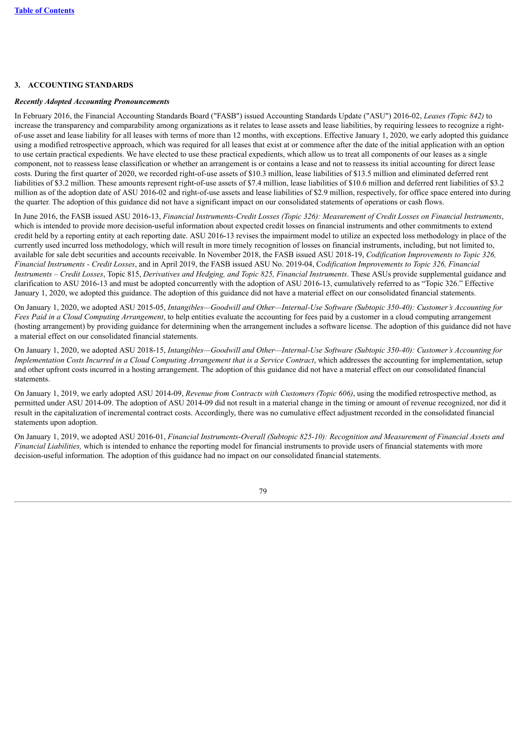## 3. ACCOUNTING STANDARDS

***Recently Adopted Accounting Pronouncements***

In February 2016, the Financial Accounting Standards Board ("FASB") issued Accounting Standards Update ("ASU") 2016-02, *Leases (Topic 842)* to increase the transparency and comparability among organizations as it relates to lease assets and lease liabilities, by requiring lessees to recognize a right-of-use asset and lease liability for all leases with terms of more than 12 months, with exceptions. Effective January 1, 2020, we early adopted this guidance using a modified retrospective approach, which was required for all leases that exist at or commence after the date of the initial application with an option to use certain practical expedients. We have elected to use these practical expedients, which allow us to treat all components of our leases as a single component, not to reassess lease classification or whether an arrangement is or contains a lease and not to reassess its initial accounting for direct lease costs. During the first quarter of 2020, we recorded right-of-use assets of $10.3 million, lease liabilities of $13.5 million and eliminated deferred rent liabilities of $3.2 million. These amounts represent right-of-use assets of $7.4 million, lease liabilities of $10.6 million and deferred rent liabilities of $3.2 million as of the adoption date of ASU 2016-02 and right-of-use assets and lease liabilities of $2.9 million, respectively, for office space entered into during the quarter. The adoption of this guidance did not have a significant impact on our consolidated statements of operations or cash flows.

In June 2016, the FASB issued ASU 2016-13, *Financial Instruments-Credit Losses (Topic 326): Measurement of Credit Losses on Financial Instruments*, which is intended to provide more decision-useful information about expected credit losses on financial instruments and other commitments to extend credit held by a reporting entity at each reporting date. ASU 2016-13 revises the impairment model to utilize an expected loss methodology in place of the currently used incurred loss methodology, which will result in more timely recognition of losses on financial instruments, including, but not limited to, available for sale debt securities and accounts receivable. In November 2018, the FASB issued ASU 2018-19, *Codification Improvements to Topic 326, Financial Instruments - Credit Losses*, and in April 2019, the FASB issued ASU No. 2019-04, C*odification Improvements to Topic 326, Financial Instruments – Credit Losses*, Topic 815, *Derivatives and Hedging, and Topic 825, Financial Instruments*. These ASUs provide supplemental guidance and clarification to ASU 2016-13 and must be adopted concurrently with the adoption of ASU 2016-13, cumulatively referred to as "Topic 326." Effective January 1, 2020, we adopted this guidance. The adoption of this guidance did not have a material effect on our consolidated financial statements.

On January 1, 2020, we adopted ASU 2015-05, *Intangibles—Goodwill and Other—Internal-Use Software (Subtopic 350-40): Customer's Accounting for Fees Paid in a Cloud Computing Arrangement*, to help entities evaluate the accounting for fees paid by a customer in a cloud computing arrangement (hosting arrangement) by providing guidance for determining when the arrangement includes a software license. The adoption of this guidance did not have a material effect on our consolidated financial statements.

On January 1, 2020, we adopted ASU 2018-15, *Intangibles—Goodwill and Other—Internal-Use Software (Subtopic 350-40): Customer's Accounting for Implementation Costs Incurred in a Cloud Computing Arrangement that is a Service Contract*, which addresses the accounting for implementation, setup and other upfront costs incurred in a hosting arrangement. The adoption of this guidance did not have a material effect on our consolidated financial statements.

On January 1, 2019, we early adopted ASU 2014-09, *Revenue from Contracts with Customers (Topic 606)*, using the modified retrospective method, as permitted under ASU 2014-09. The adoption of ASU 2014-09 did not result in a material change in the timing or amount of revenue recognized, nor did it result in the capitalization of incremental contract costs. Accordingly, there was no cumulative effect adjustment recorded in the consolidated financial statements upon adoption.

On January 1, 2019, we adopted ASU 2016-01, *Financial Instruments-Overall (Subtopic 825-10): Recognition and Measurement of Financial Assets and Financial Liabilities,* which is intended to enhance the reporting model for financial instruments to provide users of financial statements with more decision-useful information. The adoption of this guidance had no impact on our consolidated financial statements.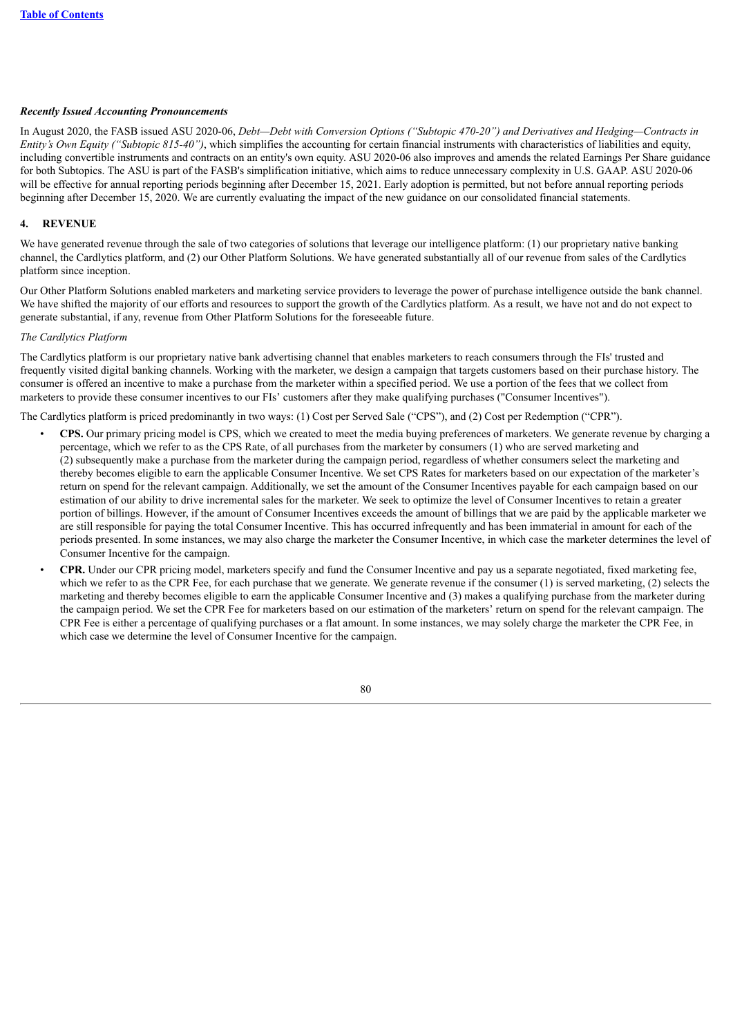***Recently Issued Accounting Pronouncements***

In August 2020, the FASB issued ASU 2020-06, *Debt—Debt with Conversion Options ("Subtopic 470-20") and Derivatives and Hedging—Contracts in Entity's Own Equity ("Subtopic 815-40")*, which simplifies the accounting for certain financial instruments with characteristics of liabilities and equity, including convertible instruments and contracts on an entity's own equity. ASU 2020-06 also improves and amends the related Earnings Per Share guidance for both Subtopics. The ASU is part of the FASB's simplification initiative, which aims to reduce unnecessary complexity in U.S. GAAP. ASU 2020-06 will be effective for annual reporting periods beginning after December 15, 2021. Early adoption is permitted, but not before annual reporting periods beginning after December 15, 2020. We are currently evaluating the impact of the new guidance on our consolidated financial statements.

## 4. REVENUE

We have generated revenue through the sale of two categories of solutions that leverage our intelligence platform: (1) our proprietary native banking channel, the Cardlytics platform, and (2) our Other Platform Solutions. We have generated substantially all of our revenue from sales of the Cardlytics platform since inception.

Our Other Platform Solutions enabled marketers and marketing service providers to leverage the power of purchase intelligence outside the bank channel. We have shifted the majority of our efforts and resources to support the growth of the Cardlytics platform. As a result, we have not and do not expect to generate substantial, if any, revenue from Other Platform Solutions for the foreseeable future.

*The Cardlytics Platform*

The Cardlytics platform is our proprietary native bank advertising channel that enables marketers to reach consumers through the FIs' trusted and frequently visited digital banking channels. Working with the marketer, we design a campaign that targets customers based on their purchase history. The consumer is offered an incentive to make a purchase from the marketer within a specified period. We use a portion of the fees that we collect from marketers to provide these consumer incentives to our FIs' customers after they make qualifying purchases ("Consumer Incentives").

The Cardlytics platform is priced predominantly in two ways: (1) Cost per Served Sale ("CPS"), and (2) Cost per Redemption ("CPR").

- **CPS.** Our primary pricing model is CPS, which we created to meet the media buying preferences of marketers. We generate revenue by charging a percentage, which we refer to as the CPS Rate, of all purchases from the marketer by consumers (1) who are served marketing and (2) subsequently make a purchase from the marketer during the campaign period, regardless of whether consumers select the marketing and thereby becomes eligible to earn the applicable Consumer Incentive. We set CPS Rates for marketers based on our expectation of the marketer's return on spend for the relevant campaign. Additionally, we set the amount of the Consumer Incentives payable for each campaign based on our estimation of our ability to drive incremental sales for the marketer. We seek to optimize the level of Consumer Incentives to retain a greater portion of billings. However, if the amount of Consumer Incentives exceeds the amount of billings that we are paid by the applicable marketer we are still responsible for paying the total Consumer Incentive. This has occurred infrequently and has been immaterial in amount for each of the periods presented. In some instances, we may also charge the marketer the Consumer Incentive, in which case the marketer determines the level of Consumer Incentive for the campaign.
- **CPR.** Under our CPR pricing model, marketers specify and fund the Consumer Incentive and pay us a separate negotiated, fixed marketing fee, which we refer to as the CPR Fee, for each purchase that we generate. We generate revenue if the consumer (1) is served marketing, (2) selects the marketing and thereby becomes eligible to earn the applicable Consumer Incentive and (3) makes a qualifying purchase from the marketer during the campaign period. We set the CPR Fee for marketers based on our estimation of the marketers' return on spend for the relevant campaign. The CPR Fee is either a percentage of qualifying purchases or a flat amount. In some instances, we may solely charge the marketer the CPR Fee, in which case we determine the level of Consumer Incentive for the campaign.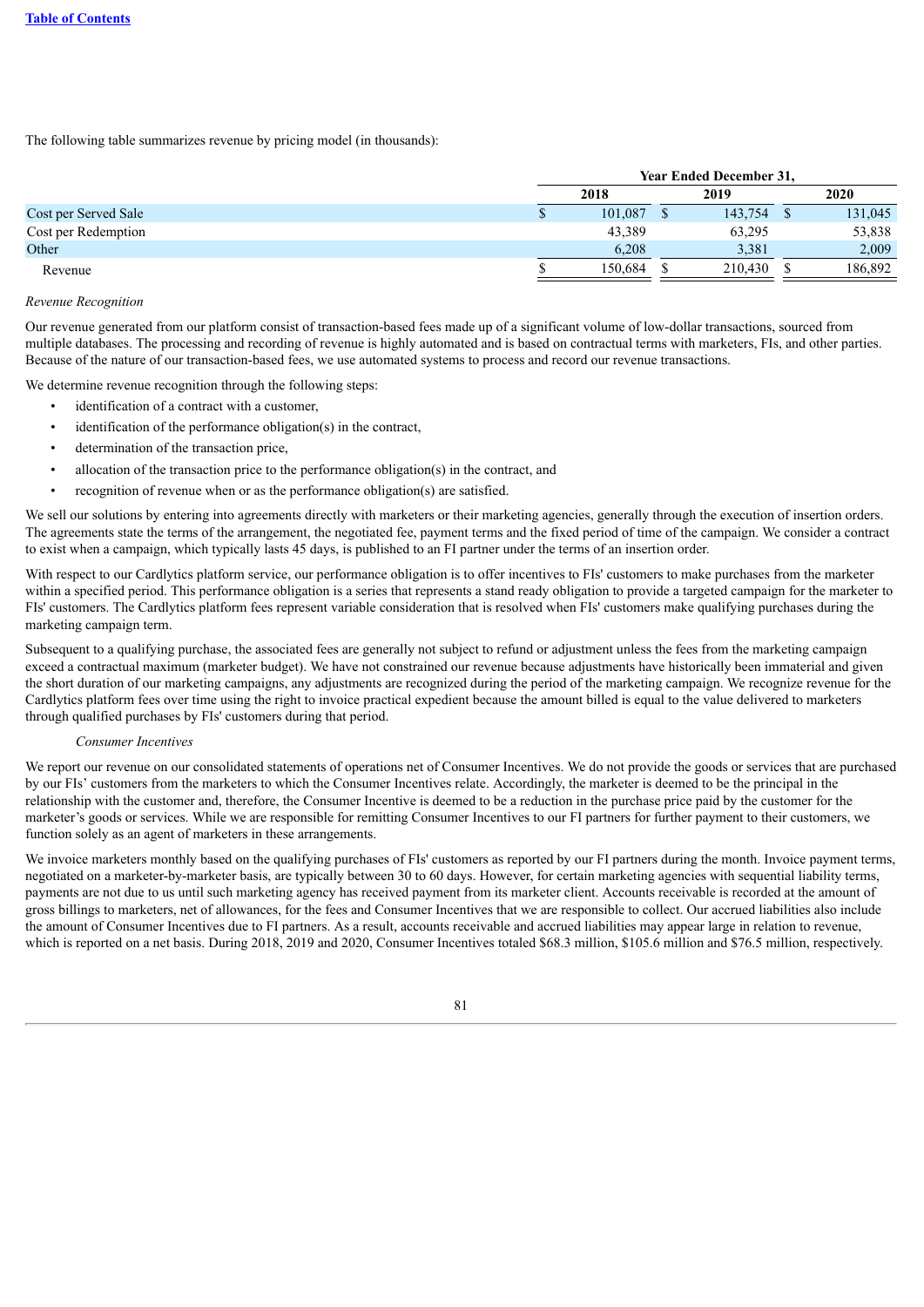The following table summarizes revenue by pricing model (in thousands):

| | Year Ended December 31, | | |
|---|---|---|---|
| | 2018 | 2019 | 2020 |
| Cost per Served Sale | $ 101,087 | $ 143,754 | $ 131,045 |
| Cost per Redemption | 43,389 | 63,295 | 53,838 |
| Other | 6,208 | 3,381 | 2,009 |
| Revenue | $ 150,684 | $ 210,430 | $ 186,892 |

*Revenue Recognition*

Our revenue generated from our platform consist of transaction-based fees made up of a significant volume of low-dollar transactions, sourced from multiple databases. The processing and recording of revenue is highly automated and is based on contractual terms with marketers, FIs, and other parties. Because of the nature of our transaction-based fees, we use automated systems to process and record our revenue transactions.

We determine revenue recognition through the following steps:

- identification of a contract with a customer,
- identification of the performance obligation(s) in the contract,
- determination of the transaction price,
- allocation of the transaction price to the performance obligation(s) in the contract, and
- recognition of revenue when or as the performance obligation(s) are satisfied.

We sell our solutions by entering into agreements directly with marketers or their marketing agencies, generally through the execution of insertion orders. The agreements state the terms of the arrangement, the negotiated fee, payment terms and the fixed period of time of the campaign. We consider a contract to exist when a campaign, which typically lasts 45 days, is published to an FI partner under the terms of an insertion order.

With respect to our Cardlytics platform service, our performance obligation is to offer incentives to FIs' customers to make purchases from the marketer within a specified period. This performance obligation is a series that represents a stand ready obligation to provide a targeted campaign for the marketer to FIs' customers. The Cardlytics platform fees represent variable consideration that is resolved when FIs' customers make qualifying purchases during the marketing campaign term.

Subsequent to a qualifying purchase, the associated fees are generally not subject to refund or adjustment unless the fees from the marketing campaign exceed a contractual maximum (marketer budget). We have not constrained our revenue because adjustments have historically been immaterial and given the short duration of our marketing campaigns, any adjustments are recognized during the period of the marketing campaign. We recognize revenue for the Cardlytics platform fees over time using the right to invoice practical expedient because the amount billed is equal to the value delivered to marketers through qualified purchases by FIs' customers during that period.

*Consumer Incentives*

We report our revenue on our consolidated statements of operations net of Consumer Incentives. We do not provide the goods or services that are purchased by our FIs' customers from the marketers to which the Consumer Incentives relate. Accordingly, the marketer is deemed to be the principal in the relationship with the customer and, therefore, the Consumer Incentive is deemed to be a reduction in the purchase price paid by the customer for the marketer's goods or services. While we are responsible for remitting Consumer Incentives to our FI partners for further payment to their customers, we function solely as an agent of marketers in these arrangements.

We invoice marketers monthly based on the qualifying purchases of FIs' customers as reported by our FI partners during the month. Invoice payment terms, negotiated on a marketer-by-marketer basis, are typically between 30 to 60 days. However, for certain marketing agencies with sequential liability terms, payments are not due to us until such marketing agency has received payment from its marketer client. Accounts receivable is recorded at the amount of gross billings to marketers, net of allowances, for the fees and Consumer Incentives that we are responsible to collect. Our accrued liabilities also include the amount of Consumer Incentives due to FI partners. As a result, accounts receivable and accrued liabilities may appear large in relation to revenue, which is reported on a net basis. During 2018, 2019 and 2020, Consumer Incentives totaled $68.3 million, $105.6 million and $76.5 million, respectively.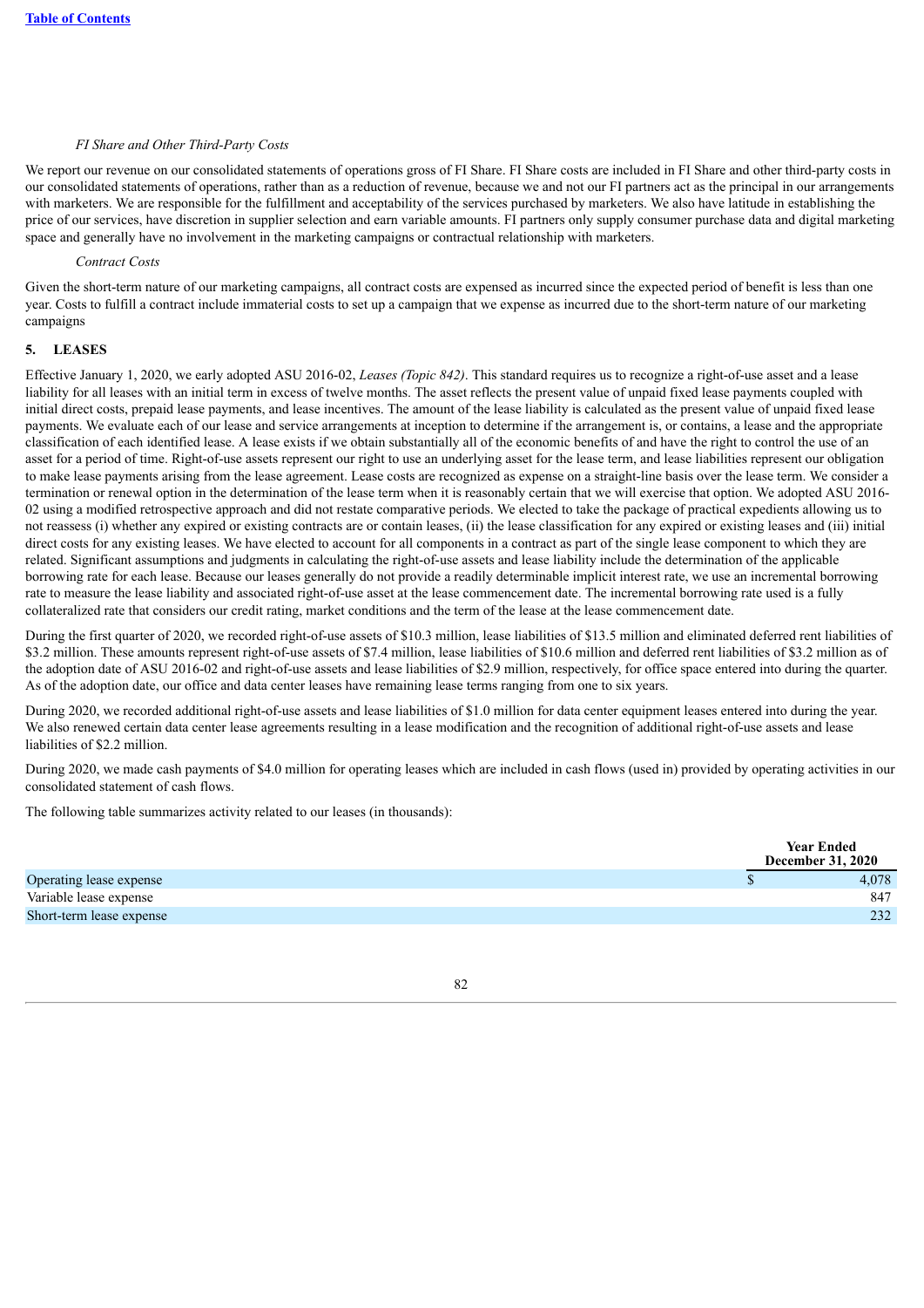*FI Share and Other Third-Party Costs*

We report our revenue on our consolidated statements of operations gross of FI Share. FI Share costs are included in FI Share and other third-party costs in our consolidated statements of operations, rather than as a reduction of revenue, because we and not our FI partners act as the principal in our arrangements with marketers. We are responsible for the fulfillment and acceptability of the services purchased by marketers. We also have latitude in establishing the price of our services, have discretion in supplier selection and earn variable amounts. FI partners only supply consumer purchase data and digital marketing space and generally have no involvement in the marketing campaigns or contractual relationship with marketers.

*Contract Costs*

Given the short-term nature of our marketing campaigns, all contract costs are expensed as incurred since the expected period of benefit is less than one year. Costs to fulfill a contract include immaterial costs to set up a campaign that we expense as incurred due to the short-term nature of our marketing campaigns

**5. LEASES**

Effective January 1, 2020, we early adopted ASU 2016-02, *Leases (Topic 842)*. This standard requires us to recognize a right-of-use asset and a lease liability for all leases with an initial term in excess of twelve months. The asset reflects the present value of unpaid fixed lease payments coupled with initial direct costs, prepaid lease payments, and lease incentives. The amount of the lease liability is calculated as the present value of unpaid fixed lease payments. We evaluate each of our lease and service arrangements at inception to determine if the arrangement is, or contains, a lease and the appropriate classification of each identified lease. A lease exists if we obtain substantially all of the economic benefits of and have the right to control the use of an asset for a period of time. Right-of-use assets represent our right to use an underlying asset for the lease term, and lease liabilities represent our obligation to make lease payments arising from the lease agreement. Lease costs are recognized as expense on a straight-line basis over the lease term. We consider a termination or renewal option in the determination of the lease term when it is reasonably certain that we will exercise that option. We adopted ASU 2016-02 using a modified retrospective approach and did not restate comparative periods. We elected to take the package of practical expedients allowing us to not reassess (i) whether any expired or existing contracts are or contain leases, (ii) the lease classification for any expired or existing leases and (iii) initial direct costs for any existing leases. We have elected to account for all components in a contract as part of the single lease component to which they are related. Significant assumptions and judgments in calculating the right-of-use assets and lease liability include the determination of the applicable borrowing rate for each lease. Because our leases generally do not provide a readily determinable implicit interest rate, we use an incremental borrowing rate to measure the lease liability and associated right-of-use asset at the lease commencement date. The incremental borrowing rate used is a fully collateralized rate that considers our credit rating, market conditions and the term of the lease at the lease commencement date.

During the first quarter of 2020, we recorded right-of-use assets of $10.3 million, lease liabilities of $13.5 million and eliminated deferred rent liabilities of $3.2 million. These amounts represent right-of-use assets of $7.4 million, lease liabilities of $10.6 million and deferred rent liabilities of $3.2 million as of the adoption date of ASU 2016-02 and right-of-use assets and lease liabilities of $2.9 million, respectively, for office space entered into during the quarter. As of the adoption date, our office and data center leases have remaining lease terms ranging from one to six years.

During 2020, we recorded additional right-of-use assets and lease liabilities of $1.0 million for data center equipment leases entered into during the year. We also renewed certain data center lease agreements resulting in a lease modification and the recognition of additional right-of-use assets and lease liabilities of $2.2 million.

During 2020, we made cash payments of $4.0 million for operating leases which are included in cash flows (used in) provided by operating activities in our consolidated statement of cash flows.

The following table summarizes activity related to our leases (in thousands):

| | Year Ended December 31, 2020 |
|---|---|
| Operating lease expense | $ 4,078 |
| Variable lease expense | 847 |
| Short-term lease expense | 232 |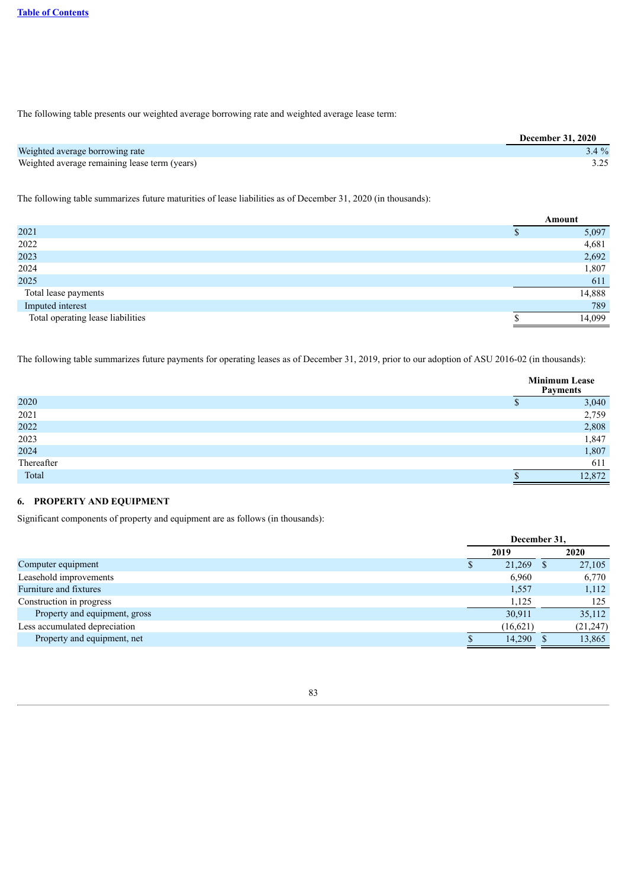The following table presents our weighted average borrowing rate and weighted average lease term:

| | December 31, 2020 |
|---|---|
| Weighted average borrowing rate | 3.4 % |
| Weighted average remaining lease term (years) | 3.25 |

The following table summarizes future maturities of lease liabilities as of December 31, 2020 (in thousands):

| | Amount |
|---|---|
| 2021 | $ 5,097 |
| 2022 | 4,681 |
| 2023 | 2,692 |
| 2024 | 1,807 |
| 2025 | 611 |
| Total lease payments | 14,888 |
| Imputed interest | 789 |
| Total operating lease liabilities | $ 14,099 |

The following table summarizes future payments for operating leases as of December 31, 2019, prior to our adoption of ASU 2016-02 (in thousands):

| | Minimum Lease Payments |
|---|---|
| 2020 | $ 3,040 |
| 2021 | 2,759 |
| 2022 | 2,808 |
| 2023 | 1,847 |
| 2024 | 1,807 |
| Thereafter | 611 |
| Total | $ 12,872 |

## 6. PROPERTY AND EQUIPMENT

Significant components of property and equipment are as follows (in thousands):

| | December 31, | |
|---|---|---|
| | 2019 | 2020 |
| Computer equipment | $ 21,269 | $ 27,105 |
| Leasehold improvements | 6,960 | 6,770 |
| Furniture and fixtures | 1,557 | 1,112 |
| Construction in progress | 1,125 | 125 |
| Property and equipment, gross | 30,911 | 35,112 |
| Less accumulated depreciation | (16,621) | (21,247) |
| Property and equipment, net | $ 14,290 | $ 13,865 |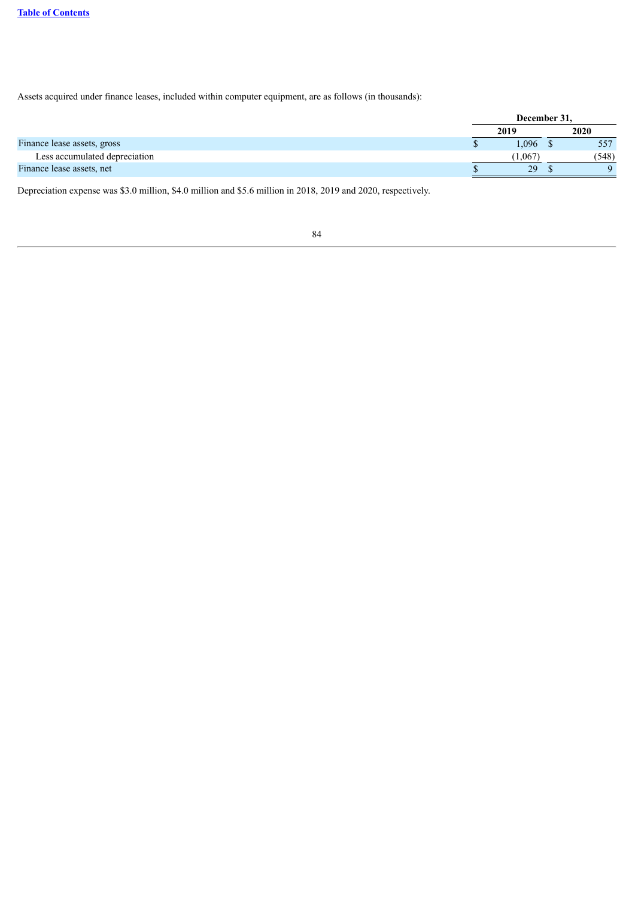Assets acquired under finance leases, included within computer equipment, are as follows (in thousands):

| | December 31, | |
|---|---|---|
| | 2019 | 2020 |
| Finance lease assets, gross | $ 1,096 | $ 557 |
| Less accumulated depreciation | (1,067) | (548) |
| Finance lease assets, net | $ 29 | $ 9 |

Depreciation expense was $3.0 million, $4.0 million and $5.6 million in 2018, 2019 and 2020, respectively.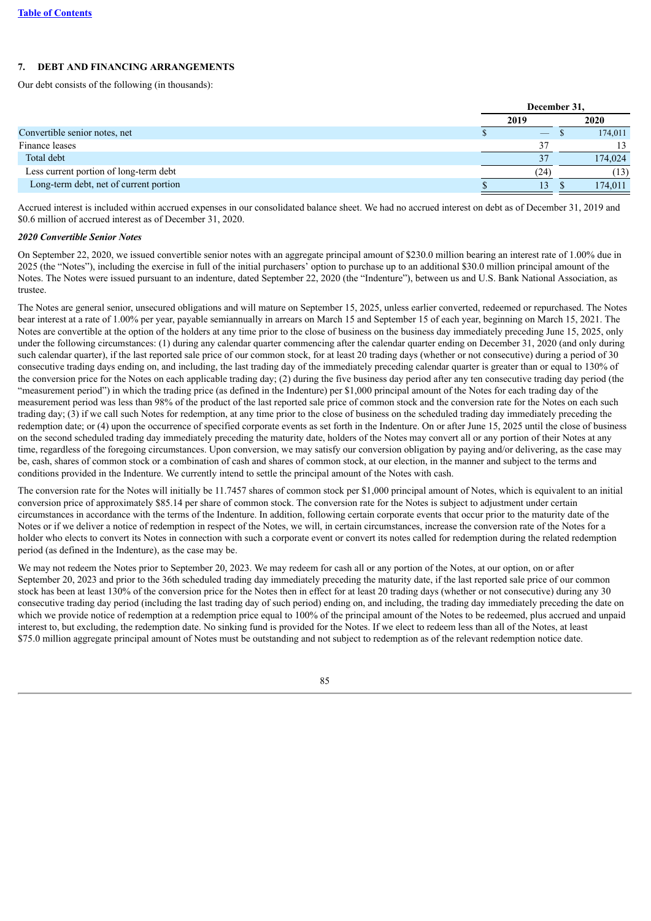## 7. DEBT AND FINANCING ARRANGEMENTS

Our debt consists of the following (in thousands):

| | December 31, | |
|---|---|---|
| | 2019 | 2020 |
| Convertible senior notes, net | $ — | $ 174,011 |
| Finance leases | 37 | 13 |
| Total debt | 37 | 174,024 |
| Less current portion of long-term debt | (24) | (13) |
| Long-term debt, net of current portion | $ 13 | $ 174,011 |

Accrued interest is included within accrued expenses in our consolidated balance sheet. We had no accrued interest on debt as of December 31, 2019 and $0.6 million of accrued interest as of December 31, 2020.

***2020 Convertible Senior Notes***

On September 22, 2020, we issued convertible senior notes with an aggregate principal amount of $230.0 million bearing an interest rate of 1.00% due in 2025 (the "Notes"), including the exercise in full of the initial purchasers' option to purchase up to an additional $30.0 million principal amount of the Notes. The Notes were issued pursuant to an indenture, dated September 22, 2020 (the "Indenture"), between us and U.S. Bank National Association, as trustee.

The Notes are general senior, unsecured obligations and will mature on September 15, 2025, unless earlier converted, redeemed or repurchased. The Notes bear interest at a rate of 1.00% per year, payable semiannually in arrears on March 15 and September 15 of each year, beginning on March 15, 2021. The Notes are convertible at the option of the holders at any time prior to the close of business on the business day immediately preceding June 15, 2025, only under the following circumstances: (1) during any calendar quarter commencing after the calendar quarter ending on December 31, 2020 (and only during such calendar quarter), if the last reported sale price of our common stock, for at least 20 trading days (whether or not consecutive) during a period of 30 consecutive trading days ending on, and including, the last trading day of the immediately preceding calendar quarter is greater than or equal to 130% of the conversion price for the Notes on each applicable trading day; (2) during the five business day period after any ten consecutive trading day period (the "measurement period") in which the trading price (as defined in the Indenture) per $1,000 principal amount of the Notes for each trading day of the measurement period was less than 98% of the product of the last reported sale price of common stock and the conversion rate for the Notes on each such trading day; (3) if we call such Notes for redemption, at any time prior to the close of business on the scheduled trading day immediately preceding the redemption date; or (4) upon the occurrence of specified corporate events as set forth in the Indenture. On or after June 15, 2025 until the close of business on the second scheduled trading day immediately preceding the maturity date, holders of the Notes may convert all or any portion of their Notes at any time, regardless of the foregoing circumstances. Upon conversion, we may satisfy our conversion obligation by paying and/or delivering, as the case may be, cash, shares of common stock or a combination of cash and shares of common stock, at our election, in the manner and subject to the terms and conditions provided in the Indenture. We currently intend to settle the principal amount of the Notes with cash.

The conversion rate for the Notes will initially be 11.7457 shares of common stock per $1,000 principal amount of Notes, which is equivalent to an initial conversion price of approximately $85.14 per share of common stock. The conversion rate for the Notes is subject to adjustment under certain circumstances in accordance with the terms of the Indenture. In addition, following certain corporate events that occur prior to the maturity date of the Notes or if we deliver a notice of redemption in respect of the Notes, we will, in certain circumstances, increase the conversion rate of the Notes for a holder who elects to convert its Notes in connection with such a corporate event or convert its notes called for redemption during the related redemption period (as defined in the Indenture), as the case may be.

We may not redeem the Notes prior to September 20, 2023. We may redeem for cash all or any portion of the Notes, at our option, on or after September 20, 2023 and prior to the 36th scheduled trading day immediately preceding the maturity date, if the last reported sale price of our common stock has been at least 130% of the conversion price for the Notes then in effect for at least 20 trading days (whether or not consecutive) during any 30 consecutive trading day period (including the last trading day of such period) ending on, and including, the trading day immediately preceding the date on which we provide notice of redemption at a redemption price equal to 100% of the principal amount of the Notes to be redeemed, plus accrued and unpaid interest to, but excluding, the redemption date. No sinking fund is provided for the Notes. If we elect to redeem less than all of the Notes, at least $75.0 million aggregate principal amount of Notes must be outstanding and not subject to redemption as of the relevant redemption notice date.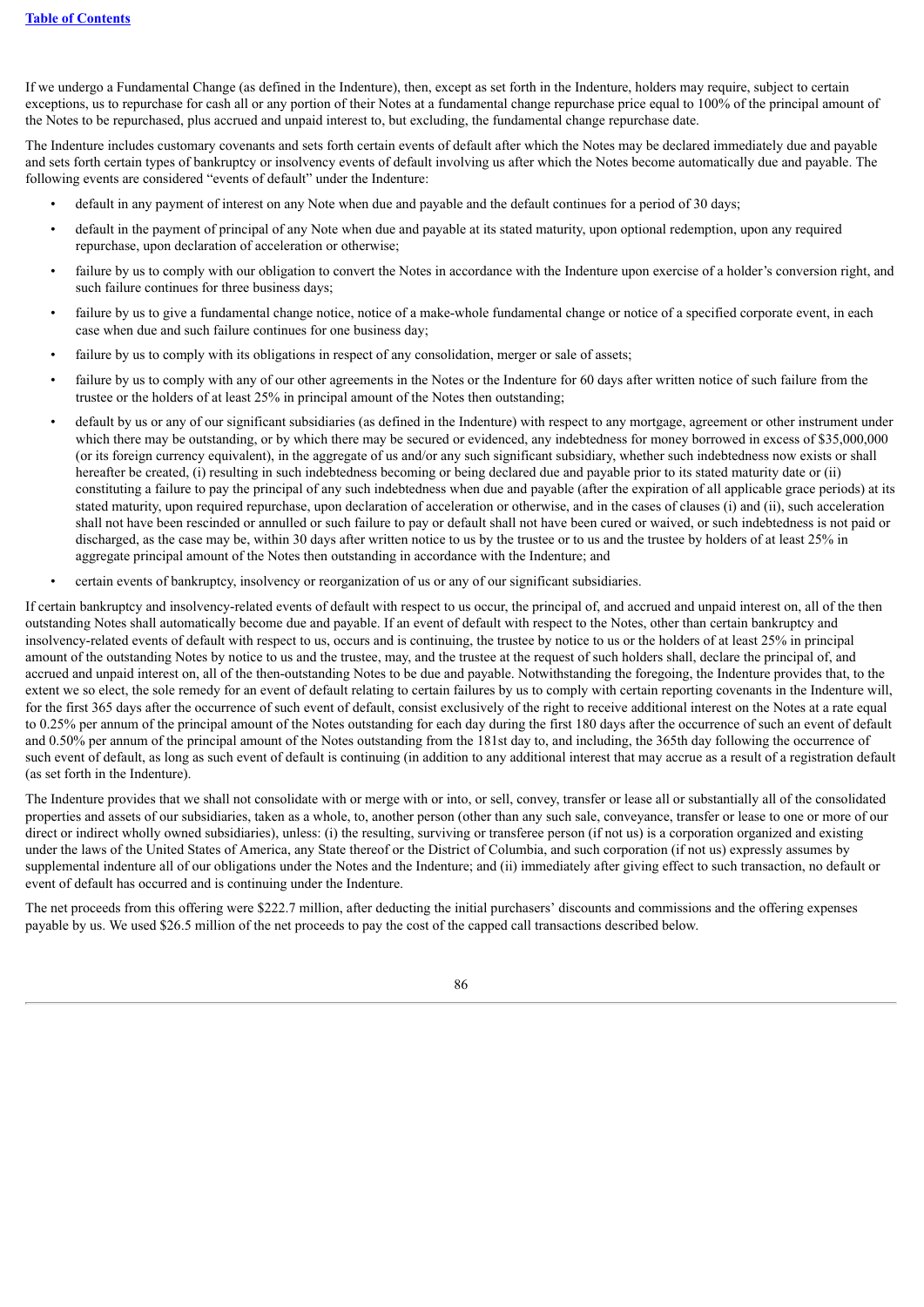If we undergo a Fundamental Change (as defined in the Indenture), then, except as set forth in the Indenture, holders may require, subject to certain exceptions, us to repurchase for cash all or any portion of their Notes at a fundamental change repurchase price equal to 100% of the principal amount of the Notes to be repurchased, plus accrued and unpaid interest to, but excluding, the fundamental change repurchase date.

The Indenture includes customary covenants and sets forth certain events of default after which the Notes may be declared immediately due and payable and sets forth certain types of bankruptcy or insolvency events of default involving us after which the Notes become automatically due and payable. The following events are considered "events of default" under the Indenture:

- default in any payment of interest on any Note when due and payable and the default continues for a period of 30 days;
- default in the payment of principal of any Note when due and payable at its stated maturity, upon optional redemption, upon any required repurchase, upon declaration of acceleration or otherwise;
- failure by us to comply with our obligation to convert the Notes in accordance with the Indenture upon exercise of a holder's conversion right, and such failure continues for three business days;
- failure by us to give a fundamental change notice, notice of a make-whole fundamental change or notice of a specified corporate event, in each case when due and such failure continues for one business day;
- failure by us to comply with its obligations in respect of any consolidation, merger or sale of assets;
- failure by us to comply with any of our other agreements in the Notes or the Indenture for 60 days after written notice of such failure from the trustee or the holders of at least 25% in principal amount of the Notes then outstanding;
- default by us or any of our significant subsidiaries (as defined in the Indenture) with respect to any mortgage, agreement or other instrument under which there may be outstanding, or by which there may be secured or evidenced, any indebtedness for money borrowed in excess of $35,000,000 (or its foreign currency equivalent), in the aggregate of us and/or any such significant subsidiary, whether such indebtedness now exists or shall hereafter be created, (i) resulting in such indebtedness becoming or being declared due and payable prior to its stated maturity date or (ii) constituting a failure to pay the principal of any such indebtedness when due and payable (after the expiration of all applicable grace periods) at its stated maturity, upon required repurchase, upon declaration of acceleration or otherwise, and in the cases of clauses (i) and (ii), such acceleration shall not have been rescinded or annulled or such failure to pay or default shall not have been cured or waived, or such indebtedness is not paid or discharged, as the case may be, within 30 days after written notice to us by the trustee or to us and the trustee by holders of at least 25% in aggregate principal amount of the Notes then outstanding in accordance with the Indenture; and
- certain events of bankruptcy, insolvency or reorganization of us or any of our significant subsidiaries.

If certain bankruptcy and insolvency-related events of default with respect to us occur, the principal of, and accrued and unpaid interest on, all of the then outstanding Notes shall automatically become due and payable. If an event of default with respect to the Notes, other than certain bankruptcy and insolvency-related events of default with respect to us, occurs and is continuing, the trustee by notice to us or the holders of at least 25% in principal amount of the outstanding Notes by notice to us and the trustee, may, and the trustee at the request of such holders shall, declare the principal of, and accrued and unpaid interest on, all of the then-outstanding Notes to be due and payable. Notwithstanding the foregoing, the Indenture provides that, to the extent we so elect, the sole remedy for an event of default relating to certain failures by us to comply with certain reporting covenants in the Indenture will, for the first 365 days after the occurrence of such event of default, consist exclusively of the right to receive additional interest on the Notes at a rate equal to 0.25% per annum of the principal amount of the Notes outstanding for each day during the first 180 days after the occurrence of such an event of default and 0.50% per annum of the principal amount of the Notes outstanding from the 181st day to, and including, the 365th day following the occurrence of such event of default, as long as such event of default is continuing (in addition to any additional interest that may accrue as a result of a registration default (as set forth in the Indenture).

The Indenture provides that we shall not consolidate with or merge with or into, or sell, convey, transfer or lease all or substantially all of the consolidated properties and assets of our subsidiaries, taken as a whole, to, another person (other than any such sale, conveyance, transfer or lease to one or more of our direct or indirect wholly owned subsidiaries), unless: (i) the resulting, surviving or transferee person (if not us) is a corporation organized and existing under the laws of the United States of America, any State thereof or the District of Columbia, and such corporation (if not us) expressly assumes by supplemental indenture all of our obligations under the Notes and the Indenture; and (ii) immediately after giving effect to such transaction, no default or event of default has occurred and is continuing under the Indenture.

The net proceeds from this offering were $222.7 million, after deducting the initial purchasers' discounts and commissions and the offering expenses payable by us. We used $26.5 million of the net proceeds to pay the cost of the capped call transactions described below.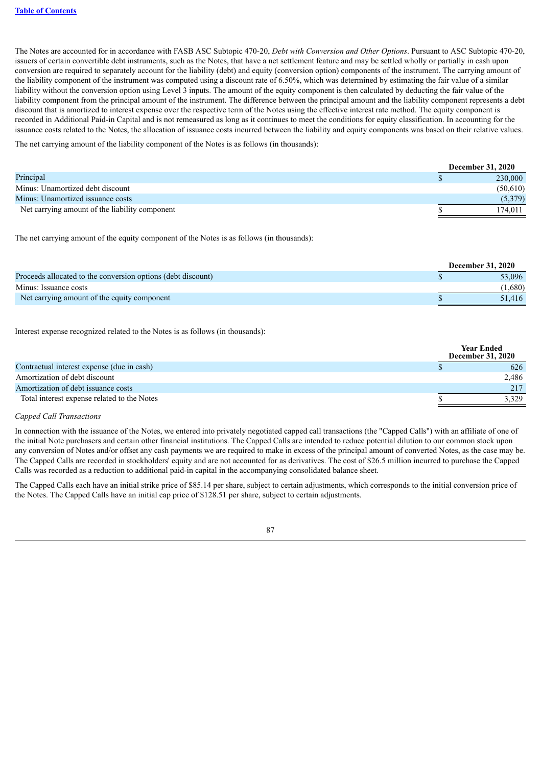The Notes are accounted for in accordance with FASB ASC Subtopic 470-20, *Debt with Conversion and Other Options*. Pursuant to ASC Subtopic 470-20, issuers of certain convertible debt instruments, such as the Notes, that have a net settlement feature and may be settled wholly or partially in cash upon conversion are required to separately account for the liability (debt) and equity (conversion option) components of the instrument. The carrying amount of the liability component of the instrument was computed using a discount rate of 6.50%, which was determined by estimating the fair value of a similar liability without the conversion option using Level 3 inputs. The amount of the equity component is then calculated by deducting the fair value of the liability component from the principal amount of the instrument. The difference between the principal amount and the liability component represents a debt discount that is amortized to interest expense over the respective term of the Notes using the effective interest rate method. The equity component is recorded in Additional Paid-in Capital and is not remeasured as long as it continues to meet the conditions for equity classification. In accounting for the issuance costs related to the Notes, the allocation of issuance costs incurred between the liability and equity components was based on their relative values.

The net carrying amount of the liability component of the Notes is as follows (in thousands):

| | December 31, 2020 |
|---|---|
| Principal | $ 230,000 |
| Minus: Unamortized debt discount | (50,610) |
| Minus: Unamortized issuance costs | (5,379) |
| Net carrying amount of the liability component | $ 174,011 |

The net carrying amount of the equity component of the Notes is as follows (in thousands):

| | December 31, 2020 |
|---|---|
| Proceeds allocated to the conversion options (debt discount) | $ 53,096 |
| Minus: Issuance costs | (1,680) |
| Net carrying amount of the equity component | $ 51,416 |

Interest expense recognized related to the Notes is as follows (in thousands):

| | Year Ended December 31, 2020 |
|---|---|
| Contractual interest expense (due in cash) | $ 626 |
| Amortization of debt discount | 2,486 |
| Amortization of debt issuance costs | 217 |
| Total interest expense related to the Notes | $ 3,329 |

*Capped Call Transactions*

In connection with the issuance of the Notes, we entered into privately negotiated capped call transactions (the "Capped Calls") with an affiliate of one of the initial Note purchasers and certain other financial institutions. The Capped Calls are intended to reduce potential dilution to our common stock upon any conversion of Notes and/or offset any cash payments we are required to make in excess of the principal amount of converted Notes, as the case may be. The Capped Calls are recorded in stockholders' equity and are not accounted for as derivatives. The cost of $26.5 million incurred to purchase the Capped Calls was recorded as a reduction to additional paid-in capital in the accompanying consolidated balance sheet.

The Capped Calls each have an initial strike price of $85.14 per share, subject to certain adjustments, which corresponds to the initial conversion price of the Notes. The Capped Calls have an initial cap price of $128.51 per share, subject to certain adjustments.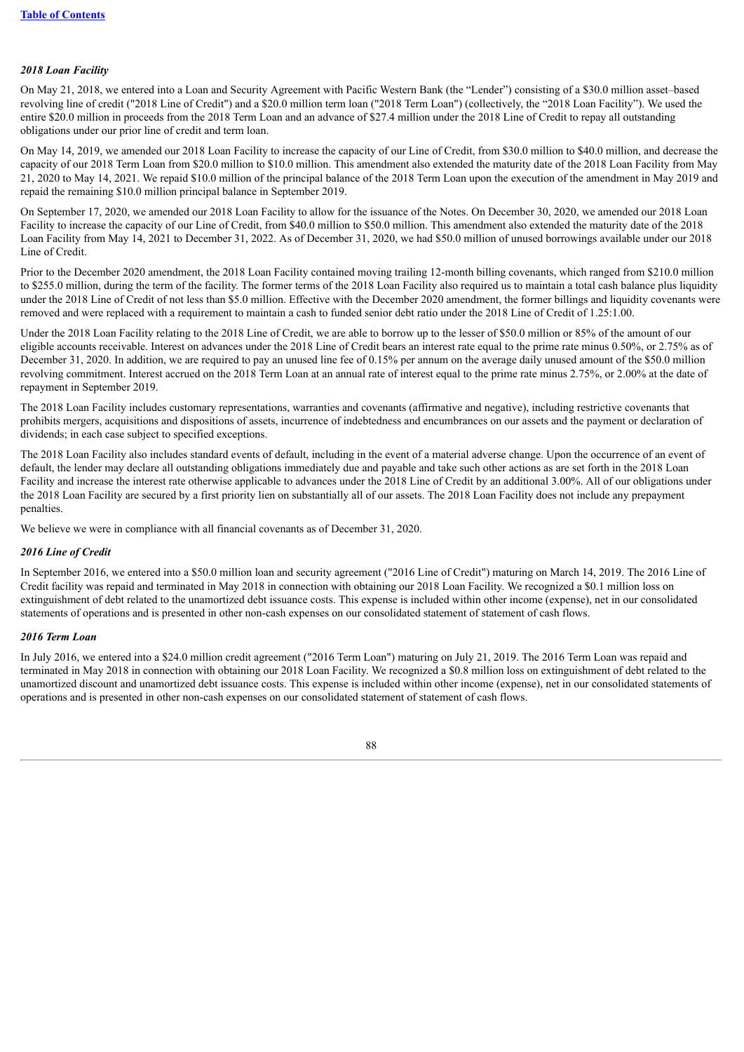### *2018 Loan Facility*

On May 21, 2018, we entered into a Loan and Security Agreement with Pacific Western Bank (the "Lender") consisting of a $30.0 million asset–based revolving line of credit ("2018 Line of Credit") and a $20.0 million term loan ("2018 Term Loan") (collectively, the "2018 Loan Facility"). We used the entire $20.0 million in proceeds from the 2018 Term Loan and an advance of $27.4 million under the 2018 Line of Credit to repay all outstanding obligations under our prior line of credit and term loan.

On May 14, 2019, we amended our 2018 Loan Facility to increase the capacity of our Line of Credit, from $30.0 million to $40.0 million, and decrease the capacity of our 2018 Term Loan from $20.0 million to $10.0 million. This amendment also extended the maturity date of the 2018 Loan Facility from May 21, 2020 to May 14, 2021. We repaid $10.0 million of the principal balance of the 2018 Term Loan upon the execution of the amendment in May 2019 and repaid the remaining $10.0 million principal balance in September 2019.

On September 17, 2020, we amended our 2018 Loan Facility to allow for the issuance of the Notes. On December 30, 2020, we amended our 2018 Loan Facility to increase the capacity of our Line of Credit, from $40.0 million to $50.0 million. This amendment also extended the maturity date of the 2018 Loan Facility from May 14, 2021 to December 31, 2022. As of December 31, 2020, we had $50.0 million of unused borrowings available under our 2018 Line of Credit.

Prior to the December 2020 amendment, the 2018 Loan Facility contained moving trailing 12-month billing covenants, which ranged from $210.0 million to $255.0 million, during the term of the facility. The former terms of the 2018 Loan Facility also required us to maintain a total cash balance plus liquidity under the 2018 Line of Credit of not less than $5.0 million. Effective with the December 2020 amendment, the former billings and liquidity covenants were removed and were replaced with a requirement to maintain a cash to funded senior debt ratio under the 2018 Line of Credit of 1.25:1.00.

Under the 2018 Loan Facility relating to the 2018 Line of Credit, we are able to borrow up to the lesser of $50.0 million or 85% of the amount of our eligible accounts receivable. Interest on advances under the 2018 Line of Credit bears an interest rate equal to the prime rate minus 0.50%, or 2.75% as of December 31, 2020. In addition, we are required to pay an unused line fee of 0.15% per annum on the average daily unused amount of the $50.0 million revolving commitment. Interest accrued on the 2018 Term Loan at an annual rate of interest equal to the prime rate minus 2.75%, or 2.00% at the date of repayment in September 2019.

The 2018 Loan Facility includes customary representations, warranties and covenants (affirmative and negative), including restrictive covenants that prohibits mergers, acquisitions and dispositions of assets, incurrence of indebtedness and encumbrances on our assets and the payment or declaration of dividends; in each case subject to specified exceptions.

The 2018 Loan Facility also includes standard events of default, including in the event of a material adverse change. Upon the occurrence of an event of default, the lender may declare all outstanding obligations immediately due and payable and take such other actions as are set forth in the 2018 Loan Facility and increase the interest rate otherwise applicable to advances under the 2018 Line of Credit by an additional 3.00%. All of our obligations under the 2018 Loan Facility are secured by a first priority lien on substantially all of our assets. The 2018 Loan Facility does not include any prepayment penalties.

We believe we were in compliance with all financial covenants as of December 31, 2020.

### *2016 Line of Credit*

In September 2016, we entered into a $50.0 million loan and security agreement ("2016 Line of Credit") maturing on March 14, 2019. The 2016 Line of Credit facility was repaid and terminated in May 2018 in connection with obtaining our 2018 Loan Facility. We recognized a $0.1 million loss on extinguishment of debt related to the unamortized debt issuance costs. This expense is included within other income (expense), net in our consolidated statements of operations and is presented in other non-cash expenses on our consolidated statement of statement of cash flows.

### *2016 Term Loan*

In July 2016, we entered into a $24.0 million credit agreement ("2016 Term Loan") maturing on July 21, 2019. The 2016 Term Loan was repaid and terminated in May 2018 in connection with obtaining our 2018 Loan Facility. We recognized a $0.8 million loss on extinguishment of debt related to the unamortized discount and unamortized debt issuance costs. This expense is included within other income (expense), net in our consolidated statements of operations and is presented in other non-cash expenses on our consolidated statement of statement of cash flows.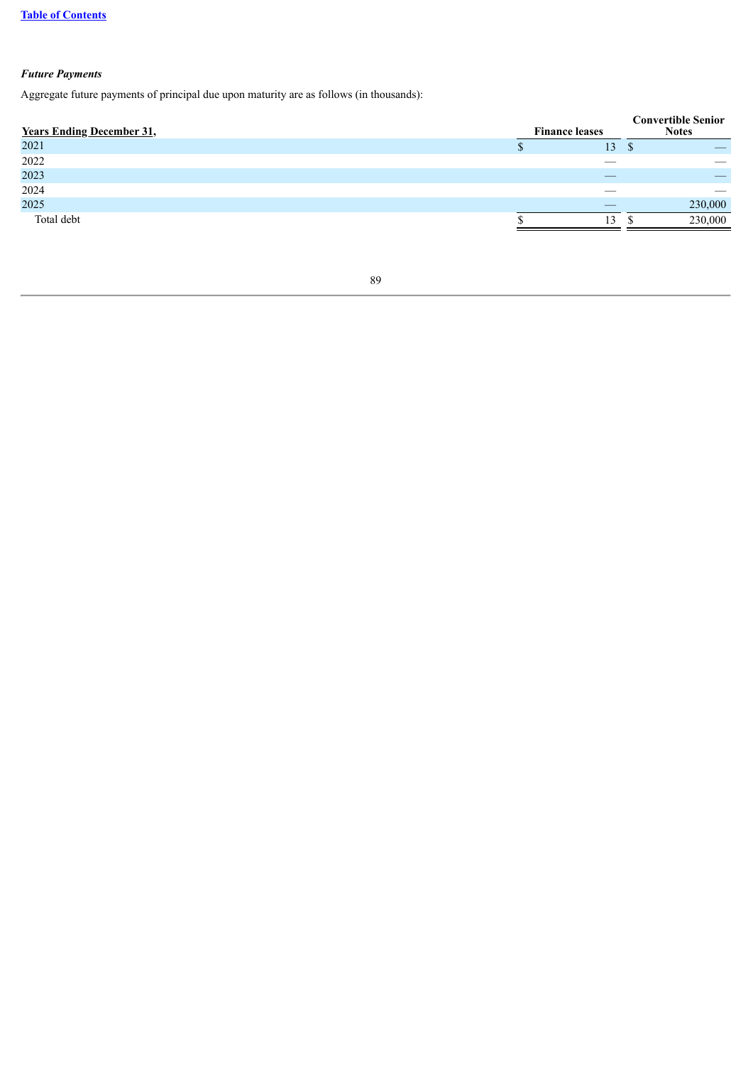*Future Payments*

Aggregate future payments of principal due upon maturity are as follows (in thousands):

| Years Ending December 31, | Finance leases | Convertible Senior Notes |
|---|---|---|
| 2021 | $ 13 | $ — |
| 2022 | — | — |
| 2023 | — | — |
| 2024 | — | — |
| 2025 | — | 230,000 |
| Total debt | $ 13 | $ 230,000 |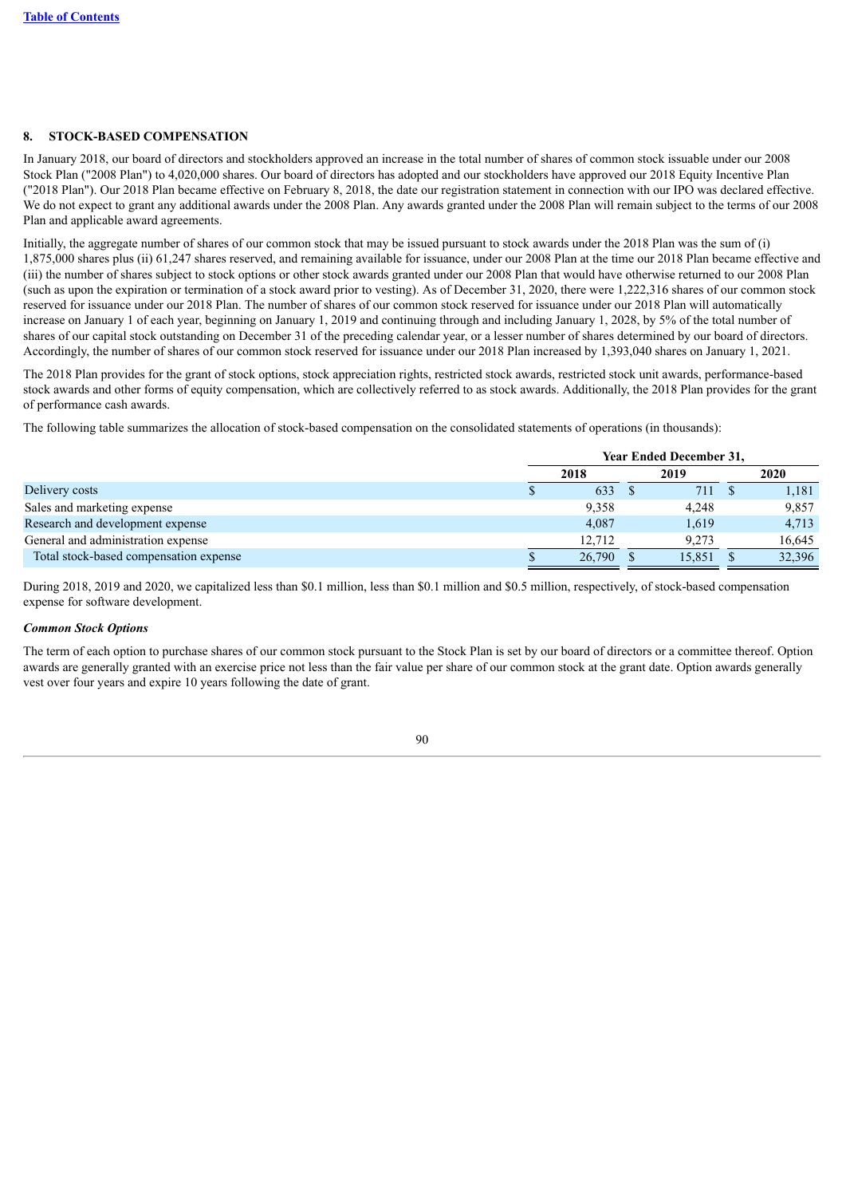## 8. STOCK-BASED COMPENSATION

In January 2018, our board of directors and stockholders approved an increase in the total number of shares of common stock issuable under our 2008 Stock Plan ("2008 Plan") to 4,020,000 shares. Our board of directors has adopted and our stockholders have approved our 2018 Equity Incentive Plan ("2018 Plan"). Our 2018 Plan became effective on February 8, 2018, the date our registration statement in connection with our IPO was declared effective. We do not expect to grant any additional awards under the 2008 Plan. Any awards granted under the 2008 Plan will remain subject to the terms of our 2008 Plan and applicable award agreements.

Initially, the aggregate number of shares of our common stock that may be issued pursuant to stock awards under the 2018 Plan was the sum of (i) 1,875,000 shares plus (ii) 61,247 shares reserved, and remaining available for issuance, under our 2008 Plan at the time our 2018 Plan became effective and (iii) the number of shares subject to stock options or other stock awards granted under our 2008 Plan that would have otherwise returned to our 2008 Plan (such as upon the expiration or termination of a stock award prior to vesting). As of December 31, 2020, there were 1,222,316 shares of our common stock reserved for issuance under our 2018 Plan. The number of shares of our common stock reserved for issuance under our 2018 Plan will automatically increase on January 1 of each year, beginning on January 1, 2019 and continuing through and including January 1, 2028, by 5% of the total number of shares of our capital stock outstanding on December 31 of the preceding calendar year, or a lesser number of shares determined by our board of directors. Accordingly, the number of shares of our common stock reserved for issuance under our 2018 Plan increased by 1,393,040 shares on January 1, 2021.

The 2018 Plan provides for the grant of stock options, stock appreciation rights, restricted stock awards, restricted stock unit awards, performance-based stock awards and other forms of equity compensation, which are collectively referred to as stock awards. Additionally, the 2018 Plan provides for the grant of performance cash awards.

The following table summarizes the allocation of stock-based compensation on the consolidated statements of operations (in thousands):

| | Year Ended December 31, | | |
|---|---|---|---|
| | 2018 | 2019 | 2020 |
| Delivery costs | $ 633 | $ 711 | $ 1,181 |
| Sales and marketing expense | 9,358 | 4,248 | 9,857 |
| Research and development expense | 4,087 | 1,619 | 4,713 |
| General and administration expense | 12,712 | 9,273 | 16,645 |
| Total stock-based compensation expense | $ 26,790 | $ 15,851 | $ 32,396 |

During 2018, 2019 and 2020, we capitalized less than $0.1 million, less than $0.1 million and $0.5 million, respectively, of stock-based compensation expense for software development.

### *Common Stock Options*

The term of each option to purchase shares of our common stock pursuant to the Stock Plan is set by our board of directors or a committee thereof. Option awards are generally granted with an exercise price not less than the fair value per share of our common stock at the grant date. Option awards generally vest over four years and expire 10 years following the date of grant.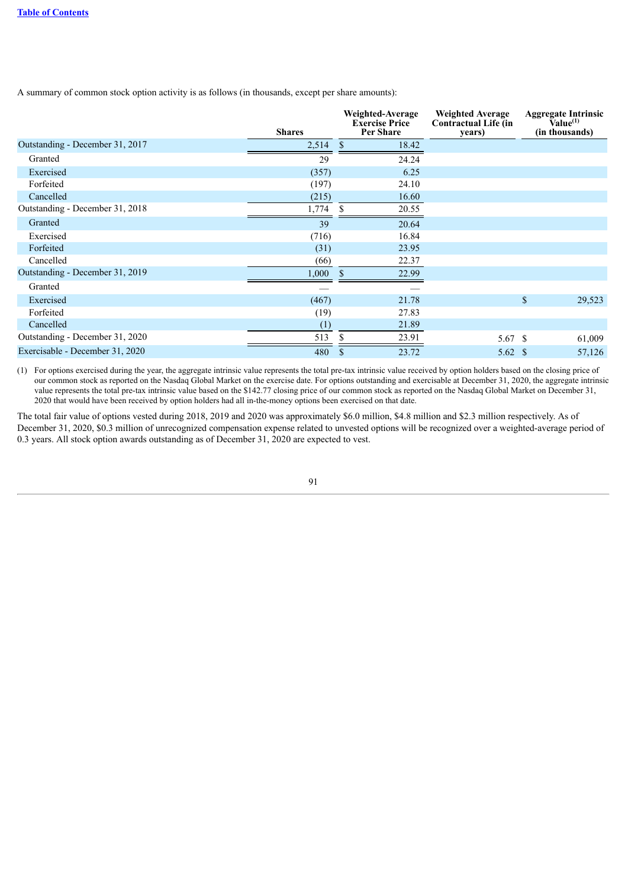A summary of common stock option activity is as follows (in thousands, except per share amounts):

| | Shares | Weighted-Average Exercise Price Per Share | Weighted Average Contractual Life (in years) | Aggregate Intrinsic Value[(1)] (in thousands) |
|---|---|---|---|---|
| Outstanding - December 31, 2017 | 2,514 | $ 18.42 | | |
| Granted | 29 | 24.24 | | |
| Exercised | (357) | 6.25 | | |
| Forfeited | (197) | 24.10 | | |
| Cancelled | (215) | 16.60 | | |
| Outstanding - December 31, 2018 | 1,774 | $ 20.55 | | |
| Granted | 39 | 20.64 | | |
| Exercised | (716) | 16.84 | | |
| Forfeited | (31) | 23.95 | | |
| Cancelled | (66) | 22.37 | | |
| Outstanding - December 31, 2019 | 1,000 | $ 22.99 | | |
| Granted | — | — | | |
| Exercised | (467) | 21.78 | | $ 29,523 |
| Forfeited | (19) | 27.83 | | |
| Cancelled | (1) | 21.89 | | |
| Outstanding - December 31, 2020 | 513 | $ 23.91 | 5.67 | $ 61,009 |
| Exercisable - December 31, 2020 | 480 | $ 23.72 | 5.62 | $ 57,126 |

(1) For options exercised during the year, the aggregate intrinsic value represents the total pre-tax intrinsic value received by option holders based on the closing price of our common stock as reported on the Nasdaq Global Market on the exercise date. For options outstanding and exercisable at December 31, 2020, the aggregate intrinsic value represents the total pre-tax intrinsic value based on the $142.77 closing price of our common stock as reported on the Nasdaq Global Market on December 31, 2020 that would have been received by option holders had all in-the-money options been exercised on that date.

The total fair value of options vested during 2018, 2019 and 2020 was approximately $6.0 million, $4.8 million and $2.3 million respectively. As of December 31, 2020, $0.3 million of unrecognized compensation expense related to unvested options will be recognized over a weighted-average period of 0.3 years. All stock option awards outstanding as of December 31, 2020 are expected to vest.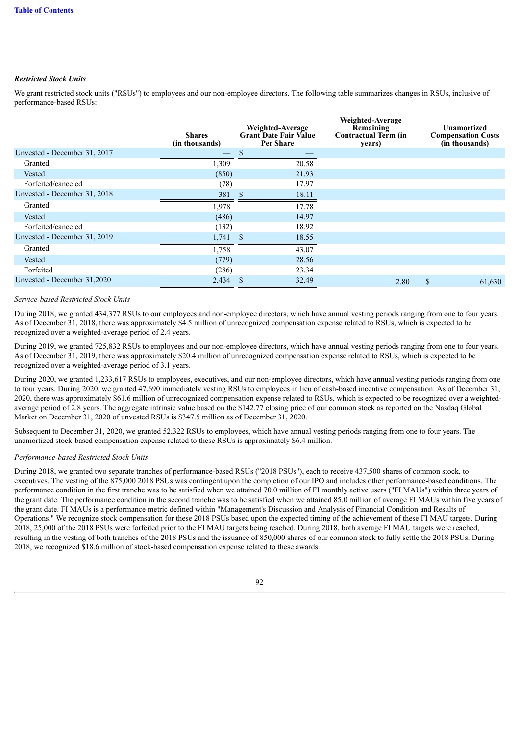### *Restricted Stock Units*

We grant restricted stock units ("RSUs") to employees and our non-employee directors. The following table summarizes changes in RSUs, inclusive of performance-based RSUs:

| | Shares (in thousands) | Weighted-Average Grant Date Fair Value Per Share | Weighted-Average Remaining Contractual Term (in years) | Unamortized Compensation Costs (in thousands) |
|---|---|---|---|---|
| Unvested - December 31, 2017 | — | $ — | | |
| Granted | 1,309 | 20.58 | | |
| Vested | (850) | 21.93 | | |
| Forfeited/canceled | (78) | 17.97 | | |
| Unvested - December 31, 2018 | 381 | $ 18.11 | | |
| Granted | 1,978 | 17.78 | | |
| Vested | (486) | 14.97 | | |
| Forfeited/canceled | (132) | 18.92 | | |
| Unvested - December 31, 2019 | 1,741 | $ 18.55 | | |
| Granted | 1,758 | 43.07 | | |
| Vested | (779) | 28.56 | | |
| Forfeited | (286) | 23.34 | | |
| Unvested - December 31,2020 | 2,434 | $ 32.49 | 2.80 | $ 61,630 |

*Service-based Restricted Stock Units*

During 2018, we granted 434,377 RSUs to our employees and non-employee directors, which have annual vesting periods ranging from one to four years. As of December 31, 2018, there was approximately $4.5 million of unrecognized compensation expense related to RSUs, which is expected to be recognized over a weighted-average period of 2.4 years.

During 2019, we granted 725,832 RSUs to employees and our non-employee directors, which have annual vesting periods ranging from one to four years. As of December 31, 2019, there was approximately $20.4 million of unrecognized compensation expense related to RSUs, which is expected to be recognized over a weighted-average period of 3.1 years.

During 2020, we granted 1,233,617 RSUs to employees, executives, and our non-employee directors, which have annual vesting periods ranging from one to four years. During 2020, we granted 47,690 immediately vesting RSUs to employees in lieu of cash-based incentive compensation. As of December 31, 2020, there was approximately $61.6 million of unrecognized compensation expense related to RSUs, which is expected to be recognized over a weighted-average period of 2.8 years. The aggregate intrinsic value based on the $142.77 closing price of our common stock as reported on the Nasdaq Global Market on December 31, 2020 of unvested RSUs is $347.5 million as of December 31, 2020.

Subsequent to December 31, 2020, we granted 52,322 RSUs to employees, which have annual vesting periods ranging from one to four years. The unamortized stock-based compensation expense related to these RSUs is approximately $6.4 million.

*Performance-based Restricted Stock Units*

During 2018, we granted two separate tranches of performance-based RSUs ("2018 PSUs"), each to receive 437,500 shares of common stock, to executives. The vesting of the 875,000 2018 PSUs was contingent upon the completion of our IPO and includes other performance-based conditions. The performance condition in the first tranche was to be satisfied when we attained 70.0 million of FI monthly active users ("FI MAUs") within three years of the grant date. The performance condition in the second tranche was to be satisfied when we attained 85.0 million of average FI MAUs within five years of the grant date. FI MAUs is a performance metric defined within "Management's Discussion and Analysis of Financial Condition and Results of Operations." We recognize stock compensation for these 2018 PSUs based upon the expected timing of the achievement of these FI MAU targets. During 2018, 25,000 of the 2018 PSUs were forfeited prior to the FI MAU targets being reached. During 2018, both average FI MAU targets were reached, resulting in the vesting of both tranches of the 2018 PSUs and the issuance of 850,000 shares of our common stock to fully settle the 2018 PSUs. During 2018, we recognized $18.6 million of stock-based compensation expense related to these awards.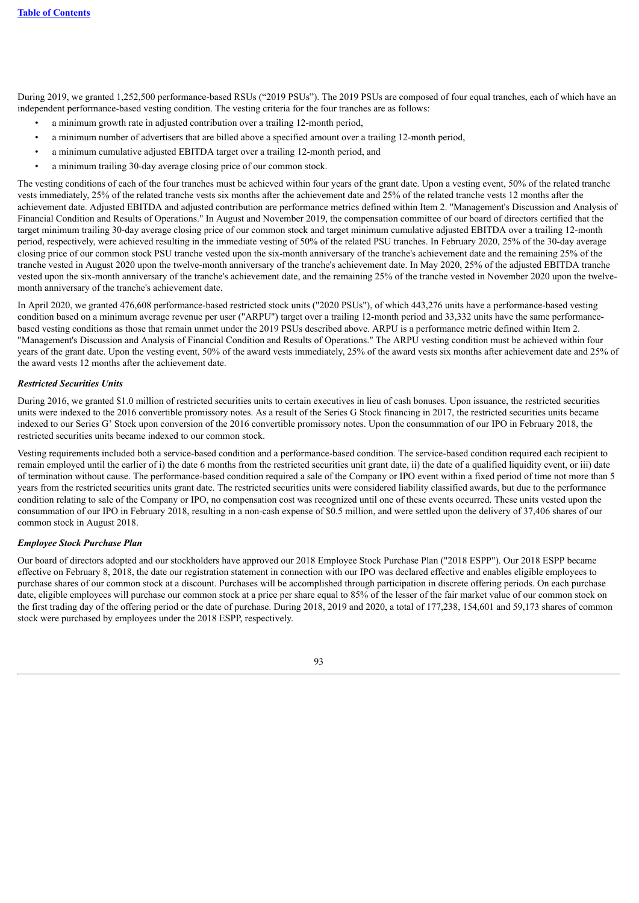During 2019, we granted 1,252,500 performance-based RSUs ("2019 PSUs"). The 2019 PSUs are composed of four equal tranches, each of which have an independent performance-based vesting condition. The vesting criteria for the four tranches are as follows:

- a minimum growth rate in adjusted contribution over a trailing 12-month period,
- a minimum number of advertisers that are billed above a specified amount over a trailing 12-month period,
- a minimum cumulative adjusted EBITDA target over a trailing 12-month period, and
- a minimum trailing 30-day average closing price of our common stock.

The vesting conditions of each of the four tranches must be achieved within four years of the grant date. Upon a vesting event, 50% of the related tranche vests immediately, 25% of the related tranche vests six months after the achievement date and 25% of the related tranche vests 12 months after the achievement date. Adjusted EBITDA and adjusted contribution are performance metrics defined within Item 2. "Management's Discussion and Analysis of Financial Condition and Results of Operations." In August and November 2019, the compensation committee of our board of directors certified that the target minimum trailing 30-day average closing price of our common stock and target minimum cumulative adjusted EBITDA over a trailing 12-month period, respectively, were achieved resulting in the immediate vesting of 50% of the related PSU tranches. In February 2020, 25% of the 30-day average closing price of our common stock PSU tranche vested upon the six-month anniversary of the tranche's achievement date and the remaining 25% of the tranche vested in August 2020 upon the twelve-month anniversary of the tranche's achievement date. In May 2020, 25% of the adjusted EBITDA tranche vested upon the six-month anniversary of the tranche's achievement date, and the remaining 25% of the tranche vested in November 2020 upon the twelve-month anniversary of the tranche's achievement date.

In April 2020, we granted 476,608 performance-based restricted stock units ("2020 PSUs"), of which 443,276 units have a performance-based vesting condition based on a minimum average revenue per user ("ARPU") target over a trailing 12-month period and 33,332 units have the same performance-based vesting conditions as those that remain unmet under the 2019 PSUs described above. ARPU is a performance metric defined within Item 2. "Management's Discussion and Analysis of Financial Condition and Results of Operations." The ARPU vesting condition must be achieved within four years of the grant date. Upon the vesting event, 50% of the award vests immediately, 25% of the award vests six months after achievement date and 25% of the award vests 12 months after the achievement date.

***Restricted Securities Units***

During 2016, we granted $1.0 million of restricted securities units to certain executives in lieu of cash bonuses. Upon issuance, the restricted securities units were indexed to the 2016 convertible promissory notes. As a result of the Series G Stock financing in 2017, the restricted securities units became indexed to our Series G' Stock upon conversion of the 2016 convertible promissory notes. Upon the consummation of our IPO in February 2018, the restricted securities units became indexed to our common stock.

Vesting requirements included both a service-based condition and a performance-based condition. The service-based condition required each recipient to remain employed until the earlier of i) the date 6 months from the restricted securities unit grant date, ii) the date of a qualified liquidity event, or iii) date of termination without cause. The performance-based condition required a sale of the Company or IPO event within a fixed period of time not more than 5 years from the restricted securities units grant date. The restricted securities units were considered liability classified awards, but due to the performance condition relating to sale of the Company or IPO, no compensation cost was recognized until one of these events occurred. These units vested upon the consummation of our IPO in February 2018, resulting in a non-cash expense of $0.5 million, and were settled upon the delivery of 37,406 shares of our common stock in August 2018.

***Employee Stock Purchase Plan***

Our board of directors adopted and our stockholders have approved our 2018 Employee Stock Purchase Plan ("2018 ESPP"). Our 2018 ESPP became effective on February 8, 2018, the date our registration statement in connection with our IPO was declared effective and enables eligible employees to purchase shares of our common stock at a discount. Purchases will be accomplished through participation in discrete offering periods. On each purchase date, eligible employees will purchase our common stock at a price per share equal to 85% of the lesser of the fair market value of our common stock on the first trading day of the offering period or the date of purchase. During 2018, 2019 and 2020, a total of 177,238, 154,601 and 59,173 shares of common stock were purchased by employees under the 2018 ESPP, respectively.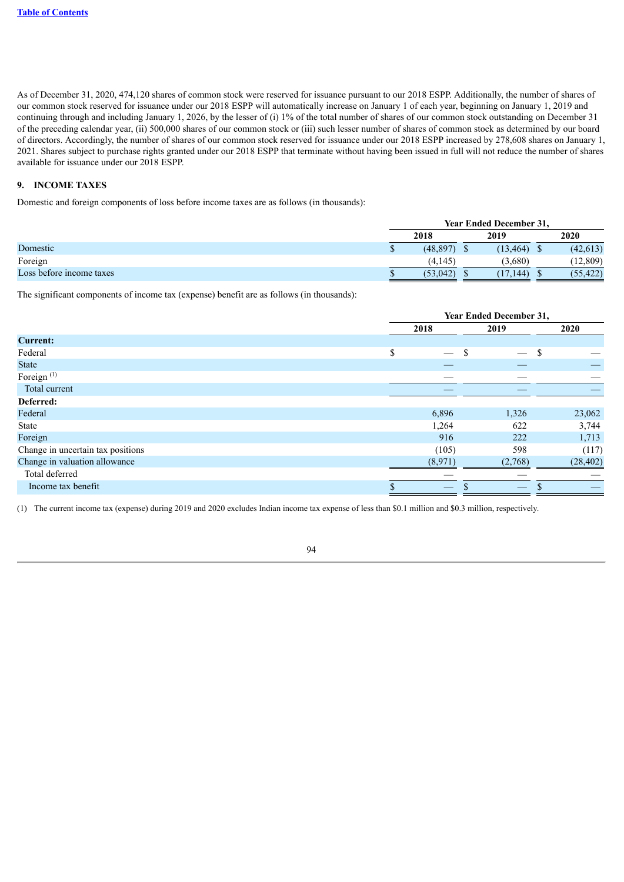As of December 31, 2020, 474,120 shares of common stock were reserved for issuance pursuant to our 2018 ESPP. Additionally, the number of shares of our common stock reserved for issuance under our 2018 ESPP will automatically increase on January 1 of each year, beginning on January 1, 2019 and continuing through and including January 1, 2026, by the lesser of (i) 1% of the total number of shares of our common stock outstanding on December 31 of the preceding calendar year, (ii) 500,000 shares of our common stock or (iii) such lesser number of shares of common stock as determined by our board of directors. Accordingly, the number of shares of our common stock reserved for issuance under our 2018 ESPP increased by 278,608 shares on January 1, 2021. Shares subject to purchase rights granted under our 2018 ESPP that terminate without having been issued in full will not reduce the number of shares available for issuance under our 2018 ESPP.

## 9. INCOME TAXES

Domestic and foreign components of loss before income taxes are as follows (in thousands):

| | Year Ended December 31, | | |
|---|---|---|---|
| | 2018 | 2019 | 2020 |
| Domestic | $ (48,897) | $ (13,464) | $ (42,613) |
| Foreign | (4,145) | (3,680) | (12,809) |
| Loss before income taxes | $ (53,042) | $ (17,144) | $ (55,422) |

The significant components of income tax (expense) benefit are as follows (in thousands):

| | Year Ended December 31, | | |
|---|---|---|---|
| | 2018 | 2019 | 2020 |
| **Current:** | | | |
| Federal | $ — | $ — | $ — |
| State | — | — | — |
| Foreign [(1)] | — | — | — |
| Total current | — | — | — |
| **Deferred:** | | | |
| Federal | 6,896 | 1,326 | 23,062 |
| State | 1,264 | 622 | 3,744 |
| Foreign | 916 | 222 | 1,713 |
| Change in uncertain tax positions | (105) | 598 | (117) |
| Change in valuation allowance | (8,971) | (2,768) | (28,402) |
| Total deferred | — | — | — |
| Income tax benefit | $ — | $ — | $ — |

(1) The current income tax (expense) during 2019 and 2020 excludes Indian income tax expense of less than $0.1 million and $0.3 million, respectively.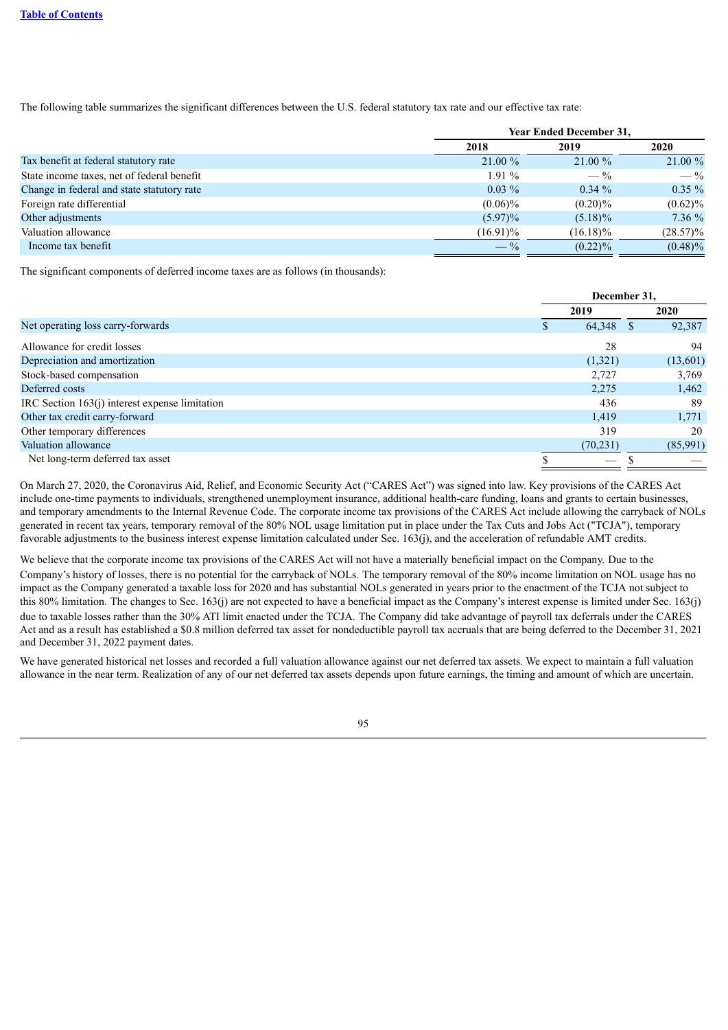The following table summarizes the significant differences between the U.S. federal statutory tax rate and our effective tax rate:

| | Year Ended December 31, | | |
|---|---|---|---|
| | 2018 | 2019 | 2020 |
| Tax benefit at federal statutory rate | 21.00 % | 21.00 % | 21.00 % |
| State income taxes, net of federal benefit | 1.91 % | — % | — % |
| Change in federal and state statutory rate | 0.03 % | 0.34 % | 0.35 % |
| Foreign rate differential | (0.06)% | (0.20)% | (0.62)% |
| Other adjustments | (5.97)% | (5.18)% | 7.36 % |
| Valuation allowance | (16.91)% | (16.18)% | (28.57)% |
| Income tax benefit | — % | (0.22)% | (0.48)% |

The significant components of deferred income taxes are as follows (in thousands):

| | December 31, | |
|---|---|---|
| | 2019 | 2020 |
| Net operating loss carry-forwards | $ 64,348 | $ 92,387 |
| Allowance for credit losses | 28 | 94 |
| Depreciation and amortization | (1,321) | (13,601) |
| Stock-based compensation | 2,727 | 3,769 |
| Deferred costs | 2,275 | 1,462 |
| IRC Section 163(j) interest expense limitation | 436 | 89 |
| Other tax credit carry-forward | 1,419 | 1,771 |
| Other temporary differences | 319 | 20 |
| Valuation allowance | (70,231) | (85,991) |
| Net long-term deferred tax asset | $ — | $ — |

On March 27, 2020, the Coronavirus Aid, Relief, and Economic Security Act ("CARES Act") was signed into law. Key provisions of the CARES Act include one-time payments to individuals, strengthened unemployment insurance, additional health-care funding, loans and grants to certain businesses, and temporary amendments to the Internal Revenue Code. The corporate income tax provisions of the CARES Act include allowing the carryback of NOLs generated in recent tax years, temporary removal of the 80% NOL usage limitation put in place under the Tax Cuts and Jobs Act ("TCJA"), temporary favorable adjustments to the business interest expense limitation calculated under Sec. 163(j), and the acceleration of refundable AMT credits.

We believe that the corporate income tax provisions of the CARES Act will not have a materially beneficial impact on the Company. Due to the Company's history of losses, there is no potential for the carryback of NOLs. The temporary removal of the 80% income limitation on NOL usage has no impact as the Company generated a taxable loss for 2020 and has substantial NOLs generated in years prior to the enactment of the TCJA not subject to this 80% limitation. The changes to Sec. 163(j) are not expected to have a beneficial impact as the Company's interest expense is limited under Sec. 163(j) due to taxable losses rather than the 30% ATI limit enacted under the TCJA. The Company did take advantage of payroll tax deferrals under the CARES Act and as a result has established a $0.8 million deferred tax asset for nondeductible payroll tax accruals that are being deferred to the December 31, 2021 and December 31, 2022 payment dates.

We have generated historical net losses and recorded a full valuation allowance against our net deferred tax assets. We expect to maintain a full valuation allowance in the near term. Realization of any of our net deferred tax assets depends upon future earnings, the timing and amount of which are uncertain.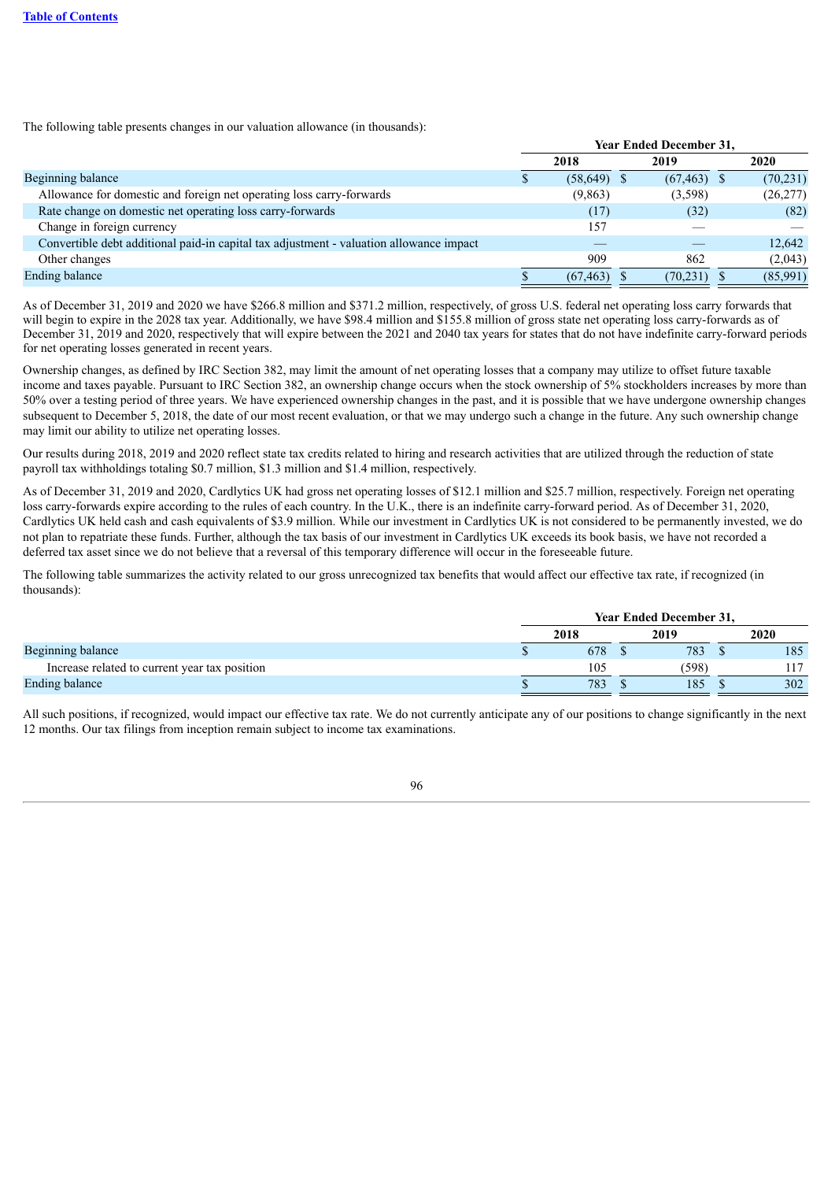[Table of Contents](#)

The following table presents changes in our valuation allowance (in thousands):

| | Year Ended December 31, | | |
|---|---|---|---|
| | 2018 | 2019 | 2020 |
| Beginning balance | $ (58,649) | $ (67,463) | $ (70,231) |
| Allowance for domestic and foreign net operating loss carry-forwards | (9,863) | (3,598) | (26,277) |
| Rate change on domestic net operating loss carry-forwards | (17) | (32) | (82) |
| Change in foreign currency | 157 | — | — |
| Convertible debt additional paid-in capital tax adjustment - valuation allowance impact | — | — | 12,642 |
| Other changes | 909 | 862 | (2,043) |
| Ending balance | $ (67,463) | $ (70,231) | $ (85,991) |

As of December 31, 2019 and 2020 we have $266.8 million and $371.2 million, respectively, of gross U.S. federal net operating loss carry forwards that will begin to expire in the 2028 tax year. Additionally, we have $98.4 million and $155.8 million of gross state net operating loss carry-forwards as of December 31, 2019 and 2020, respectively that will expire between the 2021 and 2040 tax years for states that do not have indefinite carry-forward periods for net operating losses generated in recent years.

Ownership changes, as defined by IRC Section 382, may limit the amount of net operating losses that a company may utilize to offset future taxable income and taxes payable. Pursuant to IRC Section 382, an ownership change occurs when the stock ownership of 5% stockholders increases by more than 50% over a testing period of three years. We have experienced ownership changes in the past, and it is possible that we have undergone ownership changes subsequent to December 5, 2018, the date of our most recent evaluation, or that we may undergo such a change in the future. Any such ownership change may limit our ability to utilize net operating losses.

Our results during 2018, 2019 and 2020 reflect state tax credits related to hiring and research activities that are utilized through the reduction of state payroll tax withholdings totaling $0.7 million, $1.3 million and $1.4 million, respectively.

As of December 31, 2019 and 2020, Cardlytics UK had gross net operating losses of $12.1 million and $25.7 million, respectively. Foreign net operating loss carry-forwards expire according to the rules of each country. In the U.K., there is an indefinite carry-forward period. As of December 31, 2020, Cardlytics UK held cash and cash equivalents of $3.9 million. While our investment in Cardlytics UK is not considered to be permanently invested, we do not plan to repatriate these funds. Further, although the tax basis of our investment in Cardlytics UK exceeds its book basis, we have not recorded a deferred tax asset since we do not believe that a reversal of this temporary difference will occur in the foreseeable future.

The following table summarizes the activity related to our gross unrecognized tax benefits that would affect our effective tax rate, if recognized (in thousands):

| | Year Ended December 31, | | |
|---|---|---|---|
| | 2018 | 2019 | 2020 |
| Beginning balance | $ 678 | $ 783 | $ 185 |
| Increase related to current year tax position | 105 | (598) | 117 |
| Ending balance | $ 783 | $ 185 | $ 302 |

All such positions, if recognized, would impact our effective tax rate. We do not currently anticipate any of our positions to change significantly in the next 12 months. Our tax filings from inception remain subject to income tax examinations.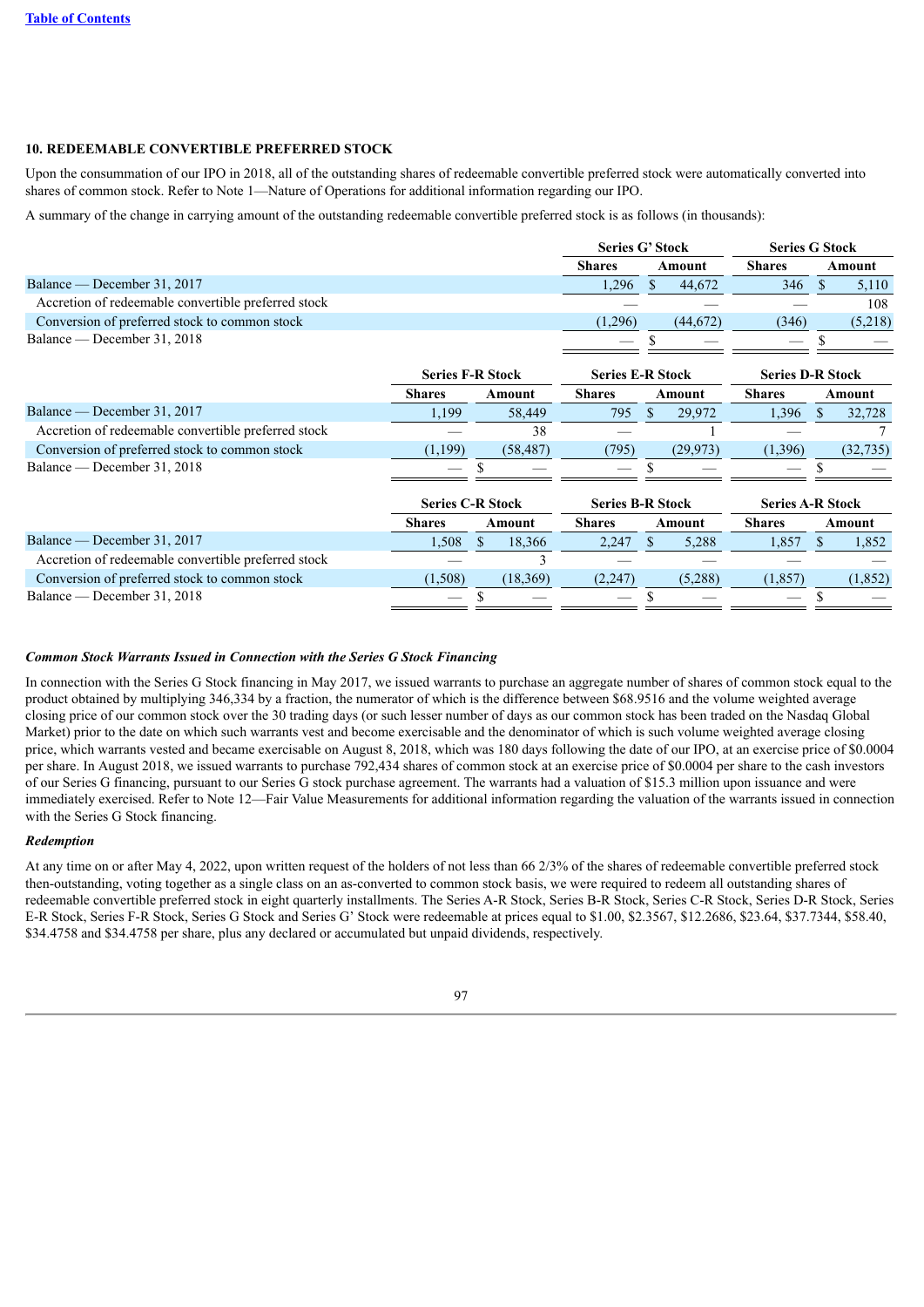## 10. REDEEMABLE CONVERTIBLE PREFERRED STOCK

Upon the consummation of our IPO in 2018, all of the outstanding shares of redeemable convertible preferred stock were automatically converted into shares of common stock. Refer to Note 1—Nature of Operations for additional information regarding our IPO.

A summary of the change in carrying amount of the outstanding redeemable convertible preferred stock is as follows (in thousands):

| | Series G' Stock | | Series G Stock | |
|---|---|---|---|---|
| | Shares | Amount | Shares | Amount |
| Balance — December 31, 2017 | 1,296 | $ 44,672 | 346 | $ 5,110 |
| Accretion of redeemable convertible preferred stock | — | — | — | 108 |
| Conversion of preferred stock to common stock | (1,296) | (44,672) | (346) | (5,218) |
| Balance — December 31, 2018 | — | $ — | — | $ — |

| | Series F-R Stock | | Series E-R Stock | | Series D-R Stock | |
|---|---|---|---|---|---|---|
| | Shares | Amount | Shares | Amount | Shares | Amount |
| Balance — December 31, 2017 | 1,199 | 58,449 | 795 | $ 29,972 | 1,396 | $ 32,728 |
| Accretion of redeemable convertible preferred stock | — | 38 | — | 1 | — | 7 |
| Conversion of preferred stock to common stock | (1,199) | (58,487) | (795) | (29,973) | (1,396) | (32,735) |
| Balance — December 31, 2018 | — | $ — | — | $ — | — | $ — |

| | Series C-R Stock | | Series B-R Stock | | Series A-R Stock | |
|---|---|---|---|---|---|---|
| | Shares | Amount | Shares | Amount | Shares | Amount |
| Balance — December 31, 2017 | 1,508 | $ 18,366 | 2,247 | $ 5,288 | 1,857 | $ 1,852 |
| Accretion of redeemable convertible preferred stock | — | 3 | — | — | — | — |
| Conversion of preferred stock to common stock | (1,508) | (18,369) | (2,247) | (5,288) | (1,857) | (1,852) |
| Balance — December 31, 2018 | — | $ — | — | $ — | — | $ — |

***Common Stock Warrants Issued in Connection with the Series G Stock Financing***

In connection with the Series G Stock financing in May 2017, we issued warrants to purchase an aggregate number of shares of common stock equal to the product obtained by multiplying 346,334 by a fraction, the numerator of which is the difference between $68.9516 and the volume weighted average closing price of our common stock over the 30 trading days (or such lesser number of days as our common stock has been traded on the Nasdaq Global Market) prior to the date on which such warrants vest and become exercisable and the denominator of which is such volume weighted average closing price, which warrants vested and became exercisable on August 8, 2018, which was 180 days following the date of our IPO, at an exercise price of $0.0004 per share. In August 2018, we issued warrants to purchase 792,434 shares of common stock at an exercise price of $0.0004 per share to the cash investors of our Series G financing, pursuant to our Series G stock purchase agreement. The warrants had a valuation of $15.3 million upon issuance and were immediately exercised. Refer to Note 12—Fair Value Measurements for additional information regarding the valuation of the warrants issued in connection with the Series G Stock financing.

***Redemption***

At any time on or after May 4, 2022, upon written request of the holders of not less than 66 2/3% of the shares of redeemable convertible preferred stock then-outstanding, voting together as a single class on an as-converted to common stock basis, we were required to redeem all outstanding shares of redeemable convertible preferred stock in eight quarterly installments. The Series A-R Stock, Series B-R Stock, Series C-R Stock, Series D-R Stock, Series E-R Stock, Series F-R Stock, Series G Stock and Series G' Stock were redeemable at prices equal to $1.00, $2.3567, $12.2686, $23.64, $37.7344, $58.40, $34.4758 and $34.4758 per share, plus any declared or accumulated but unpaid dividends, respectively.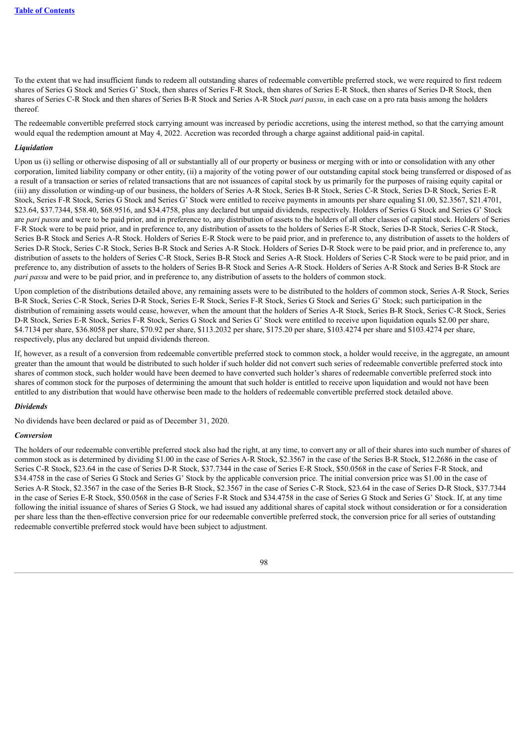To the extent that we had insufficient funds to redeem all outstanding shares of redeemable convertible preferred stock, we were required to first redeem shares of Series G Stock and Series G' Stock, then shares of Series F-R Stock, then shares of Series E-R Stock, then shares of Series D-R Stock, then shares of Series C-R Stock and then shares of Series B-R Stock and Series A-R Stock *pari passu*, in each case on a pro rata basis among the holders thereof.

The redeemable convertible preferred stock carrying amount was increased by periodic accretions, using the interest method, so that the carrying amount would equal the redemption amount at May 4, 2022. Accretion was recorded through a charge against additional paid-in capital.

***Liquidation***

Upon us (i) selling or otherwise disposing of all or substantially all of our property or business or merging with or into or consolidation with any other corporation, limited liability company or other entity, (ii) a majority of the voting power of our outstanding capital stock being transferred or disposed of as a result of a transaction or series of related transactions that are not issuances of capital stock by us primarily for the purposes of raising equity capital or (iii) any dissolution or winding-up of our business, the holders of Series A-R Stock, Series B-R Stock, Series C-R Stock, Series D-R Stock, Series E-R Stock, Series F-R Stock, Series G Stock and Series G' Stock were entitled to receive payments in amounts per share equaling $1.00, $2.3567, $21.4701, $23.64, $37.7344, $58.40, $68.9516, and $34.4758, plus any declared but unpaid dividends, respectively. Holders of Series G Stock and Series G' Stock are *pari passu* and were to be paid prior, and in preference to, any distribution of assets to the holders of all other classes of capital stock. Holders of Series F-R Stock were to be paid prior, and in preference to, any distribution of assets to the holders of Series E-R Stock, Series D-R Stock, Series C-R Stock, Series B-R Stock and Series A-R Stock. Holders of Series E-R Stock were to be paid prior, and in preference to, any distribution of assets to the holders of Series D-R Stock, Series C-R Stock, Series B-R Stock and Series A-R Stock. Holders of Series D-R Stock were to be paid prior, and in preference to, any distribution of assets to the holders of Series C-R Stock, Series B-R Stock and Series A-R Stock. Holders of Series C-R Stock were to be paid prior, and in preference to, any distribution of assets to the holders of Series B-R Stock and Series A-R Stock. Holders of Series A-R Stock and Series B-R Stock are *pari passu* and were to be paid prior, and in preference to, any distribution of assets to the holders of common stock.

Upon completion of the distributions detailed above, any remaining assets were to be distributed to the holders of common stock, Series A-R Stock, Series B-R Stock, Series C-R Stock, Series D-R Stock, Series E-R Stock, Series F-R Stock, Series G Stock and Series G' Stock; such participation in the distribution of remaining assets would cease, however, when the amount that the holders of Series A-R Stock, Series B-R Stock, Series C-R Stock, Series D-R Stock, Series E-R Stock, Series F-R Stock, Series G Stock and Series G' Stock were entitled to receive upon liquidation equals $2.00 per share, $4.7134 per share, $36.8058 per share, $70.92 per share, $113.2032 per share, $175.20 per share, $103.4274 per share and $103.4274 per share, respectively, plus any declared but unpaid dividends thereon.

If, however, as a result of a conversion from redeemable convertible preferred stock to common stock, a holder would receive, in the aggregate, an amount greater than the amount that would be distributed to such holder if such holder did not convert such series of redeemable convertible preferred stock into shares of common stock, such holder would have been deemed to have converted such holder's shares of redeemable convertible preferred stock into shares of common stock for the purposes of determining the amount that such holder is entitled to receive upon liquidation and would not have been entitled to any distribution that would have otherwise been made to the holders of redeemable convertible preferred stock detailed above.

***Dividends***

No dividends have been declared or paid as of December 31, 2020.

***Conversion***

The holders of our redeemable convertible preferred stock also had the right, at any time, to convert any or all of their shares into such number of shares of common stock as is determined by dividing $1.00 in the case of Series A-R Stock, $2.3567 in the case of the Series B-R Stock, $12.2686 in the case of Series C-R Stock, $23.64 in the case of Series D-R Stock, $37.7344 in the case of Series E-R Stock, $50.0568 in the case of Series F-R Stock, and $34.4758 in the case of Series G Stock and Series G' Stock by the applicable conversion price. The initial conversion price was $1.00 in the case of Series A-R Stock, $2.3567 in the case of the Series B-R Stock, $2.3567 in the case of Series C-R Stock, $23.64 in the case of Series D-R Stock, $37.7344 in the case of Series E-R Stock, $50.0568 in the case of Series F-R Stock and $34.4758 in the case of Series G Stock and Series G' Stock. If, at any time following the initial issuance of shares of Series G Stock, we had issued any additional shares of capital stock without consideration or for a consideration per share less than the then-effective conversion price for our redeemable convertible preferred stock, the conversion price for all series of outstanding redeemable convertible preferred stock would have been subject to adjustment.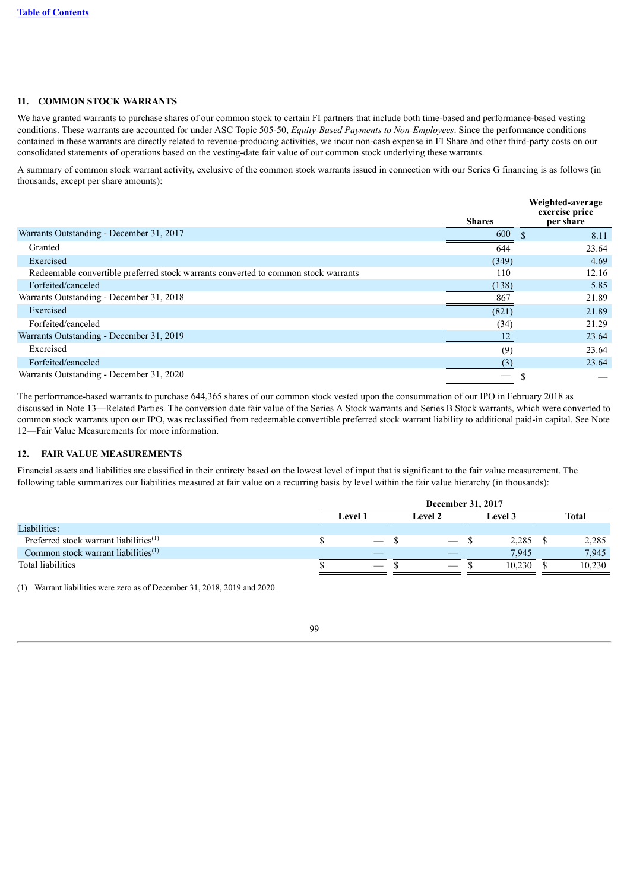## 11. COMMON STOCK WARRANTS

We have granted warrants to purchase shares of our common stock to certain FI partners that include both time-based and performance-based vesting conditions. These warrants are accounted for under ASC Topic 505-50, *Equity-Based Payments to Non-Employees*. Since the performance conditions contained in these warrants are directly related to revenue-producing activities, we incur non-cash expense in FI Share and other third-party costs on our consolidated statements of operations based on the vesting-date fair value of our common stock underlying these warrants.

A summary of common stock warrant activity, exclusive of the common stock warrants issued in connection with our Series G financing is as follows (in thousands, except per share amounts):

| | Shares | Weighted-average exercise price per share |
|---|---|---|
| Warrants Outstanding - December 31, 2017 | 600 | $ 8.11 |
| Granted | 644 | 23.64 |
| Exercised | (349) | 4.69 |
| Redeemable convertible preferred stock warrants converted to common stock warrants | 110 | 12.16 |
| Forfeited/canceled | (138) | 5.85 |
| Warrants Outstanding - December 31, 2018 | 867 | 21.89 |
| Exercised | (821) | 21.89 |
| Forfeited/canceled | (34) | 21.29 |
| Warrants Outstanding - December 31, 2019 | 12 | 23.64 |
| Exercised | (9) | 23.64 |
| Forfeited/canceled | (3) | 23.64 |
| Warrants Outstanding - December 31, 2020 | — | $ — |

The performance-based warrants to purchase 644,365 shares of our common stock vested upon the consummation of our IPO in February 2018 as discussed in Note 13—Related Parties. The conversion date fair value of the Series A Stock warrants and Series B Stock warrants, which were converted to common stock warrants upon our IPO, was reclassified from redeemable convertible preferred stock warrant liability to additional paid-in capital. See Note 12—Fair Value Measurements for more information.

## 12. FAIR VALUE MEASUREMENTS

Financial assets and liabilities are classified in their entirety based on the lowest level of input that is significant to the fair value measurement. The following table summarizes our liabilities measured at fair value on a recurring basis by level within the fair value hierarchy (in thousands):

| | December 31, 2017 | | | |
|---|---|---|---|---|
| | Level 1 | Level 2 | Level 3 | Total |
| Liabilities: | | | | |
| Preferred stock warrant liabilities[(1)] | $ — | $ — | $ 2,285 | $ 2,285 |
| Common stock warrant liabilities[(1)] | — | — | 7,945 | 7,945 |
| Total liabilities | $ — | $ — | $ 10,230 | $ 10,230 |

(1) Warrant liabilities were zero as of December 31, 2018, 2019 and 2020.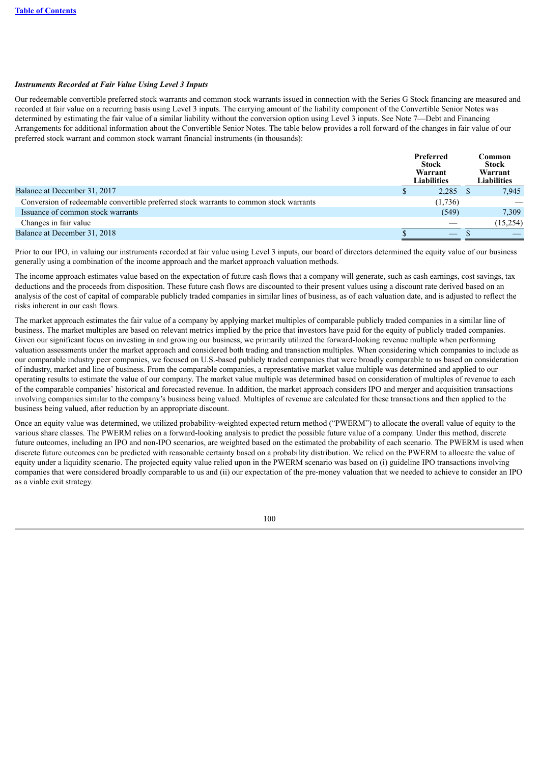*Instruments Recorded at Fair Value Using Level 3 Inputs*

Our redeemable convertible preferred stock warrants and common stock warrants issued in connection with the Series G Stock financing are measured and recorded at fair value on a recurring basis using Level 3 inputs. The carrying amount of the liability component of the Convertible Senior Notes was determined by estimating the fair value of a similar liability without the conversion option using Level 3 inputs. See Note 7—Debt and Financing Arrangements for additional information about the Convertible Senior Notes. The table below provides a roll forward of the changes in fair value of our preferred stock warrant and common stock warrant financial instruments (in thousands):

| | Preferred Stock Warrant Liabilities | Common Stock Warrant Liabilities |
|---|---|---|
| Balance at December 31, 2017 | $ 2,285 | $ 7,945 |
| Conversion of redeemable convertible preferred stock warrants to common stock warrants | (1,736) | — |
| Issuance of common stock warrants | (549) | 7,309 |
| Changes in fair value | — | (15,254) |
| Balance at December 31, 2018 | $ — | $ — |

Prior to our IPO, in valuing our instruments recorded at fair value using Level 3 inputs, our board of directors determined the equity value of our business generally using a combination of the income approach and the market approach valuation methods.

The income approach estimates value based on the expectation of future cash flows that a company will generate, such as cash earnings, cost savings, tax deductions and the proceeds from disposition. These future cash flows are discounted to their present values using a discount rate derived based on an analysis of the cost of capital of comparable publicly traded companies in similar lines of business, as of each valuation date, and is adjusted to reflect the risks inherent in our cash flows.

The market approach estimates the fair value of a company by applying market multiples of comparable publicly traded companies in a similar line of business. The market multiples are based on relevant metrics implied by the price that investors have paid for the equity of publicly traded companies. Given our significant focus on investing in and growing our business, we primarily utilized the forward-looking revenue multiple when performing valuation assessments under the market approach and considered both trading and transaction multiples. When considering which companies to include as our comparable industry peer companies, we focused on U.S.-based publicly traded companies that were broadly comparable to us based on consideration of industry, market and line of business. From the comparable companies, a representative market value multiple was determined and applied to our operating results to estimate the value of our company. The market value multiple was determined based on consideration of multiples of revenue to each of the comparable companies' historical and forecasted revenue. In addition, the market approach considers IPO and merger and acquisition transactions involving companies similar to the company's business being valued. Multiples of revenue are calculated for these transactions and then applied to the business being valued, after reduction by an appropriate discount.

Once an equity value was determined, we utilized probability-weighted expected return method ("PWERM") to allocate the overall value of equity to the various share classes. The PWERM relies on a forward-looking analysis to predict the possible future value of a company. Under this method, discrete future outcomes, including an IPO and non-IPO scenarios, are weighted based on the estimated the probability of each scenario. The PWERM is used when discrete future outcomes can be predicted with reasonable certainty based on a probability distribution. We relied on the PWERM to allocate the value of equity under a liquidity scenario. The projected equity value relied upon in the PWERM scenario was based on (i) guideline IPO transactions involving companies that were considered broadly comparable to us and (ii) our expectation of the pre-money valuation that we needed to achieve to consider an IPO as a viable exit strategy.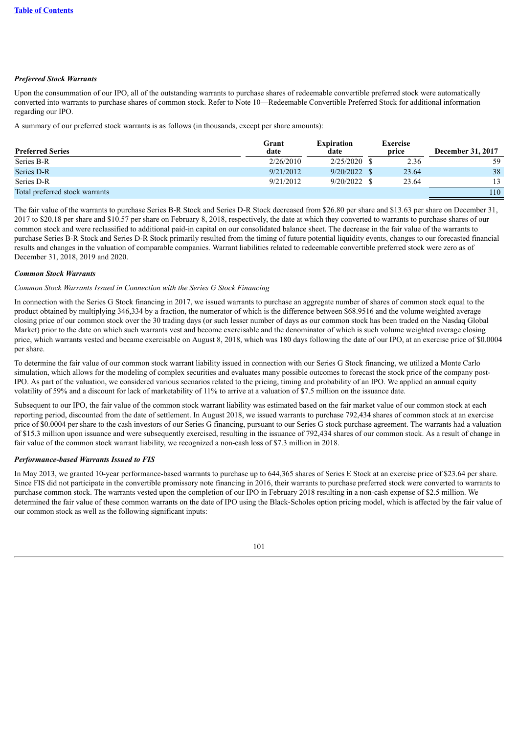*Preferred Stock Warrants*

Upon the consummation of our IPO, all of the outstanding warrants to purchase shares of redeemable convertible preferred stock were automatically converted into warrants to purchase shares of common stock. Refer to Note 10—Redeemable Convertible Preferred Stock for additional information regarding our IPO.

A summary of our preferred stock warrants is as follows (in thousands, except per share amounts):

| Preferred Series | Grant date | Expiration date | Exercise price | December 31, 2017 |
|---|---|---|---|---|
| Series B-R | 2/26/2010 | 2/25/2020 | $ 2.36 | 59 |
| Series D-R | 9/21/2012 | 9/20/2022 | $ 23.64 | 38 |
| Series D-R | 9/21/2012 | 9/20/2022 | $ 23.64 | 13 |
| Total preferred stock warrants | | | | 110 |

The fair value of the warrants to purchase Series B-R Stock and Series D-R Stock decreased from $26.80 per share and $13.63 per share on December 31, 2017 to $20.18 per share and $10.57 per share on February 8, 2018, respectively, the date at which they converted to warrants to purchase shares of our common stock and were reclassified to additional paid-in capital on our consolidated balance sheet. The decrease in the fair value of the warrants to purchase Series B-R Stock and Series D-R Stock primarily resulted from the timing of future potential liquidity events, changes to our forecasted financial results and changes in the valuation of comparable companies. Warrant liabilities related to redeemable convertible preferred stock were zero as of December 31, 2018, 2019 and 2020.

*Common Stock Warrants*

*Common Stock Warrants Issued in Connection with the Series G Stock Financing*

In connection with the Series G Stock financing in 2017, we issued warrants to purchase an aggregate number of shares of common stock equal to the product obtained by multiplying 346,334 by a fraction, the numerator of which is the difference between $68.9516 and the volume weighted average closing price of our common stock over the 30 trading days (or such lesser number of days as our common stock has been traded on the Nasdaq Global Market) prior to the date on which such warrants vest and become exercisable and the denominator of which is such volume weighted average closing price, which warrants vested and became exercisable on August 8, 2018, which was 180 days following the date of our IPO, at an exercise price of $0.0004 per share.

To determine the fair value of our common stock warrant liability issued in connection with our Series G Stock financing, we utilized a Monte Carlo simulation, which allows for the modeling of complex securities and evaluates many possible outcomes to forecast the stock price of the company post-IPO. As part of the valuation, we considered various scenarios related to the pricing, timing and probability of an IPO. We applied an annual equity volatility of 59% and a discount for lack of marketability of 11% to arrive at a valuation of $7.5 million on the issuance date.

Subsequent to our IPO, the fair value of the common stock warrant liability was estimated based on the fair market value of our common stock at each reporting period, discounted from the date of settlement. In August 2018, we issued warrants to purchase 792,434 shares of common stock at an exercise price of $0.0004 per share to the cash investors of our Series G financing, pursuant to our Series G stock purchase agreement. The warrants had a valuation of $15.3 million upon issuance and were subsequently exercised, resulting in the issuance of 792,434 shares of our common stock. As a result of change in fair value of the common stock warrant liability, we recognized a non-cash loss of $7.3 million in 2018.

*Performance-based Warrants Issued to FIS*

In May 2013, we granted 10-year performance-based warrants to purchase up to 644,365 shares of Series E Stock at an exercise price of $23.64 per share. Since FIS did not participate in the convertible promissory note financing in 2016, their warrants to purchase preferred stock were converted to warrants to purchase common stock. The warrants vested upon the completion of our IPO in February 2018 resulting in a non-cash expense of $2.5 million. We determined the fair value of these common warrants on the date of IPO using the Black-Scholes option pricing model, which is affected by the fair value of our common stock as well as the following significant inputs: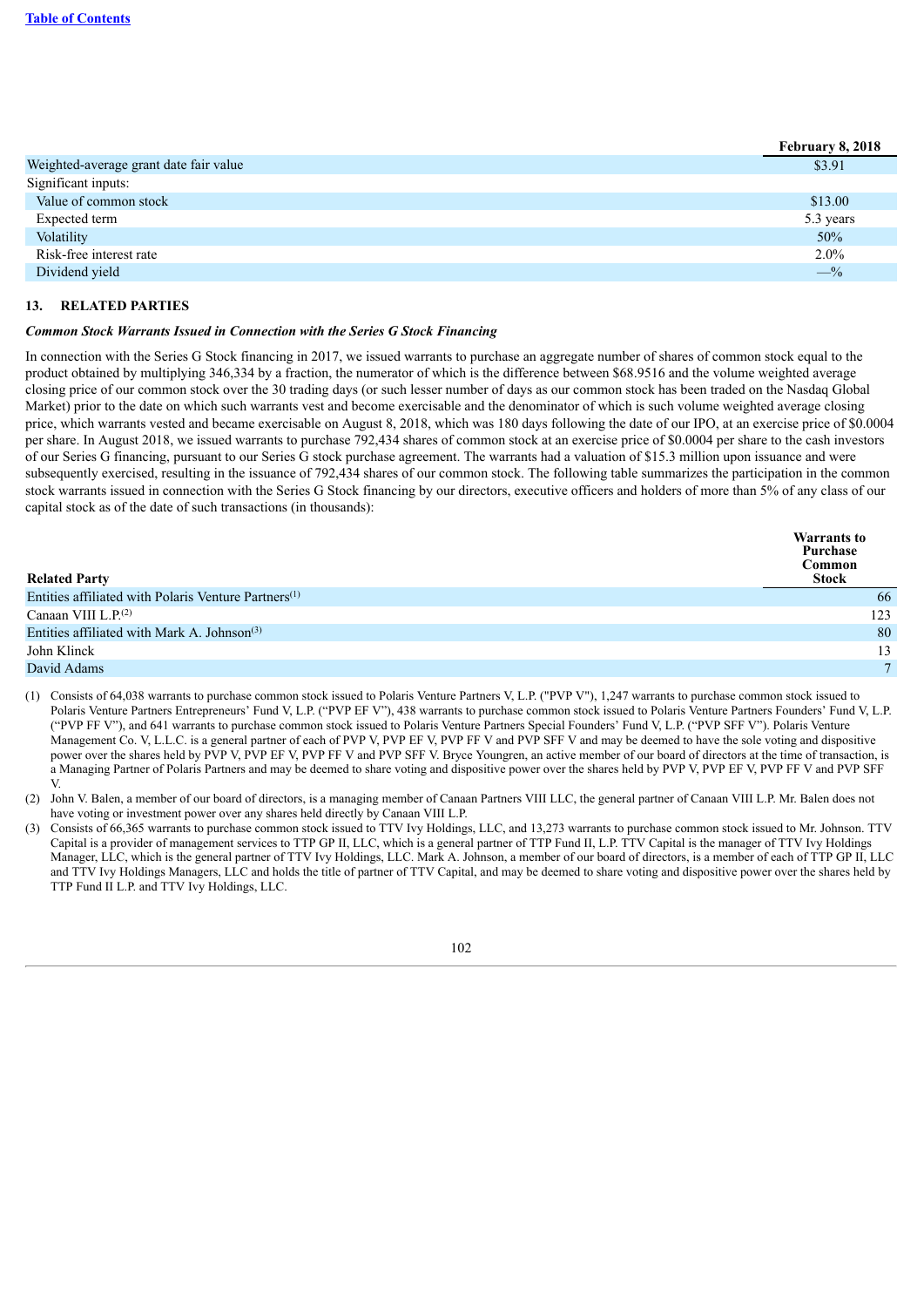|  | February 8, 2018 |
| --- | --- |
| Weighted-average grant date fair value | $3.91 |
| Significant inputs: |  |
| Value of common stock | $13.00 |
| Expected term | 5.3 years |
| Volatility | 50% |
| Risk-free interest rate | 2.0% |
| Dividend yield | —% |

### 13. RELATED PARTIES

***Common Stock Warrants Issued in Connection with the Series G Stock Financing***

In connection with the Series G Stock financing in 2017, we issued warrants to purchase an aggregate number of shares of common stock equal to the product obtained by multiplying 346,334 by a fraction, the numerator of which is the difference between $68.9516 and the volume weighted average closing price of our common stock over the 30 trading days (or such lesser number of days as our common stock has been traded on the Nasdaq Global Market) prior to the date on which such warrants vest and become exercisable and the denominator of which is such volume weighted average closing price, which warrants vested and became exercisable on August 8, 2018, which was 180 days following the date of our IPO, at an exercise price of $0.0004 per share. In August 2018, we issued warrants to purchase 792,434 shares of common stock at an exercise price of $0.0004 per share to the cash investors of our Series G financing, pursuant to our Series G stock purchase agreement. The warrants had a valuation of $15.3 million upon issuance and were subsequently exercised, resulting in the issuance of 792,434 shares of our common stock. The following table summarizes the participation in the common stock warrants issued in connection with the Series G Stock financing by our directors, executive officers and holders of more than 5% of any class of our capital stock as of the date of such transactions (in thousands):

| Related Party | Warrants to Purchase Common Stock |
| --- | --- |
| Entities affiliated with Polaris Venture Partners[1] | 66 |
| Canaan VIII L.P.[2] | 123 |
| Entities affiliated with Mark A. Johnson[3] | 80 |
| John Klinck | 13 |
| David Adams | 7 |

(1) Consists of 64,038 warrants to purchase common stock issued to Polaris Venture Partners V, L.P. ("PVP V"), 1,247 warrants to purchase common stock issued to Polaris Venture Partners Entrepreneurs' Fund V, L.P. ("PVP EF V"), 438 warrants to purchase common stock issued to Polaris Venture Partners Founders' Fund V, L.P. ("PVP FF V"), and 641 warrants to purchase common stock issued to Polaris Venture Partners Special Founders' Fund V, L.P. ("PVP SFF V"). Polaris Venture Management Co. V, L.L.C. is a general partner of each of PVP V, PVP EF V, PVP FF V and PVP SFF V and may be deemed to have the sole voting and dispositive power over the shares held by PVP V, PVP EF V, PVP FF V and PVP SFF V. Bryce Youngren, an active member of our board of directors at the time of transaction, is a Managing Partner of Polaris Partners and may be deemed to share voting and dispositive power over the shares held by PVP V, PVP EF V, PVP FF V and PVP SFF V.

(2) John V. Balen, a member of our board of directors, is a managing member of Canaan Partners VIII LLC, the general partner of Canaan VIII L.P. Mr. Balen does not have voting or investment power over any shares held directly by Canaan VIII L.P.

(3) Consists of 66,365 warrants to purchase common stock issued to TTV Ivy Holdings, LLC, and 13,273 warrants to purchase common stock issued to Mr. Johnson. TTV Capital is a provider of management services to TTP GP II, LLC, which is a general partner of TTP Fund II, L.P. TTV Capital is the manager of TTV Ivy Holdings Manager, LLC, which is the general partner of TTV Ivy Holdings, LLC. Mark A. Johnson, a member of our board of directors, is a member of each of TTP GP II, LLC and TTV Ivy Holdings Managers, LLC and holds the title of partner of TTV Capital, and may be deemed to share voting and dispositive power over the shares held by TTP Fund II L.P. and TTV Ivy Holdings, LLC.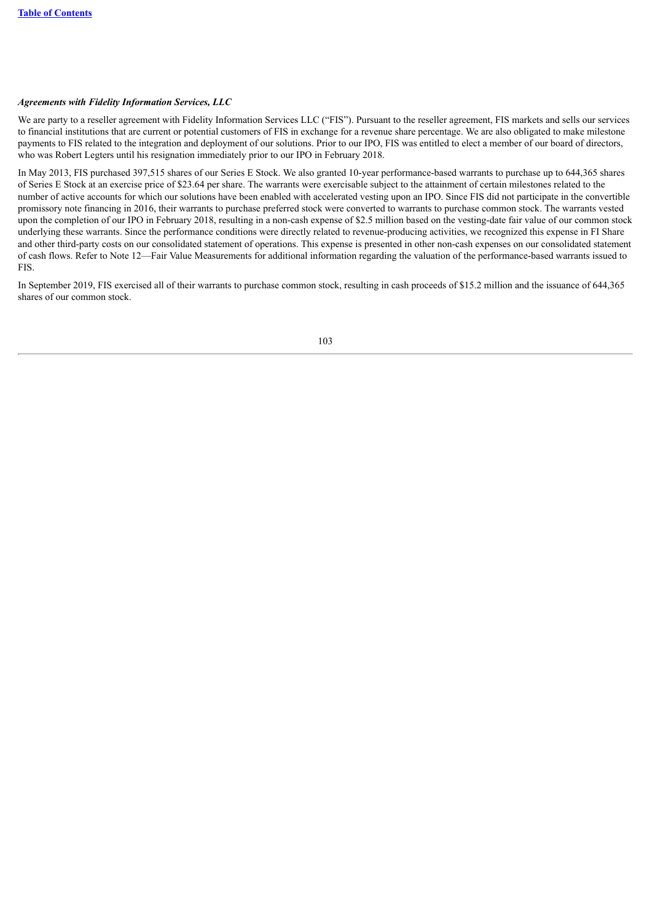***Agreements with Fidelity Information Services, LLC***

We are party to a reseller agreement with Fidelity Information Services LLC ("FIS"). Pursuant to the reseller agreement, FIS markets and sells our services to financial institutions that are current or potential customers of FIS in exchange for a revenue share percentage. We are also obligated to make milestone payments to FIS related to the integration and deployment of our solutions. Prior to our IPO, FIS was entitled to elect a member of our board of directors, who was Robert Legters until his resignation immediately prior to our IPO in February 2018.

In May 2013, FIS purchased 397,515 shares of our Series E Stock. We also granted 10-year performance-based warrants to purchase up to 644,365 shares of Series E Stock at an exercise price of $23.64 per share. The warrants were exercisable subject to the attainment of certain milestones related to the number of active accounts for which our solutions have been enabled with accelerated vesting upon an IPO. Since FIS did not participate in the convertible promissory note financing in 2016, their warrants to purchase preferred stock were converted to warrants to purchase common stock. The warrants vested upon the completion of our IPO in February 2018, resulting in a non-cash expense of $2.5 million based on the vesting-date fair value of our common stock underlying these warrants. Since the performance conditions were directly related to revenue-producing activities, we recognized this expense in FI Share and other third-party costs on our consolidated statement of operations. This expense is presented in other non-cash expenses on our consolidated statement of cash flows. Refer to Note 12—Fair Value Measurements for additional information regarding the valuation of the performance-based warrants issued to FIS.

In September 2019, FIS exercised all of their warrants to purchase common stock, resulting in cash proceeds of $15.2 million and the issuance of 644,365 shares of our common stock.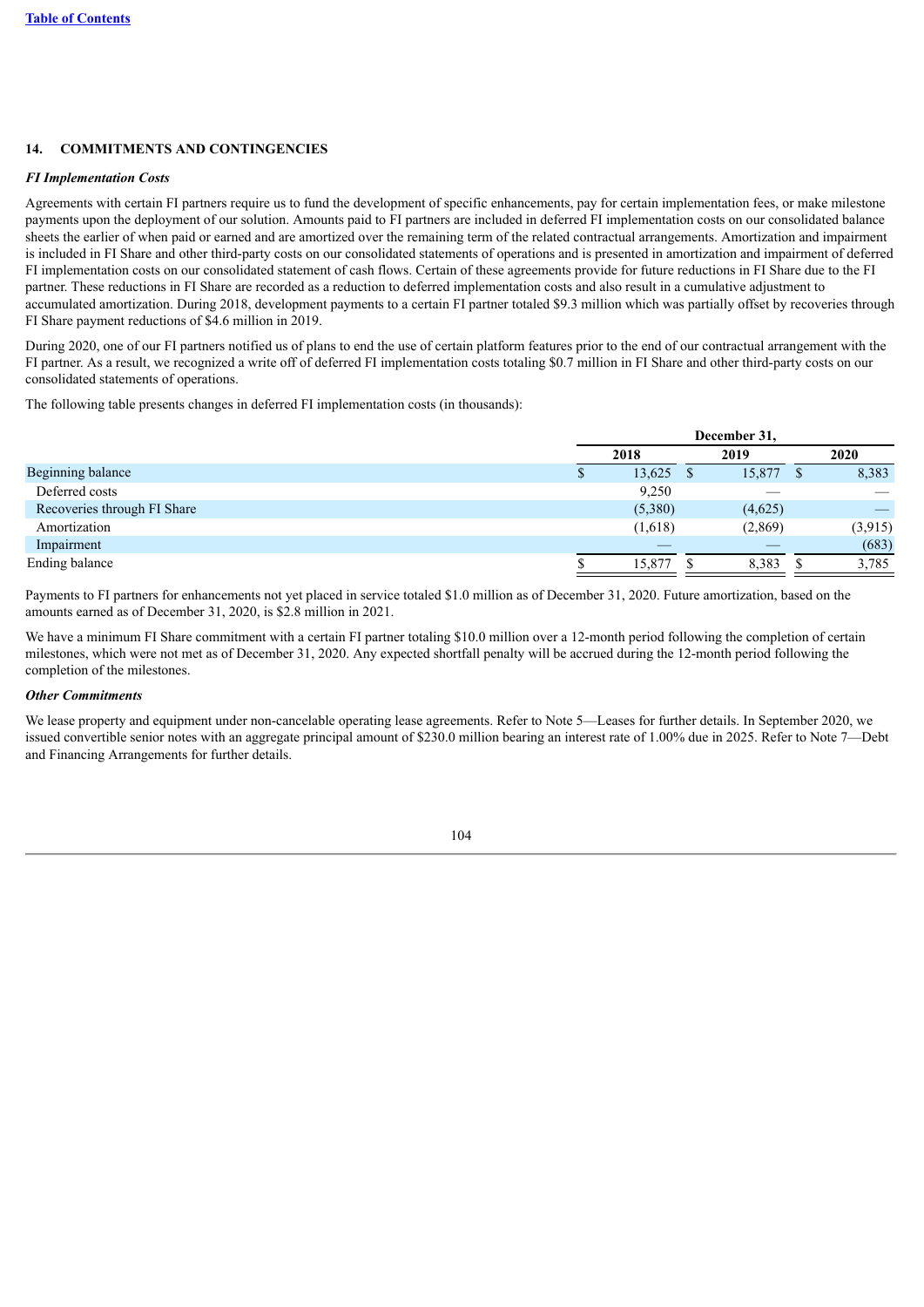## 14. COMMITMENTS AND CONTINGENCIES

***FI Implementation Costs***

Agreements with certain FI partners require us to fund the development of specific enhancements, pay for certain implementation fees, or make milestone payments upon the deployment of our solution. Amounts paid to FI partners are included in deferred FI implementation costs on our consolidated balance sheets the earlier of when paid or earned and are amortized over the remaining term of the related contractual arrangements. Amortization and impairment is included in FI Share and other third-party costs on our consolidated statements of operations and is presented in amortization and impairment of deferred FI implementation costs on our consolidated statement of cash flows. Certain of these agreements provide for future reductions in FI Share due to the FI partner. These reductions in FI Share are recorded as a reduction to deferred implementation costs and also result in a cumulative adjustment to accumulated amortization. During 2018, development payments to a certain FI partner totaled $9.3 million which was partially offset by recoveries through FI Share payment reductions of $4.6 million in 2019.

During 2020, one of our FI partners notified us of plans to end the use of certain platform features prior to the end of our contractual arrangement with the FI partner. As a result, we recognized a write off of deferred FI implementation costs totaling $0.7 million in FI Share and other third-party costs on our consolidated statements of operations.

The following table presents changes in deferred FI implementation costs (in thousands):

| | December 31, | | |
|---|---|---|---|
| | 2018 | 2019 | 2020 |
| Beginning balance | $ 13,625 | $ 15,877 | $ 8,383 |
| Deferred costs | 9,250 | — | — |
| Recoveries through FI Share | (5,380) | (4,625) | — |
| Amortization | (1,618) | (2,869) | (3,915) |
| Impairment | — | — | (683) |
| Ending balance | $ 15,877 | $ 8,383 | $ 3,785 |

Payments to FI partners for enhancements not yet placed in service totaled $1.0 million as of December 31, 2020. Future amortization, based on the amounts earned as of December 31, 2020, is $2.8 million in 2021.

We have a minimum FI Share commitment with a certain FI partner totaling $10.0 million over a 12-month period following the completion of certain milestones, which were not met as of December 31, 2020. Any expected shortfall penalty will be accrued during the 12-month period following the completion of the milestones.

***Other Commitments***

We lease property and equipment under non-cancelable operating lease agreements. Refer to Note 5—Leases for further details. In September 2020, we issued convertible senior notes with an aggregate principal amount of $230.0 million bearing an interest rate of 1.00% due in 2025. Refer to Note 7—Debt and Financing Arrangements for further details.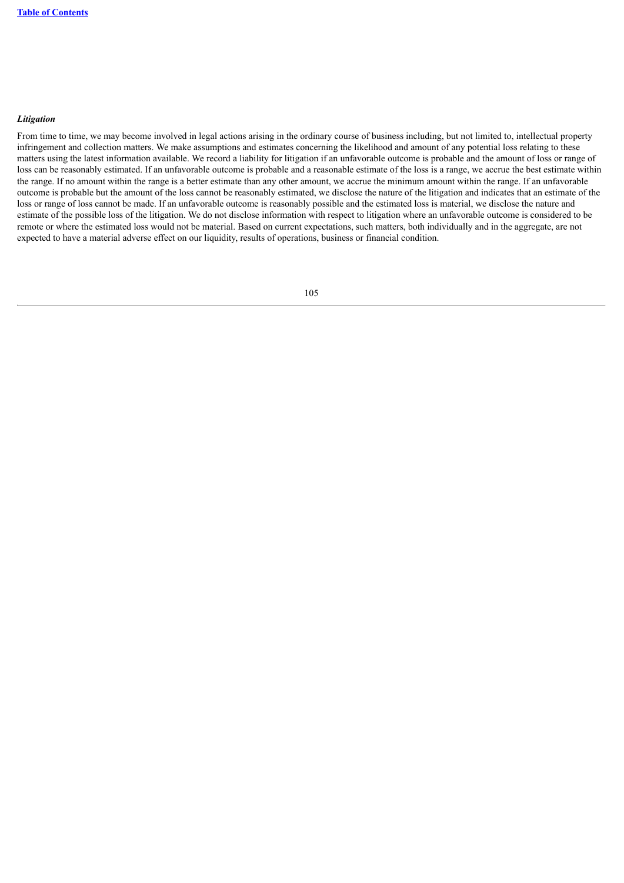*Litigation*

From time to time, we may become involved in legal actions arising in the ordinary course of business including, but not limited to, intellectual property infringement and collection matters. We make assumptions and estimates concerning the likelihood and amount of any potential loss relating to these matters using the latest information available. We record a liability for litigation if an unfavorable outcome is probable and the amount of loss or range of loss can be reasonably estimated. If an unfavorable outcome is probable and a reasonable estimate of the loss is a range, we accrue the best estimate within the range. If no amount within the range is a better estimate than any other amount, we accrue the minimum amount within the range. If an unfavorable outcome is probable but the amount of the loss cannot be reasonably estimated, we disclose the nature of the litigation and indicates that an estimate of the loss or range of loss cannot be made. If an unfavorable outcome is reasonably possible and the estimated loss is material, we disclose the nature and estimate of the possible loss of the litigation. We do not disclose information with respect to litigation where an unfavorable outcome is considered to be remote or where the estimated loss would not be material. Based on current expectations, such matters, both individually and in the aggregate, are not expected to have a material adverse effect on our liquidity, results of operations, business or financial condition.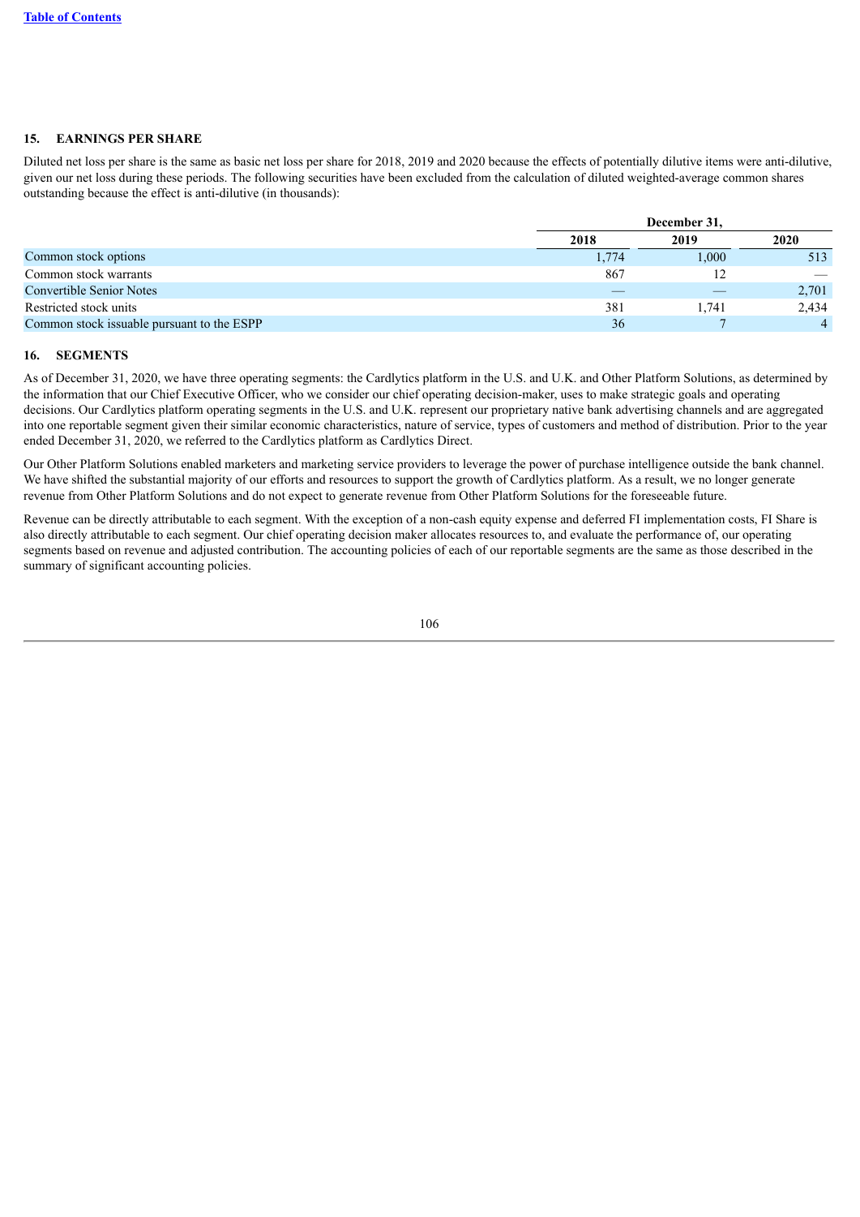## 15. EARNINGS PER SHARE

Diluted net loss per share is the same as basic net loss per share for 2018, 2019 and 2020 because the effects of potentially dilutive items were anti-dilutive, given our net loss during these periods. The following securities have been excluded from the calculation of diluted weighted-average common shares outstanding because the effect is anti-dilutive (in thousands):

| | December 31, | | |
|---|---|---|---|
| | 2018 | 2019 | 2020 |
| Common stock options | 1,774 | 1,000 | 513 |
| Common stock warrants | 867 | 12 | — |
| Convertible Senior Notes | — | — | 2,701 |
| Restricted stock units | 381 | 1,741 | 2,434 |
| Common stock issuable pursuant to the ESPP | 36 | 7 | 4 |

## 16. SEGMENTS

As of December 31, 2020, we have three operating segments: the Cardlytics platform in the U.S. and U.K. and Other Platform Solutions, as determined by the information that our Chief Executive Officer, who we consider our chief operating decision-maker, uses to make strategic goals and operating decisions. Our Cardlytics platform operating segments in the U.S. and U.K. represent our proprietary native bank advertising channels and are aggregated into one reportable segment given their similar economic characteristics, nature of service, types of customers and method of distribution. Prior to the year ended December 31, 2020, we referred to the Cardlytics platform as Cardlytics Direct.

Our Other Platform Solutions enabled marketers and marketing service providers to leverage the power of purchase intelligence outside the bank channel. We have shifted the substantial majority of our efforts and resources to support the growth of Cardlytics platform. As a result, we no longer generate revenue from Other Platform Solutions and do not expect to generate revenue from Other Platform Solutions for the foreseeable future.

Revenue can be directly attributable to each segment. With the exception of a non-cash equity expense and deferred FI implementation costs, FI Share is also directly attributable to each segment. Our chief operating decision maker allocates resources to, and evaluate the performance of, our operating segments based on revenue and adjusted contribution. The accounting policies of each of our reportable segments are the same as those described in the summary of significant accounting policies.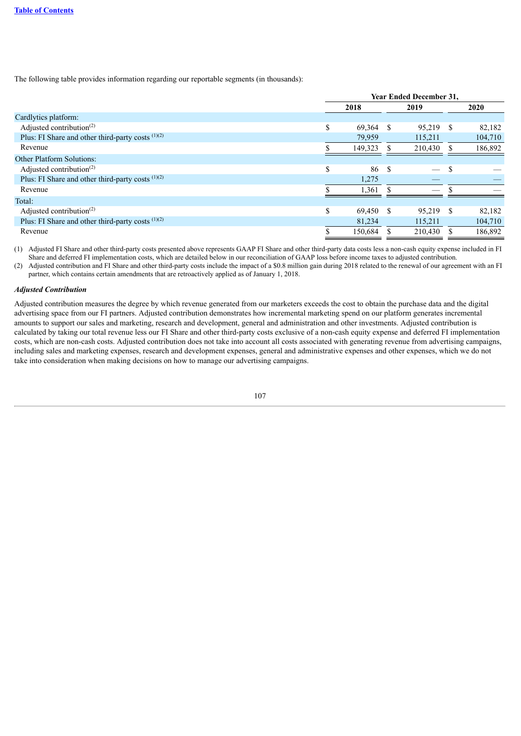The following table provides information regarding our reportable segments (in thousands):

| | Year Ended December 31, | | |
|---|---|---|---|
| | 2018 | 2019 | 2020 |
| Cardlytics platform: | | | |
| Adjusted contribution[(2)] | $ 69,364 | $ 95,219 | $ 82,182 |
| Plus: FI Share and other third-party costs [(1)(2)] | 79,959 | 115,211 | 104,710 |
| Revenue | $ 149,323 | $ 210,430 | $ 186,892 |
| Other Platform Solutions: | | | |
| Adjusted contribution[(2)] | $ 86 | $ — | $ — |
| Plus: FI Share and other third-party costs [(1)(2)] | 1,275 | — | — |
| Revenue | $ 1,361 | $ — | $ — |
| Total: | | | |
| Adjusted contribution[(2)] | $ 69,450 | $ 95,219 | $ 82,182 |
| Plus: FI Share and other third-party costs [(1)(2)] | 81,234 | 115,211 | 104,710 |
| Revenue | $ 150,684 | $ 210,430 | $ 186,892 |

(1) Adjusted FI Share and other third-party costs presented above represents GAAP FI Share and other third-party data costs less a non-cash equity expense included in FI Share and deferred FI implementation costs, which are detailed below in our reconciliation of GAAP loss before income taxes to adjusted contribution.

(2) Adjusted contribution and FI Share and other third-party costs include the impact of a $0.8 million gain during 2018 related to the renewal of our agreement with an FI partner, which contains certain amendments that are retroactively applied as of January 1, 2018.

***Adjusted Contribution***

Adjusted contribution measures the degree by which revenue generated from our marketers exceeds the cost to obtain the purchase data and the digital advertising space from our FI partners. Adjusted contribution demonstrates how incremental marketing spend on our platform generates incremental amounts to support our sales and marketing, research and development, general and administration and other investments. Adjusted contribution is calculated by taking our total revenue less our FI Share and other third-party costs exclusive of a non-cash equity expense and deferred FI implementation costs, which are non-cash costs. Adjusted contribution does not take into account all costs associated with generating revenue from advertising campaigns, including sales and marketing expenses, research and development expenses, general and administrative expenses and other expenses, which we do not take into consideration when making decisions on how to manage our advertising campaigns.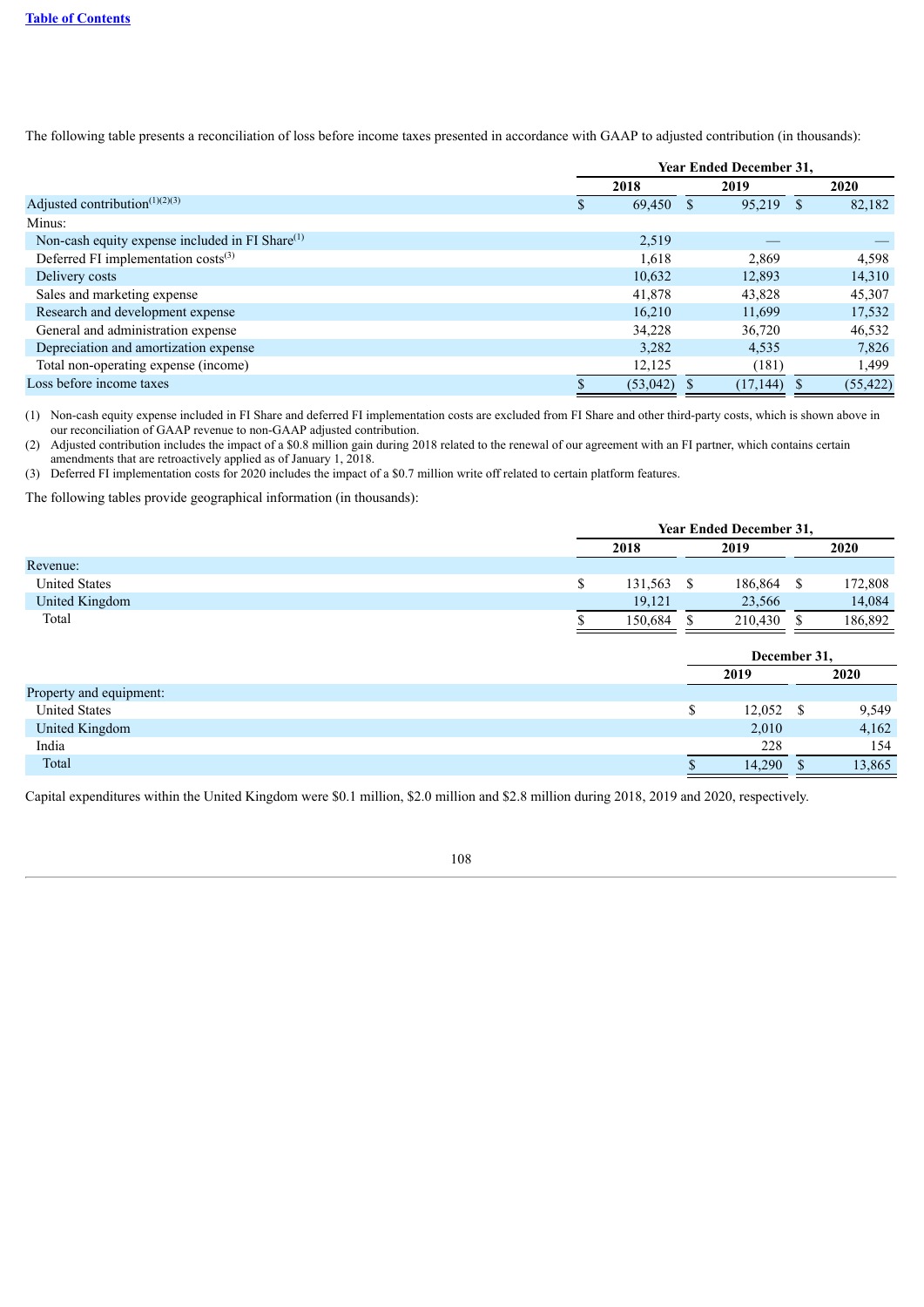The following table presents a reconciliation of loss before income taxes presented in accordance with GAAP to adjusted contribution (in thousands):

| | Year Ended December 31, | | |
|---|---|---|---|
| | 2018 | 2019 | 2020 |
| Adjusted contribution[(1)(2)(3)] | $ 69,450 | $ 95,219 | $ 82,182 |
| Minus: | | | |
| Non-cash equity expense included in FI Share[(1)] | 2,519 | — | — |
| Deferred FI implementation costs[(3)] | 1,618 | 2,869 | 4,598 |
| Delivery costs | 10,632 | 12,893 | 14,310 |
| Sales and marketing expense | 41,878 | 43,828 | 45,307 |
| Research and development expense | 16,210 | 11,699 | 17,532 |
| General and administration expense | 34,228 | 36,720 | 46,532 |
| Depreciation and amortization expense | 3,282 | 4,535 | 7,826 |
| Total non-operating expense (income) | 12,125 | (181) | 1,499 |
| Loss before income taxes | $ (53,042) | $ (17,144) | $ (55,422) |

(1) Non-cash equity expense included in FI Share and deferred FI implementation costs are excluded from FI Share and other third-party costs, which is shown above in our reconciliation of GAAP revenue to non-GAAP adjusted contribution.

(2) Adjusted contribution includes the impact of a $0.8 million gain during 2018 related to the renewal of our agreement with an FI partner, which contains certain amendments that are retroactively applied as of January 1, 2018.

(3) Deferred FI implementation costs for 2020 includes the impact of a $0.7 million write off related to certain platform features.

The following tables provide geographical information (in thousands):

| | Year Ended December 31, | | |
|---|---|---|---|
| | 2018 | 2019 | 2020 |
| Revenue: | | | |
| United States | $ 131,563 | $ 186,864 | $ 172,808 |
| United Kingdom | 19,121 | 23,566 | 14,084 |
| Total | $ 150,684 | $ 210,430 | $ 186,892 |

| | December 31, | |
|---|---|---|
| | 2019 | 2020 |
| Property and equipment: | | |
| United States | $ 12,052 | $ 9,549 |
| United Kingdom | 2,010 | 4,162 |
| India | 228 | 154 |
| Total | $ 14,290 | $ 13,865 |

Capital expenditures within the United Kingdom were $0.1 million, $2.0 million and $2.8 million during 2018, 2019 and 2020, respectively.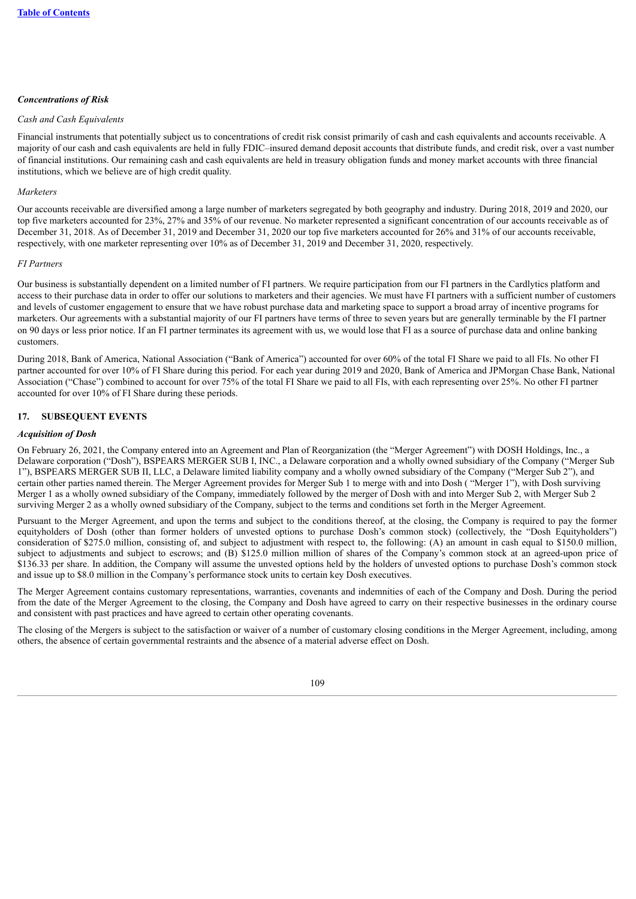***Concentrations of Risk***

*Cash and Cash Equivalents*

Financial instruments that potentially subject us to concentrations of credit risk consist primarily of cash and cash equivalents and accounts receivable. A majority of our cash and cash equivalents are held in fully FDIC–insured demand deposit accounts that distribute funds, and credit risk, over a vast number of financial institutions. Our remaining cash and cash equivalents are held in treasury obligation funds and money market accounts with three financial institutions, which we believe are of high credit quality.

*Marketers*

Our accounts receivable are diversified among a large number of marketers segregated by both geography and industry. During 2018, 2019 and 2020, our top five marketers accounted for 23%, 27% and 35% of our revenue. No marketer represented a significant concentration of our accounts receivable as of December 31, 2018. As of December 31, 2019 and December 31, 2020 our top five marketers accounted for 26% and 31% of our accounts receivable, respectively, with one marketer representing over 10% as of December 31, 2019 and December 31, 2020, respectively.

*FI Partners*

Our business is substantially dependent on a limited number of FI partners. We require participation from our FI partners in the Cardlytics platform and access to their purchase data in order to offer our solutions to marketers and their agencies. We must have FI partners with a sufficient number of customers and levels of customer engagement to ensure that we have robust purchase data and marketing space to support a broad array of incentive programs for marketers. Our agreements with a substantial majority of our FI partners have terms of three to seven years but are generally terminable by the FI partner on 90 days or less prior notice. If an FI partner terminates its agreement with us, we would lose that FI as a source of purchase data and online banking customers.

During 2018, Bank of America, National Association ("Bank of America") accounted for over 60% of the total FI Share we paid to all FIs. No other FI partner accounted for over 10% of FI Share during this period. For each year during 2019 and 2020, Bank of America and JPMorgan Chase Bank, National Association ("Chase") combined to account for over 75% of the total FI Share we paid to all FIs, with each representing over 25%. No other FI partner accounted for over 10% of FI Share during these periods.

## 17. SUBSEQUENT EVENTS

***Acquisition of Dosh***

On February 26, 2021, the Company entered into an Agreement and Plan of Reorganization (the "Merger Agreement") with DOSH Holdings, Inc., a Delaware corporation ("Dosh"), BSPEARS MERGER SUB I, INC., a Delaware corporation and a wholly owned subsidiary of the Company ("Merger Sub 1"), BSPEARS MERGER SUB II, LLC, a Delaware limited liability company and a wholly owned subsidiary of the Company ("Merger Sub 2"), and certain other parties named therein. The Merger Agreement provides for Merger Sub 1 to merge with and into Dosh ( "Merger 1"), with Dosh surviving Merger 1 as a wholly owned subsidiary of the Company, immediately followed by the merger of Dosh with and into Merger Sub 2, with Merger Sub 2 surviving Merger 2 as a wholly owned subsidiary of the Company, subject to the terms and conditions set forth in the Merger Agreement.

Pursuant to the Merger Agreement, and upon the terms and subject to the conditions thereof, at the closing, the Company is required to pay the former equityholders of Dosh (other than former holders of unvested options to purchase Dosh's common stock) (collectively, the "Dosh Equityholders") consideration of $275.0 million, consisting of, and subject to adjustment with respect to, the following: (A) an amount in cash equal to $150.0 million, subject to adjustments and subject to escrows; and (B) $125.0 million million of shares of the Company's common stock at an agreed-upon price of $136.33 per share. In addition, the Company will assume the unvested options held by the holders of unvested options to purchase Dosh's common stock and issue up to $8.0 million in the Company's performance stock units to certain key Dosh executives.

The Merger Agreement contains customary representations, warranties, covenants and indemnities of each of the Company and Dosh. During the period from the date of the Merger Agreement to the closing, the Company and Dosh have agreed to carry on their respective businesses in the ordinary course and consistent with past practices and have agreed to certain other operating covenants.

The closing of the Mergers is subject to the satisfaction or waiver of a number of customary closing conditions in the Merger Agreement, including, among others, the absence of certain governmental restraints and the absence of a material adverse effect on Dosh.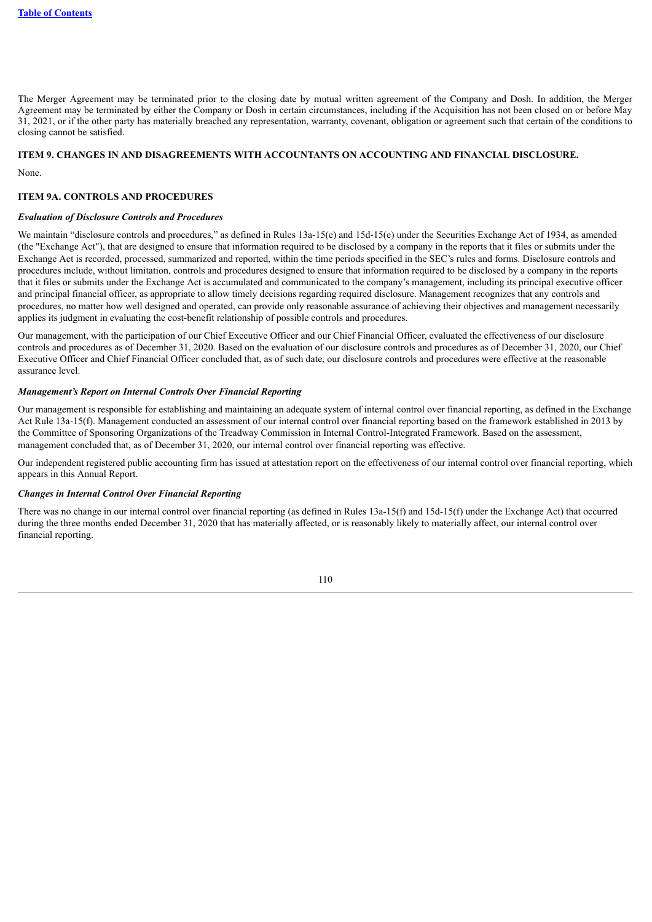The Merger Agreement may be terminated prior to the closing date by mutual written agreement of the Company and Dosh. In addition, the Merger Agreement may be terminated by either the Company or Dosh in certain circumstances, including if the Acquisition has not been closed on or before May 31, 2021, or if the other party has materially breached any representation, warranty, covenant, obligation or agreement such that certain of the conditions to closing cannot be satisfied.

## ITEM 9. CHANGES IN AND DISAGREEMENTS WITH ACCOUNTANTS ON ACCOUNTING AND FINANCIAL DISCLOSURE.

None.

## ITEM 9A. CONTROLS AND PROCEDURES

### *Evaluation of Disclosure Controls and Procedures*

We maintain "disclosure controls and procedures," as defined in Rules 13a-15(e) and 15d-15(e) under the Securities Exchange Act of 1934, as amended (the "Exchange Act"), that are designed to ensure that information required to be disclosed by a company in the reports that it files or submits under the Exchange Act is recorded, processed, summarized and reported, within the time periods specified in the SEC's rules and forms. Disclosure controls and procedures include, without limitation, controls and procedures designed to ensure that information required to be disclosed by a company in the reports that it files or submits under the Exchange Act is accumulated and communicated to the company's management, including its principal executive officer and principal financial officer, as appropriate to allow timely decisions regarding required disclosure. Management recognizes that any controls and procedures, no matter how well designed and operated, can provide only reasonable assurance of achieving their objectives and management necessarily applies its judgment in evaluating the cost-benefit relationship of possible controls and procedures.

Our management, with the participation of our Chief Executive Officer and our Chief Financial Officer, evaluated the effectiveness of our disclosure controls and procedures as of December 31, 2020. Based on the evaluation of our disclosure controls and procedures as of December 31, 2020, our Chief Executive Officer and Chief Financial Officer concluded that, as of such date, our disclosure controls and procedures were effective at the reasonable assurance level.

### *Management's Report on Internal Controls Over Financial Reporting*

Our management is responsible for establishing and maintaining an adequate system of internal control over financial reporting, as defined in the Exchange Act Rule 13a-15(f). Management conducted an assessment of our internal control over financial reporting based on the framework established in 2013 by the Committee of Sponsoring Organizations of the Treadway Commission in Internal Control-Integrated Framework. Based on the assessment, management concluded that, as of December 31, 2020, our internal control over financial reporting was effective.

Our independent registered public accounting firm has issued at attestation report on the effectiveness of our internal control over financial reporting, which appears in this Annual Report.

### *Changes in Internal Control Over Financial Reporting*

There was no change in our internal control over financial reporting (as defined in Rules 13a-15(f) and 15d-15(f) under the Exchange Act) that occurred during the three months ended December 31, 2020 that has materially affected, or is reasonably likely to materially affect, our internal control over financial reporting.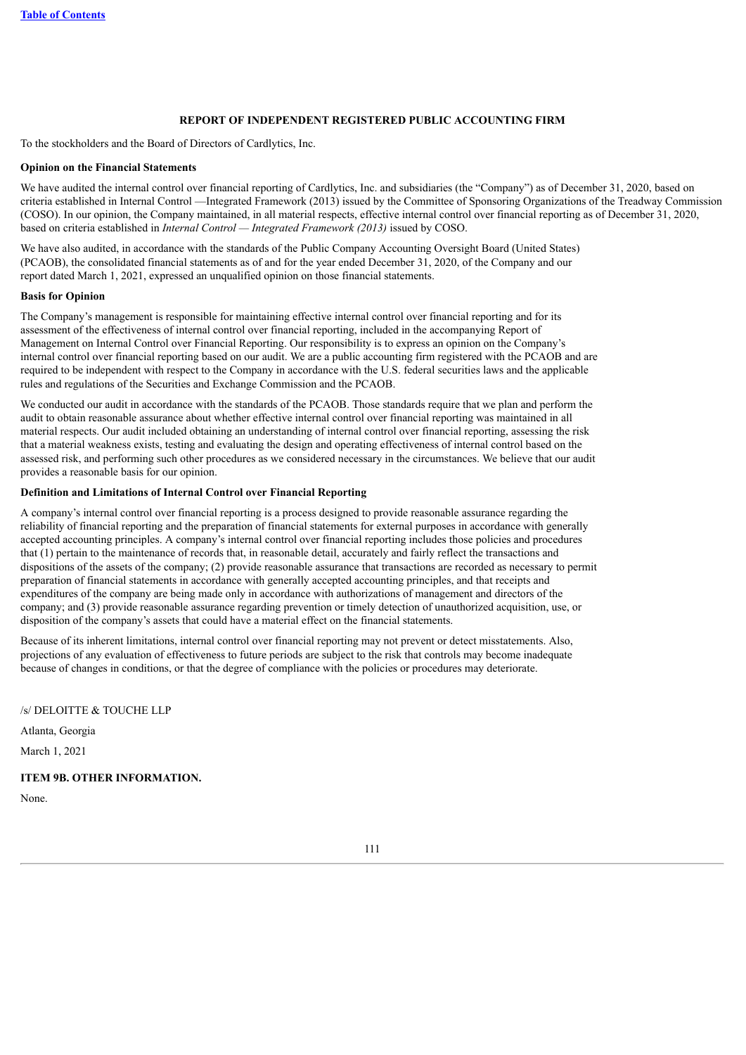## REPORT OF INDEPENDENT REGISTERED PUBLIC ACCOUNTING FIRM

To the stockholders and the Board of Directors of Cardlytics, Inc.

**Opinion on the Financial Statements**

We have audited the internal control over financial reporting of Cardlytics, Inc. and subsidiaries (the "Company") as of December 31, 2020, based on criteria established in Internal Control —Integrated Framework (2013) issued by the Committee of Sponsoring Organizations of the Treadway Commission (COSO). In our opinion, the Company maintained, in all material respects, effective internal control over financial reporting as of December 31, 2020, based on criteria established in *Internal Control — Integrated Framework (2013)* issued by COSO.

We have also audited, in accordance with the standards of the Public Company Accounting Oversight Board (United States) (PCAOB), the consolidated financial statements as of and for the year ended December 31, 2020, of the Company and our report dated March 1, 2021, expressed an unqualified opinion on those financial statements.

**Basis for Opinion**

The Company's management is responsible for maintaining effective internal control over financial reporting and for its assessment of the effectiveness of internal control over financial reporting, included in the accompanying Report of Management on Internal Control over Financial Reporting. Our responsibility is to express an opinion on the Company's internal control over financial reporting based on our audit. We are a public accounting firm registered with the PCAOB and are required to be independent with respect to the Company in accordance with the U.S. federal securities laws and the applicable rules and regulations of the Securities and Exchange Commission and the PCAOB.

We conducted our audit in accordance with the standards of the PCAOB. Those standards require that we plan and perform the audit to obtain reasonable assurance about whether effective internal control over financial reporting was maintained in all material respects. Our audit included obtaining an understanding of internal control over financial reporting, assessing the risk that a material weakness exists, testing and evaluating the design and operating effectiveness of internal control based on the assessed risk, and performing such other procedures as we considered necessary in the circumstances. We believe that our audit provides a reasonable basis for our opinion.

**Definition and Limitations of Internal Control over Financial Reporting**

A company's internal control over financial reporting is a process designed to provide reasonable assurance regarding the reliability of financial reporting and the preparation of financial statements for external purposes in accordance with generally accepted accounting principles. A company's internal control over financial reporting includes those policies and procedures that (1) pertain to the maintenance of records that, in reasonable detail, accurately and fairly reflect the transactions and dispositions of the assets of the company; (2) provide reasonable assurance that transactions are recorded as necessary to permit preparation of financial statements in accordance with generally accepted accounting principles, and that receipts and expenditures of the company are being made only in accordance with authorizations of management and directors of the company; and (3) provide reasonable assurance regarding prevention or timely detection of unauthorized acquisition, use, or disposition of the company's assets that could have a material effect on the financial statements.

Because of its inherent limitations, internal control over financial reporting may not prevent or detect misstatements. Also, projections of any evaluation of effectiveness to future periods are subject to the risk that controls may become inadequate because of changes in conditions, or that the degree of compliance with the policies or procedures may deteriorate.

/s/ DELOITTE & TOUCHE LLP

Atlanta, Georgia

March 1, 2021

### ITEM 9B. OTHER INFORMATION.

None.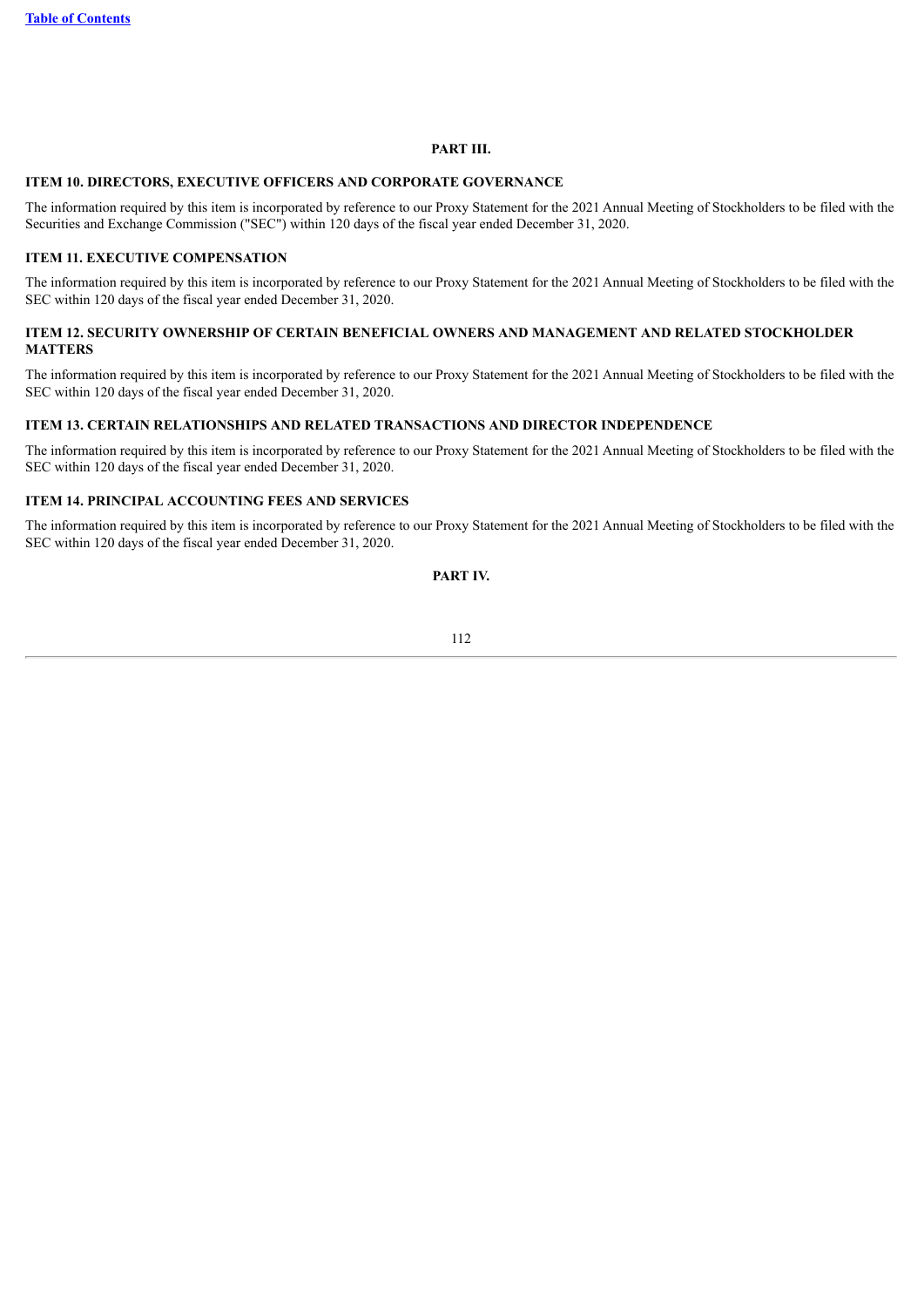# PART III.

## ITEM 10. DIRECTORS, EXECUTIVE OFFICERS AND CORPORATE GOVERNANCE

The information required by this item is incorporated by reference to our Proxy Statement for the 2021 Annual Meeting of Stockholders to be filed with the Securities and Exchange Commission ("SEC") within 120 days of the fiscal year ended December 31, 2020.

## ITEM 11. EXECUTIVE COMPENSATION

The information required by this item is incorporated by reference to our Proxy Statement for the 2021 Annual Meeting of Stockholders to be filed with the SEC within 120 days of the fiscal year ended December 31, 2020.

## ITEM 12. SECURITY OWNERSHIP OF CERTAIN BENEFICIAL OWNERS AND MANAGEMENT AND RELATED STOCKHOLDER MATTERS

The information required by this item is incorporated by reference to our Proxy Statement for the 2021 Annual Meeting of Stockholders to be filed with the SEC within 120 days of the fiscal year ended December 31, 2020.

## ITEM 13. CERTAIN RELATIONSHIPS AND RELATED TRANSACTIONS AND DIRECTOR INDEPENDENCE

The information required by this item is incorporated by reference to our Proxy Statement for the 2021 Annual Meeting of Stockholders to be filed with the SEC within 120 days of the fiscal year ended December 31, 2020.

## ITEM 14. PRINCIPAL ACCOUNTING FEES AND SERVICES

The information required by this item is incorporated by reference to our Proxy Statement for the 2021 Annual Meeting of Stockholders to be filed with the SEC within 120 days of the fiscal year ended December 31, 2020.

# PART IV.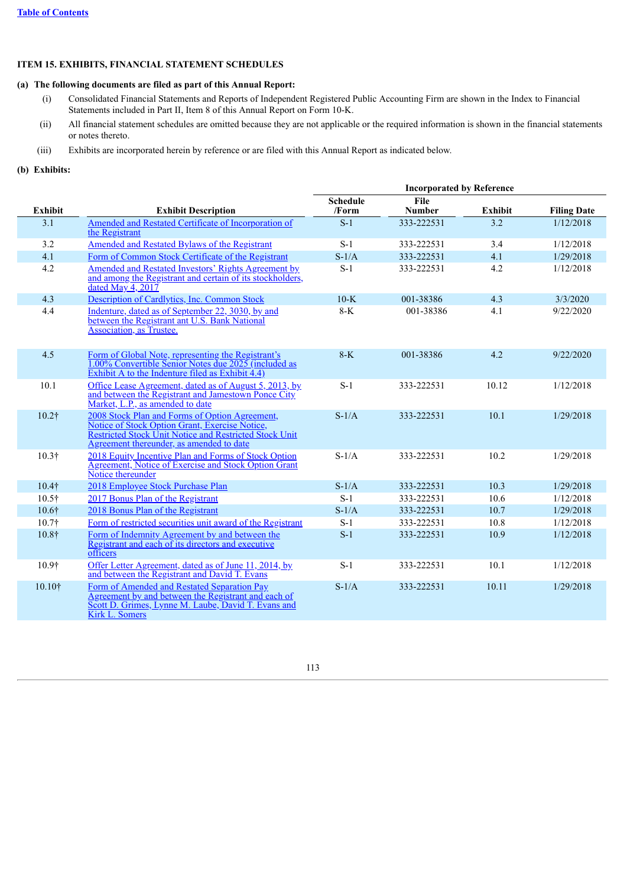## ITEM 15. EXHIBITS, FINANCIAL STATEMENT SCHEDULES

**(a) The following documents are filed as part of this Annual Report:**

(i) Consolidated Financial Statements and Reports of Independent Registered Public Accounting Firm are shown in the Index to Financial Statements included in Part II, Item 8 of this Annual Report on Form 10-K.

(ii) All financial statement schedules are omitted because they are not applicable or the required information is shown in the financial statements or notes thereto.

(iii) Exhibits are incorporated herein by reference or are filed with this Annual Report as indicated below.

**(b) Exhibits:**

| | | Incorporated by Reference | | | |
|---|---|---|---|---|---|
| **Exhibit** | **Exhibit Description** | **Schedule /Form** | **File Number** | **Exhibit** | **Filing Date** |
| 3.1 | Amended and Restated Certificate of Incorporation of the Registrant | S-1 | 333-222531 | 3.2 | 1/12/2018 |
| 3.2 | Amended and Restated Bylaws of the Registrant | S-1 | 333-222531 | 3.4 | 1/12/2018 |
| 4.1 | Form of Common Stock Certificate of the Registrant | S-1/A | 333-222531 | 4.1 | 1/29/2018 |
| 4.2 | Amended and Restated Investors' Rights Agreement by and among the Registrant and certain of its stockholders, dated May 4, 2017 | S-1 | 333-222531 | 4.2 | 1/12/2018 |
| 4.3 | Description of Cardlytics, Inc. Common Stock | 10-K | 001-38386 | 4.3 | 3/3/2020 |
| 4.4 | Indenture, dated as of September 22, 3030, by and between the Registrant ant U.S. Bank National Association, as Trustee. | 8-K | 001-38386 | 4.1 | 9/22/2020 |
| 4.5 | Form of Global Note, representing the Registrant's 1.00% Convertible Senior Notes due 2025 (included as Exhibit A to the Indenture filed as Exhibit 4.4) | 8-K | 001-38386 | 4.2 | 9/22/2020 |
| 10.1 | Office Lease Agreement, dated as of August 5, 2013, by and between the Registrant and Jamestown Ponce City Market, L.P., as amended to date | S-1 | 333-222531 | 10.12 | 1/12/2018 |
| 10.2† | 2008 Stock Plan and Forms of Option Agreement, Notice of Stock Option Grant, Exercise Notice, Restricted Stock Unit Notice and Restricted Stock Unit Agreement thereunder, as amended to date | S-1/A | 333-222531 | 10.1 | 1/29/2018 |
| 10.3† | 2018 Equity Incentive Plan and Forms of Stock Option Agreement, Notice of Exercise and Stock Option Grant Notice thereunder | S-1/A | 333-222531 | 10.2 | 1/29/2018 |
| 10.4† | 2018 Employee Stock Purchase Plan | S-1/A | 333-222531 | 10.3 | 1/29/2018 |
| 10.5† | 2017 Bonus Plan of the Registrant | S-1 | 333-222531 | 10.6 | 1/12/2018 |
| 10.6† | 2018 Bonus Plan of the Registrant | S-1/A | 333-222531 | 10.7 | 1/29/2018 |
| 10.7† | Form of restricted securities unit award of the Registrant | S-1 | 333-222531 | 10.8 | 1/12/2018 |
| 10.8† | Form of Indemnity Agreement by and between the Registrant and each of its directors and executive officers | S-1 | 333-222531 | 10.9 | 1/12/2018 |
| 10.9† | Offer Letter Agreement, dated as of June 11, 2014, by and between the Registrant and David T. Evans | S-1 | 333-222531 | 10.1 | 1/12/2018 |
| 10.10† | Form of Amended and Restated Separation Pay Agreement by and between the Registrant and each of Scott D. Grimes, Lynne M. Laube, David T. Evans and Kirk L. Somers | S-1/A | 333-222531 | 10.11 | 1/29/2018 |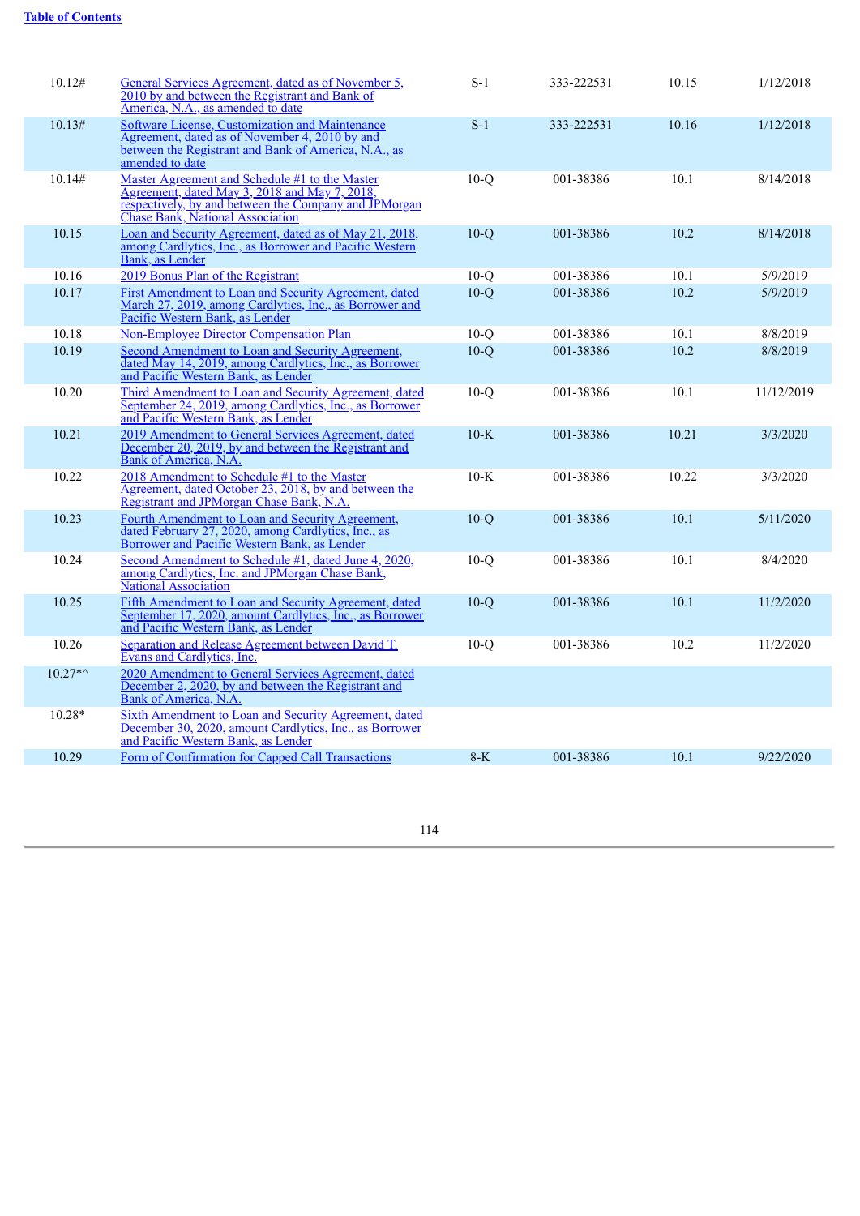| | | | | | |
|---|---|---|---|---|---|
| 10.12# | General Services Agreement, dated as of November 5, 2010 by and between the Registrant and Bank of America, N.A., as amended to date | S-1 | 333-222531 | 10.15 | 1/12/2018 |
| 10.13# | Software License, Customization and Maintenance Agreement, dated as of November 4, 2010 by and between the Registrant and Bank of America, N.A., as amended to date | S-1 | 333-222531 | 10.16 | 1/12/2018 |
| 10.14# | Master Agreement and Schedule #1 to the Master Agreement, dated May 3, 2018 and May 7, 2018, respectively, by and between the Company and JPMorgan Chase Bank, National Association | 10-Q | 001-38386 | 10.1 | 8/14/2018 |
| 10.15 | Loan and Security Agreement, dated as of May 21, 2018, among Cardlytics, Inc., as Borrower and Pacific Western Bank, as Lender | 10-Q | 001-38386 | 10.2 | 8/14/2018 |
| 10.16 | 2019 Bonus Plan of the Registrant | 10-Q | 001-38386 | 10.1 | 5/9/2019 |
| 10.17 | First Amendment to Loan and Security Agreement, dated March 27, 2019, among Cardlytics, Inc., as Borrower and Pacific Western Bank, as Lender | 10-Q | 001-38386 | 10.2 | 5/9/2019 |
| 10.18 | Non-Employee Director Compensation Plan | 10-Q | 001-38386 | 10.1 | 8/8/2019 |
| 10.19 | Second Amendment to Loan and Security Agreement, dated May 14, 2019, among Cardlytics, Inc., as Borrower and Pacific Western Bank, as Lender | 10-Q | 001-38386 | 10.2 | 8/8/2019 |
| 10.20 | Third Amendment to Loan and Security Agreement, dated September 24, 2019, among Cardlytics, Inc., as Borrower and Pacific Western Bank, as Lender | 10-Q | 001-38386 | 10.1 | 11/12/2019 |
| 10.21 | 2019 Amendment to General Services Agreement, dated December 20, 2019, by and between the Registrant and Bank of America, N.A. | 10-K | 001-38386 | 10.21 | 3/3/2020 |
| 10.22 | 2018 Amendment to Schedule #1 to the Master Agreement, dated October 23, 2018, by and between the Registrant and JPMorgan Chase Bank, N.A. | 10-K | 001-38386 | 10.22 | 3/3/2020 |
| 10.23 | Fourth Amendment to Loan and Security Agreement, dated February 27, 2020, among Cardlytics, Inc., as Borrower and Pacific Western Bank, as Lender | 10-Q | 001-38386 | 10.1 | 5/11/2020 |
| 10.24 | Second Amendment to Schedule #1, dated June 4, 2020, among Cardlytics, Inc. and JPMorgan Chase Bank, National Association | 10-Q | 001-38386 | 10.1 | 8/4/2020 |
| 10.25 | Fifth Amendment to Loan and Security Agreement, dated September 17, 2020, amount Cardlytics, Inc., as Borrower and Pacific Western Bank, as Lender | 10-Q | 001-38386 | 10.1 | 11/2/2020 |
| 10.26 | Separation and Release Agreement between David T. Evans and Cardlytics, Inc. | 10-Q | 001-38386 | 10.2 | 11/2/2020 |
| 10.27*^ | 2020 Amendment to General Services Agreement, dated December 2, 2020, by and between the Registrant and Bank of America, N.A. | | | | |
| 10.28* | Sixth Amendment to Loan and Security Agreement, dated December 30, 2020, amount Cardlytics, Inc., as Borrower and Pacific Western Bank, as Lender | | | | |
| 10.29 | Form of Confirmation for Capped Call Transactions | 8-K | 001-38386 | 10.1 | 9/22/2020 |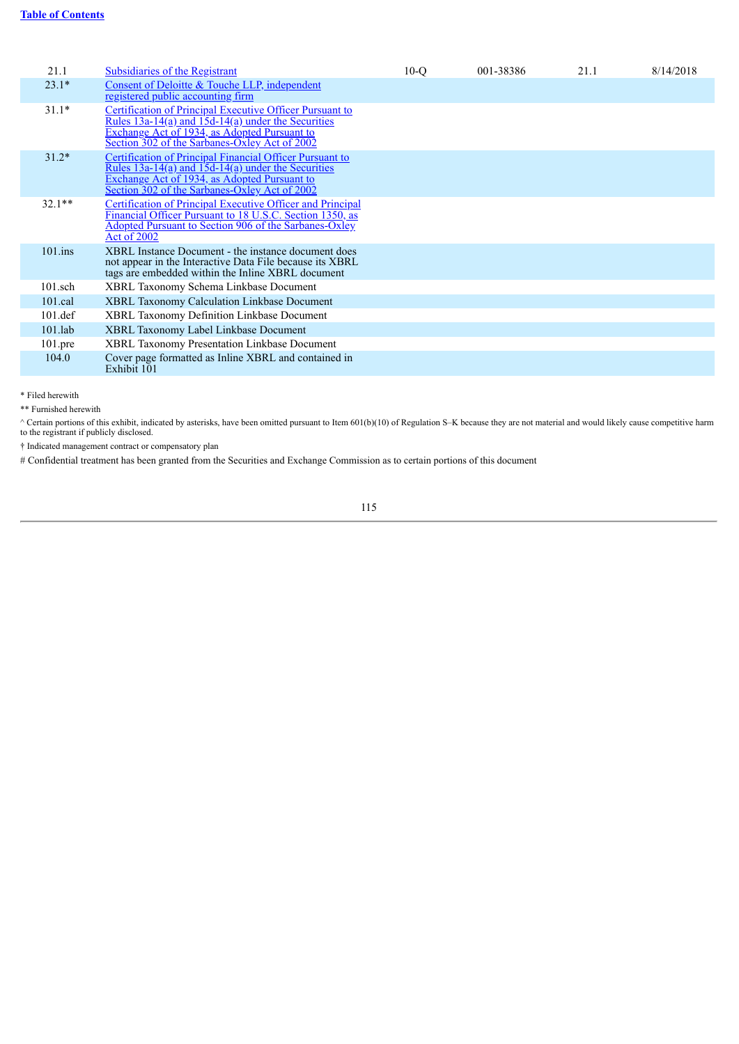| | | | | | |
|---|---|---|---|---|---|
| 21.1 | Subsidiaries of the Registrant | 10-Q | 001-38386 | 21.1 | 8/14/2018 |
| 23.1* | Consent of Deloitte & Touche LLP, independent registered public accounting firm | | | | |
| 31.1* | Certification of Principal Executive Officer Pursuant to Rules 13a-14(a) and 15d-14(a) under the Securities Exchange Act of 1934, as Adopted Pursuant to Section 302 of the Sarbanes-Oxley Act of 2002 | | | | |
| 31.2* | Certification of Principal Financial Officer Pursuant to Rules 13a-14(a) and 15d-14(a) under the Securities Exchange Act of 1934, as Adopted Pursuant to Section 302 of the Sarbanes-Oxley Act of 2002 | | | | |
| 32.1** | Certification of Principal Executive Officer and Principal Financial Officer Pursuant to 18 U.S.C. Section 1350, as Adopted Pursuant to Section 906 of the Sarbanes-Oxley Act of 2002 | | | | |
| 101.ins | XBRL Instance Document - the instance document does not appear in the Interactive Data File because its XBRL tags are embedded within the Inline XBRL document | | | | |
| 101.sch | XBRL Taxonomy Schema Linkbase Document | | | | |
| 101.cal | XBRL Taxonomy Calculation Linkbase Document | | | | |
| 101.def | XBRL Taxonomy Definition Linkbase Document | | | | |
| 101.lab | XBRL Taxonomy Label Linkbase Document | | | | |
| 101.pre | XBRL Taxonomy Presentation Linkbase Document | | | | |
| 104.0 | Cover page formatted as Inline XBRL and contained in Exhibit 101 | | | | |

* Filed herewith

** Furnished herewith

^ Certain portions of this exhibit, indicated by asterisks, have been omitted pursuant to Item 601(b)(10) of Regulation S–K because they are not material and would likely cause competitive harm to the registrant if publicly disclosed.

† Indicated management contract or compensatory plan

# Confidential treatment has been granted from the Securities and Exchange Commission as to certain portions of this document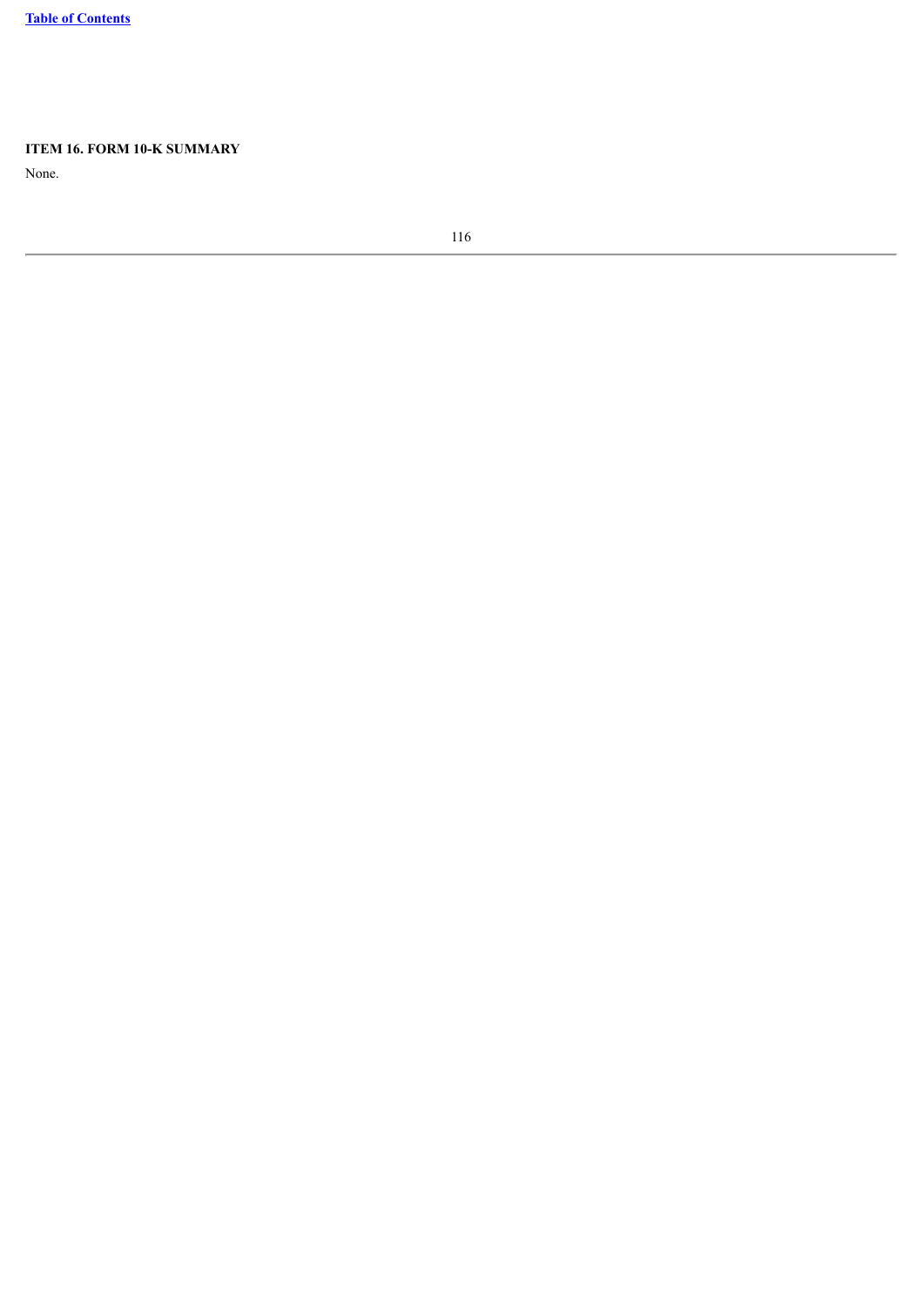**ITEM 16. FORM 10-K SUMMARY**

None.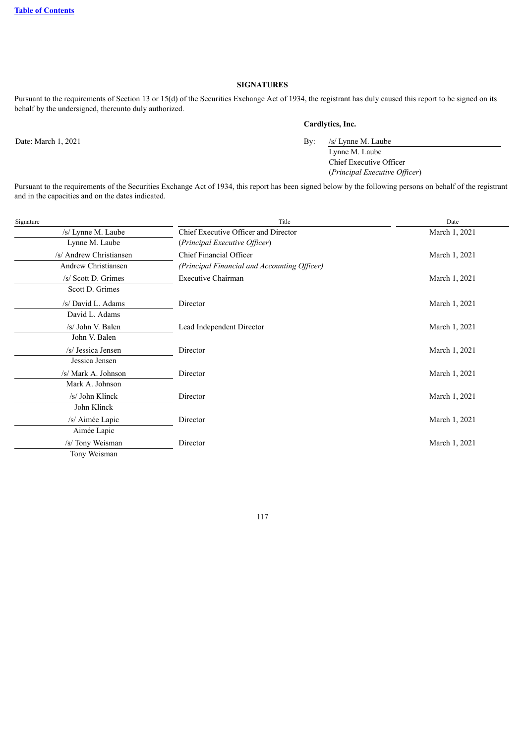## SIGNATURES

Pursuant to the requirements of Section 13 or 15(d) of the Securities Exchange Act of 1934, the registrant has duly caused this report to be signed on its behalf by the undersigned, thereunto duly authorized.

**Cardlytics, Inc.**

Date: March 1, 2021

By: /s/ Lynne M. Laube
Lynne M. Laube
Chief Executive Officer
(*Principal Executive Officer*)

Pursuant to the requirements of the Securities Exchange Act of 1934, this report has been signed below by the following persons on behalf of the registrant and in the capacities and on the dates indicated.

| Signature | Title | Date |
|---|---|---|
| /s/ Lynne M. Laube<br>Lynne M. Laube | Chief Executive Officer and Director<br>(*Principal Executive Officer*) | March 1, 2021 |
| /s/ Andrew Christiansen<br>Andrew Christiansen | Chief Financial Officer<br>*(Principal Financial and Accounting Officer)* | March 1, 2021 |
| /s/ Scott D. Grimes<br>Scott D. Grimes | Executive Chairman | March 1, 2021 |
| /s/ David L. Adams<br>David L. Adams | Director | March 1, 2021 |
| /s/ John V. Balen<br>John V. Balen | Lead Independent Director | March 1, 2021 |
| /s/ Jessica Jensen<br>Jessica Jensen | Director | March 1, 2021 |
| /s/ Mark A. Johnson<br>Mark A. Johnson | Director | March 1, 2021 |
| /s/ John Klinck<br>John Klinck | Director | March 1, 2021 |
| /s/ Aimée Lapic<br>Aimée Lapic | Director | March 1, 2021 |
| /s/ Tony Weisman<br>Tony Weisman | Director | March 1, 2021 |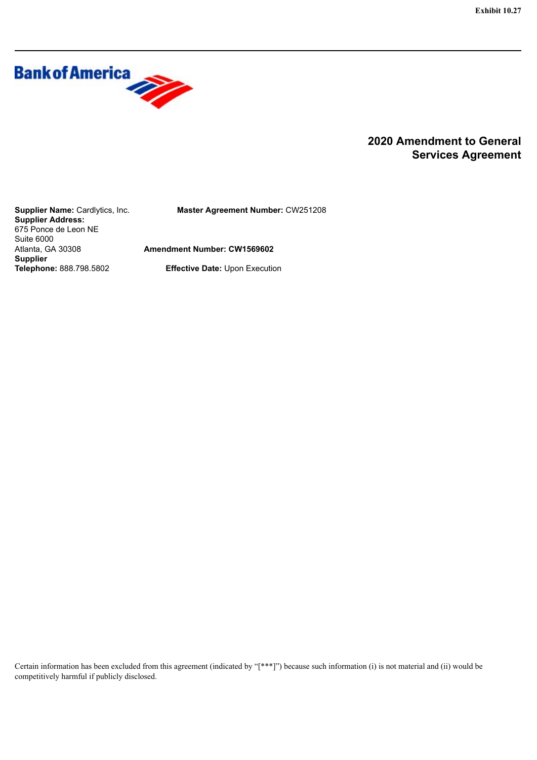Exhibit 10.27

Bank of America

# 2020 Amendment to General Services Agreement

**Supplier Name:** Cardlytics, Inc.
**Supplier Address:**
675 Ponce de Leon NE
Suite 6000
Atlanta, GA 30308
**Supplier Telephone:** 888.798.5802

**Master Agreement Number:** CW251208

**Amendment Number: CW1569602**

**Effective Date:** Upon Execution

Certain information has been excluded from this agreement (indicated by "[***]") because such information (i) is not material and (ii) would be competitively harmful if publicly disclosed.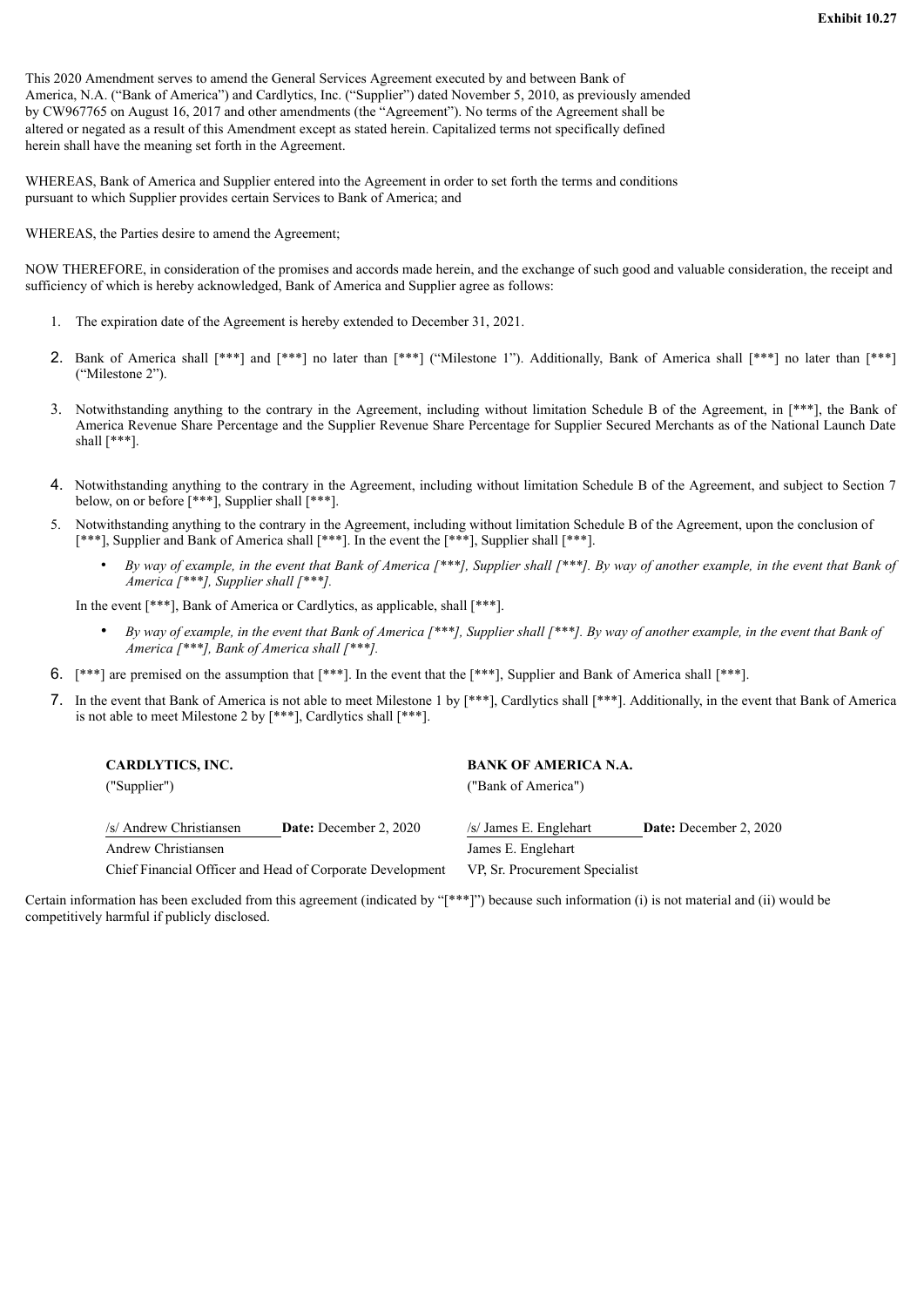**Exhibit 10.27**

This 2020 Amendment serves to amend the General Services Agreement executed by and between Bank of America, N.A. ("Bank of America") and Cardlytics, Inc. ("Supplier") dated November 5, 2010, as previously amended by CW967765 on August 16, 2017 and other amendments (the "Agreement"). No terms of the Agreement shall be altered or negated as a result of this Amendment except as stated herein. Capitalized terms not specifically defined herein shall have the meaning set forth in the Agreement.

WHEREAS, Bank of America and Supplier entered into the Agreement in order to set forth the terms and conditions pursuant to which Supplier provides certain Services to Bank of America; and

WHEREAS, the Parties desire to amend the Agreement;

NOW THEREFORE, in consideration of the promises and accords made herein, and the exchange of such good and valuable consideration, the receipt and sufficiency of which is hereby acknowledged, Bank of America and Supplier agree as follows:

1. The expiration date of the Agreement is hereby extended to December 31, 2021.
2. Bank of America shall [***] and [***] no later than [***] ("Milestone 1"). Additionally, Bank of America shall [***] no later than [***] ("Milestone 2").
3. Notwithstanding anything to the contrary in the Agreement, including without limitation Schedule B of the Agreement, in [***], the Bank of America Revenue Share Percentage and the Supplier Revenue Share Percentage for Supplier Secured Merchants as of the National Launch Date shall [***].
4. Notwithstanding anything to the contrary in the Agreement, including without limitation Schedule B of the Agreement, and subject to Section 7 below, on or before [***], Supplier shall [***].
5. Notwithstanding anything to the contrary in the Agreement, including without limitation Schedule B of the Agreement, upon the conclusion of [***], Supplier and Bank of America shall [***]. In the event the [***], Supplier shall [***].
   - *By way of example, in the event that Bank of America [***], Supplier shall [***]. By way of another example, in the event that Bank of America [***], Supplier shall [***].*

   In the event [***], Bank of America or Cardlytics, as applicable, shall [***].
   - *By way of example, in the event that Bank of America [***], Supplier shall [***]. By way of another example, in the event that Bank of America [***], Bank of America shall [***].*
6. [***] are premised on the assumption that [***]. In the event that the [***], Supplier and Bank of America shall [***].
7. In the event that Bank of America is not able to meet Milestone 1 by [***], Cardlytics shall [***]. Additionally, in the event that Bank of America is not able to meet Milestone 2 by [***], Cardlytics shall [***].

| **CARDLYTICS, INC.** | | **BANK OF AMERICA N.A.** | |
|---|---|---|---|
| ("Supplier") | | ("Bank of America") | |
| /s/ Andrew Christiansen | **Date:** December 2, 2020 | /s/ James E. Englehart | **Date:** December 2, 2020 |
| Andrew Christiansen | | James E. Englehart | |
| Chief Financial Officer and Head of Corporate Development | | VP, Sr. Procurement Specialist | |

Certain information has been excluded from this agreement (indicated by "[***]") because such information (i) is not material and (ii) would be competitively harmful if publicly disclosed.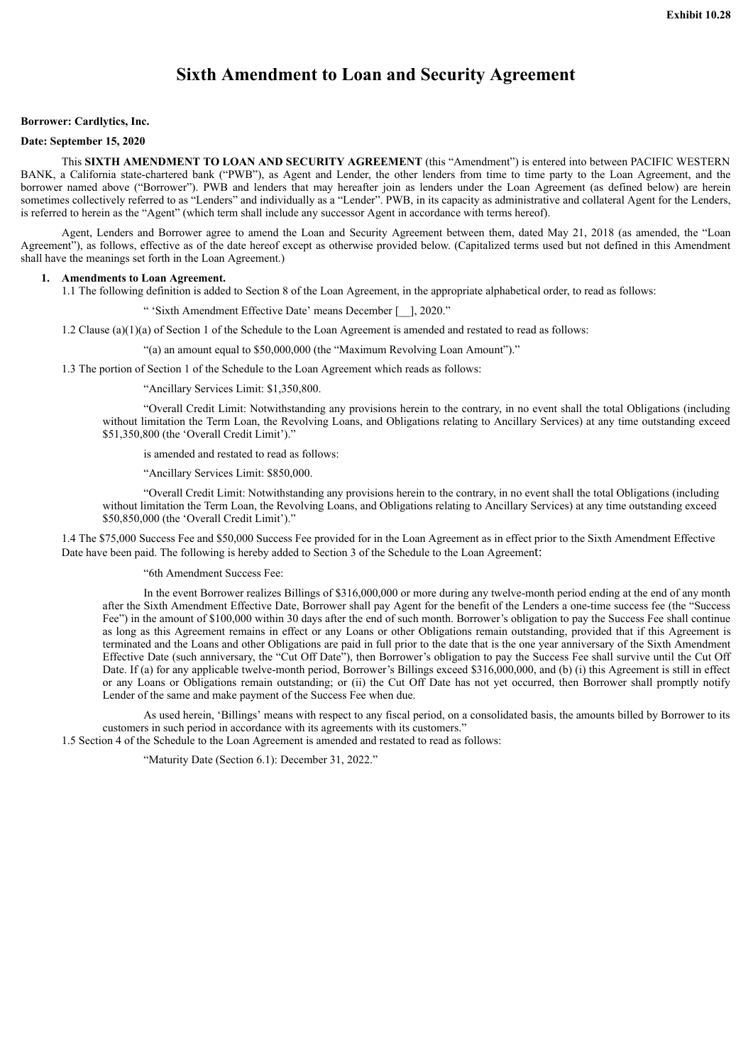Exhibit 10.28

# Sixth Amendment to Loan and Security Agreement

**Borrower: Cardlytics, Inc.**

**Date: September 15, 2020**

This **SIXTH AMENDMENT TO LOAN AND SECURITY AGREEMENT** (this "Amendment") is entered into between PACIFIC WESTERN BANK, a California state-chartered bank ("PWB"), as Agent and Lender, the other lenders from time to time party to the Loan Agreement, and the borrower named above ("Borrower"). PWB and lenders that may hereafter join as lenders under the Loan Agreement (as defined below) are herein sometimes collectively referred to as "Lenders" and individually as a "Lender". PWB, in its capacity as administrative and collateral Agent for the Lenders, is referred to herein as the "Agent" (which term shall include any successor Agent in accordance with terms hereof).

Agent, Lenders and Borrower agree to amend the Loan and Security Agreement between them, dated May 21, 2018 (as amended, the "Loan Agreement"), as follows, effective as of the date hereof except as otherwise provided below. (Capitalized terms used but not defined in this Amendment shall have the meanings set forth in the Loan Agreement.)

1. **Amendments to Loan Agreement.**

1.1 The following definition is added to Section 8 of the Loan Agreement, in the appropriate alphabetical order, to read as follows:

> " 'Sixth Amendment Effective Date' means December [__], 2020."

1.2 Clause (a)(1)(a) of Section 1 of the Schedule to the Loan Agreement is amended and restated to read as follows:

> "(a) an amount equal to $50,000,000 (the "Maximum Revolving Loan Amount")."

1.3 The portion of Section 1 of the Schedule to the Loan Agreement which reads as follows:

> "Ancillary Services Limit: $1,350,800.
>
> "Overall Credit Limit: Notwithstanding any provisions herein to the contrary, in no event shall the total Obligations (including without limitation the Term Loan, the Revolving Loans, and Obligations relating to Ancillary Services) at any time outstanding exceed $51,350,800 (the 'Overall Credit Limit')."

is amended and restated to read as follows:

> "Ancillary Services Limit: $850,000.
>
> "Overall Credit Limit: Notwithstanding any provisions herein to the contrary, in no event shall the total Obligations (including without limitation the Term Loan, the Revolving Loans, and Obligations relating to Ancillary Services) at any time outstanding exceed $50,850,000 (the 'Overall Credit Limit')."

1.4 The $75,000 Success Fee and $50,000 Success Fee provided for in the Loan Agreement as in effect prior to the Sixth Amendment Effective Date have been paid. The following is hereby added to Section 3 of the Schedule to the Loan Agreement:

> "6th Amendment Success Fee:
>
> In the event Borrower realizes Billings of $316,000,000 or more during any twelve-month period ending at the end of any month after the Sixth Amendment Effective Date, Borrower shall pay Agent for the benefit of the Lenders a one-time success fee (the "Success Fee") in the amount of $100,000 within 30 days after the end of such month. Borrower's obligation to pay the Success Fee shall continue as long as this Agreement remains in effect or any Loans or other Obligations remain outstanding, provided that if this Agreement is terminated and the Loans and other Obligations are paid in full prior to the date that is the one year anniversary of the Sixth Amendment Effective Date (such anniversary, the "Cut Off Date"), then Borrower's obligation to pay the Success Fee shall survive until the Cut Off Date. If (a) for any applicable twelve-month period, Borrower's Billings exceed $316,000,000, and (b) (i) this Agreement is still in effect or any Loans or Obligations remain outstanding; or (ii) the Cut Off Date has not yet occurred, then Borrower shall promptly notify Lender of the same and make payment of the Success Fee when due.
>
> As used herein, 'Billings' means with respect to any fiscal period, on a consolidated basis, the amounts billed by Borrower to its customers in such period in accordance with its agreements with its customers."

1.5 Section 4 of the Schedule to the Loan Agreement is amended and restated to read as follows:

> "Maturity Date (Section 6.1): December 31, 2022."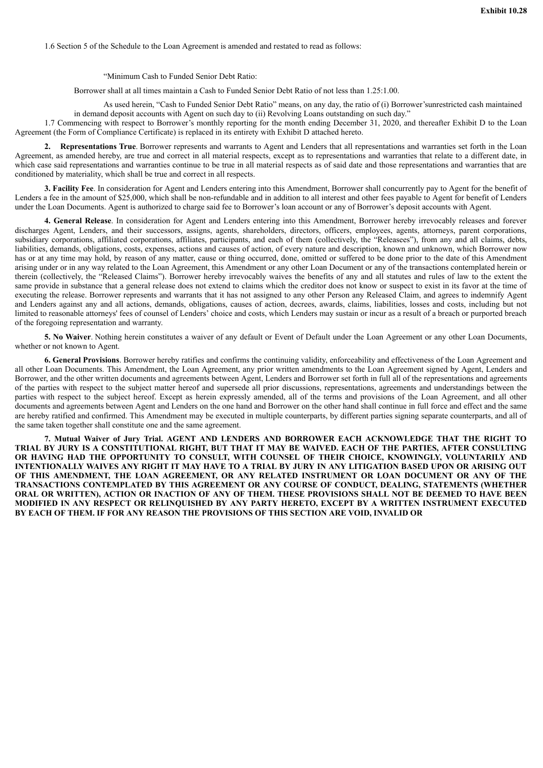**Exhibit 10.28**

1.6 Section 5 of the Schedule to the Loan Agreement is amended and restated to read as follows:

"Minimum Cash to Funded Senior Debt Ratio:

Borrower shall at all times maintain a Cash to Funded Senior Debt Ratio of not less than 1.25:1.00.

As used herein, "Cash to Funded Senior Debt Ratio" means, on any day, the ratio of (i) Borrower'sunrestricted cash maintained in demand deposit accounts with Agent on such day to (ii) Revolving Loans outstanding on such day."

1.7 Commencing with respect to Borrower's monthly reporting for the month ending December 31, 2020, and thereafter Exhibit D to the Loan Agreement (the Form of Compliance Certificate) is replaced in its entirety with Exhibit D attached hereto.

**2. Representations True**. Borrower represents and warrants to Agent and Lenders that all representations and warranties set forth in the Loan Agreement, as amended hereby, are true and correct in all material respects, except as to representations and warranties that relate to a different date, in which case said representations and warranties continue to be true in all material respects as of said date and those representations and warranties that are conditioned by materiality, which shall be true and correct in all respects.

**3. Facility Fee**. In consideration for Agent and Lenders entering into this Amendment, Borrower shall concurrently pay to Agent for the benefit of Lenders a fee in the amount of $25,000, which shall be non-refundable and in addition to all interest and other fees payable to Agent for benefit of Lenders under the Loan Documents. Agent is authorized to charge said fee to Borrower's loan account or any of Borrower's deposit accounts with Agent.

**4. General Release**. In consideration for Agent and Lenders entering into this Amendment, Borrower hereby irrevocably releases and forever discharges Agent, Lenders, and their successors, assigns, agents, shareholders, directors, officers, employees, agents, attorneys, parent corporations, subsidiary corporations, affiliated corporations, affiliates, participants, and each of them (collectively, the "Releasees"), from any and all claims, debts, liabilities, demands, obligations, costs, expenses, actions and causes of action, of every nature and description, known and unknown, which Borrower now has or at any time may hold, by reason of any matter, cause or thing occurred, done, omitted or suffered to be done prior to the date of this Amendment arising under or in any way related to the Loan Agreement, this Amendment or any other Loan Document or any of the transactions contemplated herein or therein (collectively, the "Released Claims"). Borrower hereby irrevocably waives the benefits of any and all statutes and rules of law to the extent the same provide in substance that a general release does not extend to claims which the creditor does not know or suspect to exist in its favor at the time of executing the release. Borrower represents and warrants that it has not assigned to any other Person any Released Claim, and agrees to indemnify Agent and Lenders against any and all actions, demands, obligations, causes of action, decrees, awards, claims, liabilities, losses and costs, including but not limited to reasonable attorneys' fees of counsel of Lenders' choice and costs, which Lenders may sustain or incur as a result of a breach or purported breach of the foregoing representation and warranty.

**5. No Waiver**. Nothing herein constitutes a waiver of any default or Event of Default under the Loan Agreement or any other Loan Documents, whether or not known to Agent.

**6. General Provisions**. Borrower hereby ratifies and confirms the continuing validity, enforceability and effectiveness of the Loan Agreement and all other Loan Documents. This Amendment, the Loan Agreement, any prior written amendments to the Loan Agreement signed by Agent, Lenders and Borrower, and the other written documents and agreements between Agent, Lenders and Borrower set forth in full all of the representations and agreements of the parties with respect to the subject matter hereof and supersede all prior discussions, representations, agreements and understandings between the parties with respect to the subject hereof. Except as herein expressly amended, all of the terms and provisions of the Loan Agreement, and all other documents and agreements between Agent and Lenders on the one hand and Borrower on the other hand shall continue in full force and effect and the same are hereby ratified and confirmed. This Amendment may be executed in multiple counterparts, by different parties signing separate counterparts, and all of the same taken together shall constitute one and the same agreement.

**7. Mutual Waiver of Jury Trial. AGENT AND LENDERS AND BORROWER EACH ACKNOWLEDGE THAT THE RIGHT TO TRIAL BY JURY IS A CONSTITUTIONAL RIGHT, BUT THAT IT MAY BE WAIVED. EACH OF THE PARTIES, AFTER CONSULTING OR HAVING HAD THE OPPORTUNITY TO CONSULT, WITH COUNSEL OF THEIR CHOICE, KNOWINGLY, VOLUNTARILY AND INTENTIONALLY WAIVES ANY RIGHT IT MAY HAVE TO A TRIAL BY JURY IN ANY LITIGATION BASED UPON OR ARISING OUT OF THIS AMENDMENT, THE LOAN AGREEMENT, OR ANY RELATED INSTRUMENT OR LOAN DOCUMENT OR ANY OF THE TRANSACTIONS CONTEMPLATED BY THIS AGREEMENT OR ANY COURSE OF CONDUCT, DEALING, STATEMENTS (WHETHER ORAL OR WRITTEN), ACTION OR INACTION OF ANY OF THEM. THESE PROVISIONS SHALL NOT BE DEEMED TO HAVE BEEN MODIFIED IN ANY RESPECT OR RELINQUISHED BY ANY PARTY HERETO, EXCEPT BY A WRITTEN INSTRUMENT EXECUTED BY EACH OF THEM. IF FOR ANY REASON THE PROVISIONS OF THIS SECTION ARE VOID, INVALID OR**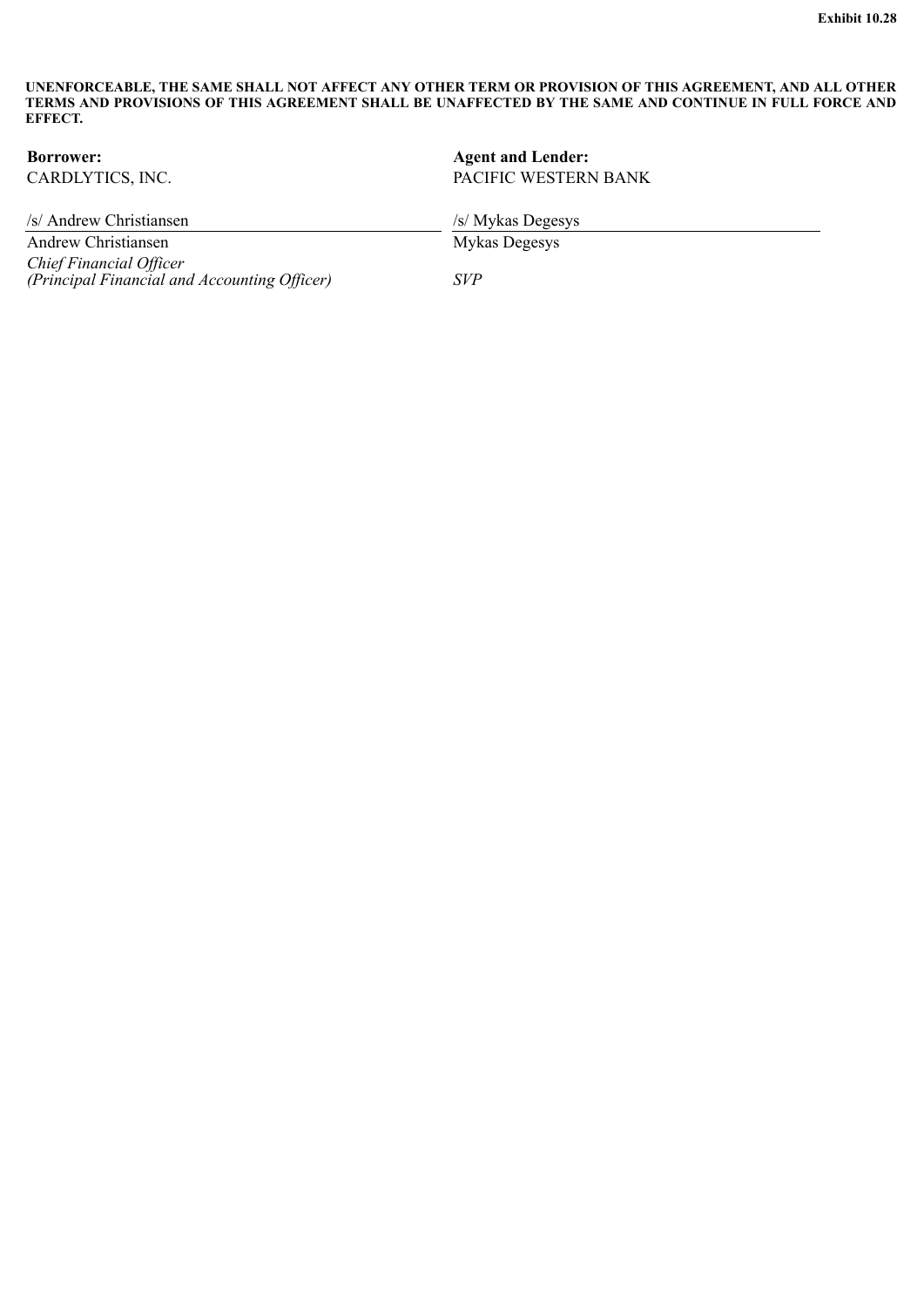**UNENFORCEABLE, THE SAME SHALL NOT AFFECT ANY OTHER TERM OR PROVISION OF THIS AGREEMENT, AND ALL OTHER TERMS AND PROVISIONS OF THIS AGREEMENT SHALL BE UNAFFECTED BY THE SAME AND CONTINUE IN FULL FORCE AND EFFECT.**

| **Borrower:** | **Agent and Lender:** |
|---|---|
| CARDLYTICS, INC. | PACIFIC WESTERN BANK |
| /s/ Andrew Christiansen | /s/ Mykas Degesys |
| Andrew Christiansen | Mykas Degesys |
| *Chief Financial Officer* *(Principal Financial and Accounting Officer)* | *SVP* |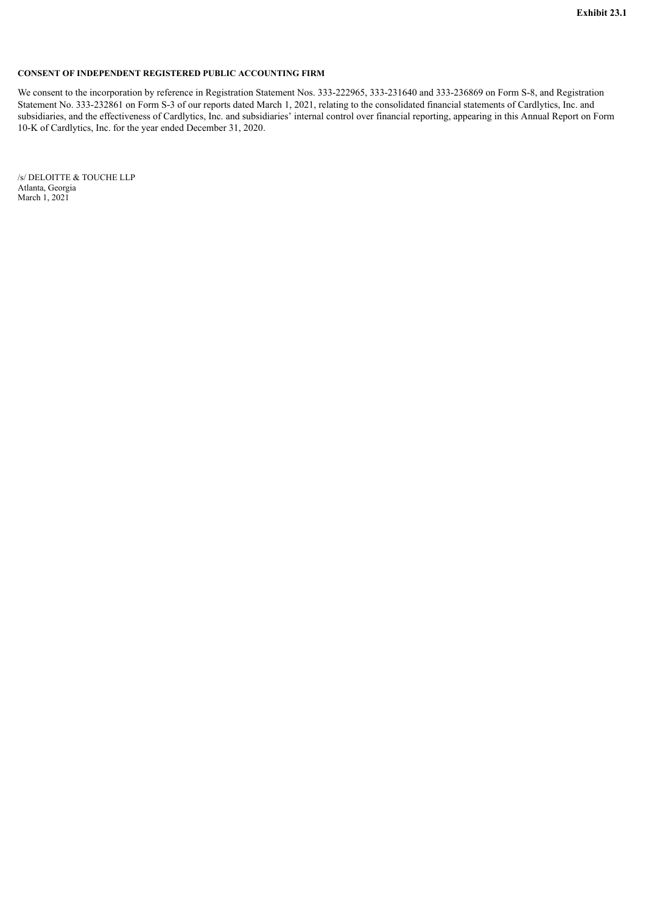**Exhibit 23.1**

**CONSENT OF INDEPENDENT REGISTERED PUBLIC ACCOUNTING FIRM**

We consent to the incorporation by reference in Registration Statement Nos. 333-222965, 333-231640 and 333-236869 on Form S-8, and Registration Statement No. 333-232861 on Form S-3 of our reports dated March 1, 2021, relating to the consolidated financial statements of Cardlytics, Inc. and subsidiaries, and the effectiveness of Cardlytics, Inc. and subsidiaries' internal control over financial reporting, appearing in this Annual Report on Form 10-K of Cardlytics, Inc. for the year ended December 31, 2020.

/s/ DELOITTE & TOUCHE LLP
Atlanta, Georgia
March 1, 2021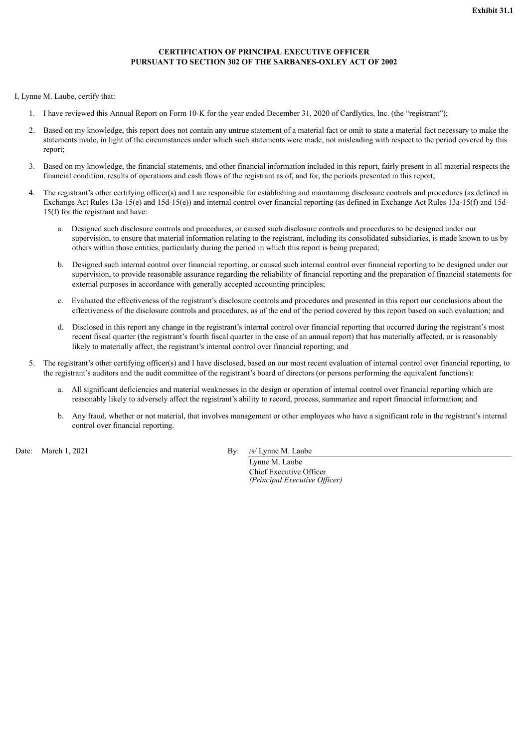**Exhibit 31.1**

**CERTIFICATION OF PRINCIPAL EXECUTIVE OFFICER PURSUANT TO SECTION 302 OF THE SARBANES-OXLEY ACT OF 2002**

I, Lynne M. Laube, certify that:

1. I have reviewed this Annual Report on Form 10-K for the year ended December 31, 2020 of Cardlytics, Inc. (the "registrant");
2. Based on my knowledge, this report does not contain any untrue statement of a material fact or omit to state a material fact necessary to make the statements made, in light of the circumstances under which such statements were made, not misleading with respect to the period covered by this report;
3. Based on my knowledge, the financial statements, and other financial information included in this report, fairly present in all material respects the financial condition, results of operations and cash flows of the registrant as of, and for, the periods presented in this report;
4. The registrant's other certifying officer(s) and I are responsible for establishing and maintaining disclosure controls and procedures (as defined in Exchange Act Rules 13a-15(e) and 15d-15(e)) and internal control over financial reporting (as defined in Exchange Act Rules 13a-15(f) and 15d-15(f) for the registrant and have:
    a. Designed such disclosure controls and procedures, or caused such disclosure controls and procedures to be designed under our supervision, to ensure that material information relating to the registrant, including its consolidated subsidiaries, is made known to us by others within those entities, particularly during the period in which this report is being prepared;
    b. Designed such internal control over financial reporting, or caused such internal control over financial reporting to be designed under our supervision, to provide reasonable assurance regarding the reliability of financial reporting and the preparation of financial statements for external purposes in accordance with generally accepted accounting principles;
    c. Evaluated the effectiveness of the registrant's disclosure controls and procedures and presented in this report our conclusions about the effectiveness of the disclosure controls and procedures, as of the end of the period covered by this report based on such evaluation; and
    d. Disclosed in this report any change in the registrant's internal control over financial reporting that occurred during the registrant's most recent fiscal quarter (the registrant's fourth fiscal quarter in the case of an annual report) that has materially affected, or is reasonably likely to materially affect, the registrant's internal control over financial reporting; and
5. The registrant's other certifying officer(s) and I have disclosed, based on our most recent evaluation of internal control over financial reporting, to the registrant's auditors and the audit committee of the registrant's board of directors (or persons performing the equivalent functions):
    a. All significant deficiencies and material weaknesses in the design or operation of internal control over financial reporting which are reasonably likely to adversely affect the registrant's ability to record, process, summarize and report financial information; and
    b. Any fraud, whether or not material, that involves management or other employees who have a significant role in the registrant's internal control over financial reporting.

Date: March 1, 2021

By: /s/ Lynne M. Laube

Lynne M. Laube
Chief Executive Officer
*(Principal Executive Officer)*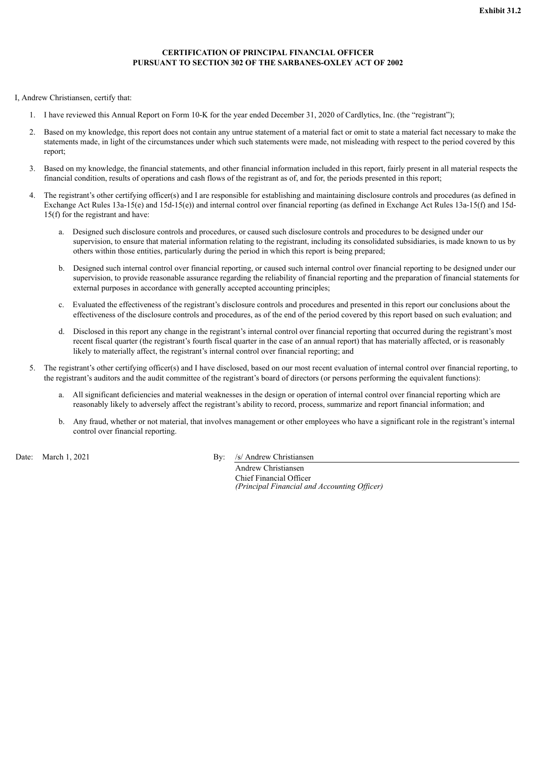**Exhibit 31.2**

**CERTIFICATION OF PRINCIPAL FINANCIAL OFFICER**
**PURSUANT TO SECTION 302 OF THE SARBANES-OXLEY ACT OF 2002**

I, Andrew Christiansen, certify that:

1. I have reviewed this Annual Report on Form 10-K for the year ended December 31, 2020 of Cardlytics, Inc. (the "registrant");

2. Based on my knowledge, this report does not contain any untrue statement of a material fact or omit to state a material fact necessary to make the statements made, in light of the circumstances under which such statements were made, not misleading with respect to the period covered by this report;

3. Based on my knowledge, the financial statements, and other financial information included in this report, fairly present in all material respects the financial condition, results of operations and cash flows of the registrant as of, and for, the periods presented in this report;

4. The registrant's other certifying officer(s) and I are responsible for establishing and maintaining disclosure controls and procedures (as defined in Exchange Act Rules 13a-15(e) and 15d-15(e)) and internal control over financial reporting (as defined in Exchange Act Rules 13a-15(f) and 15d-15(f) for the registrant and have:

   a. Designed such disclosure controls and procedures, or caused such disclosure controls and procedures to be designed under our supervision, to ensure that material information relating to the registrant, including its consolidated subsidiaries, is made known to us by others within those entities, particularly during the period in which this report is being prepared;

   b. Designed such internal control over financial reporting, or caused such internal control over financial reporting to be designed under our supervision, to provide reasonable assurance regarding the reliability of financial reporting and the preparation of financial statements for external purposes in accordance with generally accepted accounting principles;

   c. Evaluated the effectiveness of the registrant's disclosure controls and procedures and presented in this report our conclusions about the effectiveness of the disclosure controls and procedures, as of the end of the period covered by this report based on such evaluation; and

   d. Disclosed in this report any change in the registrant's internal control over financial reporting that occurred during the registrant's most recent fiscal quarter (the registrant's fourth fiscal quarter in the case of an annual report) that has materially affected, or is reasonably likely to materially affect, the registrant's internal control over financial reporting; and

5. The registrant's other certifying officer(s) and I have disclosed, based on our most recent evaluation of internal control over financial reporting, to the registrant's auditors and the audit committee of the registrant's board of directors (or persons performing the equivalent functions):

   a. All significant deficiencies and material weaknesses in the design or operation of internal control over financial reporting which are reasonably likely to adversely affect the registrant's ability to record, process, summarize and report financial information; and

   b. Any fraud, whether or not material, that involves management or other employees who have a significant role in the registrant's internal control over financial reporting.

Date: March 1, 2021

By: /s/ Andrew Christiansen
Andrew Christiansen
Chief Financial Officer
*(Principal Financial and Accounting Officer)*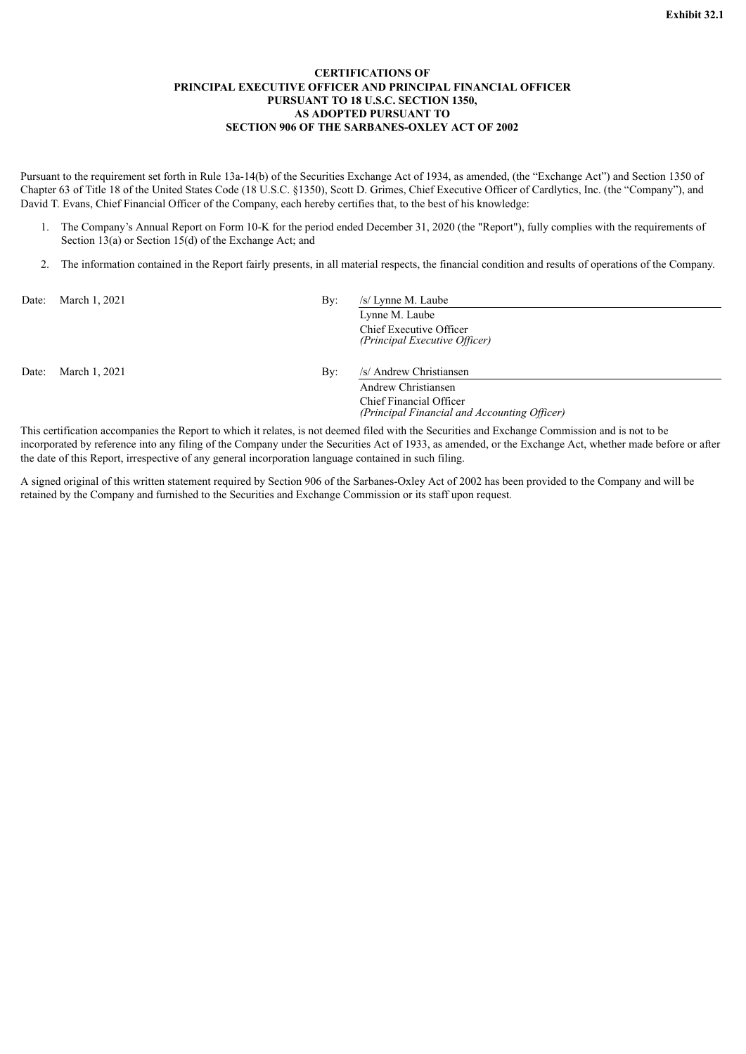**Exhibit 32.1**

**CERTIFICATIONS OF**
**PRINCIPAL EXECUTIVE OFFICER AND PRINCIPAL FINANCIAL OFFICER**
**PURSUANT TO 18 U.S.C. SECTION 1350,**
**AS ADOPTED PURSUANT TO**
**SECTION 906 OF THE SARBANES-OXLEY ACT OF 2002**

Pursuant to the requirement set forth in Rule 13a-14(b) of the Securities Exchange Act of 1934, as amended, (the "Exchange Act") and Section 1350 of Chapter 63 of Title 18 of the United States Code (18 U.S.C. §1350), Scott D. Grimes, Chief Executive Officer of Cardlytics, Inc. (the "Company"), and David T. Evans, Chief Financial Officer of the Company, each hereby certifies that, to the best of his knowledge:

1. The Company's Annual Report on Form 10-K for the period ended December 31, 2020 (the "Report"), fully complies with the requirements of Section 13(a) or Section 15(d) of the Exchange Act; and
2. The information contained in the Report fairly presents, in all material respects, the financial condition and results of operations of the Company.

| | | | |
|---|---|---|---|
| Date: | March 1, 2021 | By: | /s/ Lynne M. Laube |
| | | | Lynne M. Laube<br>Chief Executive Officer<br>*(Principal Executive Officer)* |
| Date: | March 1, 2021 | By: | /s/ Andrew Christiansen |
| | | | Andrew Christiansen<br>Chief Financial Officer<br>*(Principal Financial and Accounting Officer)* |

This certification accompanies the Report to which it relates, is not deemed filed with the Securities and Exchange Commission and is not to be incorporated by reference into any filing of the Company under the Securities Act of 1933, as amended, or the Exchange Act, whether made before or after the date of this Report, irrespective of any general incorporation language contained in such filing.

A signed original of this written statement required by Section 906 of the Sarbanes-Oxley Act of 2002 has been provided to the Company and will be retained by the Company and furnished to the Securities and Exchange Commission or its staff upon request.